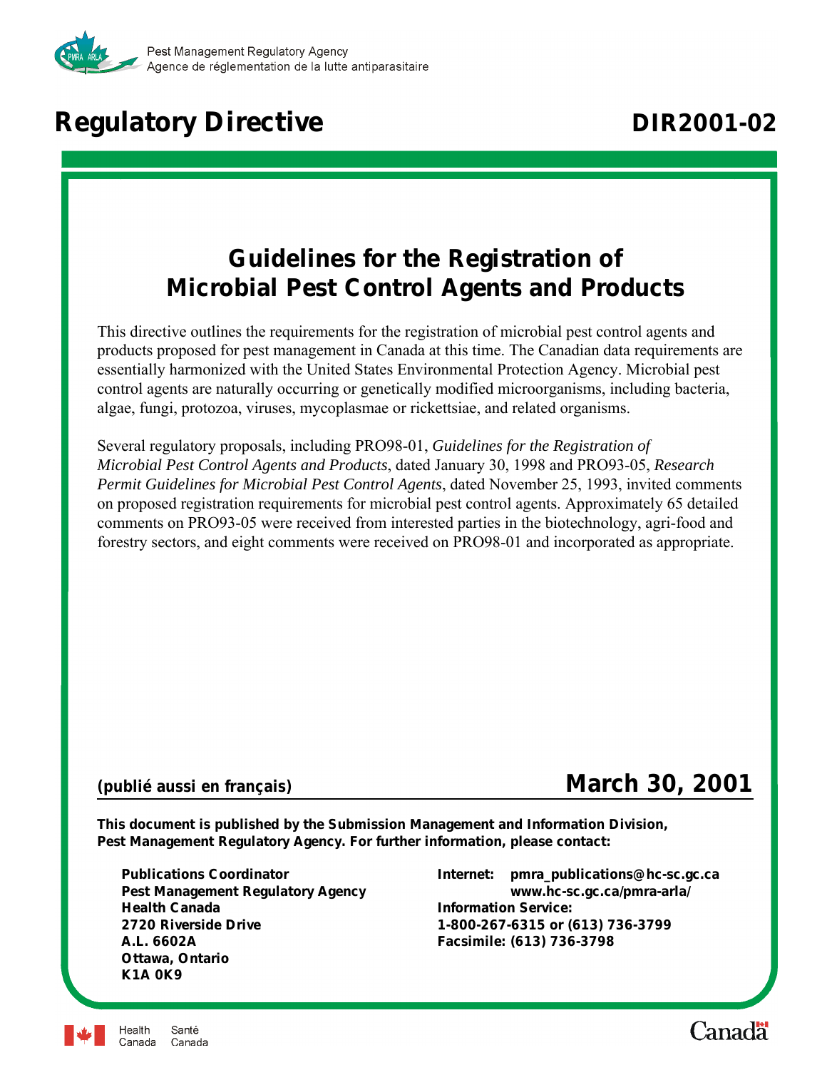Pest Management Regulatory Agency
Agence de réglementation de la lutte antiparasitaire

# Regulatory Directive

**DIR2001-02**

## Guidelines for the Registration of Microbial Pest Control Agents and Products

This directive outlines the requirements for the registration of microbial pest control agents and products proposed for pest management in Canada at this time. The Canadian data requirements are essentially harmonized with the United States Environmental Protection Agency. Microbial pest control agents are naturally occurring or genetically modified microorganisms, including bacteria, algae, fungi, protozoa, viruses, mycoplasmae or rickettsiae, and related organisms.

Several regulatory proposals, including PRO98-01, *Guidelines for the Registration of Microbial Pest Control Agents and Products*, dated January 30, 1998 and PRO93-05, *Research Permit Guidelines for Microbial Pest Control Agents*, dated November 25, 1993, invited comments on proposed registration requirements for microbial pest control agents. Approximately 65 detailed comments on PRO93-05 were received from interested parties in the biotechnology, agri-food and forestry sectors, and eight comments were received on PRO98-01 and incorporated as appropriate.

**(publié aussi en français)**

**March 30, 2001**

**This document is published by the Submission Management and Information Division, Pest Management Regulatory Agency. For further information, please contact:**

**Publications Coordinator**
**Pest Management Regulatory Agency**
**Health Canada**
**2720 Riverside Drive**
**A.L. 6602A**
**Ottawa, Ontario**
**K1A 0K9**

**Internet: pmra_publications@hc-sc.gc.ca**
**www.hc-sc.gc.ca/pmra-arla/**
**Information Service:**
**1-800-267-6315 or (613) 736-3799**
**Facsimile: (613) 736-3798**

Health Canada Santé Canada

Canada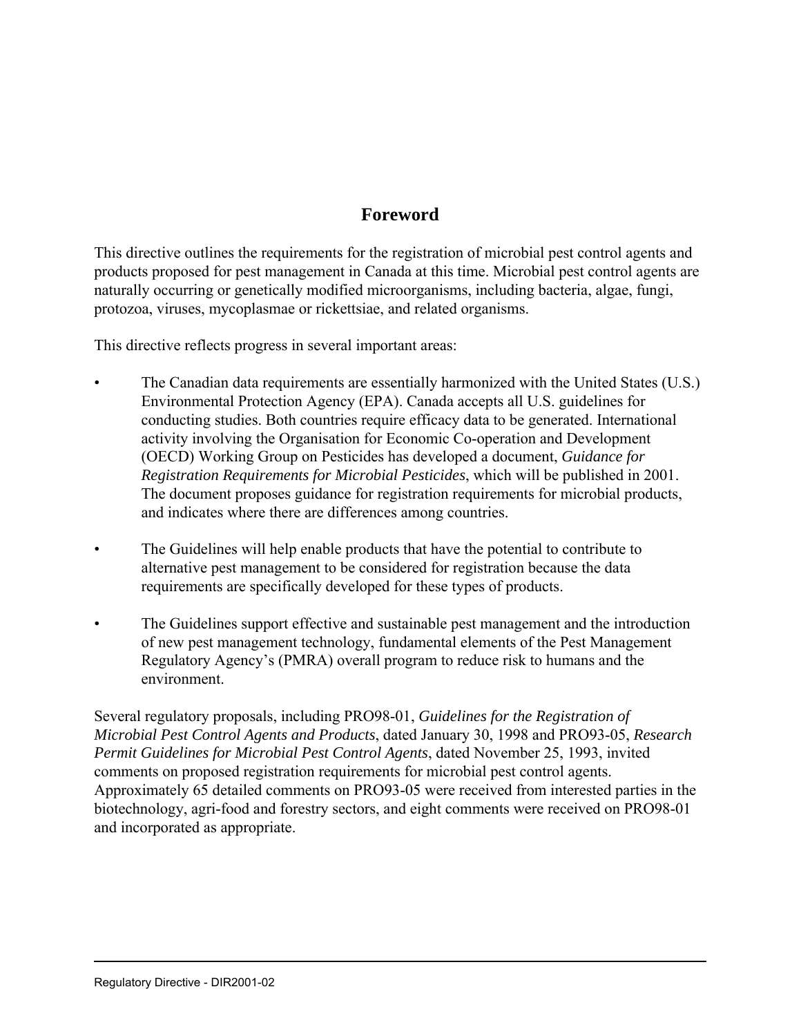# Foreword

This directive outlines the requirements for the registration of microbial pest control agents and products proposed for pest management in Canada at this time. Microbial pest control agents are naturally occurring or genetically modified microorganisms, including bacteria, algae, fungi, protozoa, viruses, mycoplasmae or rickettsiae, and related organisms.

This directive reflects progress in several important areas:

- The Canadian data requirements are essentially harmonized with the United States (U.S.) Environmental Protection Agency (EPA). Canada accepts all U.S. guidelines for conducting studies. Both countries require efficacy data to be generated. International activity involving the Organisation for Economic Co-operation and Development (OECD) Working Group on Pesticides has developed a document, *Guidance for Registration Requirements for Microbial Pesticides*, which will be published in 2001. The document proposes guidance for registration requirements for microbial products, and indicates where there are differences among countries.

- The Guidelines will help enable products that have the potential to contribute to alternative pest management to be considered for registration because the data requirements are specifically developed for these types of products.

- The Guidelines support effective and sustainable pest management and the introduction of new pest management technology, fundamental elements of the Pest Management Regulatory Agency's (PMRA) overall program to reduce risk to humans and the environment.

Several regulatory proposals, including PRO98-01, *Guidelines for the Registration of Microbial Pest Control Agents and Products*, dated January 30, 1998 and PRO93-05, *Research Permit Guidelines for Microbial Pest Control Agents*, dated November 25, 1993, invited comments on proposed registration requirements for microbial pest control agents. Approximately 65 detailed comments on PRO93-05 were received from interested parties in the biotechnology, agri-food and forestry sectors, and eight comments were received on PRO98-01 and incorporated as appropriate.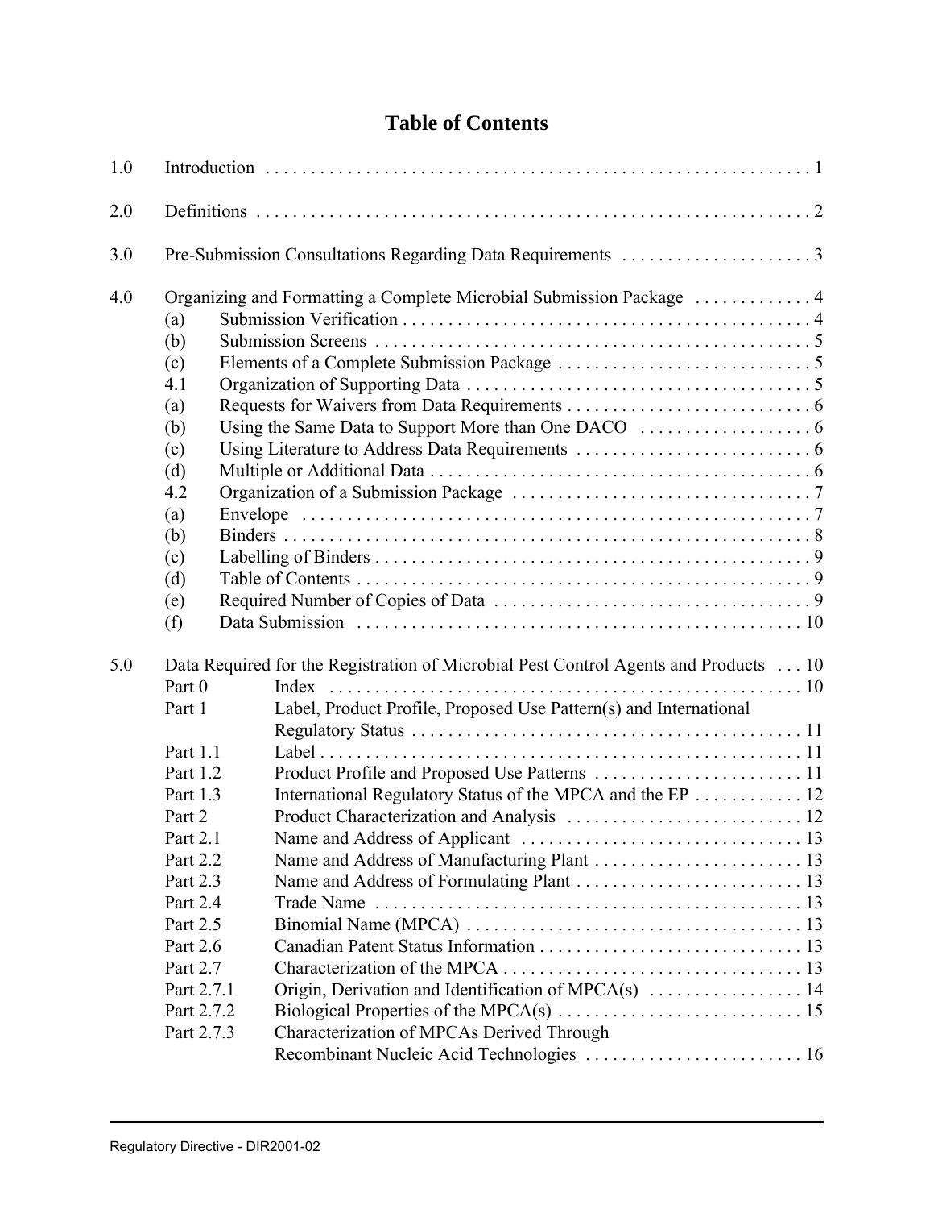# Table of Contents

1.0 Introduction . . . . . . . . . . . . . . . . . . . . . . . . . . . . . . . . . . . . . . . . . . . . . . . . . . . . . . . . . . . 1

2.0 Definitions . . . . . . . . . . . . . . . . . . . . . . . . . . . . . . . . . . . . . . . . . . . . . . . . . . . . . . . . . . . . 2

3.0 Pre-Submission Consultations Regarding Data Requirements . . . . . . . . . . . . . . . . . . . . . 3

4.0 Organizing and Formatting a Complete Microbial Submission Package . . . . . . . . . . . . . 4
- (a) Submission Verification . . . . . . . . . . . . . . . . . . . . . . . . . . . . . . . . . . . . . . . . . . . . . 4
- (b) Submission Screens . . . . . . . . . . . . . . . . . . . . . . . . . . . . . . . . . . . . . . . . . . . . . . . . 5
- (c) Elements of a Complete Submission Package . . . . . . . . . . . . . . . . . . . . . . . . . . . . 5
- 4.1 Organization of Supporting Data . . . . . . . . . . . . . . . . . . . . . . . . . . . . . . . . . . . . . . 5
- (a) Requests for Waivers from Data Requirements . . . . . . . . . . . . . . . . . . . . . . . . . . . 6
- (b) Using the Same Data to Support More than One DACO . . . . . . . . . . . . . . . . . . . 6
- (c) Using Literature to Address Data Requirements . . . . . . . . . . . . . . . . . . . . . . . . . . 6
- (d) Multiple or Additional Data . . . . . . . . . . . . . . . . . . . . . . . . . . . . . . . . . . . . . . . . . . 6
- 4.2 Organization of a Submission Package . . . . . . . . . . . . . . . . . . . . . . . . . . . . . . . . . 7
- (a) Envelope . . . . . . . . . . . . . . . . . . . . . . . . . . . . . . . . . . . . . . . . . . . . . . . . . . . . . . . . . 7
- (b) Binders . . . . . . . . . . . . . . . . . . . . . . . . . . . . . . . . . . . . . . . . . . . . . . . . . . . . . . . . . . 8
- (c) Labelling of Binders . . . . . . . . . . . . . . . . . . . . . . . . . . . . . . . . . . . . . . . . . . . . . . . . 9
- (d) Table of Contents . . . . . . . . . . . . . . . . . . . . . . . . . . . . . . . . . . . . . . . . . . . . . . . . . . 9
- (e) Required Number of Copies of Data . . . . . . . . . . . . . . . . . . . . . . . . . . . . . . . . . . . 9
- (f) Data Submission . . . . . . . . . . . . . . . . . . . . . . . . . . . . . . . . . . . . . . . . . . . . . . . . . . 10

5.0 Data Required for the Registration of Microbial Pest Control Agents and Products . . . 10
- Part 0 Index . . . . . . . . . . . . . . . . . . . . . . . . . . . . . . . . . . . . . . . . . . . . . . . . . . . . 10
- Part 1 Label, Product Profile, Proposed Use Pattern(s) and International Regulatory Status . . . . . . . . . . . . . . . . . . . . . . . . . . . . . . . . . . . . . . . . . . 11
- Part 1.1 Label . . . . . . . . . . . . . . . . . . . . . . . . . . . . . . . . . . . . . . . . . . . . . . . . . . . . . 11
- Part 1.2 Product Profile and Proposed Use Patterns . . . . . . . . . . . . . . . . . . . . . . . 11
- Part 1.3 International Regulatory Status of the MPCA and the EP . . . . . . . . . . . . 12
- Part 2 Product Characterization and Analysis . . . . . . . . . . . . . . . . . . . . . . . . . . 12
- Part 2.1 Name and Address of Applicant . . . . . . . . . . . . . . . . . . . . . . . . . . . . . . . 13
- Part 2.2 Name and Address of Manufacturing Plant . . . . . . . . . . . . . . . . . . . . . . . 13
- Part 2.3 Name and Address of Formulating Plant . . . . . . . . . . . . . . . . . . . . . . . . . 13
- Part 2.4 Trade Name . . . . . . . . . . . . . . . . . . . . . . . . . . . . . . . . . . . . . . . . . . . . . . . . 13
- Part 2.5 Binomial Name (MPCA) . . . . . . . . . . . . . . . . . . . . . . . . . . . . . . . . . . . . . 13
- Part 2.6 Canadian Patent Status Information . . . . . . . . . . . . . . . . . . . . . . . . . . . . . 13
- Part 2.7 Characterization of the MPCA . . . . . . . . . . . . . . . . . . . . . . . . . . . . . . . . . 13
- Part 2.7.1 Origin, Derivation and Identification of MPCA(s) . . . . . . . . . . . . . . . . . 14
- Part 2.7.2 Biological Properties of the MPCA(s) . . . . . . . . . . . . . . . . . . . . . . . . . . . 15
- Part 2.7.3 Characterization of MPCAs Derived Through Recombinant Nucleic Acid Technologies . . . . . . . . . . . . . . . . . . . . . . . . 16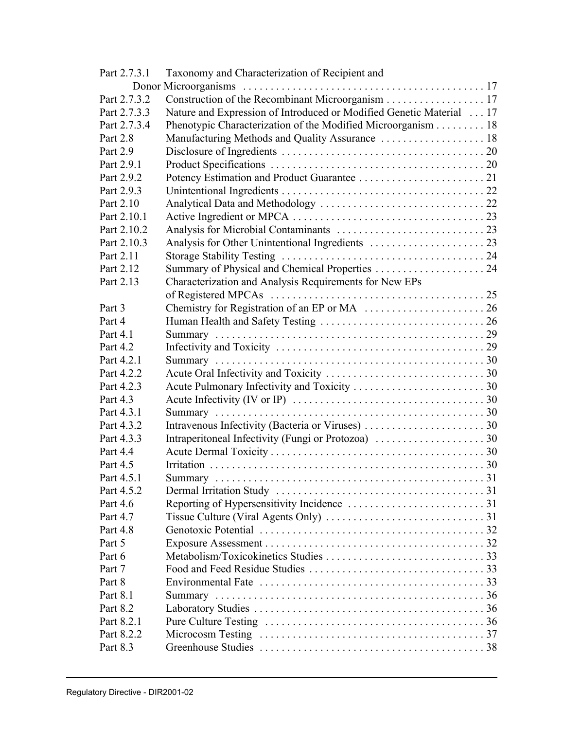| | | |
|---|---|---|
| Part 2.7.3.1 | Taxonomy and Characterization of Recipient and Donor Microorganisms | 17 |
| Part 2.7.3.2 | Construction of the Recombinant Microorganism | 17 |
| Part 2.7.3.3 | Nature and Expression of Introduced or Modified Genetic Material | 17 |
| Part 2.7.3.4 | Phenotypic Characterization of the Modified Microorganism | 18 |
| Part 2.8 | Manufacturing Methods and Quality Assurance | 18 |
| Part 2.9 | Disclosure of Ingredients | 20 |
| Part 2.9.1 | Product Specifications | 20 |
| Part 2.9.2 | Potency Estimation and Product Guarantee | 21 |
| Part 2.9.3 | Unintentional Ingredients | 22 |
| Part 2.10 | Analytical Data and Methodology | 22 |
| Part 2.10.1 | Active Ingredient or MPCA | 23 |
| Part 2.10.2 | Analysis for Microbial Contaminants | 23 |
| Part 2.10.3 | Analysis for Other Unintentional Ingredients | 23 |
| Part 2.11 | Storage Stability Testing | 24 |
| Part 2.12 | Summary of Physical and Chemical Properties | 24 |
| Part 2.13 | Characterization and Analysis Requirements for New EPs of Registered MPCAs | 25 |
| Part 3 | Chemistry for Registration of an EP or MA | 26 |
| Part 4 | Human Health and Safety Testing | 26 |
| Part 4.1 | Summary | 29 |
| Part 4.2 | Infectivity and Toxicity | 29 |
| Part 4.2.1 | Summary | 30 |
| Part 4.2.2 | Acute Oral Infectivity and Toxicity | 30 |
| Part 4.2.3 | Acute Pulmonary Infectivity and Toxicity | 30 |
| Part 4.3 | Acute Infectivity (IV or IP) | 30 |
| Part 4.3.1 | Summary | 30 |
| Part 4.3.2 | Intravenous Infectivity (Bacteria or Viruses) | 30 |
| Part 4.3.3 | Intraperitoneal Infectivity (Fungi or Protozoa) | 30 |
| Part 4.4 | Acute Dermal Toxicity | 30 |
| Part 4.5 | Irritation | 30 |
| Part 4.5.1 | Summary | 31 |
| Part 4.5.2 | Dermal Irritation Study | 31 |
| Part 4.6 | Reporting of Hypersensitivity Incidence | 31 |
| Part 4.7 | Tissue Culture (Viral Agents Only) | 31 |
| Part 4.8 | Genotoxic Potential | 32 |
| Part 5 | Exposure Assessment | 32 |
| Part 6 | Metabolism/Toxicokinetics Studies | 33 |
| Part 7 | Food and Feed Residue Studies | 33 |
| Part 8 | Environmental Fate | 33 |
| Part 8.1 | Summary | 36 |
| Part 8.2 | Laboratory Studies | 36 |
| Part 8.2.1 | Pure Culture Testing | 36 |
| Part 8.2.2 | Microcosm Testing | 37 |
| Part 8.3 | Greenhouse Studies | 38 |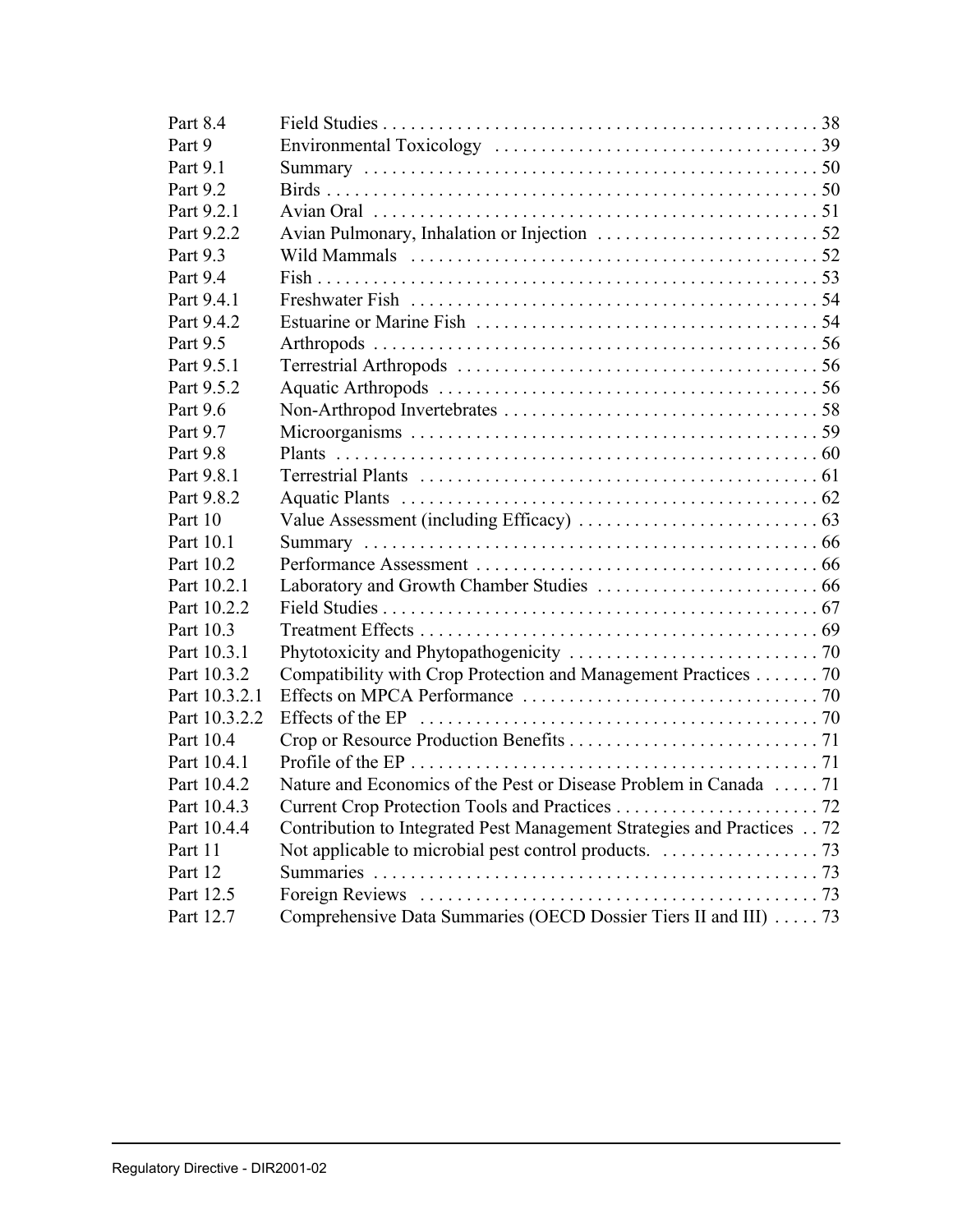| | | |
|---|---|---|
| Part 8.4 | Field Studies | 38 |
| Part 9 | Environmental Toxicology | 39 |
| Part 9.1 | Summary | 50 |
| Part 9.2 | Birds | 50 |
| Part 9.2.1 | Avian Oral | 51 |
| Part 9.2.2 | Avian Pulmonary, Inhalation or Injection | 52 |
| Part 9.3 | Wild Mammals | 52 |
| Part 9.4 | Fish | 53 |
| Part 9.4.1 | Freshwater Fish | 54 |
| Part 9.4.2 | Estuarine or Marine Fish | 54 |
| Part 9.5 | Arthropods | 56 |
| Part 9.5.1 | Terrestrial Arthropods | 56 |
| Part 9.5.2 | Aquatic Arthropods | 56 |
| Part 9.6 | Non-Arthropod Invertebrates | 58 |
| Part 9.7 | Microorganisms | 59 |
| Part 9.8 | Plants | 60 |
| Part 9.8.1 | Terrestrial Plants | 61 |
| Part 9.8.2 | Aquatic Plants | 62 |
| Part 10 | Value Assessment (including Efficacy) | 63 |
| Part 10.1 | Summary | 66 |
| Part 10.2 | Performance Assessment | 66 |
| Part 10.2.1 | Laboratory and Growth Chamber Studies | 66 |
| Part 10.2.2 | Field Studies | 67 |
| Part 10.3 | Treatment Effects | 69 |
| Part 10.3.1 | Phytotoxicity and Phytopathogenicity | 70 |
| Part 10.3.2 | Compatibility with Crop Protection and Management Practices | 70 |
| Part 10.3.2.1 | Effects on MPCA Performance | 70 |
| Part 10.3.2.2 | Effects of the EP | 70 |
| Part 10.4 | Crop or Resource Production Benefits | 71 |
| Part 10.4.1 | Profile of the EP | 71 |
| Part 10.4.2 | Nature and Economics of the Pest or Disease Problem in Canada | 71 |
| Part 10.4.3 | Current Crop Protection Tools and Practices | 72 |
| Part 10.4.4 | Contribution to Integrated Pest Management Strategies and Practices | 72 |
| Part 11 | Not applicable to microbial pest control products. | 73 |
| Part 12 | Summaries | 73 |
| Part 12.5 | Foreign Reviews | 73 |
| Part 12.7 | Comprehensive Data Summaries (OECD Dossier Tiers II and III) | 73 |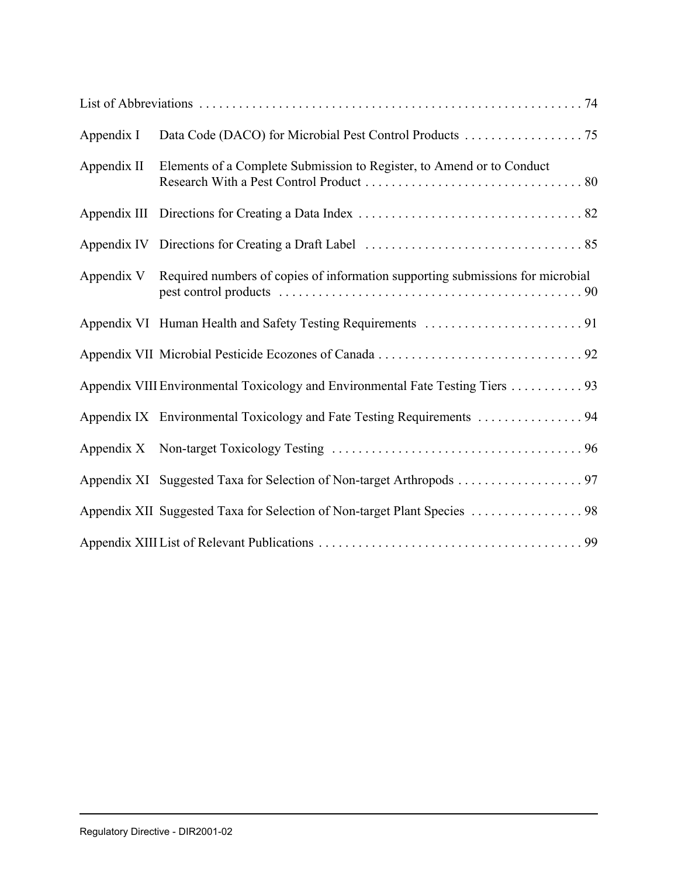List of Abbreviations . . . . . . . . . . . . . . . . . . . . . . . . . . . . . . . . . . . . . . . . . . . . . . . . . . . . . . . . . . 74

Appendix I Data Code (DACO) for Microbial Pest Control Products . . . . . . . . . . . . . . . . . . 75

Appendix II Elements of a Complete Submission to Register, to Amend or to Conduct Research With a Pest Control Product . . . . . . . . . . . . . . . . . . . . . . . . . . . . . . . . 80

Appendix III Directions for Creating a Data Index . . . . . . . . . . . . . . . . . . . . . . . . . . . . . . . . . 82

Appendix IV Directions for Creating a Draft Label . . . . . . . . . . . . . . . . . . . . . . . . . . . . . . . . 85

Appendix V Required numbers of copies of information supporting submissions for microbial pest control products . . . . . . . . . . . . . . . . . . . . . . . . . . . . . . . . . . . . . . . . . . . . . 90

Appendix VI Human Health and Safety Testing Requirements . . . . . . . . . . . . . . . . . . . . . . . . 91

Appendix VII Microbial Pesticide Ecozones of Canada . . . . . . . . . . . . . . . . . . . . . . . . . . . . . . . 92

Appendix VIII Environmental Toxicology and Environmental Fate Testing Tiers . . . . . . . . . . . 93

Appendix IX Environmental Toxicology and Fate Testing Requirements . . . . . . . . . . . . . . . . 94

Appendix X Non-target Toxicology Testing . . . . . . . . . . . . . . . . . . . . . . . . . . . . . . . . . . . . . . 96

Appendix XI Suggested Taxa for Selection of Non-target Arthropods . . . . . . . . . . . . . . . . . . . 97

Appendix XII Suggested Taxa for Selection of Non-target Plant Species . . . . . . . . . . . . . . . . . 98

Appendix XIII List of Relevant Publications . . . . . . . . . . . . . . . . . . . . . . . . . . . . . . . . . . . . . . . 99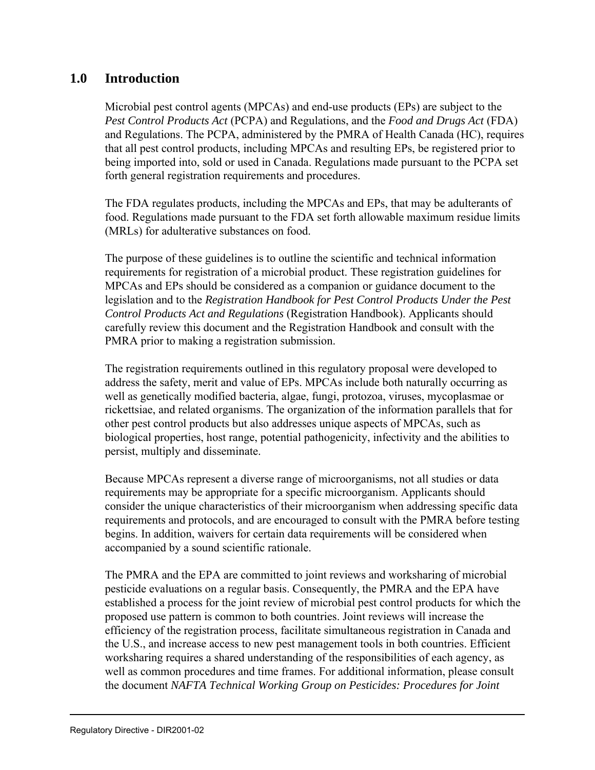## 1.0 Introduction

Microbial pest control agents (MPCAs) and end-use products (EPs) are subject to the *Pest Control Products Act* (PCPA) and Regulations, and the *Food and Drugs Act* (FDA) and Regulations. The PCPA, administered by the PMRA of Health Canada (HC), requires that all pest control products, including MPCAs and resulting EPs, be registered prior to being imported into, sold or used in Canada. Regulations made pursuant to the PCPA set forth general registration requirements and procedures.

The FDA regulates products, including the MPCAs and EPs, that may be adulterants of food. Regulations made pursuant to the FDA set forth allowable maximum residue limits (MRLs) for adulterative substances on food.

The purpose of these guidelines is to outline the scientific and technical information requirements for registration of a microbial product. These registration guidelines for MPCAs and EPs should be considered as a companion or guidance document to the legislation and to the *Registration Handbook for Pest Control Products Under the Pest Control Products Act and Regulations* (Registration Handbook). Applicants should carefully review this document and the Registration Handbook and consult with the PMRA prior to making a registration submission.

The registration requirements outlined in this regulatory proposal were developed to address the safety, merit and value of EPs. MPCAs include both naturally occurring as well as genetically modified bacteria, algae, fungi, protozoa, viruses, mycoplasmae or rickettsiae, and related organisms. The organization of the information parallels that for other pest control products but also addresses unique aspects of MPCAs, such as biological properties, host range, potential pathogenicity, infectivity and the abilities to persist, multiply and disseminate.

Because MPCAs represent a diverse range of microorganisms, not all studies or data requirements may be appropriate for a specific microorganism. Applicants should consider the unique characteristics of their microorganism when addressing specific data requirements and protocols, and are encouraged to consult with the PMRA before testing begins. In addition, waivers for certain data requirements will be considered when accompanied by a sound scientific rationale.

The PMRA and the EPA are committed to joint reviews and worksharing of microbial pesticide evaluations on a regular basis. Consequently, the PMRA and the EPA have established a process for the joint review of microbial pest control products for which the proposed use pattern is common to both countries. Joint reviews will increase the efficiency of the registration process, facilitate simultaneous registration in Canada and the U.S., and increase access to new pest management tools in both countries. Efficient worksharing requires a shared understanding of the responsibilities of each agency, as well as common procedures and time frames. For additional information, please consult the document *NAFTA Technical Working Group on Pesticides: Procedures for Joint*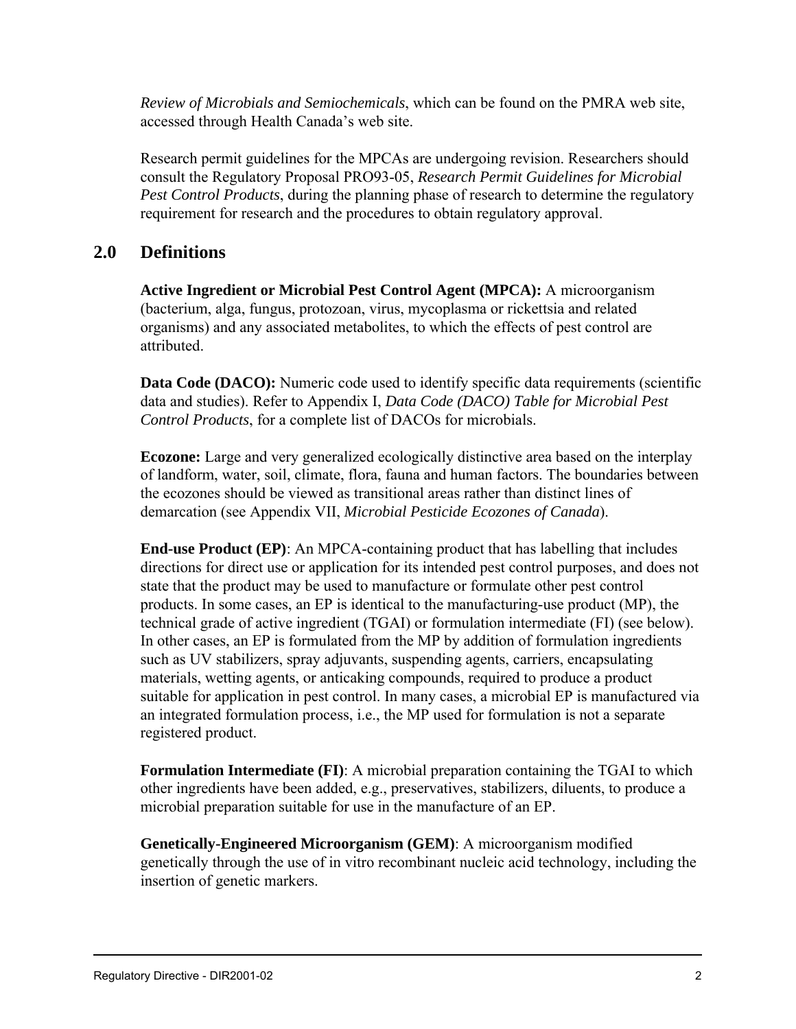*Review of Microbials and Semiochemicals*, which can be found on the PMRA web site, accessed through Health Canada's web site.

Research permit guidelines for the MPCAs are undergoing revision. Researchers should consult the Regulatory Proposal PRO93-05, *Research Permit Guidelines for Microbial Pest Control Products*, during the planning phase of research to determine the regulatory requirement for research and the procedures to obtain regulatory approval.

## 2.0 Definitions

**Active Ingredient or Microbial Pest Control Agent (MPCA):** A microorganism (bacterium, alga, fungus, protozoan, virus, mycoplasma or rickettsia and related organisms) and any associated metabolites, to which the effects of pest control are attributed.

**Data Code (DACO):** Numeric code used to identify specific data requirements (scientific data and studies). Refer to Appendix I, *Data Code (DACO) Table for Microbial Pest Control Products*, for a complete list of DACOs for microbials.

**Ecozone:** Large and very generalized ecologically distinctive area based on the interplay of landform, water, soil, climate, flora, fauna and human factors. The boundaries between the ecozones should be viewed as transitional areas rather than distinct lines of demarcation (see Appendix VII, *Microbial Pesticide Ecozones of Canada*).

**End-use Product (EP)**: An MPCA-containing product that has labelling that includes directions for direct use or application for its intended pest control purposes, and does not state that the product may be used to manufacture or formulate other pest control products. In some cases, an EP is identical to the manufacturing-use product (MP), the technical grade of active ingredient (TGAI) or formulation intermediate (FI) (see below). In other cases, an EP is formulated from the MP by addition of formulation ingredients such as UV stabilizers, spray adjuvants, suspending agents, carriers, encapsulating materials, wetting agents, or anticaking compounds, required to produce a product suitable for application in pest control. In many cases, a microbial EP is manufactured via an integrated formulation process, i.e., the MP used for formulation is not a separate registered product.

**Formulation Intermediate (FI)**: A microbial preparation containing the TGAI to which other ingredients have been added, e.g., preservatives, stabilizers, diluents, to produce a microbial preparation suitable for use in the manufacture of an EP.

**Genetically-Engineered Microorganism (GEM)**: A microorganism modified genetically through the use of in vitro recombinant nucleic acid technology, including the insertion of genetic markers.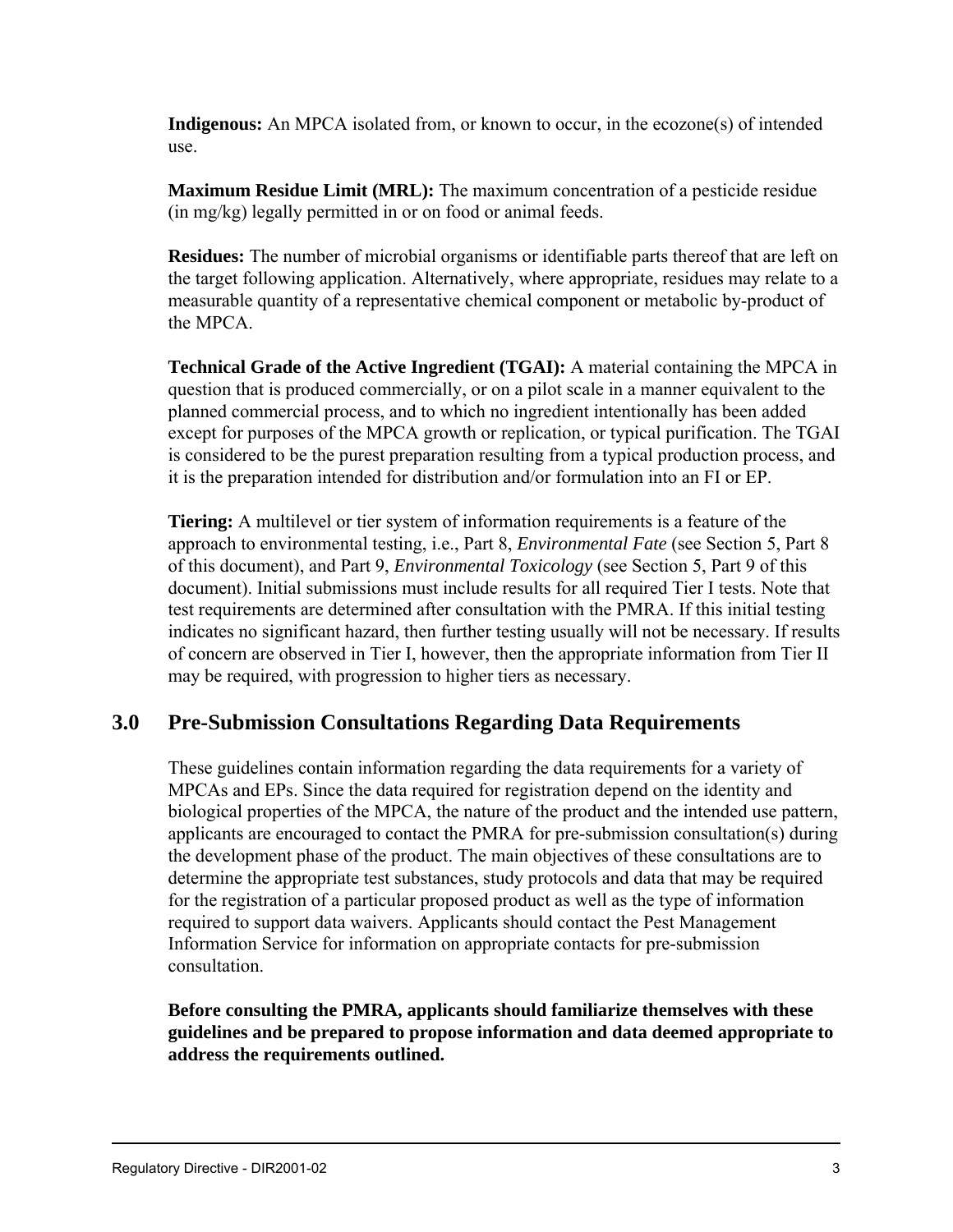**Indigenous:** An MPCA isolated from, or known to occur, in the ecozone(s) of intended use.

**Maximum Residue Limit (MRL):** The maximum concentration of a pesticide residue (in mg/kg) legally permitted in or on food or animal feeds.

**Residues:** The number of microbial organisms or identifiable parts thereof that are left on the target following application. Alternatively, where appropriate, residues may relate to a measurable quantity of a representative chemical component or metabolic by-product of the MPCA.

**Technical Grade of the Active Ingredient (TGAI):** A material containing the MPCA in question that is produced commercially, or on a pilot scale in a manner equivalent to the planned commercial process, and to which no ingredient intentionally has been added except for purposes of the MPCA growth or replication, or typical purification. The TGAI is considered to be the purest preparation resulting from a typical production process, and it is the preparation intended for distribution and/or formulation into an FI or EP.

**Tiering:** A multilevel or tier system of information requirements is a feature of the approach to environmental testing, i.e., Part 8, *Environmental Fate* (see Section 5, Part 8 of this document), and Part 9, *Environmental Toxicology* (see Section 5, Part 9 of this document). Initial submissions must include results for all required Tier I tests. Note that test requirements are determined after consultation with the PMRA. If this initial testing indicates no significant hazard, then further testing usually will not be necessary. If results of concern are observed in Tier I, however, then the appropriate information from Tier II may be required, with progression to higher tiers as necessary.

## 3.0 Pre-Submission Consultations Regarding Data Requirements

These guidelines contain information regarding the data requirements for a variety of MPCAs and EPs. Since the data required for registration depend on the identity and biological properties of the MPCA, the nature of the product and the intended use pattern, applicants are encouraged to contact the PMRA for pre-submission consultation(s) during the development phase of the product. The main objectives of these consultations are to determine the appropriate test substances, study protocols and data that may be required for the registration of a particular proposed product as well as the type of information required to support data waivers. Applicants should contact the Pest Management Information Service for information on appropriate contacts for pre-submission consultation.

**Before consulting the PMRA, applicants should familiarize themselves with these guidelines and be prepared to propose information and data deemed appropriate to address the requirements outlined.**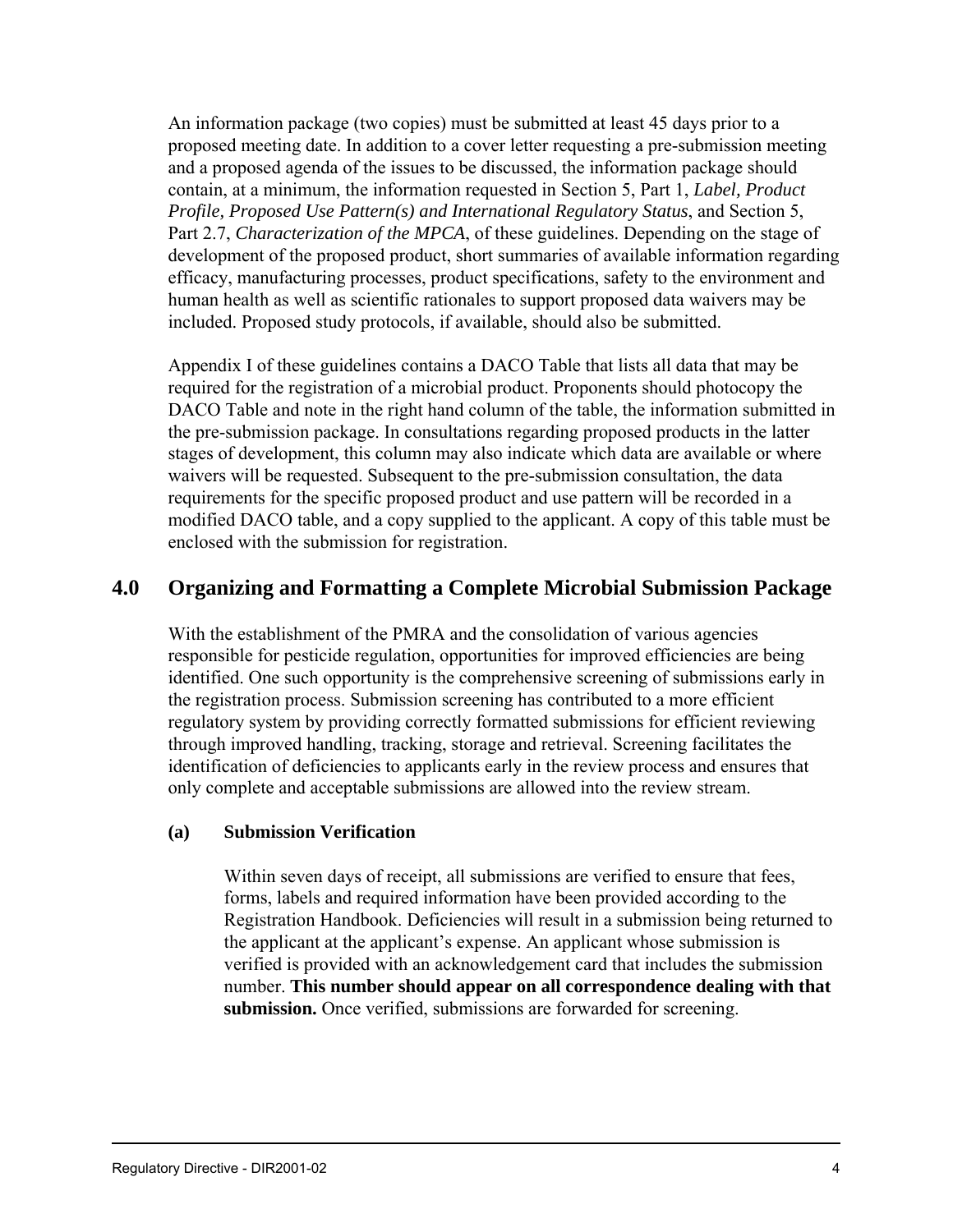An information package (two copies) must be submitted at least 45 days prior to a proposed meeting date. In addition to a cover letter requesting a pre-submission meeting and a proposed agenda of the issues to be discussed, the information package should contain, at a minimum, the information requested in Section 5, Part 1, *Label, Product Profile, Proposed Use Pattern(s) and International Regulatory Status*, and Section 5, Part 2.7, *Characterization of the MPCA*, of these guidelines. Depending on the stage of development of the proposed product, short summaries of available information regarding efficacy, manufacturing processes, product specifications, safety to the environment and human health as well as scientific rationales to support proposed data waivers may be included. Proposed study protocols, if available, should also be submitted.

Appendix I of these guidelines contains a DACO Table that lists all data that may be required for the registration of a microbial product. Proponents should photocopy the DACO Table and note in the right hand column of the table, the information submitted in the pre-submission package. In consultations regarding proposed products in the latter stages of development, this column may also indicate which data are available or where waivers will be requested. Subsequent to the pre-submission consultation, the data requirements for the specific proposed product and use pattern will be recorded in a modified DACO table, and a copy supplied to the applicant. A copy of this table must be enclosed with the submission for registration.

## 4.0 Organizing and Formatting a Complete Microbial Submission Package

With the establishment of the PMRA and the consolidation of various agencies responsible for pesticide regulation, opportunities for improved efficiencies are being identified. One such opportunity is the comprehensive screening of submissions early in the registration process. Submission screening has contributed to a more efficient regulatory system by providing correctly formatted submissions for efficient reviewing through improved handling, tracking, storage and retrieval. Screening facilitates the identification of deficiencies to applicants early in the review process and ensures that only complete and acceptable submissions are allowed into the review stream.

### (a) Submission Verification

Within seven days of receipt, all submissions are verified to ensure that fees, forms, labels and required information have been provided according to the Registration Handbook. Deficiencies will result in a submission being returned to the applicant at the applicant's expense. An applicant whose submission is verified is provided with an acknowledgement card that includes the submission number. **This number should appear on all correspondence dealing with that submission.** Once verified, submissions are forwarded for screening.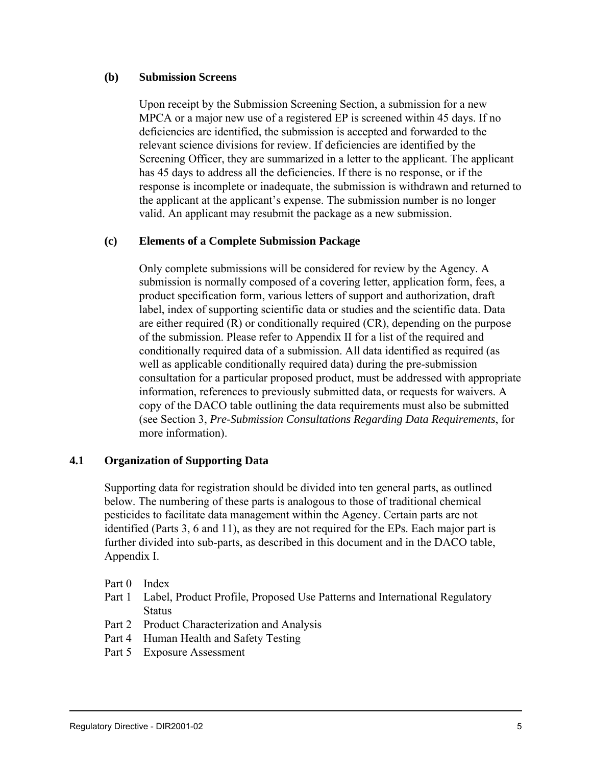#### (b) Submission Screens

Upon receipt by the Submission Screening Section, a submission for a new MPCA or a major new use of a registered EP is screened within 45 days. If no deficiencies are identified, the submission is accepted and forwarded to the relevant science divisions for review. If deficiencies are identified by the Screening Officer, they are summarized in a letter to the applicant. The applicant has 45 days to address all the deficiencies. If there is no response, or if the response is incomplete or inadequate, the submission is withdrawn and returned to the applicant at the applicant's expense. The submission number is no longer valid. An applicant may resubmit the package as a new submission.

#### (c) Elements of a Complete Submission Package

Only complete submissions will be considered for review by the Agency. A submission is normally composed of a covering letter, application form, fees, a product specification form, various letters of support and authorization, draft label, index of supporting scientific data or studies and the scientific data. Data are either required (R) or conditionally required (CR), depending on the purpose of the submission. Please refer to Appendix II for a list of the required and conditionally required data of a submission. All data identified as required (as well as applicable conditionally required data) during the pre-submission consultation for a particular proposed product, must be addressed with appropriate information, references to previously submitted data, or requests for waivers. A copy of the DACO table outlining the data requirements must also be submitted (see Section 3, *Pre-Submission Consultations Regarding Data Requirements*, for more information).

### 4.1 Organization of Supporting Data

Supporting data for registration should be divided into ten general parts, as outlined below. The numbering of these parts is analogous to those of traditional chemical pesticides to facilitate data management within the Agency. Certain parts are not identified (Parts 3, 6 and 11), as they are not required for the EPs. Each major part is further divided into sub-parts, as described in this document and in the DACO table, Appendix I.

- Part 0 Index
- Part 1 Label, Product Profile, Proposed Use Patterns and International Regulatory Status
- Part 2 Product Characterization and Analysis
- Part 4 Human Health and Safety Testing
- Part 5 Exposure Assessment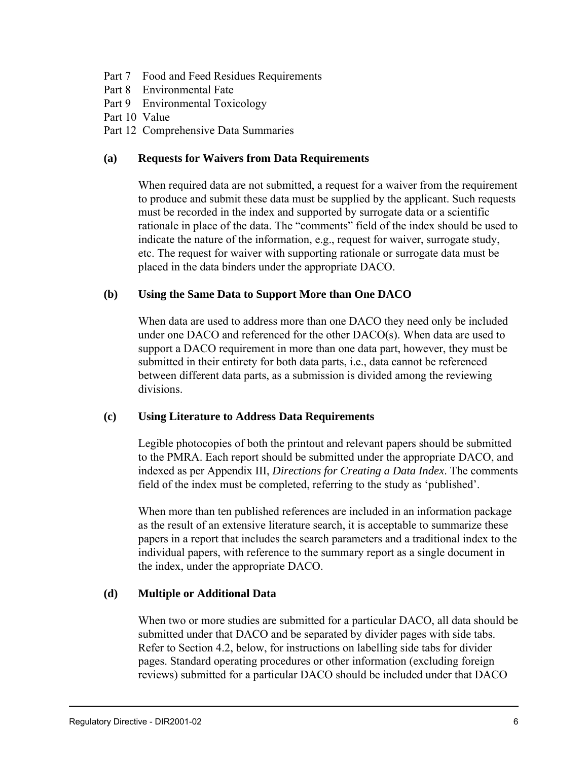Part 7 Food and Feed Residues Requirements
Part 8 Environmental Fate
Part 9 Environmental Toxicology
Part 10 Value
Part 12 Comprehensive Data Summaries

**(a) Requests for Waivers from Data Requirements**

When required data are not submitted, a request for a waiver from the requirement to produce and submit these data must be supplied by the applicant. Such requests must be recorded in the index and supported by surrogate data or a scientific rationale in place of the data. The "comments" field of the index should be used to indicate the nature of the information, e.g., request for waiver, surrogate study, etc. The request for waiver with supporting rationale or surrogate data must be placed in the data binders under the appropriate DACO.

**(b) Using the Same Data to Support More than One DACO**

When data are used to address more than one DACO they need only be included under one DACO and referenced for the other DACO(s). When data are used to support a DACO requirement in more than one data part, however, they must be submitted in their entirety for both data parts, i.e., data cannot be referenced between different data parts, as a submission is divided among the reviewing divisions.

**(c) Using Literature to Address Data Requirements**

Legible photocopies of both the printout and relevant papers should be submitted to the PMRA. Each report should be submitted under the appropriate DACO, and indexed as per Appendix III, *Directions for Creating a Data Index*. The comments field of the index must be completed, referring to the study as 'published'.

When more than ten published references are included in an information package as the result of an extensive literature search, it is acceptable to summarize these papers in a report that includes the search parameters and a traditional index to the individual papers, with reference to the summary report as a single document in the index, under the appropriate DACO.

**(d) Multiple or Additional Data**

When two or more studies are submitted for a particular DACO, all data should be submitted under that DACO and be separated by divider pages with side tabs. Refer to Section 4.2, below, for instructions on labelling side tabs for divider pages. Standard operating procedures or other information (excluding foreign reviews) submitted for a particular DACO should be included under that DACO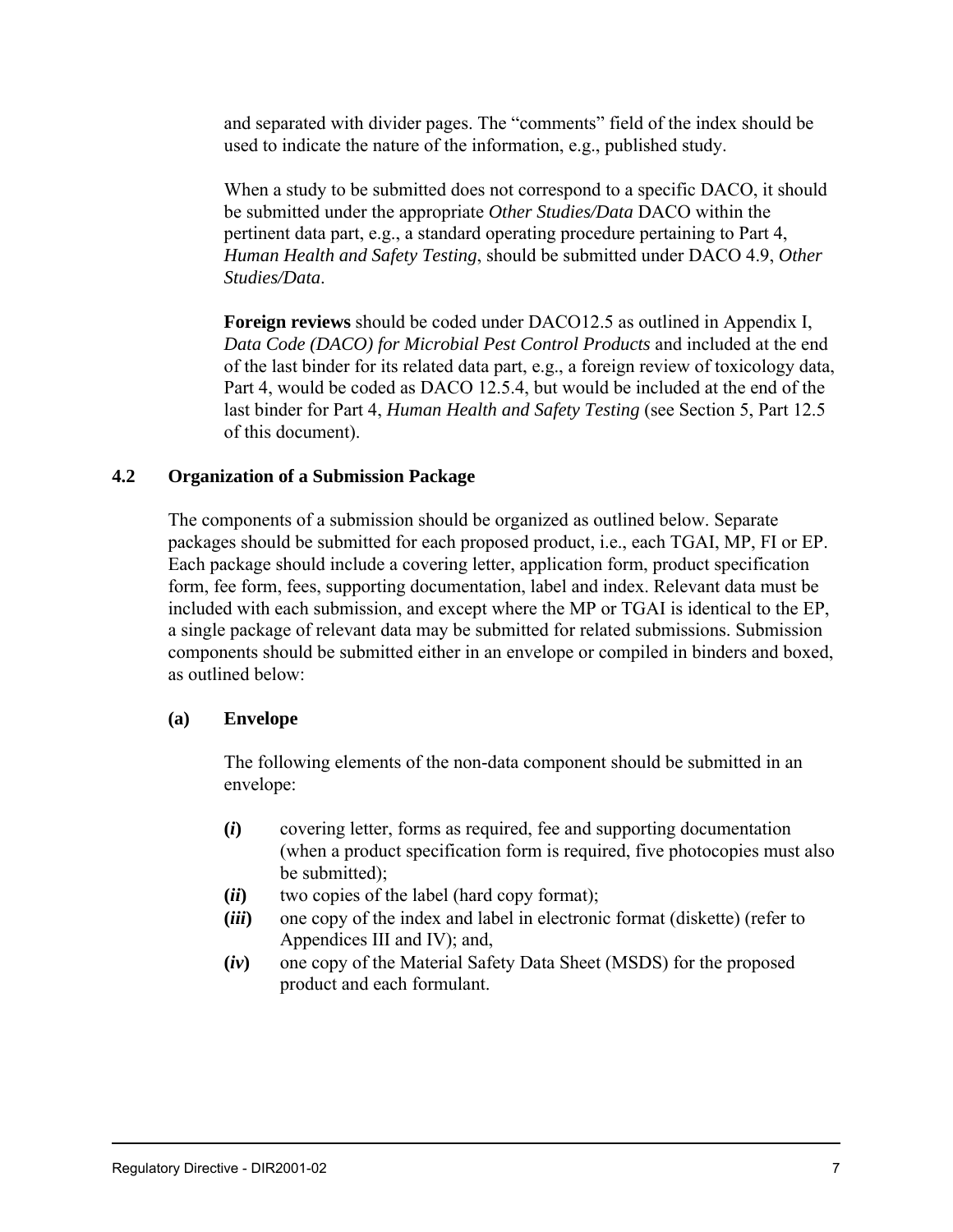and separated with divider pages. The "comments" field of the index should be used to indicate the nature of the information, e.g., published study.

When a study to be submitted does not correspond to a specific DACO, it should be submitted under the appropriate *Other Studies/Data* DACO within the pertinent data part, e.g., a standard operating procedure pertaining to Part 4, *Human Health and Safety Testing*, should be submitted under DACO 4.9, *Other Studies/Data*.

**Foreign reviews** should be coded under DACO12.5 as outlined in Appendix I, *Data Code (DACO) for Microbial Pest Control Products* and included at the end of the last binder for its related data part, e.g., a foreign review of toxicology data, Part 4, would be coded as DACO 12.5.4, but would be included at the end of the last binder for Part 4, *Human Health and Safety Testing* (see Section 5, Part 12.5 of this document).

## 4.2 Organization of a Submission Package

The components of a submission should be organized as outlined below. Separate packages should be submitted for each proposed product, i.e., each TGAI, MP, FI or EP. Each package should include a covering letter, application form, product specification form, fee form, fees, supporting documentation, label and index. Relevant data must be included with each submission, and except where the MP or TGAI is identical to the EP, a single package of relevant data may be submitted for related submissions. Submission components should be submitted either in an envelope or compiled in binders and boxed, as outlined below:

### (a) Envelope

The following elements of the non-data component should be submitted in an envelope:

- **(*i*)** covering letter, forms as required, fee and supporting documentation (when a product specification form is required, five photocopies must also be submitted);
- **(*ii*)** two copies of the label (hard copy format);
- **(*iii*)** one copy of the index and label in electronic format (diskette) (refer to Appendices III and IV); and,
- **(*iv*)** one copy of the Material Safety Data Sheet (MSDS) for the proposed product and each formulant.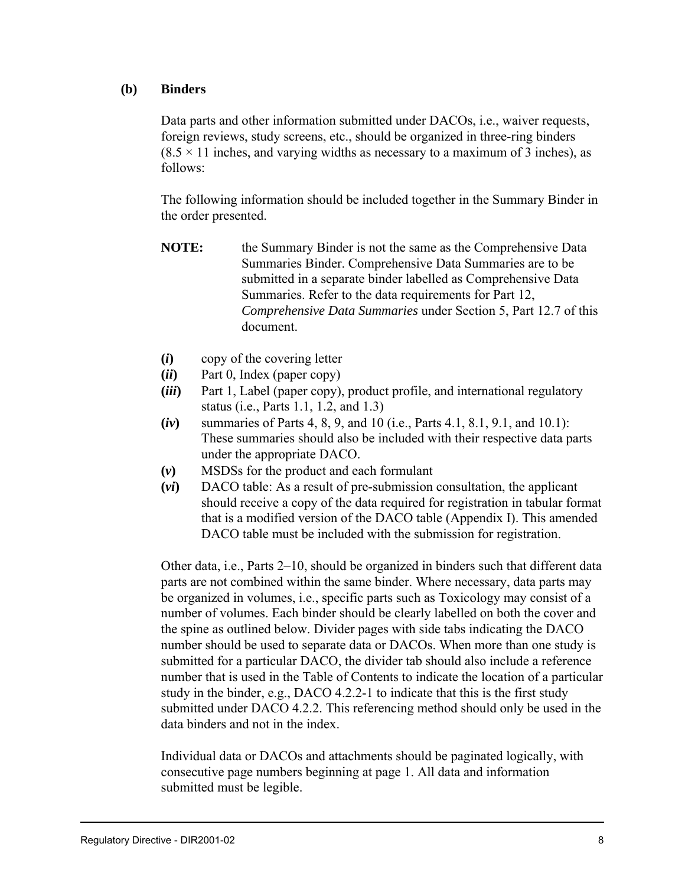### (b) Binders

Data parts and other information submitted under DACOs, i.e., waiver requests, foreign reviews, study screens, etc., should be organized in three-ring binders ($8.5 \times 11$ inches, and varying widths as necessary to a maximum of 3 inches), as follows:

The following information should be included together in the Summary Binder in the order presented.

**NOTE:** the Summary Binder is not the same as the Comprehensive Data Summaries Binder. Comprehensive Data Summaries are to be submitted in a separate binder labelled as Comprehensive Data Summaries. Refer to the data requirements for Part 12, *Comprehensive Data Summaries* under Section 5, Part 12.7 of this document.

- **(*i*)** copy of the covering letter
- **(*ii*)** Part 0, Index (paper copy)
- **(*iii*)** Part 1, Label (paper copy), product profile, and international regulatory status (i.e., Parts 1.1, 1.2, and 1.3)
- **(*iv*)** summaries of Parts 4, 8, 9, and 10 (i.e., Parts 4.1, 8.1, 9.1, and 10.1): These summaries should also be included with their respective data parts under the appropriate DACO.
- **(*v*)** MSDSs for the product and each formulant
- **(*vi*)** DACO table: As a result of pre-submission consultation, the applicant should receive a copy of the data required for registration in tabular format that is a modified version of the DACO table (Appendix I). This amended DACO table must be included with the submission for registration.

Other data, i.e., Parts 2–10, should be organized in binders such that different data parts are not combined within the same binder. Where necessary, data parts may be organized in volumes, i.e., specific parts such as Toxicology may consist of a number of volumes. Each binder should be clearly labelled on both the cover and the spine as outlined below. Divider pages with side tabs indicating the DACO number should be used to separate data or DACOs. When more than one study is submitted for a particular DACO, the divider tab should also include a reference number that is used in the Table of Contents to indicate the location of a particular study in the binder, e.g., DACO 4.2.2-1 to indicate that this is the first study submitted under DACO 4.2.2. This referencing method should only be used in the data binders and not in the index.

Individual data or DACOs and attachments should be paginated logically, with consecutive page numbers beginning at page 1. All data and information submitted must be legible.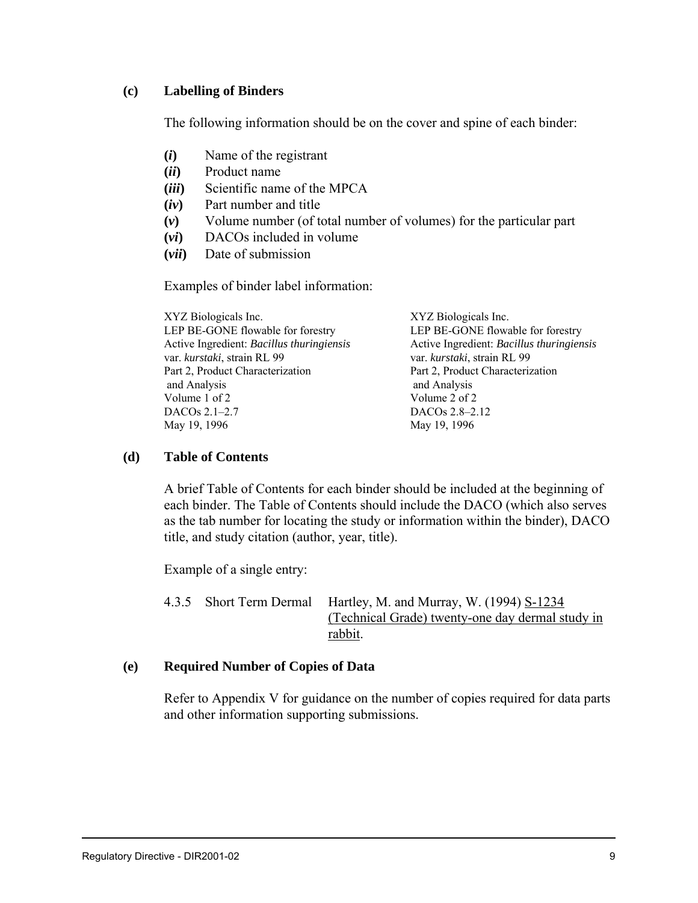**(c) Labelling of Binders**

The following information should be on the cover and spine of each binder:

**(*i*)** Name of the registrant
**(*ii*)** Product name
**(*iii*)** Scientific name of the MPCA
**(*iv*)** Part number and title
**(*v*)** Volume number (of total number of volumes) for the particular part
**(*vi*)** DACOs included in volume
**(*vii*)** Date of submission

Examples of binder label information:

XYZ Biologicals Inc.
LEP BE-GONE flowable for forestry
Active Ingredient: *Bacillus thuringiensis* var. *kurstaki*, strain RL 99
Part 2, Product Characterization and Analysis
Volume 1 of 2
DACOs 2.1–2.7
May 19, 1996

XYZ Biologicals Inc.
LEP BE-GONE flowable for forestry
Active Ingredient: *Bacillus thuringiensis* var. *kurstaki*, strain RL 99
Part 2, Product Characterization and Analysis
Volume 2 of 2
DACOs 2.8–2.12
May 19, 1996

**(d) Table of Contents**

A brief Table of Contents for each binder should be included at the beginning of each binder. The Table of Contents should include the DACO (which also serves as the tab number for locating the study or information within the binder), DACO title, and study citation (author, year, title).

Example of a single entry:

4.3.5 Short Term Dermal Hartley, M. and Murray, W. (1994) <u>S-1234 (Technical Grade) twenty-one day dermal study in rabbit</u>.

**(e) Required Number of Copies of Data**

Refer to Appendix V for guidance on the number of copies required for data parts and other information supporting submissions.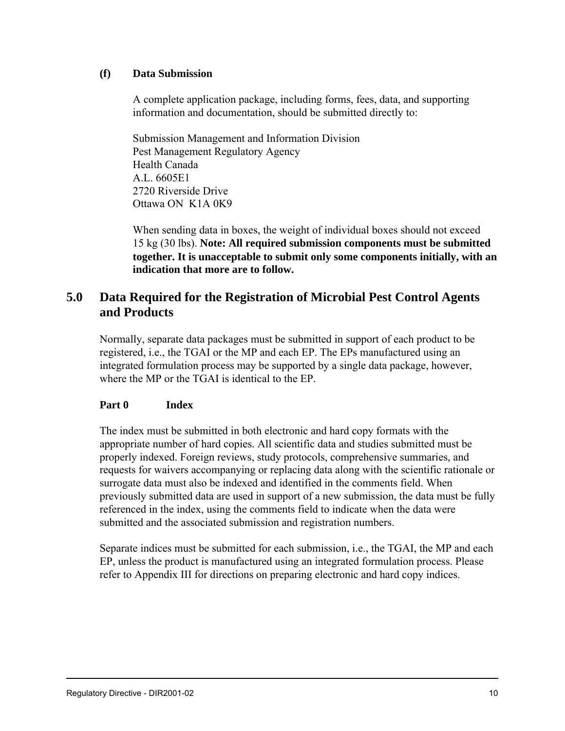**(f) Data Submission**

A complete application package, including forms, fees, data, and supporting information and documentation, should be submitted directly to:

Submission Management and Information Division
Pest Management Regulatory Agency
Health Canada
A.L. 6605E1
2720 Riverside Drive
Ottawa ON K1A 0K9

When sending data in boxes, the weight of individual boxes should not exceed 15 kg (30 lbs). **Note: All required submission components must be submitted together. It is unacceptable to submit only some components initially, with an indication that more are to follow.**

## 5.0 Data Required for the Registration of Microbial Pest Control Agents and Products

Normally, separate data packages must be submitted in support of each product to be registered, i.e., the TGAI or the MP and each EP. The EPs manufactured using an integrated formulation process may be supported by a single data package, however, where the MP or the TGAI is identical to the EP.

**Part 0 Index**

The index must be submitted in both electronic and hard copy formats with the appropriate number of hard copies. All scientific data and studies submitted must be properly indexed. Foreign reviews, study protocols, comprehensive summaries, and requests for waivers accompanying or replacing data along with the scientific rationale or surrogate data must also be indexed and identified in the comments field. When previously submitted data are used in support of a new submission, the data must be fully referenced in the index, using the comments field to indicate when the data were submitted and the associated submission and registration numbers.

Separate indices must be submitted for each submission, i.e., the TGAI, the MP and each EP, unless the product is manufactured using an integrated formulation process. Please refer to Appendix III for directions on preparing electronic and hard copy indices.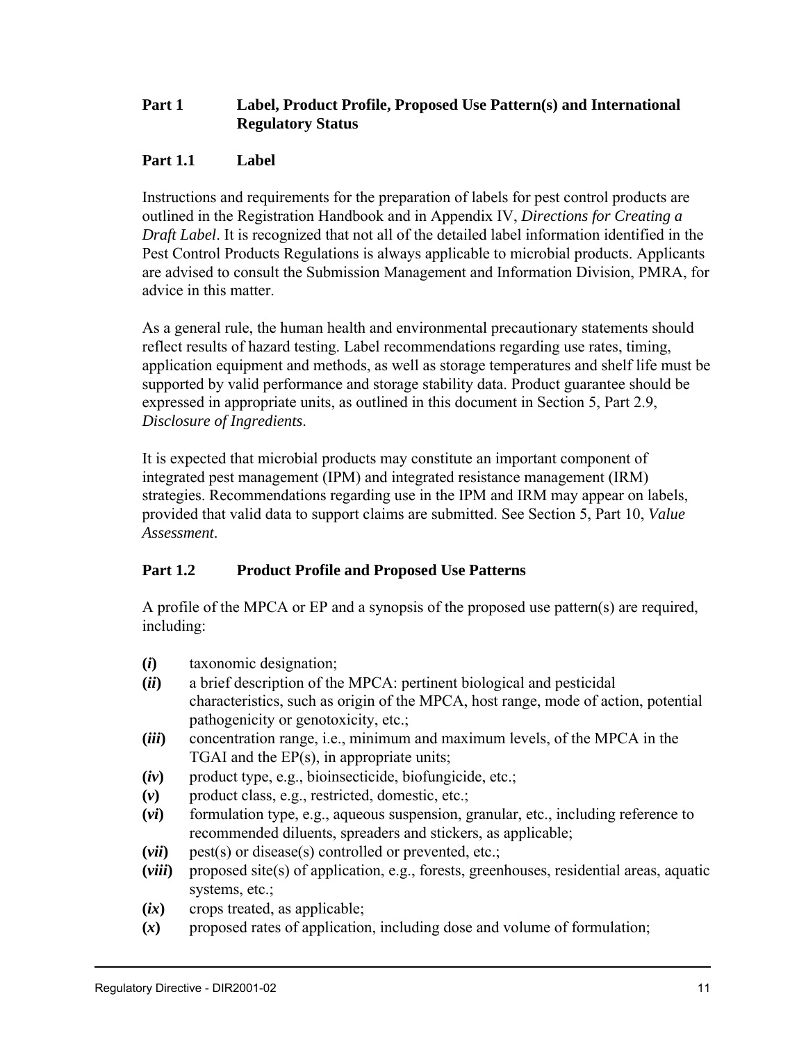## Part 1 Label, Product Profile, Proposed Use Pattern(s) and International Regulatory Status

### Part 1.1 Label

Instructions and requirements for the preparation of labels for pest control products are outlined in the Registration Handbook and in Appendix IV, *Directions for Creating a Draft Label*. It is recognized that not all of the detailed label information identified in the Pest Control Products Regulations is always applicable to microbial products. Applicants are advised to consult the Submission Management and Information Division, PMRA, for advice in this matter.

As a general rule, the human health and environmental precautionary statements should reflect results of hazard testing. Label recommendations regarding use rates, timing, application equipment and methods, as well as storage temperatures and shelf life must be supported by valid performance and storage stability data. Product guarantee should be expressed in appropriate units, as outlined in this document in Section 5, Part 2.9, *Disclosure of Ingredients*.

It is expected that microbial products may constitute an important component of integrated pest management (IPM) and integrated resistance management (IRM) strategies. Recommendations regarding use in the IPM and IRM may appear on labels, provided that valid data to support claims are submitted. See Section 5, Part 10, *Value Assessment*.

### Part 1.2 Product Profile and Proposed Use Patterns

A profile of the MPCA or EP and a synopsis of the proposed use pattern(s) are required, including:

- **(*i*)** taxonomic designation;
- **(*ii*)** a brief description of the MPCA: pertinent biological and pesticidal characteristics, such as origin of the MPCA, host range, mode of action, potential pathogenicity or genotoxicity, etc.;
- **(*iii*)** concentration range, i.e., minimum and maximum levels, of the MPCA in the TGAI and the EP(s), in appropriate units;
- **(*iv*)** product type, e.g., bioinsecticide, biofungicide, etc.;
- **(*v*)** product class, e.g., restricted, domestic, etc.;
- **(*vi*)** formulation type, e.g., aqueous suspension, granular, etc., including reference to recommended diluents, spreaders and stickers, as applicable;
- **(*vii*)** pest(s) or disease(s) controlled or prevented, etc.;
- **(*viii*)** proposed site(s) of application, e.g., forests, greenhouses, residential areas, aquatic systems, etc.;
- **(*ix*)** crops treated, as applicable;
- **(*x*)** proposed rates of application, including dose and volume of formulation;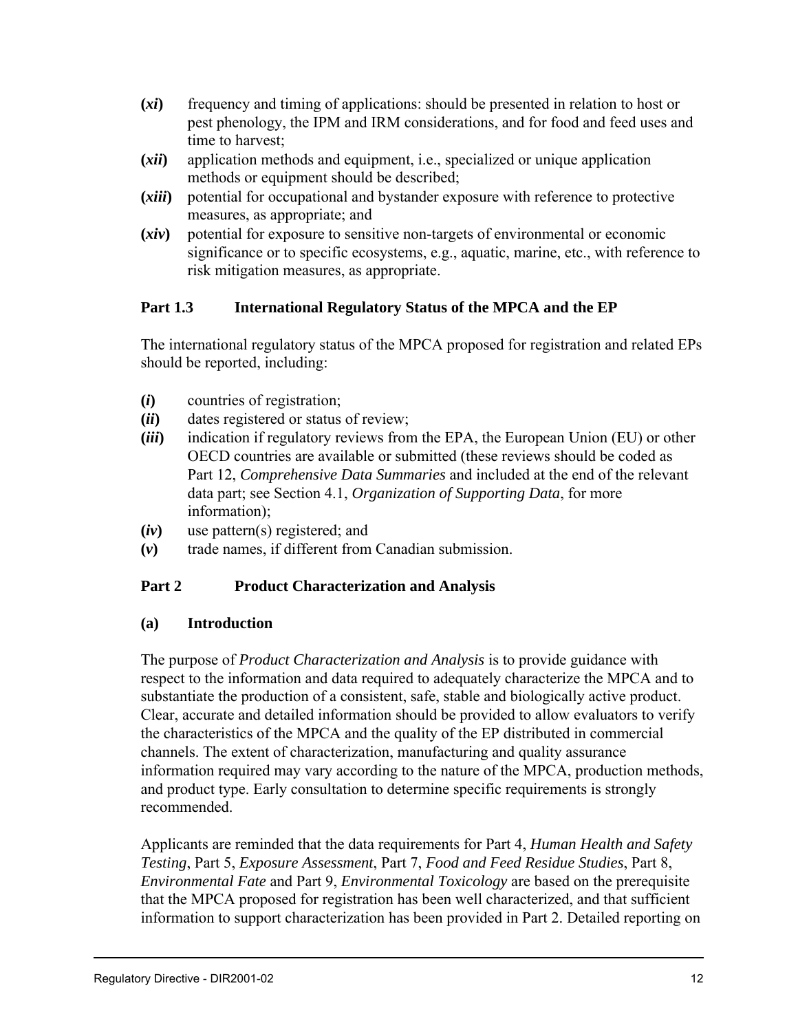**(*xi*)** frequency and timing of applications: should be presented in relation to host or pest phenology, the IPM and IRM considerations, and for food and feed uses and time to harvest;

**(*xii*)** application methods and equipment, i.e., specialized or unique application methods or equipment should be described;

**(*xiii*)** potential for occupational and bystander exposure with reference to protective measures, as appropriate; and

**(*xiv*)** potential for exposure to sensitive non-targets of environmental or economic significance or to specific ecosystems, e.g., aquatic, marine, etc., with reference to risk mitigation measures, as appropriate.

### Part 1.3 International Regulatory Status of the MPCA and the EP

The international regulatory status of the MPCA proposed for registration and related EPs should be reported, including:

**(*i*)** countries of registration;

**(*ii*)** dates registered or status of review;

**(*iii*)** indication if regulatory reviews from the EPA, the European Union (EU) or other OECD countries are available or submitted (these reviews should be coded as Part 12, *Comprehensive Data Summaries* and included at the end of the relevant data part; see Section 4.1, *Organization of Supporting Data*, for more information);

**(*iv*)** use pattern(s) registered; and

**(*v*)** trade names, if different from Canadian submission.

## Part 2 Product Characterization and Analysis

### (a) Introduction

The purpose of *Product Characterization and Analysis* is to provide guidance with respect to the information and data required to adequately characterize the MPCA and to substantiate the production of a consistent, safe, stable and biologically active product. Clear, accurate and detailed information should be provided to allow evaluators to verify the characteristics of the MPCA and the quality of the EP distributed in commercial channels. The extent of characterization, manufacturing and quality assurance information required may vary according to the nature of the MPCA, production methods, and product type. Early consultation to determine specific requirements is strongly recommended.

Applicants are reminded that the data requirements for Part 4, *Human Health and Safety Testing*, Part 5, *Exposure Assessment*, Part 7, *Food and Feed Residue Studies*, Part 8, *Environmental Fate* and Part 9, *Environmental Toxicology* are based on the prerequisite that the MPCA proposed for registration has been well characterized, and that sufficient information to support characterization has been provided in Part 2. Detailed reporting on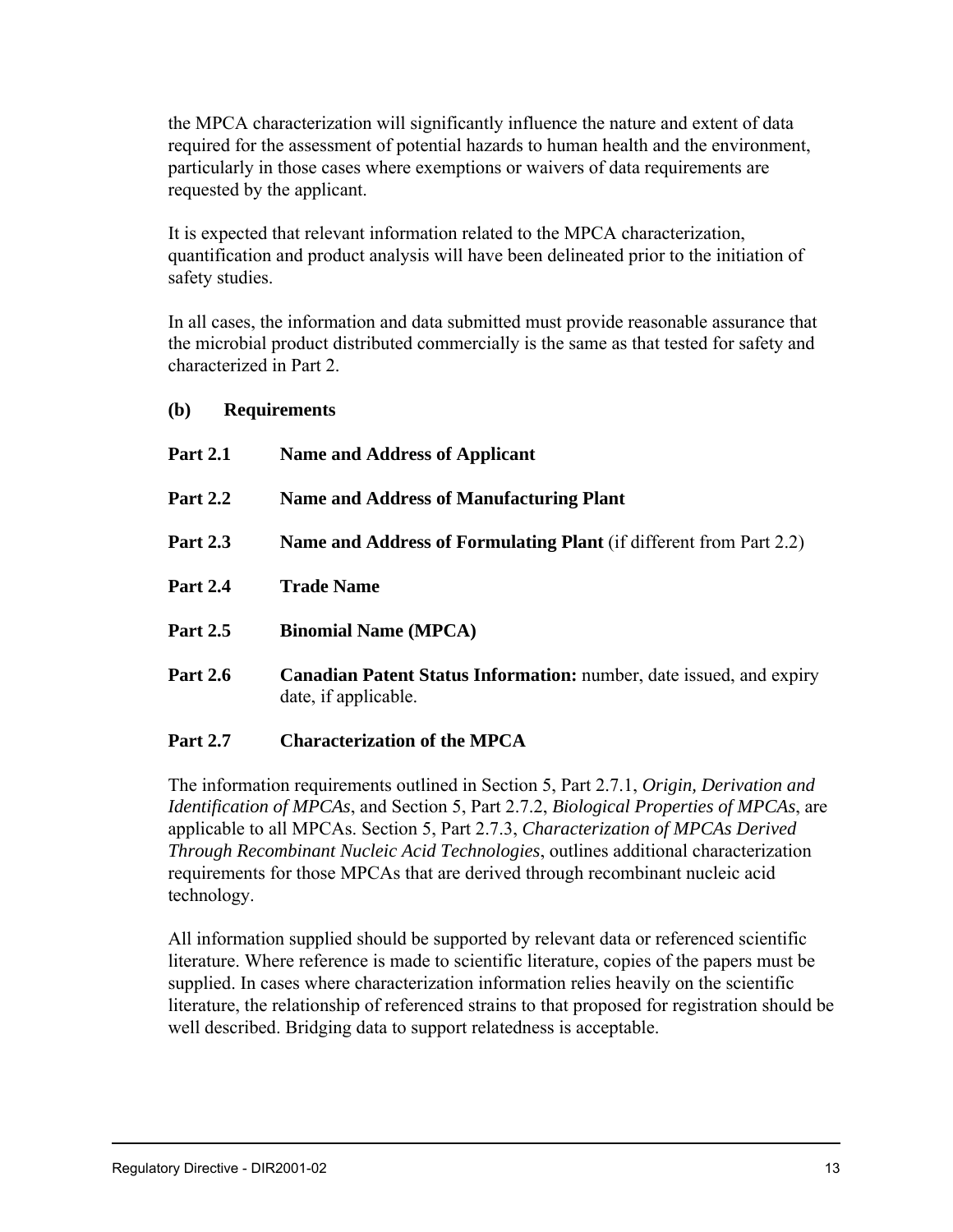the MPCA characterization will significantly influence the nature and extent of data required for the assessment of potential hazards to human health and the environment, particularly in those cases where exemptions or waivers of data requirements are requested by the applicant.

It is expected that relevant information related to the MPCA characterization, quantification and product analysis will have been delineated prior to the initiation of safety studies.

In all cases, the information and data submitted must provide reasonable assurance that the microbial product distributed commercially is the same as that tested for safety and characterized in Part 2.

**(b) Requirements**

**Part 2.1 Name and Address of Applicant**

**Part 2.2 Name and Address of Manufacturing Plant**

**Part 2.3 Name and Address of Formulating Plant** (if different from Part 2.2)

**Part 2.4 Trade Name**

**Part 2.5 Binomial Name (MPCA)**

**Part 2.6 Canadian Patent Status Information:** number, date issued, and expiry date, if applicable.

**Part 2.7 Characterization of the MPCA**

The information requirements outlined in Section 5, Part 2.7.1, *Origin, Derivation and Identification of MPCAs*, and Section 5, Part 2.7.2, *Biological Properties of MPCAs*, are applicable to all MPCAs. Section 5, Part 2.7.3, *Characterization of MPCAs Derived Through Recombinant Nucleic Acid Technologies*, outlines additional characterization requirements for those MPCAs that are derived through recombinant nucleic acid technology.

All information supplied should be supported by relevant data or referenced scientific literature. Where reference is made to scientific literature, copies of the papers must be supplied. In cases where characterization information relies heavily on the scientific literature, the relationship of referenced strains to that proposed for registration should be well described. Bridging data to support relatedness is acceptable.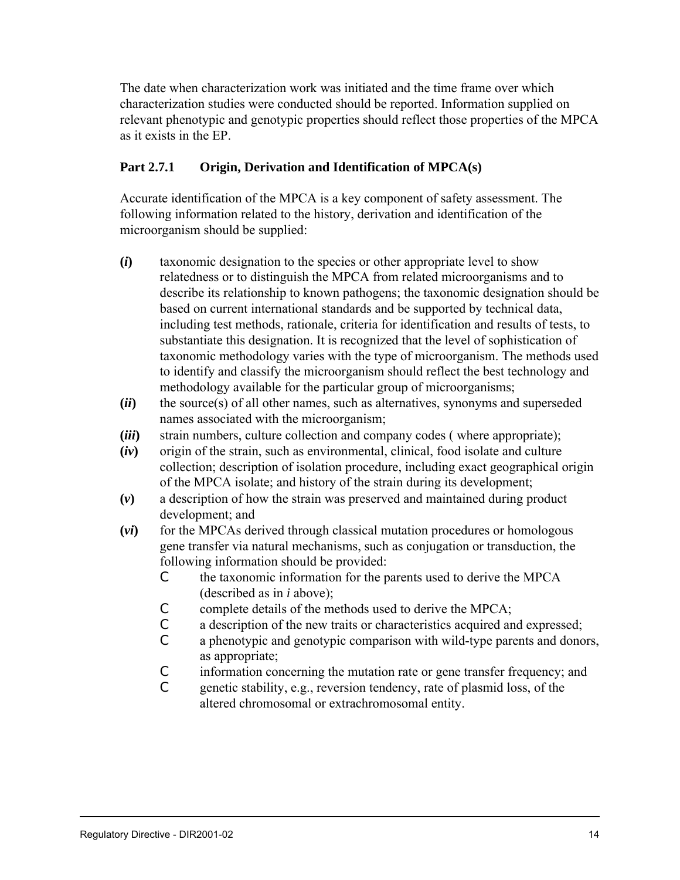The date when characterization work was initiated and the time frame over which characterization studies were conducted should be reported. Information supplied on relevant phenotypic and genotypic properties should reflect those properties of the MPCA as it exists in the EP.

### Part 2.7.1 Origin, Derivation and Identification of MPCA(s)

Accurate identification of the MPCA is a key component of safety assessment. The following information related to the history, derivation and identification of the microorganism should be supplied:

**(*i*)** taxonomic designation to the species or other appropriate level to show relatedness or to distinguish the MPCA from related microorganisms and to describe its relationship to known pathogens; the taxonomic designation should be based on current international standards and be supported by technical data, including test methods, rationale, criteria for identification and results of tests, to substantiate this designation. It is recognized that the level of sophistication of taxonomic methodology varies with the type of microorganism. The methods used to identify and classify the microorganism should reflect the best technology and methodology available for the particular group of microorganisms;

**(*ii*)** the source(s) of all other names, such as alternatives, synonyms and superseded names associated with the microorganism;

**(*iii*)** strain numbers, culture collection and company codes ( where appropriate);

**(*iv*)** origin of the strain, such as environmental, clinical, food isolate and culture collection; description of isolation procedure, including exact geographical origin of the MPCA isolate; and history of the strain during its development;

**(*v*)** a description of how the strain was preserved and maintained during product development; and

**(*vi*)** for the MPCAs derived through classical mutation procedures or homologous gene transfer via natural mechanisms, such as conjugation or transduction, the following information should be provided:

- the taxonomic information for the parents used to derive the MPCA (described as in *i* above);
- complete details of the methods used to derive the MPCA;
- a description of the new traits or characteristics acquired and expressed;
- a phenotypic and genotypic comparison with wild-type parents and donors, as appropriate;
- information concerning the mutation rate or gene transfer frequency; and
- genetic stability, e.g., reversion tendency, rate of plasmid loss, of the altered chromosomal or extrachromosomal entity.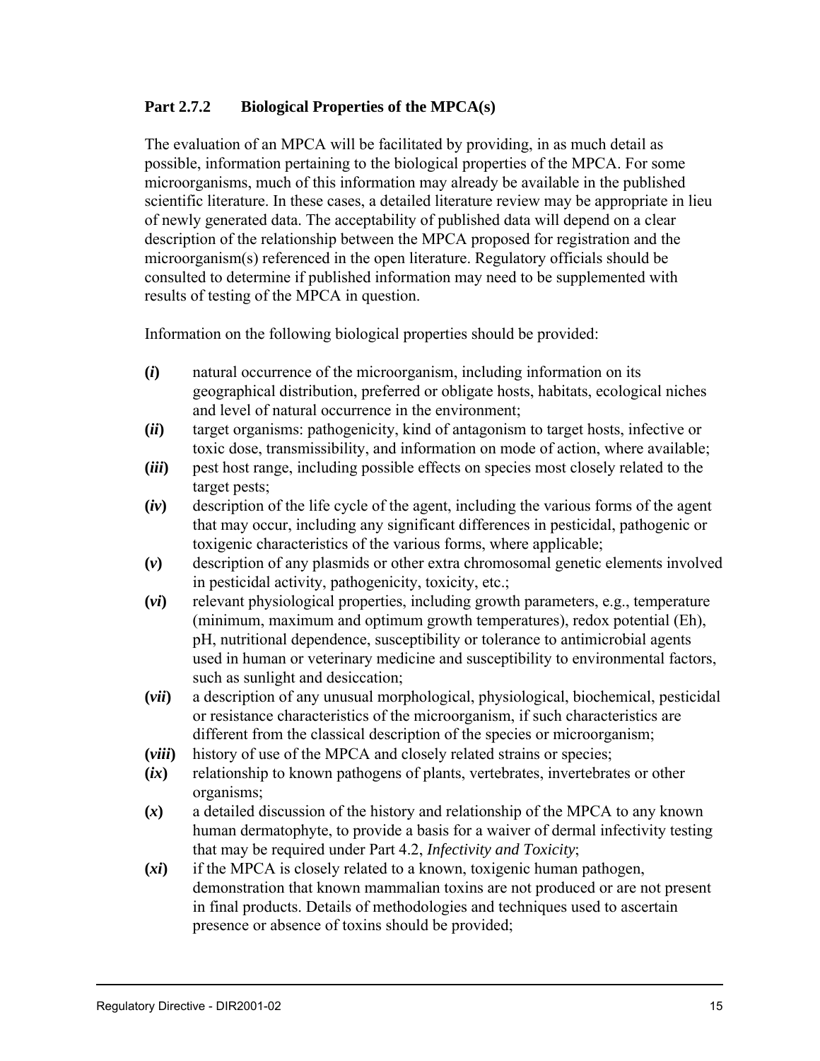### Part 2.7.2 Biological Properties of the MPCA(s)

The evaluation of an MPCA will be facilitated by providing, in as much detail as possible, information pertaining to the biological properties of the MPCA. For some microorganisms, much of this information may already be available in the published scientific literature. In these cases, a detailed literature review may be appropriate in lieu of newly generated data. The acceptability of published data will depend on a clear description of the relationship between the MPCA proposed for registration and the microorganism(s) referenced in the open literature. Regulatory officials should be consulted to determine if published information may need to be supplemented with results of testing of the MPCA in question.

Information on the following biological properties should be provided:

**(*i*)** natural occurrence of the microorganism, including information on its geographical distribution, preferred or obligate hosts, habitats, ecological niches and level of natural occurrence in the environment;

**(*ii*)** target organisms: pathogenicity, kind of antagonism to target hosts, infective or toxic dose, transmissibility, and information on mode of action, where available;

**(*iii*)** pest host range, including possible effects on species most closely related to the target pests;

**(*iv*)** description of the life cycle of the agent, including the various forms of the agent that may occur, including any significant differences in pesticidal, pathogenic or toxigenic characteristics of the various forms, where applicable;

**(*v*)** description of any plasmids or other extra chromosomal genetic elements involved in pesticidal activity, pathogenicity, toxicity, etc.;

**(*vi*)** relevant physiological properties, including growth parameters, e.g., temperature (minimum, maximum and optimum growth temperatures), redox potential (Eh), pH, nutritional dependence, susceptibility or tolerance to antimicrobial agents used in human or veterinary medicine and susceptibility to environmental factors, such as sunlight and desiccation;

**(*vii*)** a description of any unusual morphological, physiological, biochemical, pesticidal or resistance characteristics of the microorganism, if such characteristics are different from the classical description of the species or microorganism;

**(*viii*)** history of use of the MPCA and closely related strains or species;

**(*ix*)** relationship to known pathogens of plants, vertebrates, invertebrates or other organisms;

**(*x*)** a detailed discussion of the history and relationship of the MPCA to any known human dermatophyte, to provide a basis for a waiver of dermal infectivity testing that may be required under Part 4.2, *Infectivity and Toxicity*;

**(*xi*)** if the MPCA is closely related to a known, toxigenic human pathogen, demonstration that known mammalian toxins are not produced or are not present in final products. Details of methodologies and techniques used to ascertain presence or absence of toxins should be provided;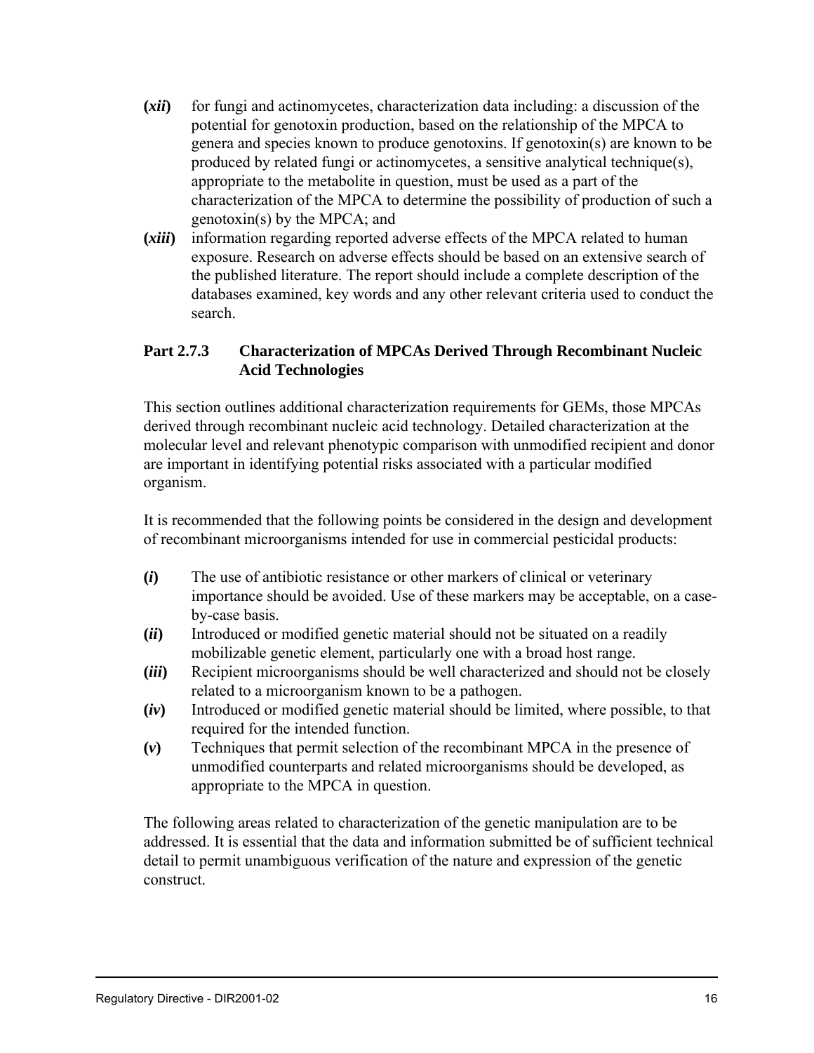**(*xii*)** for fungi and actinomycetes, characterization data including: a discussion of the potential for genotoxin production, based on the relationship of the MPCA to genera and species known to produce genotoxins. If genotoxin(s) are known to be produced by related fungi or actinomycetes, a sensitive analytical technique(s), appropriate to the metabolite in question, must be used as a part of the characterization of the MPCA to determine the possibility of production of such a genotoxin(s) by the MPCA; and

**(*xiii*)** information regarding reported adverse effects of the MPCA related to human exposure. Research on adverse effects should be based on an extensive search of the published literature. The report should include a complete description of the databases examined, key words and any other relevant criteria used to conduct the search.

### Part 2.7.3 Characterization of MPCAs Derived Through Recombinant Nucleic Acid Technologies

This section outlines additional characterization requirements for GEMs, those MPCAs derived through recombinant nucleic acid technology. Detailed characterization at the molecular level and relevant phenotypic comparison with unmodified recipient and donor are important in identifying potential risks associated with a particular modified organism.

It is recommended that the following points be considered in the design and development of recombinant microorganisms intended for use in commercial pesticidal products:

**(*i*)** The use of antibiotic resistance or other markers of clinical or veterinary importance should be avoided. Use of these markers may be acceptable, on a case-by-case basis.

**(*ii*)** Introduced or modified genetic material should not be situated on a readily mobilizable genetic element, particularly one with a broad host range.

**(*iii*)** Recipient microorganisms should be well characterized and should not be closely related to a microorganism known to be a pathogen.

**(*iv*)** Introduced or modified genetic material should be limited, where possible, to that required for the intended function.

**(*v*)** Techniques that permit selection of the recombinant MPCA in the presence of unmodified counterparts and related microorganisms should be developed, as appropriate to the MPCA in question.

The following areas related to characterization of the genetic manipulation are to be addressed. It is essential that the data and information submitted be of sufficient technical detail to permit unambiguous verification of the nature and expression of the genetic construct.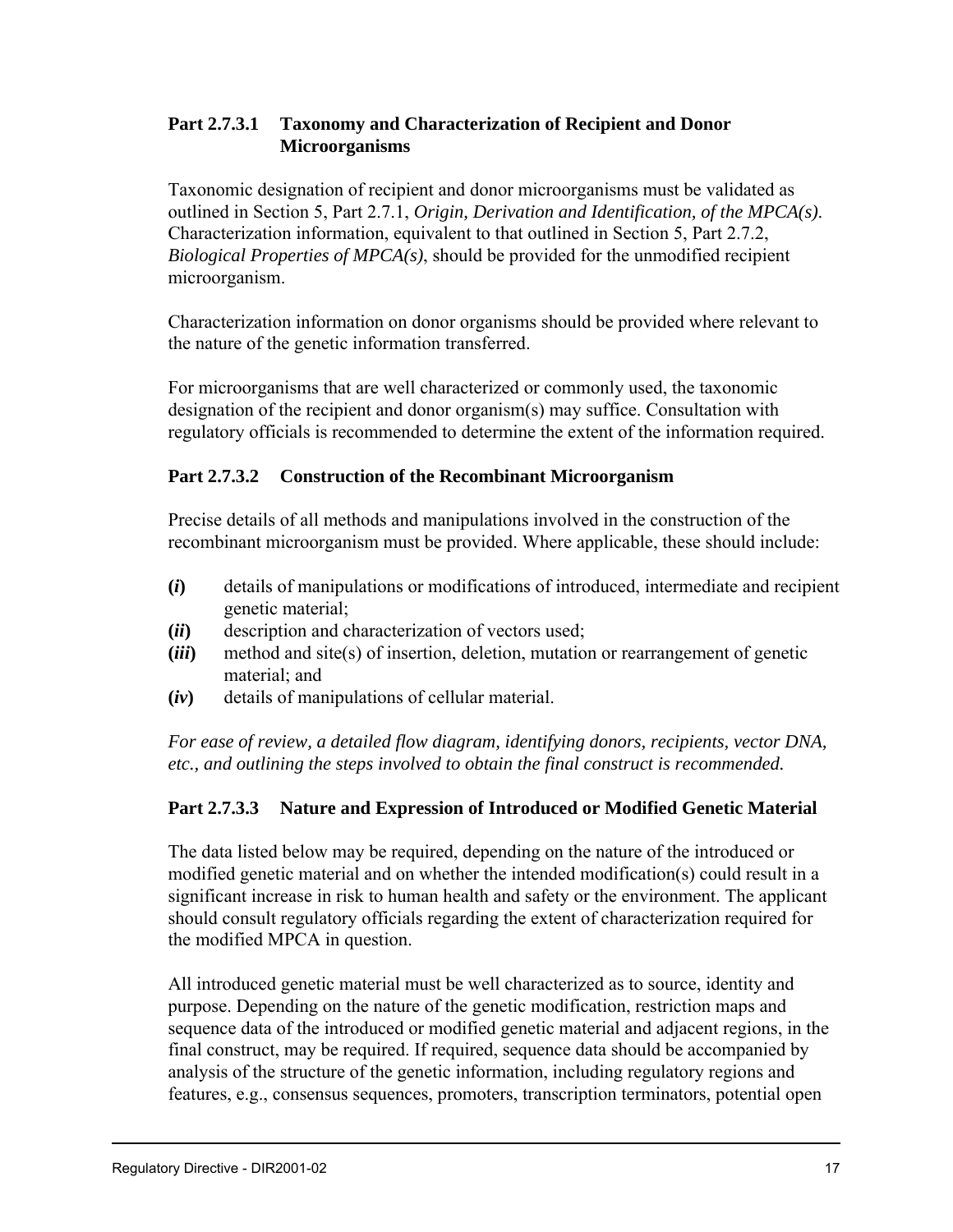### Part 2.7.3.1 Taxonomy and Characterization of Recipient and Donor Microorganisms

Taxonomic designation of recipient and donor microorganisms must be validated as outlined in Section 5, Part 2.7.1, *Origin, Derivation and Identification, of the MPCA(s)*. Characterization information, equivalent to that outlined in Section 5, Part 2.7.2, *Biological Properties of MPCA(s)*, should be provided for the unmodified recipient microorganism.

Characterization information on donor organisms should be provided where relevant to the nature of the genetic information transferred.

For microorganisms that are well characterized or commonly used, the taxonomic designation of the recipient and donor organism(s) may suffice. Consultation with regulatory officials is recommended to determine the extent of the information required.

### Part 2.7.3.2 Construction of the Recombinant Microorganism

Precise details of all methods and manipulations involved in the construction of the recombinant microorganism must be provided. Where applicable, these should include:

**(*i*)** details of manipulations or modifications of introduced, intermediate and recipient genetic material;

**(*ii*)** description and characterization of vectors used;

**(*iii*)** method and site(s) of insertion, deletion, mutation or rearrangement of genetic material; and

**(*iv*)** details of manipulations of cellular material.

*For ease of review, a detailed flow diagram, identifying donors, recipients, vector DNA, etc., and outlining the steps involved to obtain the final construct is recommended.*

### Part 2.7.3.3 Nature and Expression of Introduced or Modified Genetic Material

The data listed below may be required, depending on the nature of the introduced or modified genetic material and on whether the intended modification(s) could result in a significant increase in risk to human health and safety or the environment. The applicant should consult regulatory officials regarding the extent of characterization required for the modified MPCA in question.

All introduced genetic material must be well characterized as to source, identity and purpose. Depending on the nature of the genetic modification, restriction maps and sequence data of the introduced or modified genetic material and adjacent regions, in the final construct, may be required. If required, sequence data should be accompanied by analysis of the structure of the genetic information, including regulatory regions and features, e.g., consensus sequences, promoters, transcription terminators, potential open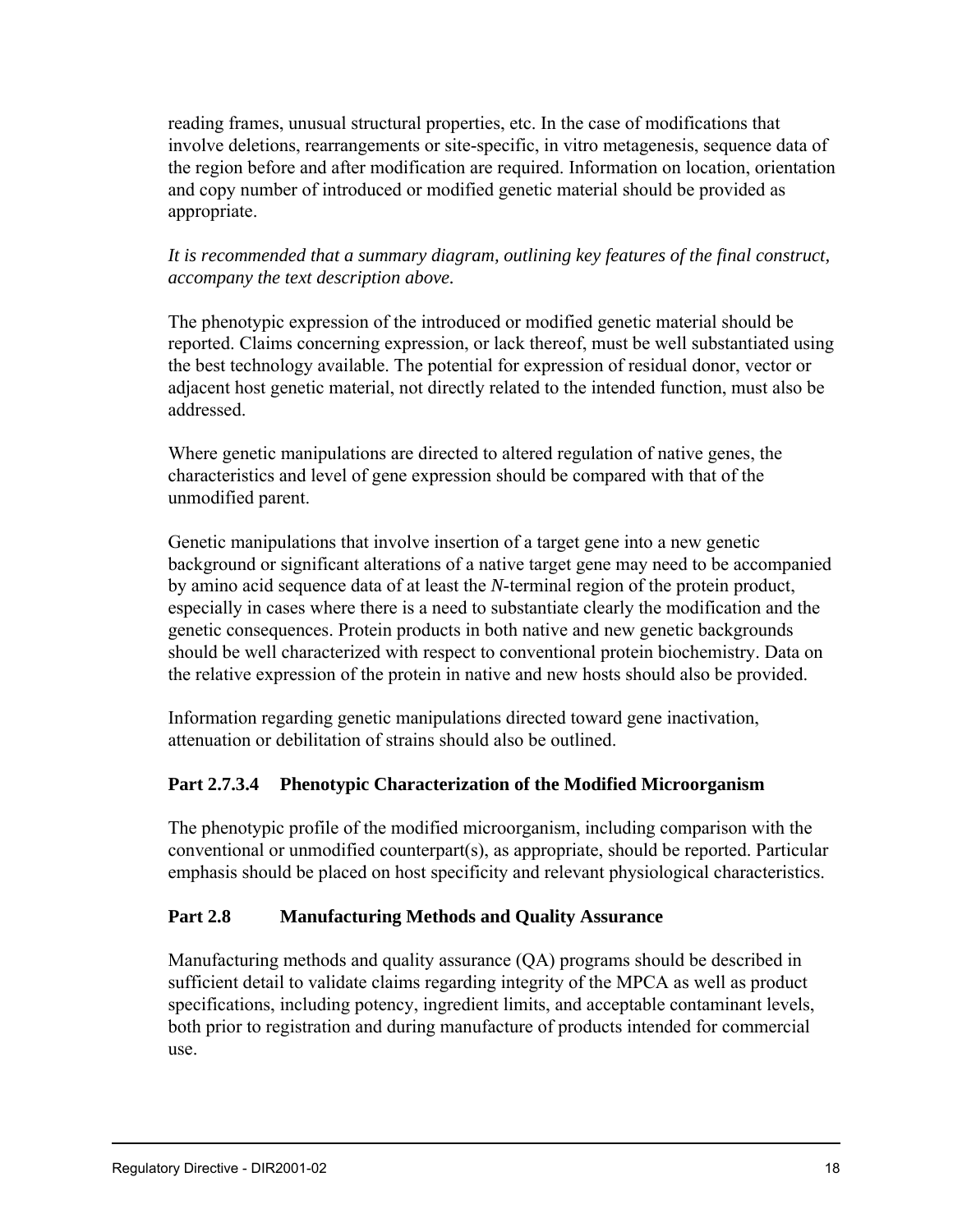reading frames, unusual structural properties, etc. In the case of modifications that involve deletions, rearrangements or site-specific, in vitro metagenesis, sequence data of the region before and after modification are required. Information on location, orientation and copy number of introduced or modified genetic material should be provided as appropriate.

*It is recommended that a summary diagram, outlining key features of the final construct, accompany the text description above.*

The phenotypic expression of the introduced or modified genetic material should be reported. Claims concerning expression, or lack thereof, must be well substantiated using the best technology available. The potential for expression of residual donor, vector or adjacent host genetic material, not directly related to the intended function, must also be addressed.

Where genetic manipulations are directed to altered regulation of native genes, the characteristics and level of gene expression should be compared with that of the unmodified parent.

Genetic manipulations that involve insertion of a target gene into a new genetic background or significant alterations of a native target gene may need to be accompanied by amino acid sequence data of at least the *N*-terminal region of the protein product, especially in cases where there is a need to substantiate clearly the modification and the genetic consequences. Protein products in both native and new genetic backgrounds should be well characterized with respect to conventional protein biochemistry. Data on the relative expression of the protein in native and new hosts should also be provided.

Information regarding genetic manipulations directed toward gene inactivation, attenuation or debilitation of strains should also be outlined.

### Part 2.7.3.4 Phenotypic Characterization of the Modified Microorganism

The phenotypic profile of the modified microorganism, including comparison with the conventional or unmodified counterpart(s), as appropriate, should be reported. Particular emphasis should be placed on host specificity and relevant physiological characteristics.

## Part 2.8 Manufacturing Methods and Quality Assurance

Manufacturing methods and quality assurance (QA) programs should be described in sufficient detail to validate claims regarding integrity of the MPCA as well as product specifications, including potency, ingredient limits, and acceptable contaminant levels, both prior to registration and during manufacture of products intended for commercial use.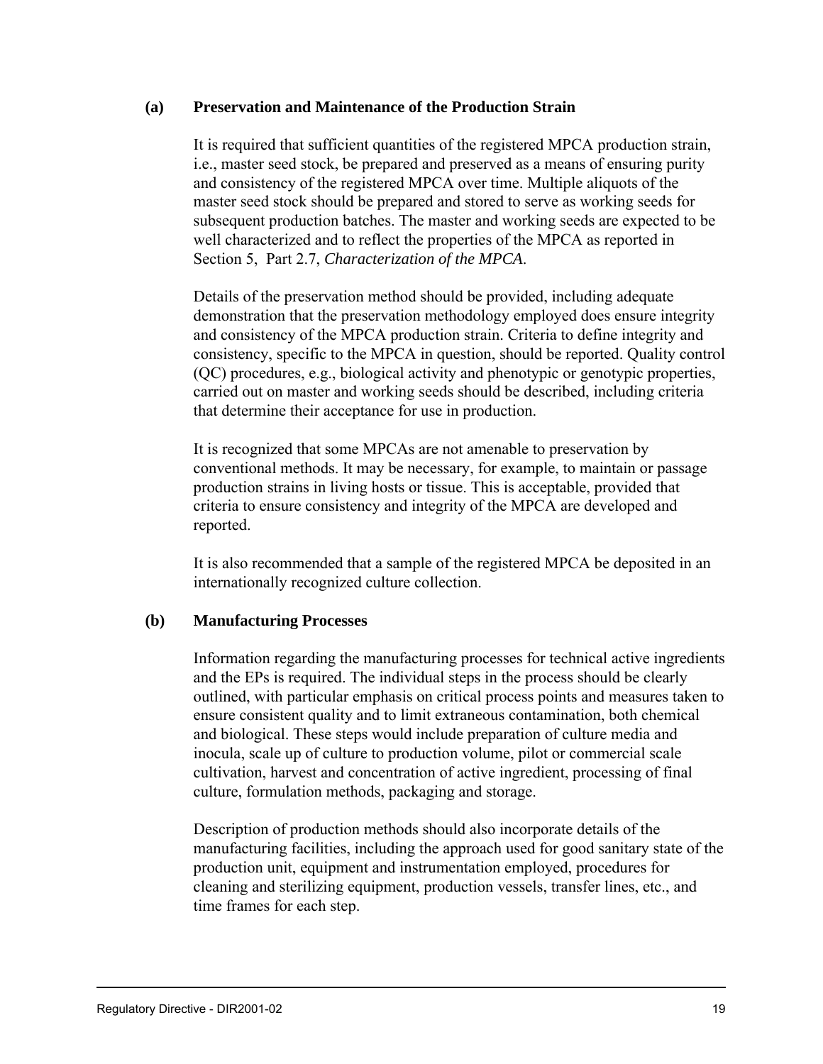### (a) Preservation and Maintenance of the Production Strain

It is required that sufficient quantities of the registered MPCA production strain, i.e., master seed stock, be prepared and preserved as a means of ensuring purity and consistency of the registered MPCA over time. Multiple aliquots of the master seed stock should be prepared and stored to serve as working seeds for subsequent production batches. The master and working seeds are expected to be well characterized and to reflect the properties of the MPCA as reported in Section 5, Part 2.7, *Characterization of the MPCA*.

Details of the preservation method should be provided, including adequate demonstration that the preservation methodology employed does ensure integrity and consistency of the MPCA production strain. Criteria to define integrity and consistency, specific to the MPCA in question, should be reported. Quality control (QC) procedures, e.g., biological activity and phenotypic or genotypic properties, carried out on master and working seeds should be described, including criteria that determine their acceptance for use in production.

It is recognized that some MPCAs are not amenable to preservation by conventional methods. It may be necessary, for example, to maintain or passage production strains in living hosts or tissue. This is acceptable, provided that criteria to ensure consistency and integrity of the MPCA are developed and reported.

It is also recommended that a sample of the registered MPCA be deposited in an internationally recognized culture collection.

### (b) Manufacturing Processes

Information regarding the manufacturing processes for technical active ingredients and the EPs is required. The individual steps in the process should be clearly outlined, with particular emphasis on critical process points and measures taken to ensure consistent quality and to limit extraneous contamination, both chemical and biological. These steps would include preparation of culture media and inocula, scale up of culture to production volume, pilot or commercial scale cultivation, harvest and concentration of active ingredient, processing of final culture, formulation methods, packaging and storage.

Description of production methods should also incorporate details of the manufacturing facilities, including the approach used for good sanitary state of the production unit, equipment and instrumentation employed, procedures for cleaning and sterilizing equipment, production vessels, transfer lines, etc., and time frames for each step.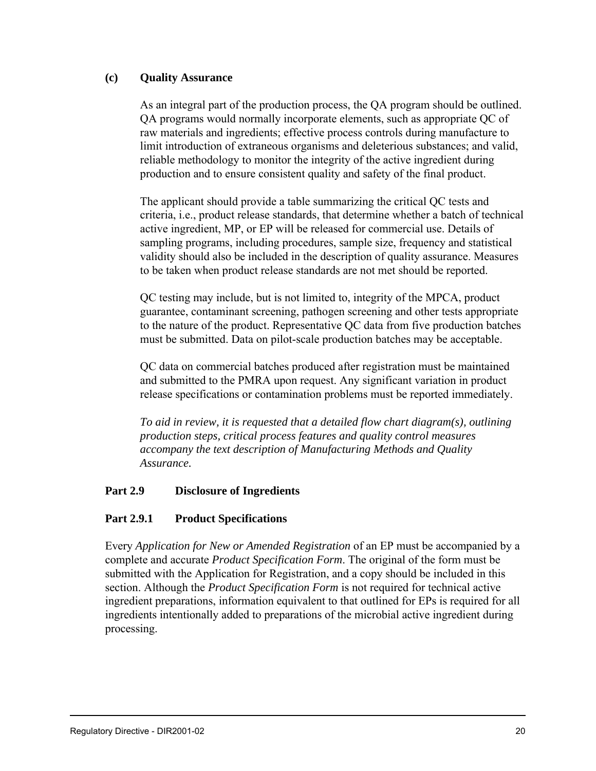### (c) Quality Assurance

As an integral part of the production process, the QA program should be outlined. QA programs would normally incorporate elements, such as appropriate QC of raw materials and ingredients; effective process controls during manufacture to limit introduction of extraneous organisms and deleterious substances; and valid, reliable methodology to monitor the integrity of the active ingredient during production and to ensure consistent quality and safety of the final product.

The applicant should provide a table summarizing the critical QC tests and criteria, i.e., product release standards, that determine whether a batch of technical active ingredient, MP, or EP will be released for commercial use. Details of sampling programs, including procedures, sample size, frequency and statistical validity should also be included in the description of quality assurance. Measures to be taken when product release standards are not met should be reported.

QC testing may include, but is not limited to, integrity of the MPCA, product guarantee, contaminant screening, pathogen screening and other tests appropriate to the nature of the product. Representative QC data from five production batches must be submitted. Data on pilot-scale production batches may be acceptable.

QC data on commercial batches produced after registration must be maintained and submitted to the PMRA upon request. Any significant variation in product release specifications or contamination problems must be reported immediately.

*To aid in review, it is requested that a detailed flow chart diagram(s), outlining production steps, critical process features and quality control measures accompany the text description of Manufacturing Methods and Quality Assurance.*

## Part 2.9 Disclosure of Ingredients

### Part 2.9.1 Product Specifications

Every *Application for New or Amended Registration* of an EP must be accompanied by a complete and accurate *Product Specification Form*. The original of the form must be submitted with the Application for Registration, and a copy should be included in this section. Although the *Product Specification Form* is not required for technical active ingredient preparations, information equivalent to that outlined for EPs is required for all ingredients intentionally added to preparations of the microbial active ingredient during processing.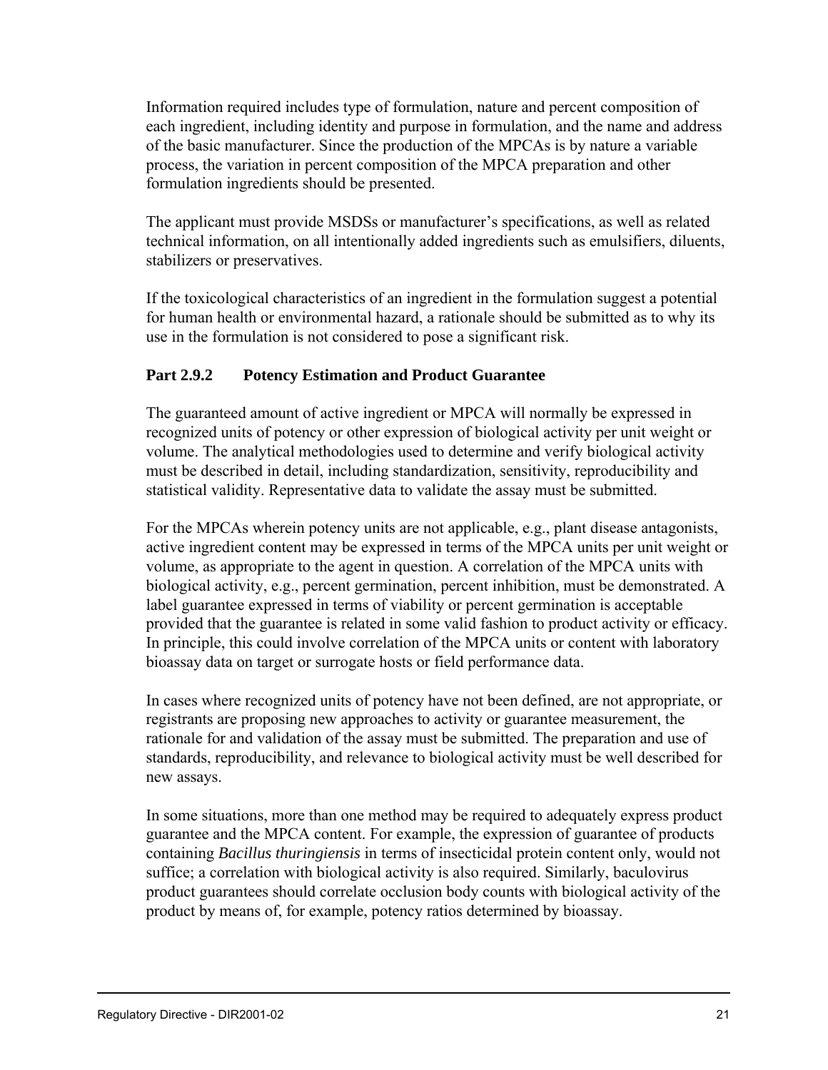Information required includes type of formulation, nature and percent composition of each ingredient, including identity and purpose in formulation, and the name and address of the basic manufacturer. Since the production of the MPCAs is by nature a variable process, the variation in percent composition of the MPCA preparation and other formulation ingredients should be presented.

The applicant must provide MSDSs or manufacturer's specifications, as well as related technical information, on all intentionally added ingredients such as emulsifiers, diluents, stabilizers or preservatives.

If the toxicological characteristics of an ingredient in the formulation suggest a potential for human health or environmental hazard, a rationale should be submitted as to why its use in the formulation is not considered to pose a significant risk.

### Part 2.9.2 Potency Estimation and Product Guarantee

The guaranteed amount of active ingredient or MPCA will normally be expressed in recognized units of potency or other expression of biological activity per unit weight or volume. The analytical methodologies used to determine and verify biological activity must be described in detail, including standardization, sensitivity, reproducibility and statistical validity. Representative data to validate the assay must be submitted.

For the MPCAs wherein potency units are not applicable, e.g., plant disease antagonists, active ingredient content may be expressed in terms of the MPCA units per unit weight or volume, as appropriate to the agent in question. A correlation of the MPCA units with biological activity, e.g., percent germination, percent inhibition, must be demonstrated. A label guarantee expressed in terms of viability or percent germination is acceptable provided that the guarantee is related in some valid fashion to product activity or efficacy. In principle, this could involve correlation of the MPCA units or content with laboratory bioassay data on target or surrogate hosts or field performance data.

In cases where recognized units of potency have not been defined, are not appropriate, or registrants are proposing new approaches to activity or guarantee measurement, the rationale for and validation of the assay must be submitted. The preparation and use of standards, reproducibility, and relevance to biological activity must be well described for new assays.

In some situations, more than one method may be required to adequately express product guarantee and the MPCA content. For example, the expression of guarantee of products containing *Bacillus thuringiensis* in terms of insecticidal protein content only, would not suffice; a correlation with biological activity is also required. Similarly, baculovirus product guarantees should correlate occlusion body counts with biological activity of the product by means of, for example, potency ratios determined by bioassay.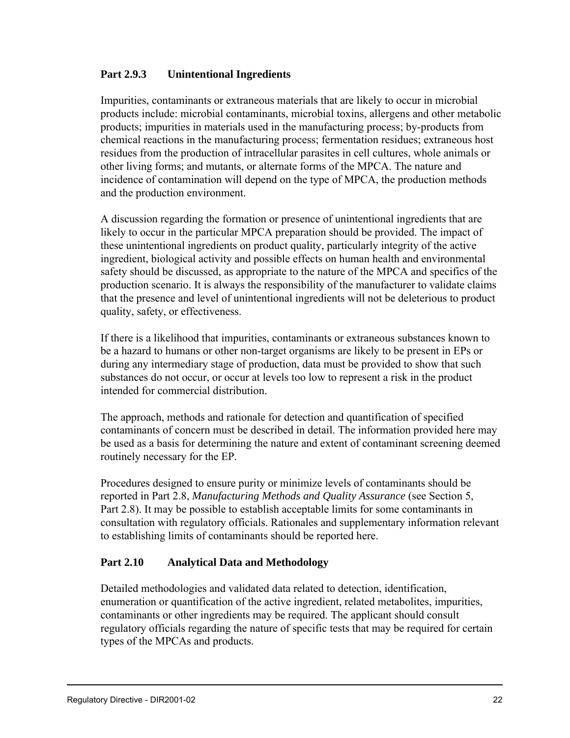### Part 2.9.3 Unintentional Ingredients

Impurities, contaminants or extraneous materials that are likely to occur in microbial products include: microbial contaminants, microbial toxins, allergens and other metabolic products; impurities in materials used in the manufacturing process; by-products from chemical reactions in the manufacturing process; fermentation residues; extraneous host residues from the production of intracellular parasites in cell cultures, whole animals or other living forms; and mutants, or alternate forms of the MPCA. The nature and incidence of contamination will depend on the type of MPCA, the production methods and the production environment.

A discussion regarding the formation or presence of unintentional ingredients that are likely to occur in the particular MPCA preparation should be provided. The impact of these unintentional ingredients on product quality, particularly integrity of the active ingredient, biological activity and possible effects on human health and environmental safety should be discussed, as appropriate to the nature of the MPCA and specifics of the production scenario. It is always the responsibility of the manufacturer to validate claims that the presence and level of unintentional ingredients will not be deleterious to product quality, safety, or effectiveness.

If there is a likelihood that impurities, contaminants or extraneous substances known to be a hazard to humans or other non-target organisms are likely to be present in EPs or during any intermediary stage of production, data must be provided to show that such substances do not occur, or occur at levels too low to represent a risk in the product intended for commercial distribution.

The approach, methods and rationale for detection and quantification of specified contaminants of concern must be described in detail. The information provided here may be used as a basis for determining the nature and extent of contaminant screening deemed routinely necessary for the EP.

Procedures designed to ensure purity or minimize levels of contaminants should be reported in Part 2.8, *Manufacturing Methods and Quality Assurance* (see Section 5, Part 2.8). It may be possible to establish acceptable limits for some contaminants in consultation with regulatory officials. Rationales and supplementary information relevant to establishing limits of contaminants should be reported here.

### Part 2.10 Analytical Data and Methodology

Detailed methodologies and validated data related to detection, identification, enumeration or quantification of the active ingredient, related metabolites, impurities, contaminants or other ingredients may be required. The applicant should consult regulatory officials regarding the nature of specific tests that may be required for certain types of the MPCAs and products.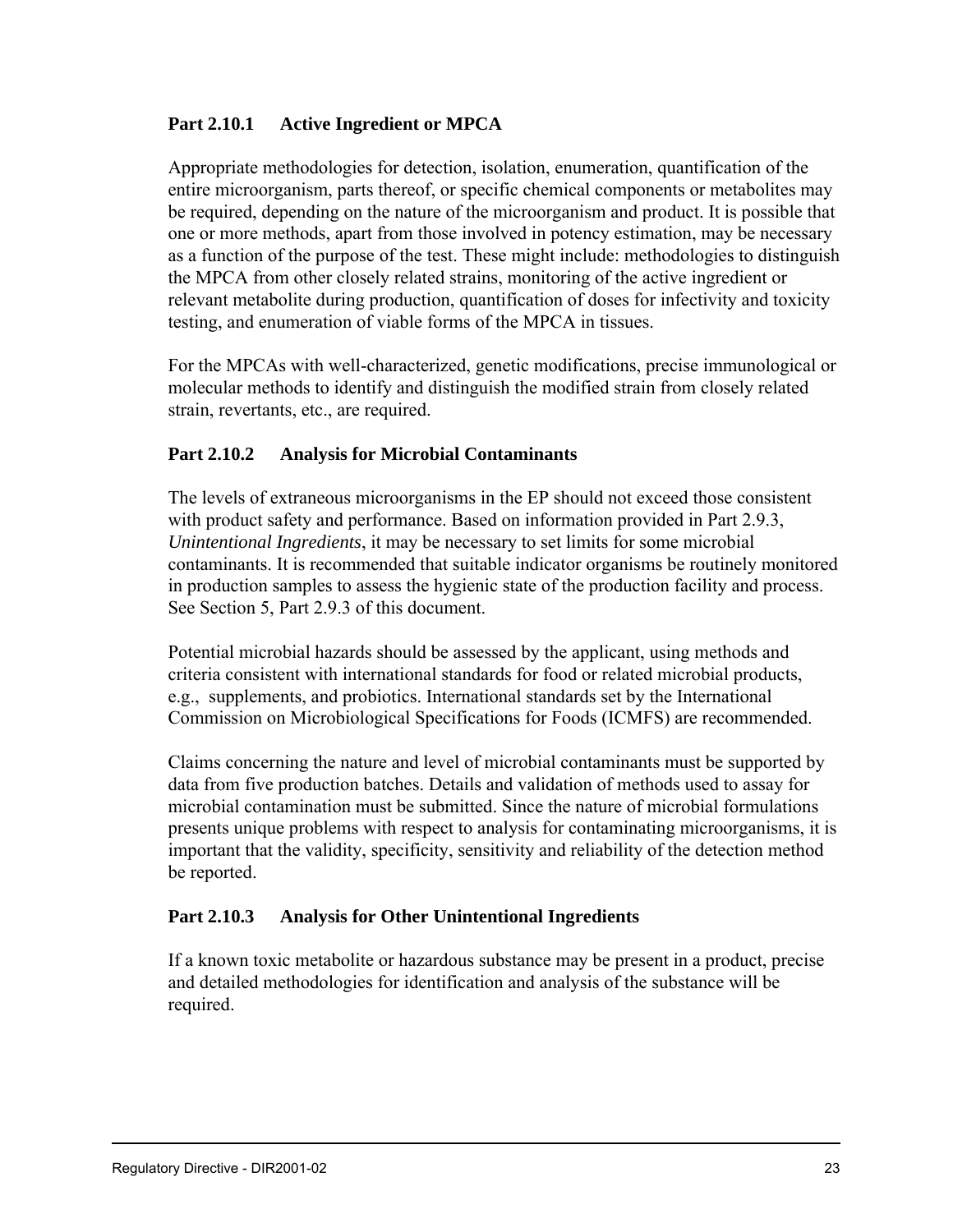### Part 2.10.1 Active Ingredient or MPCA

Appropriate methodologies for detection, isolation, enumeration, quantification of the entire microorganism, parts thereof, or specific chemical components or metabolites may be required, depending on the nature of the microorganism and product. It is possible that one or more methods, apart from those involved in potency estimation, may be necessary as a function of the purpose of the test. These might include: methodologies to distinguish the MPCA from other closely related strains, monitoring of the active ingredient or relevant metabolite during production, quantification of doses for infectivity and toxicity testing, and enumeration of viable forms of the MPCA in tissues.

For the MPCAs with well-characterized, genetic modifications, precise immunological or molecular methods to identify and distinguish the modified strain from closely related strain, revertants, etc., are required.

### Part 2.10.2 Analysis for Microbial Contaminants

The levels of extraneous microorganisms in the EP should not exceed those consistent with product safety and performance. Based on information provided in Part 2.9.3, *Unintentional Ingredients*, it may be necessary to set limits for some microbial contaminants. It is recommended that suitable indicator organisms be routinely monitored in production samples to assess the hygienic state of the production facility and process. See Section 5, Part 2.9.3 of this document.

Potential microbial hazards should be assessed by the applicant, using methods and criteria consistent with international standards for food or related microbial products, e.g., supplements, and probiotics. International standards set by the International Commission on Microbiological Specifications for Foods (ICMFS) are recommended.

Claims concerning the nature and level of microbial contaminants must be supported by data from five production batches. Details and validation of methods used to assay for microbial contamination must be submitted. Since the nature of microbial formulations presents unique problems with respect to analysis for contaminating microorganisms, it is important that the validity, specificity, sensitivity and reliability of the detection method be reported.

### Part 2.10.3 Analysis for Other Unintentional Ingredients

If a known toxic metabolite or hazardous substance may be present in a product, precise and detailed methodologies for identification and analysis of the substance will be required.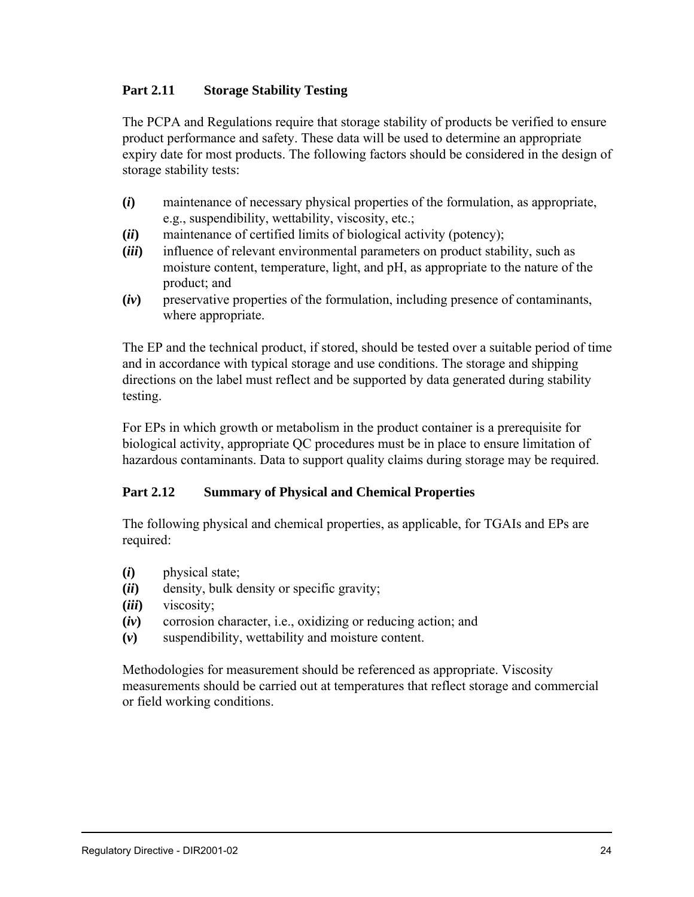## Part 2.11 Storage Stability Testing

The PCPA and Regulations require that storage stability of products be verified to ensure product performance and safety. These data will be used to determine an appropriate expiry date for most products. The following factors should be considered in the design of storage stability tests:

**(*i*)** maintenance of necessary physical properties of the formulation, as appropriate, e.g., suspendibility, wettability, viscosity, etc.;

**(*ii*)** maintenance of certified limits of biological activity (potency);

**(*iii*)** influence of relevant environmental parameters on product stability, such as moisture content, temperature, light, and pH, as appropriate to the nature of the product; and

**(*iv*)** preservative properties of the formulation, including presence of contaminants, where appropriate.

The EP and the technical product, if stored, should be tested over a suitable period of time and in accordance with typical storage and use conditions. The storage and shipping directions on the label must reflect and be supported by data generated during stability testing.

For EPs in which growth or metabolism in the product container is a prerequisite for biological activity, appropriate QC procedures must be in place to ensure limitation of hazardous contaminants. Data to support quality claims during storage may be required.

## Part 2.12 Summary of Physical and Chemical Properties

The following physical and chemical properties, as applicable, for TGAIs and EPs are required:

**(*i*)** physical state;

**(*ii*)** density, bulk density or specific gravity;

**(*iii*)** viscosity;

**(*iv*)** corrosion character, i.e., oxidizing or reducing action; and

**(*v*)** suspendibility, wettability and moisture content.

Methodologies for measurement should be referenced as appropriate. Viscosity measurements should be carried out at temperatures that reflect storage and commercial or field working conditions.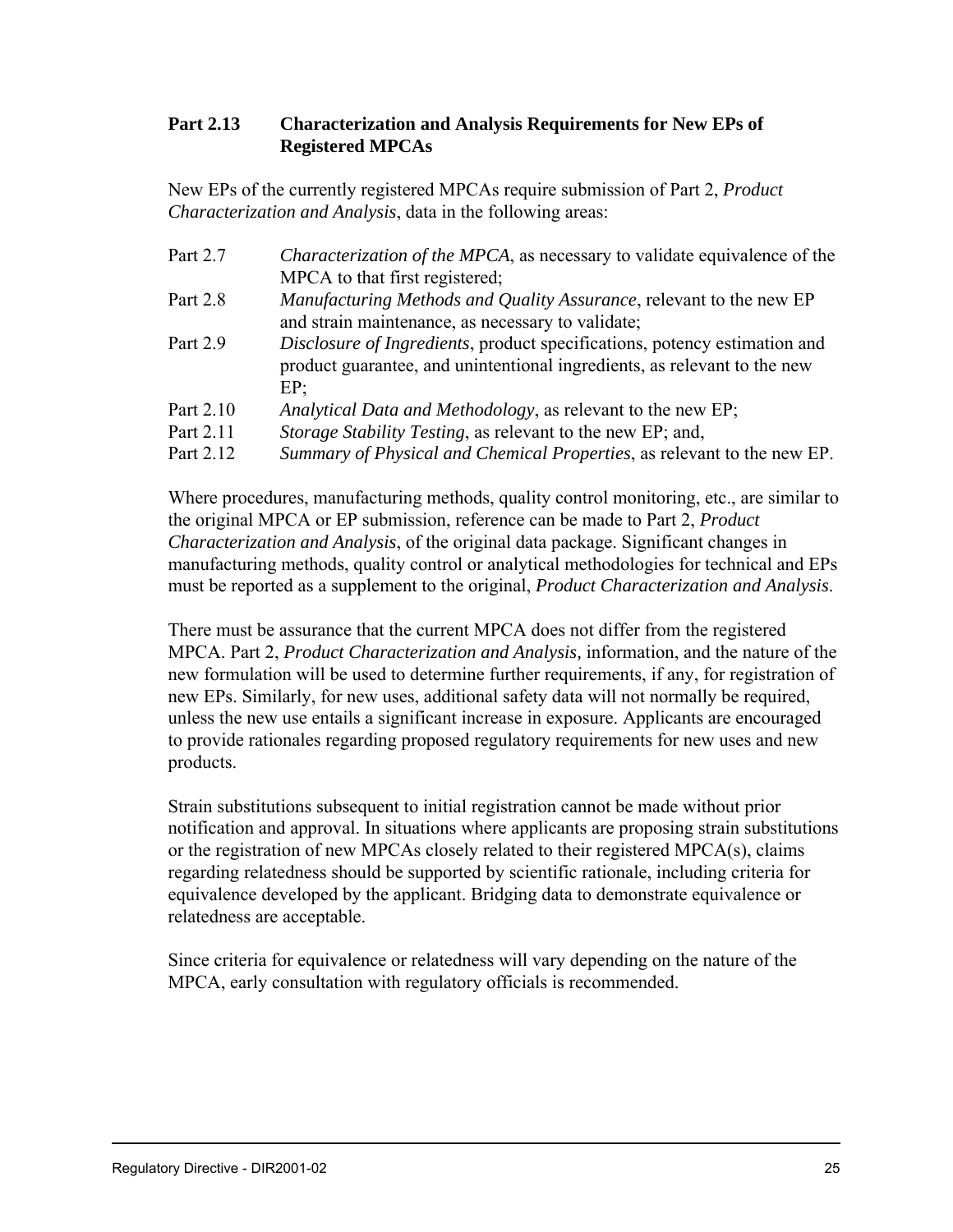## Part 2.13 Characterization and Analysis Requirements for New EPs of Registered MPCAs

New EPs of the currently registered MPCAs require submission of Part 2, *Product Characterization and Analysis*, data in the following areas:

| | |
|---|---|
| Part 2.7 | *Characterization of the MPCA*, as necessary to validate equivalence of the MPCA to that first registered; |
| Part 2.8 | *Manufacturing Methods and Quality Assurance*, relevant to the new EP and strain maintenance, as necessary to validate; |
| Part 2.9 | *Disclosure of Ingredients*, product specifications, potency estimation and product guarantee, and unintentional ingredients, as relevant to the new EP; |
| Part 2.10 | *Analytical Data and Methodology*, as relevant to the new EP; |
| Part 2.11 | *Storage Stability Testing*, as relevant to the new EP; and, |
| Part 2.12 | *Summary of Physical and Chemical Properties*, as relevant to the new EP. |

Where procedures, manufacturing methods, quality control monitoring, etc., are similar to the original MPCA or EP submission, reference can be made to Part 2, *Product Characterization and Analysis*, of the original data package. Significant changes in manufacturing methods, quality control or analytical methodologies for technical and EPs must be reported as a supplement to the original, *Product Characterization and Analysis*.

There must be assurance that the current MPCA does not differ from the registered MPCA. Part 2, *Product Characterization and Analysis,* information, and the nature of the new formulation will be used to determine further requirements, if any, for registration of new EPs. Similarly, for new uses, additional safety data will not normally be required, unless the new use entails a significant increase in exposure. Applicants are encouraged to provide rationales regarding proposed regulatory requirements for new uses and new products.

Strain substitutions subsequent to initial registration cannot be made without prior notification and approval. In situations where applicants are proposing strain substitutions or the registration of new MPCAs closely related to their registered MPCA(s), claims regarding relatedness should be supported by scientific rationale, including criteria for equivalence developed by the applicant. Bridging data to demonstrate equivalence or relatedness are acceptable.

Since criteria for equivalence or relatedness will vary depending on the nature of the MPCA, early consultation with regulatory officials is recommended.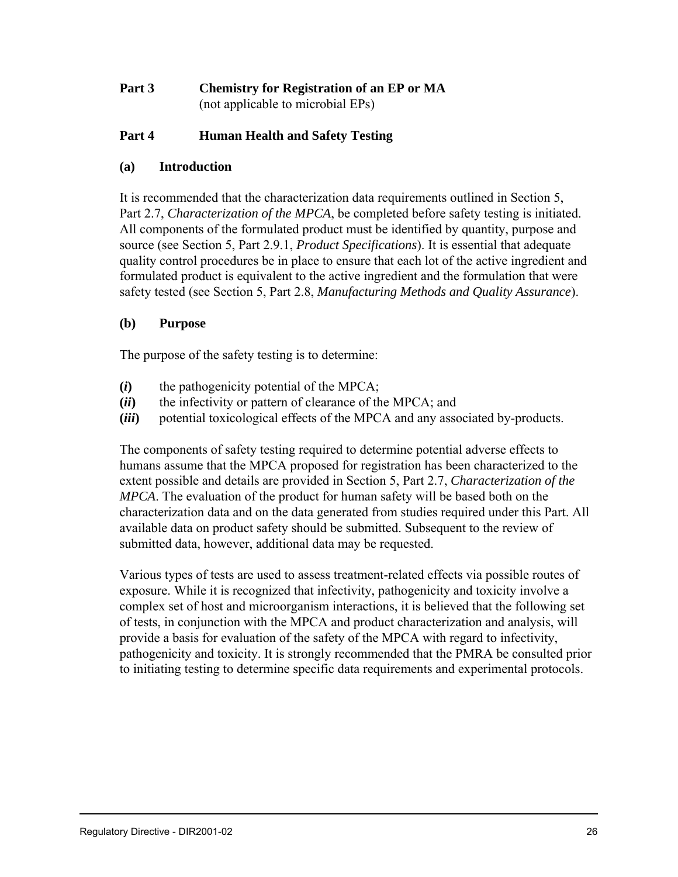## Part 3 Chemistry for Registration of an EP or MA

(not applicable to microbial EPs)

## Part 4 Human Health and Safety Testing

### (a) Introduction

It is recommended that the characterization data requirements outlined in Section 5, Part 2.7, *Characterization of the MPCA*, be completed before safety testing is initiated. All components of the formulated product must be identified by quantity, purpose and source (see Section 5, Part 2.9.1, *Product Specifications*). It is essential that adequate quality control procedures be in place to ensure that each lot of the active ingredient and formulated product is equivalent to the active ingredient and the formulation that were safety tested (see Section 5, Part 2.8, *Manufacturing Methods and Quality Assurance*).

### (b) Purpose

The purpose of the safety testing is to determine:

**(*i*)** the pathogenicity potential of the MPCA;
**(*ii*)** the infectivity or pattern of clearance of the MPCA; and
**(*iii*)** potential toxicological effects of the MPCA and any associated by-products.

The components of safety testing required to determine potential adverse effects to humans assume that the MPCA proposed for registration has been characterized to the extent possible and details are provided in Section 5, Part 2.7, *Characterization of the MPCA*. The evaluation of the product for human safety will be based both on the characterization data and on the data generated from studies required under this Part. All available data on product safety should be submitted. Subsequent to the review of submitted data, however, additional data may be requested.

Various types of tests are used to assess treatment-related effects via possible routes of exposure. While it is recognized that infectivity, pathogenicity and toxicity involve a complex set of host and microorganism interactions, it is believed that the following set of tests, in conjunction with the MPCA and product characterization and analysis, will provide a basis for evaluation of the safety of the MPCA with regard to infectivity, pathogenicity and toxicity. It is strongly recommended that the PMRA be consulted prior to initiating testing to determine specific data requirements and experimental protocols.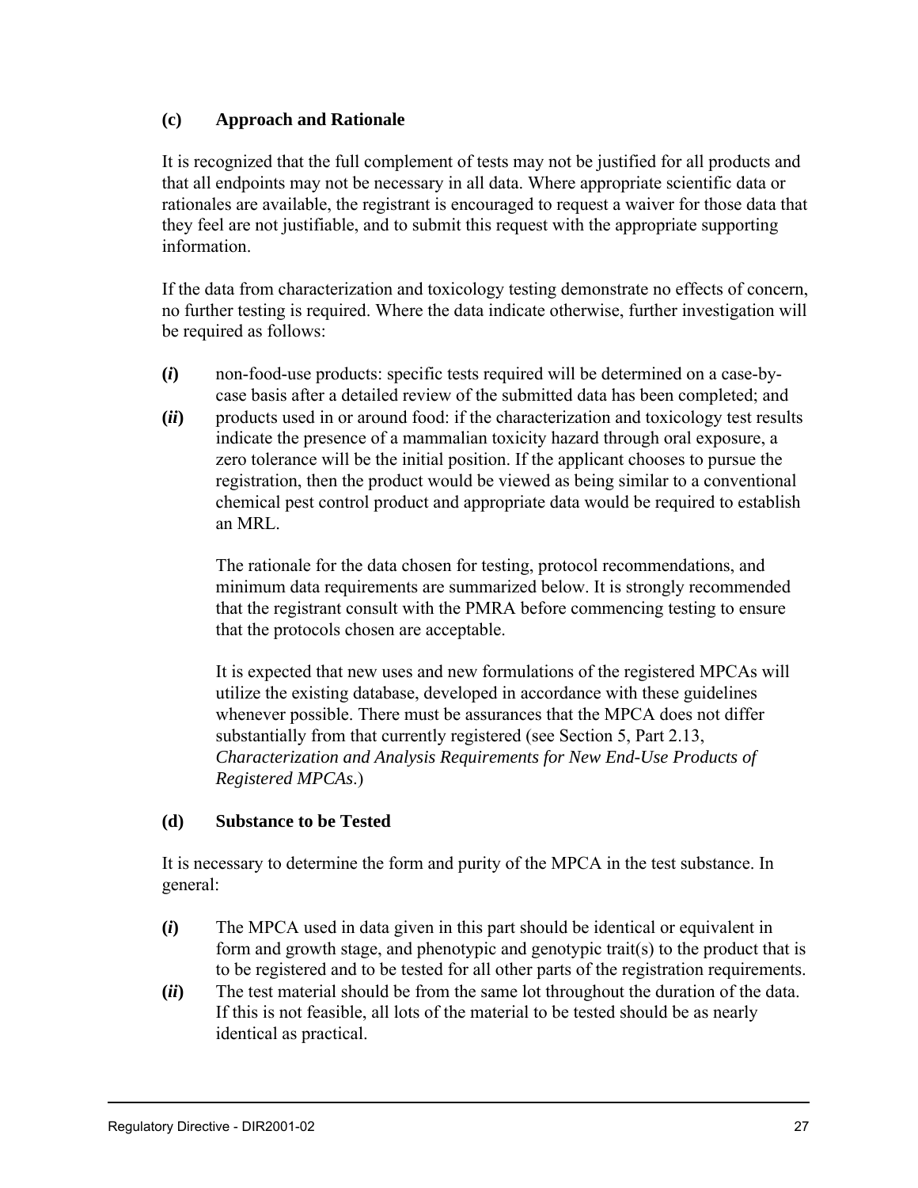### (c) Approach and Rationale

It is recognized that the full complement of tests may not be justified for all products and that all endpoints may not be necessary in all data. Where appropriate scientific data or rationales are available, the registrant is encouraged to request a waiver for those data that they feel are not justifiable, and to submit this request with the appropriate supporting information.

If the data from characterization and toxicology testing demonstrate no effects of concern, no further testing is required. Where the data indicate otherwise, further investigation will be required as follows:

**(*i*)** non-food-use products: specific tests required will be determined on a case-by-case basis after a detailed review of the submitted data has been completed; and

**(*ii*)** products used in or around food: if the characterization and toxicology test results indicate the presence of a mammalian toxicity hazard through oral exposure, a zero tolerance will be the initial position. If the applicant chooses to pursue the registration, then the product would be viewed as being similar to a conventional chemical pest control product and appropriate data would be required to establish an MRL.

The rationale for the data chosen for testing, protocol recommendations, and minimum data requirements are summarized below. It is strongly recommended that the registrant consult with the PMRA before commencing testing to ensure that the protocols chosen are acceptable.

It is expected that new uses and new formulations of the registered MPCAs will utilize the existing database, developed in accordance with these guidelines whenever possible. There must be assurances that the MPCA does not differ substantially from that currently registered (see Section 5, Part 2.13, *Characterization and Analysis Requirements for New End-Use Products of Registered MPCAs*.)

### (d) Substance to be Tested

It is necessary to determine the form and purity of the MPCA in the test substance. In general:

**(*i*)** The MPCA used in data given in this part should be identical or equivalent in form and growth stage, and phenotypic and genotypic trait(s) to the product that is to be registered and to be tested for all other parts of the registration requirements.

**(*ii*)** The test material should be from the same lot throughout the duration of the data. If this is not feasible, all lots of the material to be tested should be as nearly identical as practical.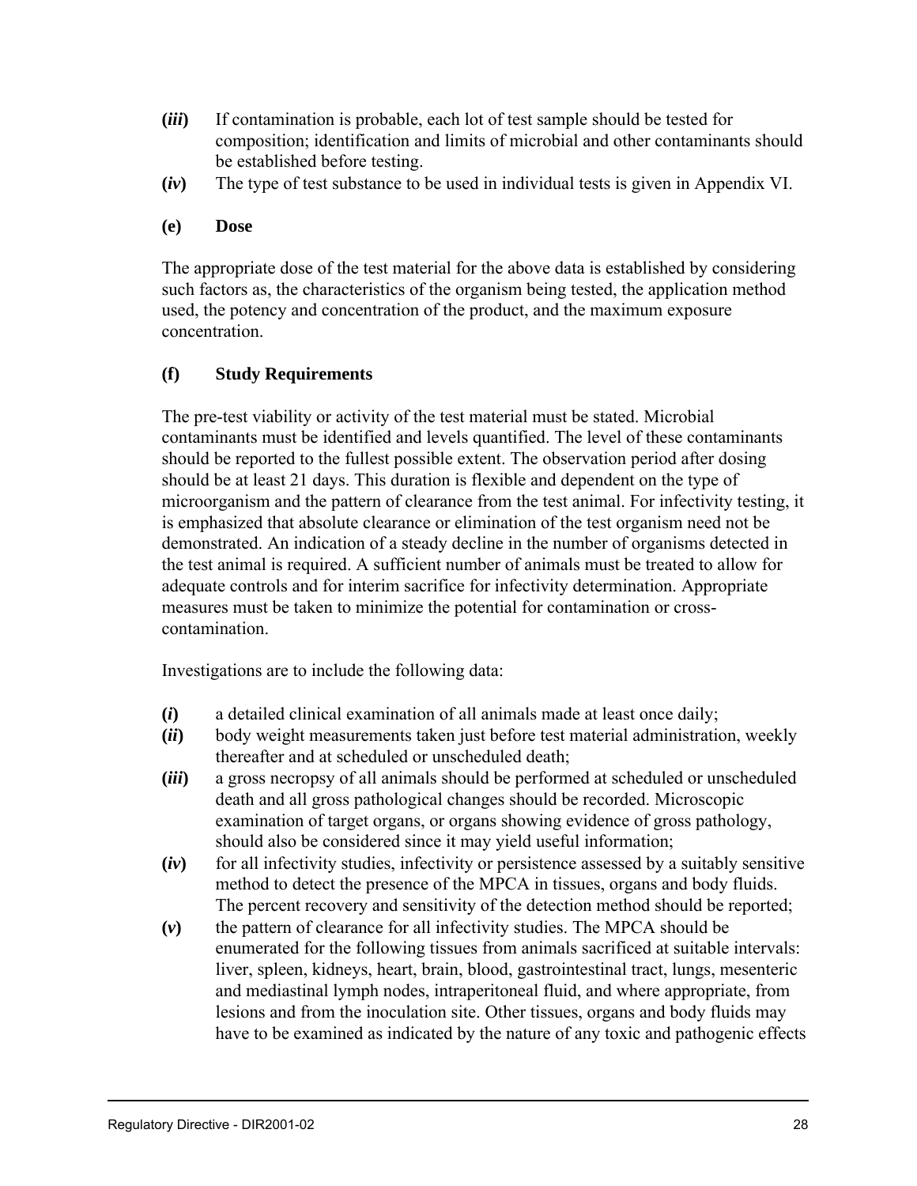**(*iii*)** If contamination is probable, each lot of test sample should be tested for composition; identification and limits of microbial and other contaminants should be established before testing.

**(*iv*)** The type of test substance to be used in individual tests is given in Appendix VI.

### (e) Dose

The appropriate dose of the test material for the above data is established by considering such factors as, the characteristics of the organism being tested, the application method used, the potency and concentration of the product, and the maximum exposure concentration.

### (f) Study Requirements

The pre-test viability or activity of the test material must be stated. Microbial contaminants must be identified and levels quantified. The level of these contaminants should be reported to the fullest possible extent. The observation period after dosing should be at least 21 days. This duration is flexible and dependent on the type of microorganism and the pattern of clearance from the test animal. For infectivity testing, it is emphasized that absolute clearance or elimination of the test organism need not be demonstrated. An indication of a steady decline in the number of organisms detected in the test animal is required. A sufficient number of animals must be treated to allow for adequate controls and for interim sacrifice for infectivity determination. Appropriate measures must be taken to minimize the potential for contamination or cross-contamination.

Investigations are to include the following data:

**(*i*)** a detailed clinical examination of all animals made at least once daily;

**(*ii*)** body weight measurements taken just before test material administration, weekly thereafter and at scheduled or unscheduled death;

**(*iii*)** a gross necropsy of all animals should be performed at scheduled or unscheduled death and all gross pathological changes should be recorded. Microscopic examination of target organs, or organs showing evidence of gross pathology, should also be considered since it may yield useful information;

**(*iv*)** for all infectivity studies, infectivity or persistence assessed by a suitably sensitive method to detect the presence of the MPCA in tissues, organs and body fluids. The percent recovery and sensitivity of the detection method should be reported;

**(*v*)** the pattern of clearance for all infectivity studies. The MPCA should be enumerated for the following tissues from animals sacrificed at suitable intervals: liver, spleen, kidneys, heart, brain, blood, gastrointestinal tract, lungs, mesenteric and mediastinal lymph nodes, intraperitoneal fluid, and where appropriate, from lesions and from the inoculation site. Other tissues, organs and body fluids may have to be examined as indicated by the nature of any toxic and pathogenic effects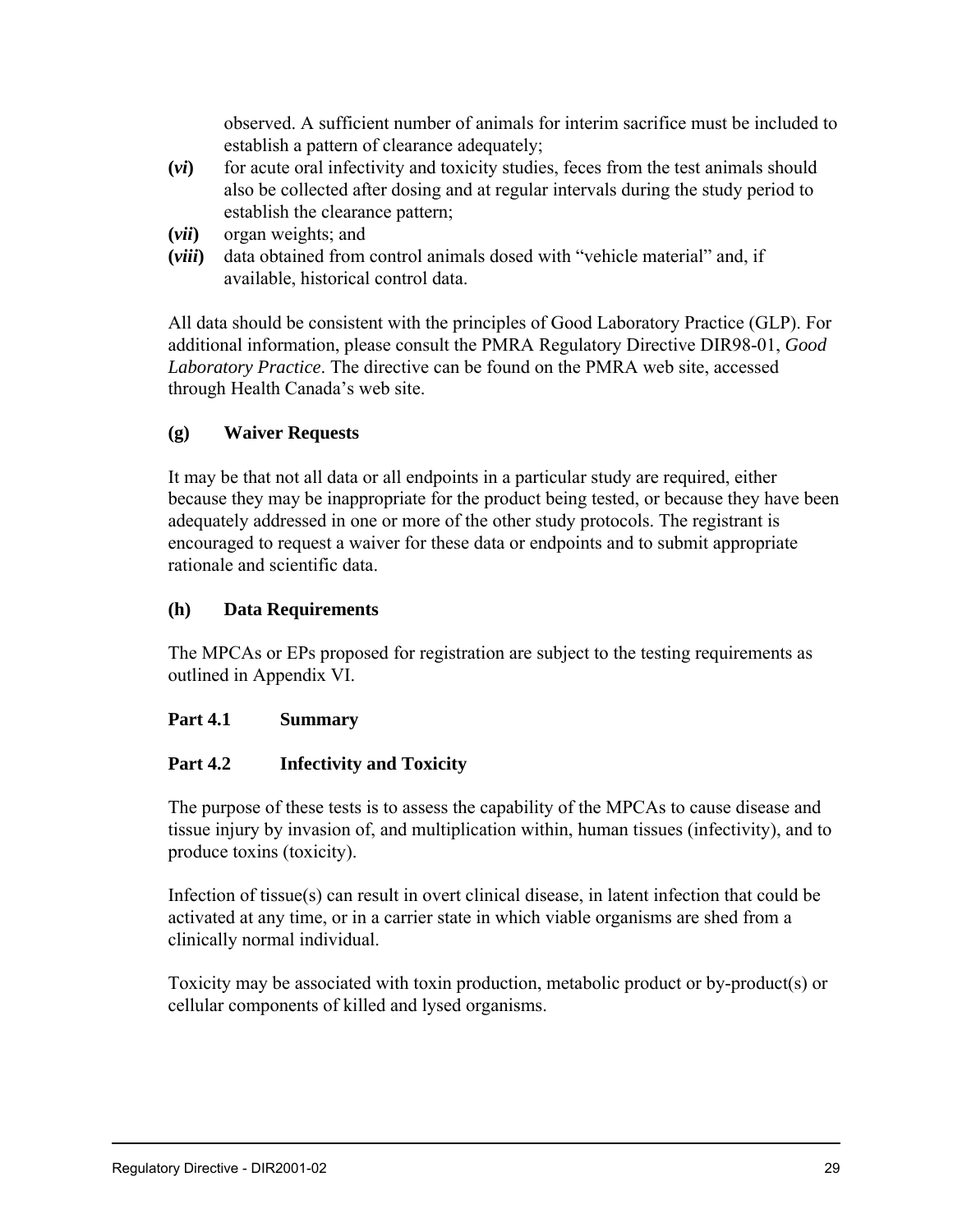observed. A sufficient number of animals for interim sacrifice must be included to establish a pattern of clearance adequately;

**(*vi*)** for acute oral infectivity and toxicity studies, feces from the test animals should also be collected after dosing and at regular intervals during the study period to establish the clearance pattern;

**(*vii*)** organ weights; and

**(*viii*)** data obtained from control animals dosed with "vehicle material" and, if available, historical control data.

All data should be consistent with the principles of Good Laboratory Practice (GLP). For additional information, please consult the PMRA Regulatory Directive DIR98-01, *Good Laboratory Practice*. The directive can be found on the PMRA web site, accessed through Health Canada's web site.

### (g) Waiver Requests

It may be that not all data or all endpoints in a particular study are required, either because they may be inappropriate for the product being tested, or because they have been adequately addressed in one or more of the other study protocols. The registrant is encouraged to request a waiver for these data or endpoints and to submit appropriate rationale and scientific data.

### (h) Data Requirements

The MPCAs or EPs proposed for registration are subject to the testing requirements as outlined in Appendix VI.

## Part 4.1 Summary

## Part 4.2 Infectivity and Toxicity

The purpose of these tests is to assess the capability of the MPCAs to cause disease and tissue injury by invasion of, and multiplication within, human tissues (infectivity), and to produce toxins (toxicity).

Infection of tissue(s) can result in overt clinical disease, in latent infection that could be activated at any time, or in a carrier state in which viable organisms are shed from a clinically normal individual.

Toxicity may be associated with toxin production, metabolic product or by-product(s) or cellular components of killed and lysed organisms.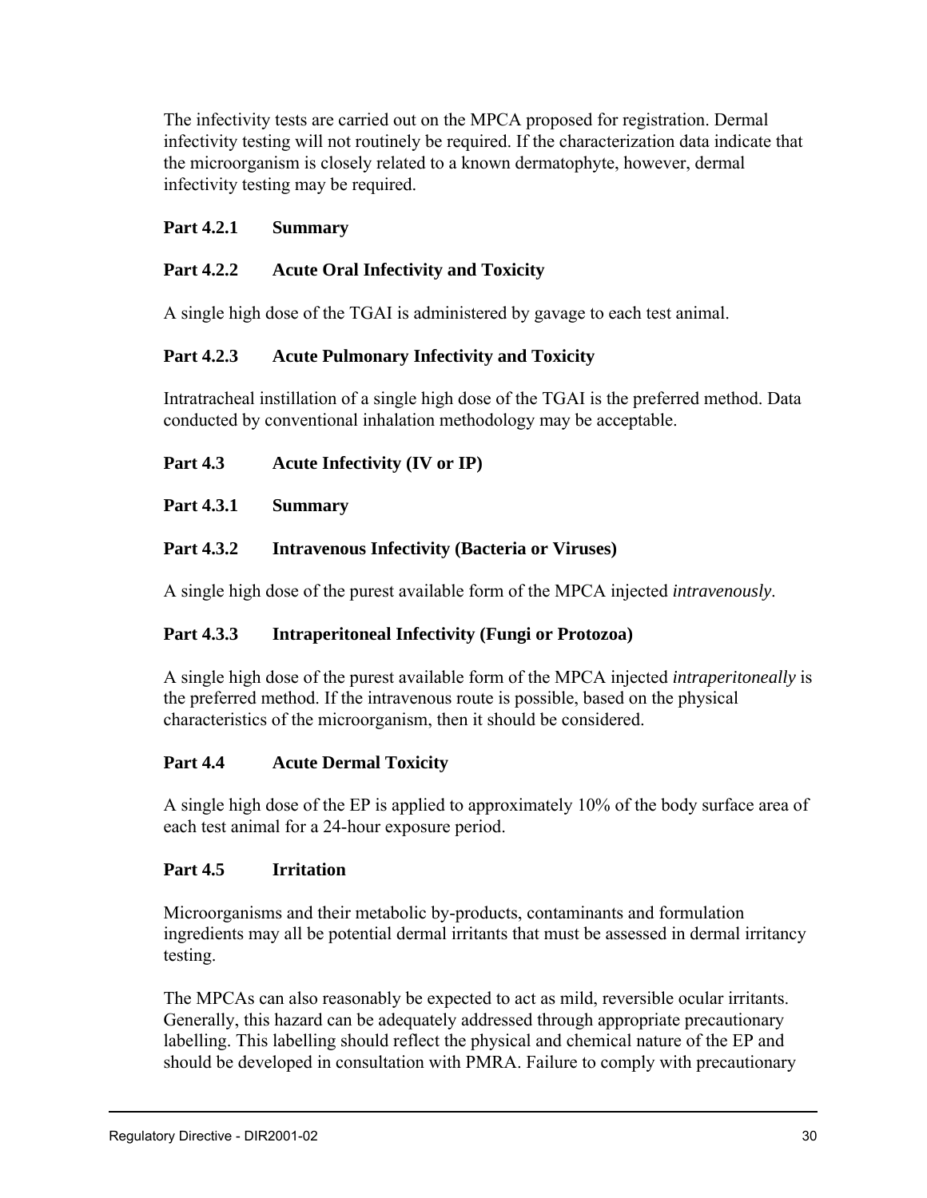The infectivity tests are carried out on the MPCA proposed for registration. Dermal infectivity testing will not routinely be required. If the characterization data indicate that the microorganism is closely related to a known dermatophyte, however, dermal infectivity testing may be required.

### Part 4.2.1 Summary

### Part 4.2.2 Acute Oral Infectivity and Toxicity

A single high dose of the TGAI is administered by gavage to each test animal.

### Part 4.2.3 Acute Pulmonary Infectivity and Toxicity

Intratracheal instillation of a single high dose of the TGAI is the preferred method. Data conducted by conventional inhalation methodology may be acceptable.

## Part 4.3 Acute Infectivity (IV or IP)

### Part 4.3.1 Summary

### Part 4.3.2 Intravenous Infectivity (Bacteria or Viruses)

A single high dose of the purest available form of the MPCA injected *intravenously*.

### Part 4.3.3 Intraperitoneal Infectivity (Fungi or Protozoa)

A single high dose of the purest available form of the MPCA injected *intraperitoneally* is the preferred method. If the intravenous route is possible, based on the physical characteristics of the microorganism, then it should be considered.

## Part 4.4 Acute Dermal Toxicity

A single high dose of the EP is applied to approximately 10% of the body surface area of each test animal for a 24-hour exposure period.

## Part 4.5 Irritation

Microorganisms and their metabolic by-products, contaminants and formulation ingredients may all be potential dermal irritants that must be assessed in dermal irritancy testing.

The MPCAs can also reasonably be expected to act as mild, reversible ocular irritants. Generally, this hazard can be adequately addressed through appropriate precautionary labelling. This labelling should reflect the physical and chemical nature of the EP and should be developed in consultation with PMRA. Failure to comply with precautionary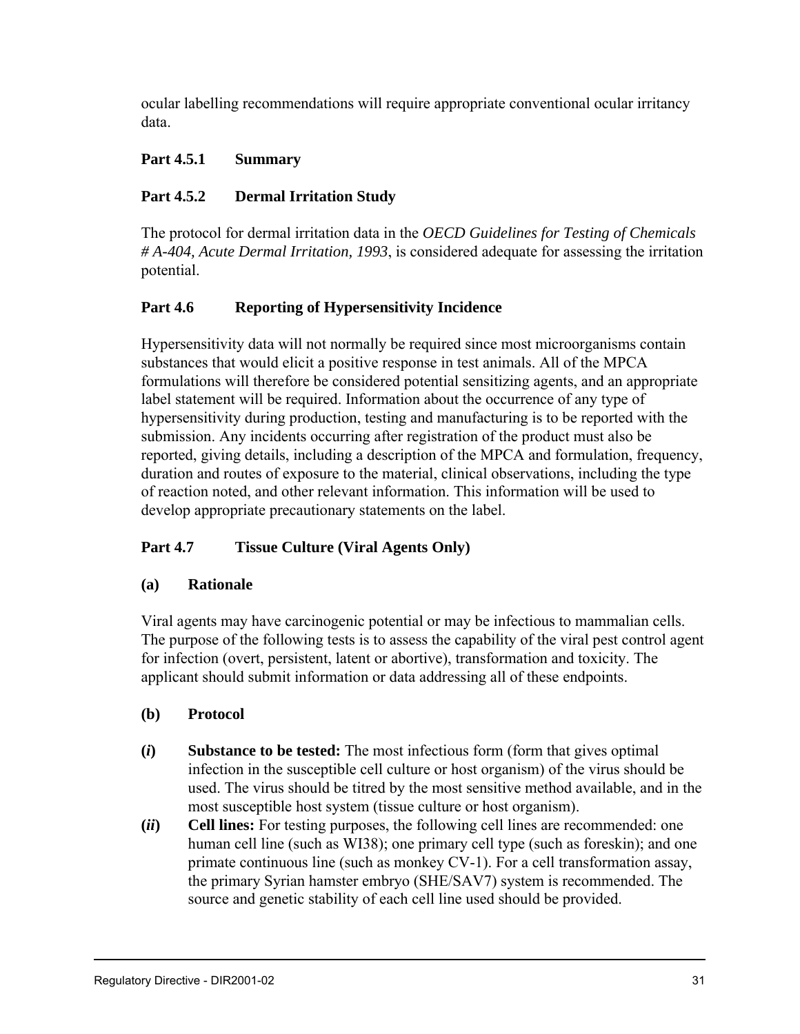ocular labelling recommendations will require appropriate conventional ocular irritancy data.

**Part 4.5.1 Summary**

**Part 4.5.2 Dermal Irritation Study**

The protocol for dermal irritation data in the *OECD Guidelines for Testing of Chemicals # A-404, Acute Dermal Irritation, 1993*, is considered adequate for assessing the irritation potential.

**Part 4.6 Reporting of Hypersensitivity Incidence**

Hypersensitivity data will not normally be required since most microorganisms contain substances that would elicit a positive response in test animals. All of the MPCA formulations will therefore be considered potential sensitizing agents, and an appropriate label statement will be required. Information about the occurrence of any type of hypersensitivity during production, testing and manufacturing is to be reported with the submission. Any incidents occurring after registration of the product must also be reported, giving details, including a description of the MPCA and formulation, frequency, duration and routes of exposure to the material, clinical observations, including the type of reaction noted, and other relevant information. This information will be used to develop appropriate precautionary statements on the label.

**Part 4.7 Tissue Culture (Viral Agents Only)**

**(a) Rationale**

Viral agents may have carcinogenic potential or may be infectious to mammalian cells. The purpose of the following tests is to assess the capability of the viral pest control agent for infection (overt, persistent, latent or abortive), transformation and toxicity. The applicant should submit information or data addressing all of these endpoints.

**(b) Protocol**

**(*i*)** **Substance to be tested:** The most infectious form (form that gives optimal infection in the susceptible cell culture or host organism) of the virus should be used. The virus should be titred by the most sensitive method available, and in the most susceptible host system (tissue culture or host organism).

**(*ii*)** **Cell lines:** For testing purposes, the following cell lines are recommended: one human cell line (such as WI38); one primary cell type (such as foreskin); and one primate continuous line (such as monkey CV-1). For a cell transformation assay, the primary Syrian hamster embryo (SHE/SAV7) system is recommended. The source and genetic stability of each cell line used should be provided.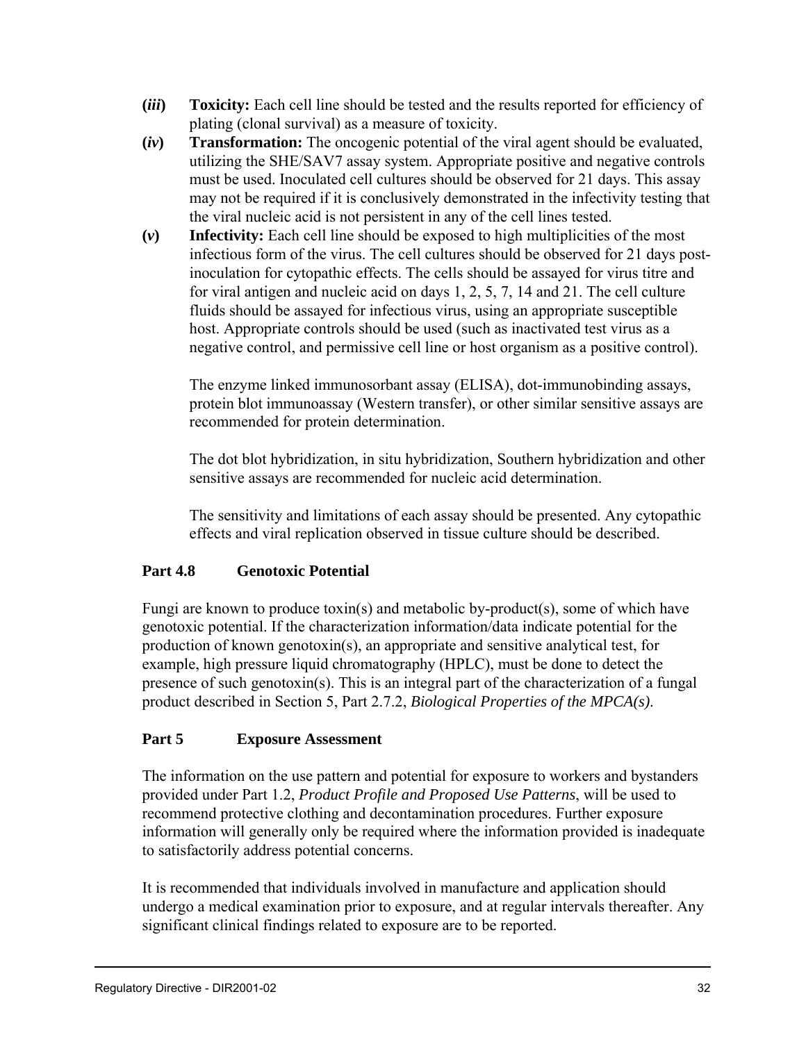- **(*iii*)** **Toxicity:** Each cell line should be tested and the results reported for efficiency of plating (clonal survival) as a measure of toxicity.
- **(*iv*)** **Transformation:** The oncogenic potential of the viral agent should be evaluated, utilizing the SHE/SAV7 assay system. Appropriate positive and negative controls must be used. Inoculated cell cultures should be observed for 21 days. This assay may not be required if it is conclusively demonstrated in the infectivity testing that the viral nucleic acid is not persistent in any of the cell lines tested.
- **(*v*)** **Infectivity:** Each cell line should be exposed to high multiplicities of the most infectious form of the virus. The cell cultures should be observed for 21 days post-inoculation for cytopathic effects. The cells should be assayed for virus titre and for viral antigen and nucleic acid on days 1, 2, 5, 7, 14 and 21. The cell culture fluids should be assayed for infectious virus, using an appropriate susceptible host. Appropriate controls should be used (such as inactivated test virus as a negative control, and permissive cell line or host organism as a positive control).

  The enzyme linked immunosorbant assay (ELISA), dot-immunobinding assays, protein blot immunoassay (Western transfer), or other similar sensitive assays are recommended for protein determination.

  The dot blot hybridization, in situ hybridization, Southern hybridization and other sensitive assays are recommended for nucleic acid determination.

  The sensitivity and limitations of each assay should be presented. Any cytopathic effects and viral replication observed in tissue culture should be described.

### Part 4.8 Genotoxic Potential

Fungi are known to produce toxin(s) and metabolic by-product(s), some of which have genotoxic potential. If the characterization information/data indicate potential for the production of known genotoxin(s), an appropriate and sensitive analytical test, for example, high pressure liquid chromatography (HPLC), must be done to detect the presence of such genotoxin(s). This is an integral part of the characterization of a fungal product described in Section 5, Part 2.7.2, *Biological Properties of the MPCA(s).*

### Part 5 Exposure Assessment

The information on the use pattern and potential for exposure to workers and bystanders provided under Part 1.2, *Product Profile and Proposed Use Patterns*, will be used to recommend protective clothing and decontamination procedures. Further exposure information will generally only be required where the information provided is inadequate to satisfactorily address potential concerns.

It is recommended that individuals involved in manufacture and application should undergo a medical examination prior to exposure, and at regular intervals thereafter. Any significant clinical findings related to exposure are to be reported.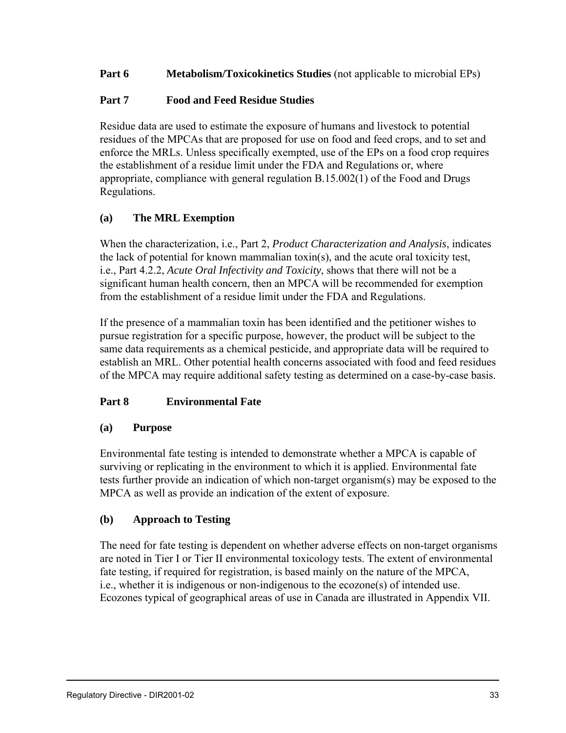## Part 6 Metabolism/Toxicokinetics Studies (not applicable to microbial EPs)

## Part 7 Food and Feed Residue Studies

Residue data are used to estimate the exposure of humans and livestock to potential residues of the MPCAs that are proposed for use on food and feed crops, and to set and enforce the MRLs. Unless specifically exempted, use of the EPs on a food crop requires the establishment of a residue limit under the FDA and Regulations or, where appropriate, compliance with general regulation B.15.002(1) of the Food and Drugs Regulations.

### (a) The MRL Exemption

When the characterization, i.e., Part 2, *Product Characterization and Analysis*, indicates the lack of potential for known mammalian toxin(s), and the acute oral toxicity test, i.e., Part 4.2.2, *Acute Oral Infectivity and Toxicity*, shows that there will not be a significant human health concern, then an MPCA will be recommended for exemption from the establishment of a residue limit under the FDA and Regulations.

If the presence of a mammalian toxin has been identified and the petitioner wishes to pursue registration for a specific purpose, however, the product will be subject to the same data requirements as a chemical pesticide, and appropriate data will be required to establish an MRL. Other potential health concerns associated with food and feed residues of the MPCA may require additional safety testing as determined on a case-by-case basis.

## Part 8 Environmental Fate

### (a) Purpose

Environmental fate testing is intended to demonstrate whether a MPCA is capable of surviving or replicating in the environment to which it is applied. Environmental fate tests further provide an indication of which non-target organism(s) may be exposed to the MPCA as well as provide an indication of the extent of exposure.

### (b) Approach to Testing

The need for fate testing is dependent on whether adverse effects on non-target organisms are noted in Tier I or Tier II environmental toxicology tests. The extent of environmental fate testing, if required for registration, is based mainly on the nature of the MPCA, i.e., whether it is indigenous or non-indigenous to the ecozone(s) of intended use. Ecozones typical of geographical areas of use in Canada are illustrated in Appendix VII.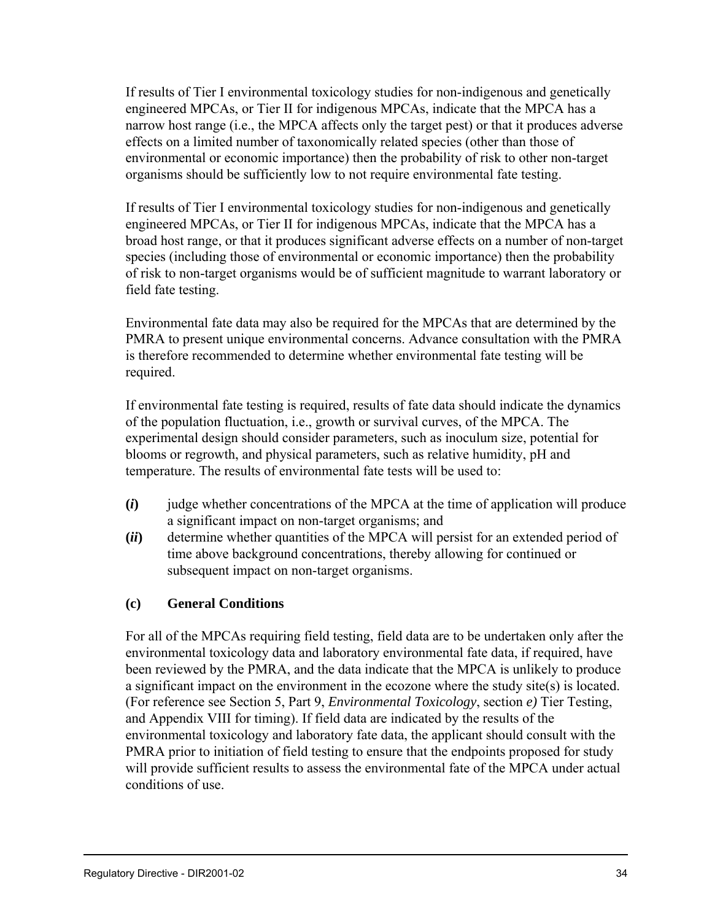If results of Tier I environmental toxicology studies for non-indigenous and genetically engineered MPCAs, or Tier II for indigenous MPCAs, indicate that the MPCA has a narrow host range (i.e., the MPCA affects only the target pest) or that it produces adverse effects on a limited number of taxonomically related species (other than those of environmental or economic importance) then the probability of risk to other non-target organisms should be sufficiently low to not require environmental fate testing.

If results of Tier I environmental toxicology studies for non-indigenous and genetically engineered MPCAs, or Tier II for indigenous MPCAs, indicate that the MPCA has a broad host range, or that it produces significant adverse effects on a number of non-target species (including those of environmental or economic importance) then the probability of risk to non-target organisms would be of sufficient magnitude to warrant laboratory or field fate testing.

Environmental fate data may also be required for the MPCAs that are determined by the PMRA to present unique environmental concerns. Advance consultation with the PMRA is therefore recommended to determine whether environmental fate testing will be required.

If environmental fate testing is required, results of fate data should indicate the dynamics of the population fluctuation, i.e., growth or survival curves, of the MPCA. The experimental design should consider parameters, such as inoculum size, potential for blooms or regrowth, and physical parameters, such as relative humidity, pH and temperature. The results of environmental fate tests will be used to:

**(*i*)** judge whether concentrations of the MPCA at the time of application will produce a significant impact on non-target organisms; and

**(*ii*)** determine whether quantities of the MPCA will persist for an extended period of time above background concentrations, thereby allowing for continued or subsequent impact on non-target organisms.

### (c) General Conditions

For all of the MPCAs requiring field testing, field data are to be undertaken only after the environmental toxicology data and laboratory environmental fate data, if required, have been reviewed by the PMRA, and the data indicate that the MPCA is unlikely to produce a significant impact on the environment in the ecozone where the study site(s) is located. (For reference see Section 5, Part 9, *Environmental Toxicology*, section *e)* Tier Testing, and Appendix VIII for timing). If field data are indicated by the results of the environmental toxicology and laboratory fate data, the applicant should consult with the PMRA prior to initiation of field testing to ensure that the endpoints proposed for study will provide sufficient results to assess the environmental fate of the MPCA under actual conditions of use.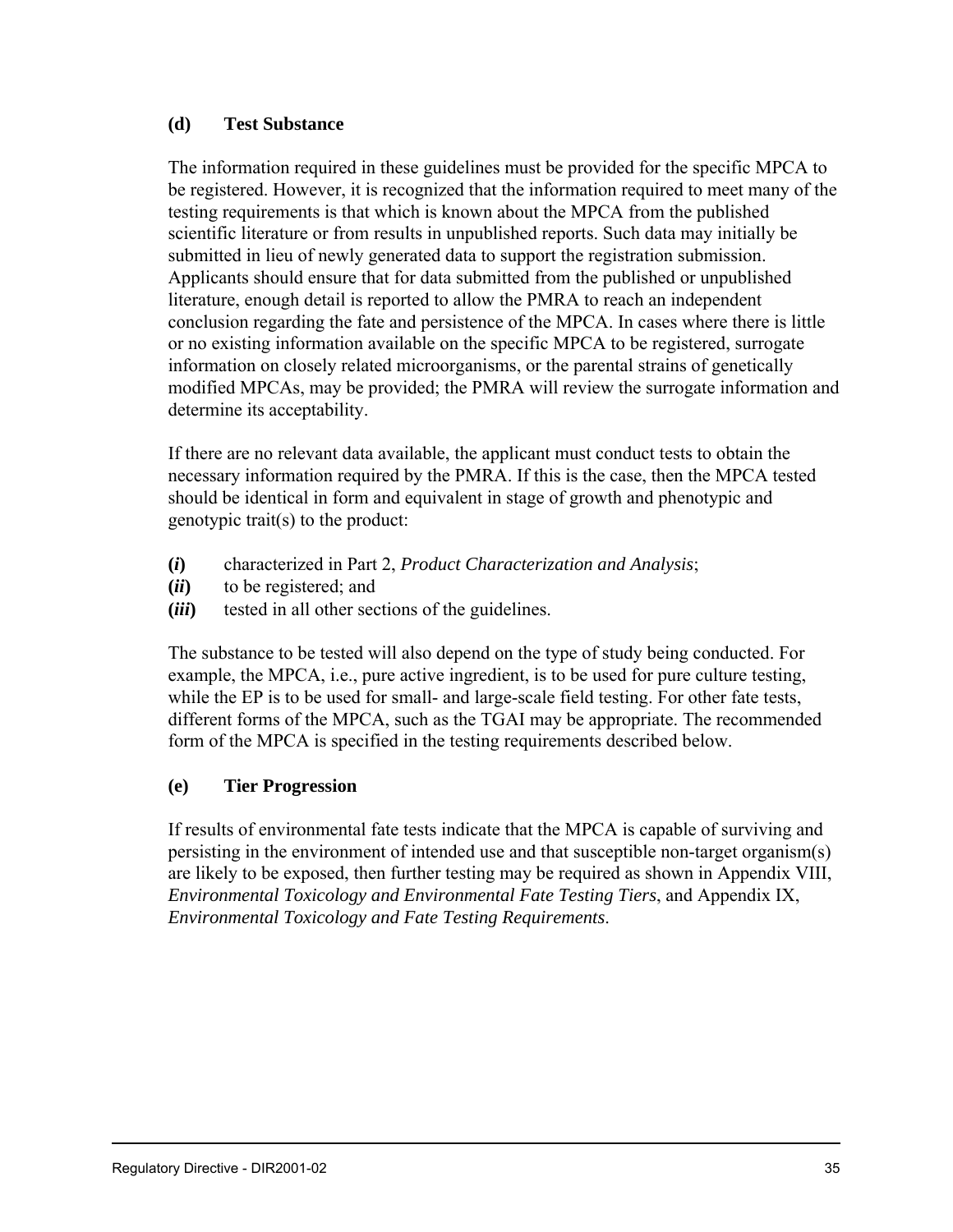### (d) Test Substance

The information required in these guidelines must be provided for the specific MPCA to be registered. However, it is recognized that the information required to meet many of the testing requirements is that which is known about the MPCA from the published scientific literature or from results in unpublished reports. Such data may initially be submitted in lieu of newly generated data to support the registration submission. Applicants should ensure that for data submitted from the published or unpublished literature, enough detail is reported to allow the PMRA to reach an independent conclusion regarding the fate and persistence of the MPCA. In cases where there is little or no existing information available on the specific MPCA to be registered, surrogate information on closely related microorganisms, or the parental strains of genetically modified MPCAs, may be provided; the PMRA will review the surrogate information and determine its acceptability.

If there are no relevant data available, the applicant must conduct tests to obtain the necessary information required by the PMRA. If this is the case, then the MPCA tested should be identical in form and equivalent in stage of growth and phenotypic and genotypic trait(s) to the product:

- **(*i*)** characterized in Part 2, *Product Characterization and Analysis*;
- **(*ii*)** to be registered; and
- **(*iii*)** tested in all other sections of the guidelines.

The substance to be tested will also depend on the type of study being conducted. For example, the MPCA, i.e., pure active ingredient, is to be used for pure culture testing, while the EP is to be used for small- and large-scale field testing. For other fate tests, different forms of the MPCA, such as the TGAI may be appropriate. The recommended form of the MPCA is specified in the testing requirements described below.

### (e) Tier Progression

If results of environmental fate tests indicate that the MPCA is capable of surviving and persisting in the environment of intended use and that susceptible non-target organism(s) are likely to be exposed, then further testing may be required as shown in Appendix VIII, *Environmental Toxicology and Environmental Fate Testing Tiers*, and Appendix IX, *Environmental Toxicology and Fate Testing Requirements*.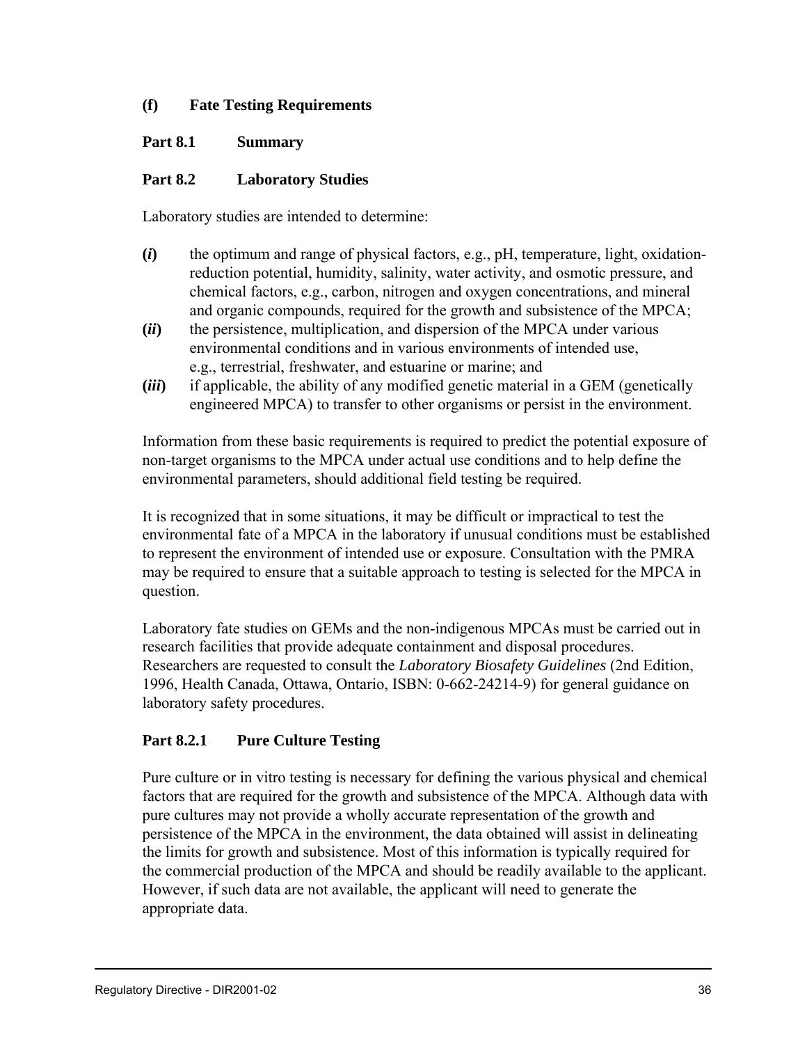### (f) Fate Testing Requirements

### Part 8.1 Summary

### Part 8.2 Laboratory Studies

Laboratory studies are intended to determine:

**(*i*)** the optimum and range of physical factors, e.g., pH, temperature, light, oxidation-reduction potential, humidity, salinity, water activity, and osmotic pressure, and chemical factors, e.g., carbon, nitrogen and oxygen concentrations, and mineral and organic compounds, required for the growth and subsistence of the MPCA;

**(*ii*)** the persistence, multiplication, and dispersion of the MPCA under various environmental conditions and in various environments of intended use, e.g., terrestrial, freshwater, and estuarine or marine; and

**(*iii*)** if applicable, the ability of any modified genetic material in a GEM (genetically engineered MPCA) to transfer to other organisms or persist in the environment.

Information from these basic requirements is required to predict the potential exposure of non-target organisms to the MPCA under actual use conditions and to help define the environmental parameters, should additional field testing be required.

It is recognized that in some situations, it may be difficult or impractical to test the environmental fate of a MPCA in the laboratory if unusual conditions must be established to represent the environment of intended use or exposure. Consultation with the PMRA may be required to ensure that a suitable approach to testing is selected for the MPCA in question.

Laboratory fate studies on GEMs and the non-indigenous MPCAs must be carried out in research facilities that provide adequate containment and disposal procedures. Researchers are requested to consult the *Laboratory Biosafety Guidelines* (2nd Edition, 1996, Health Canada, Ottawa, Ontario, ISBN: 0-662-24214-9) for general guidance on laboratory safety procedures.

### Part 8.2.1 Pure Culture Testing

Pure culture or in vitro testing is necessary for defining the various physical and chemical factors that are required for the growth and subsistence of the MPCA. Although data with pure cultures may not provide a wholly accurate representation of the growth and persistence of the MPCA in the environment, the data obtained will assist in delineating the limits for growth and subsistence. Most of this information is typically required for the commercial production of the MPCA and should be readily available to the applicant. However, if such data are not available, the applicant will need to generate the appropriate data.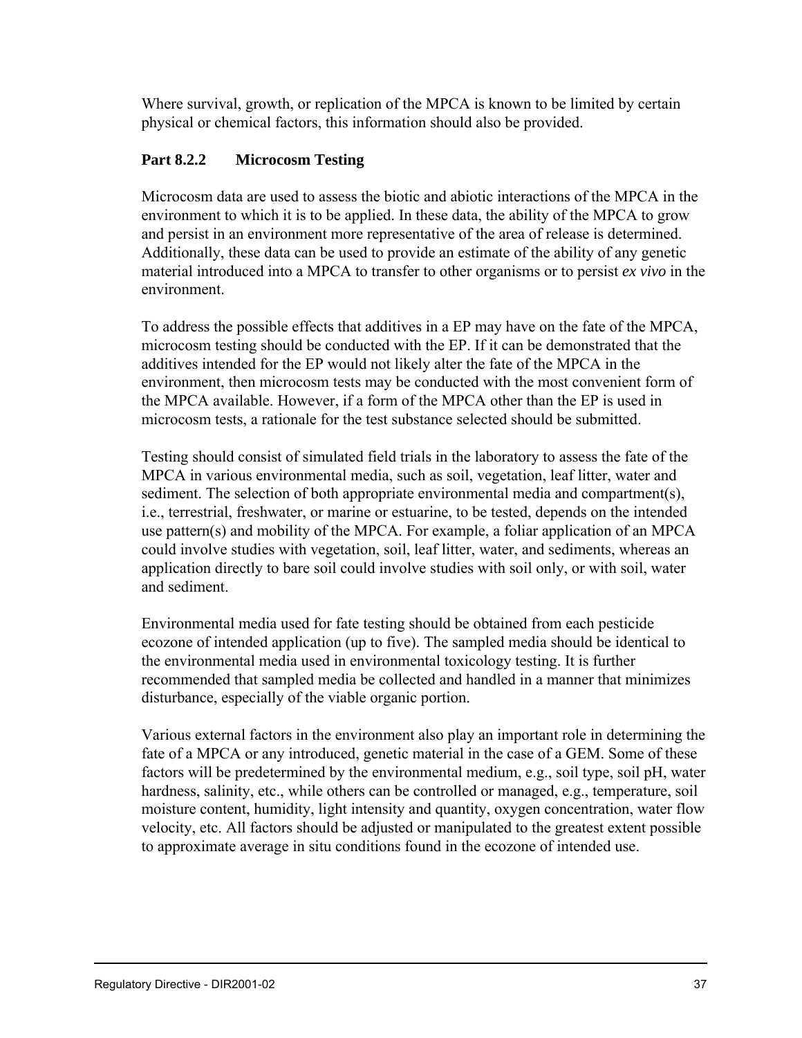Where survival, growth, or replication of the MPCA is known to be limited by certain physical or chemical factors, this information should also be provided.

### Part 8.2.2 Microcosm Testing

Microcosm data are used to assess the biotic and abiotic interactions of the MPCA in the environment to which it is to be applied. In these data, the ability of the MPCA to grow and persist in an environment more representative of the area of release is determined. Additionally, these data can be used to provide an estimate of the ability of any genetic material introduced into a MPCA to transfer to other organisms or to persist *ex vivo* in the environment.

To address the possible effects that additives in a EP may have on the fate of the MPCA, microcosm testing should be conducted with the EP. If it can be demonstrated that the additives intended for the EP would not likely alter the fate of the MPCA in the environment, then microcosm tests may be conducted with the most convenient form of the MPCA available. However, if a form of the MPCA other than the EP is used in microcosm tests, a rationale for the test substance selected should be submitted.

Testing should consist of simulated field trials in the laboratory to assess the fate of the MPCA in various environmental media, such as soil, vegetation, leaf litter, water and sediment. The selection of both appropriate environmental media and compartment(s), i.e., terrestrial, freshwater, or marine or estuarine, to be tested, depends on the intended use pattern(s) and mobility of the MPCA. For example, a foliar application of an MPCA could involve studies with vegetation, soil, leaf litter, water, and sediments, whereas an application directly to bare soil could involve studies with soil only, or with soil, water and sediment.

Environmental media used for fate testing should be obtained from each pesticide ecozone of intended application (up to five). The sampled media should be identical to the environmental media used in environmental toxicology testing. It is further recommended that sampled media be collected and handled in a manner that minimizes disturbance, especially of the viable organic portion.

Various external factors in the environment also play an important role in determining the fate of a MPCA or any introduced, genetic material in the case of a GEM. Some of these factors will be predetermined by the environmental medium, e.g., soil type, soil pH, water hardness, salinity, etc., while others can be controlled or managed, e.g., temperature, soil moisture content, humidity, light intensity and quantity, oxygen concentration, water flow velocity, etc. All factors should be adjusted or manipulated to the greatest extent possible to approximate average in situ conditions found in the ecozone of intended use.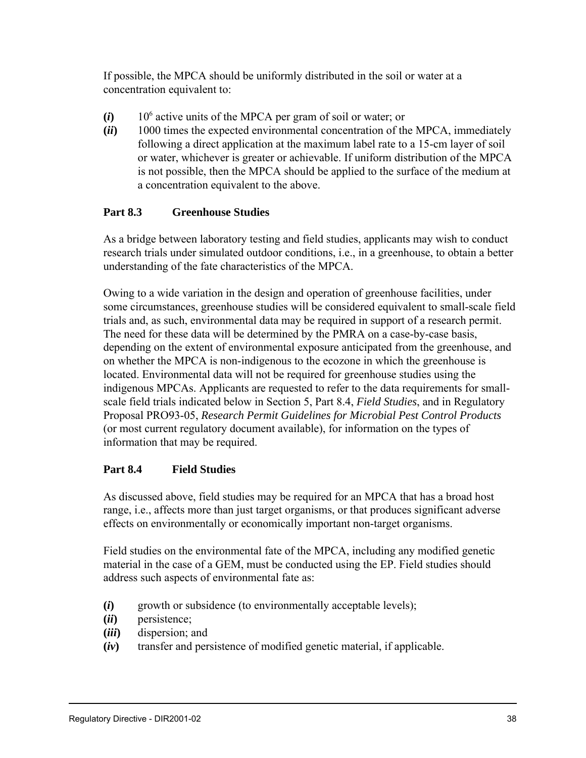If possible, the MPCA should be uniformly distributed in the soil or water at a concentration equivalent to:

**(*i*)** $10^6$ active units of the MPCA per gram of soil or water; or

**(*ii*)** 1000 times the expected environmental concentration of the MPCA, immediately following a direct application at the maximum label rate to a 15-cm layer of soil or water, whichever is greater or achievable. If uniform distribution of the MPCA is not possible, then the MPCA should be applied to the surface of the medium at a concentration equivalent to the above.

## Part 8.3 Greenhouse Studies

As a bridge between laboratory testing and field studies, applicants may wish to conduct research trials under simulated outdoor conditions, i.e., in a greenhouse, to obtain a better understanding of the fate characteristics of the MPCA.

Owing to a wide variation in the design and operation of greenhouse facilities, under some circumstances, greenhouse studies will be considered equivalent to small-scale field trials and, as such, environmental data may be required in support of a research permit. The need for these data will be determined by the PMRA on a case-by-case basis, depending on the extent of environmental exposure anticipated from the greenhouse, and on whether the MPCA is non-indigenous to the ecozone in which the greenhouse is located. Environmental data will not be required for greenhouse studies using the indigenous MPCAs. Applicants are requested to refer to the data requirements for small-scale field trials indicated below in Section 5, Part 8.4, *Field Studies*, and in Regulatory Proposal PRO93-05, *Research Permit Guidelines for Microbial Pest Control Products* (or most current regulatory document available), for information on the types of information that may be required.

## Part 8.4 Field Studies

As discussed above, field studies may be required for an MPCA that has a broad host range, i.e., affects more than just target organisms, or that produces significant adverse effects on environmentally or economically important non-target organisms.

Field studies on the environmental fate of the MPCA, including any modified genetic material in the case of a GEM, must be conducted using the EP. Field studies should address such aspects of environmental fate as:

**(*i*)** growth or subsidence (to environmentally acceptable levels);

**(*ii*)** persistence;

**(*iii*)** dispersion; and

**(*iv*)** transfer and persistence of modified genetic material, if applicable.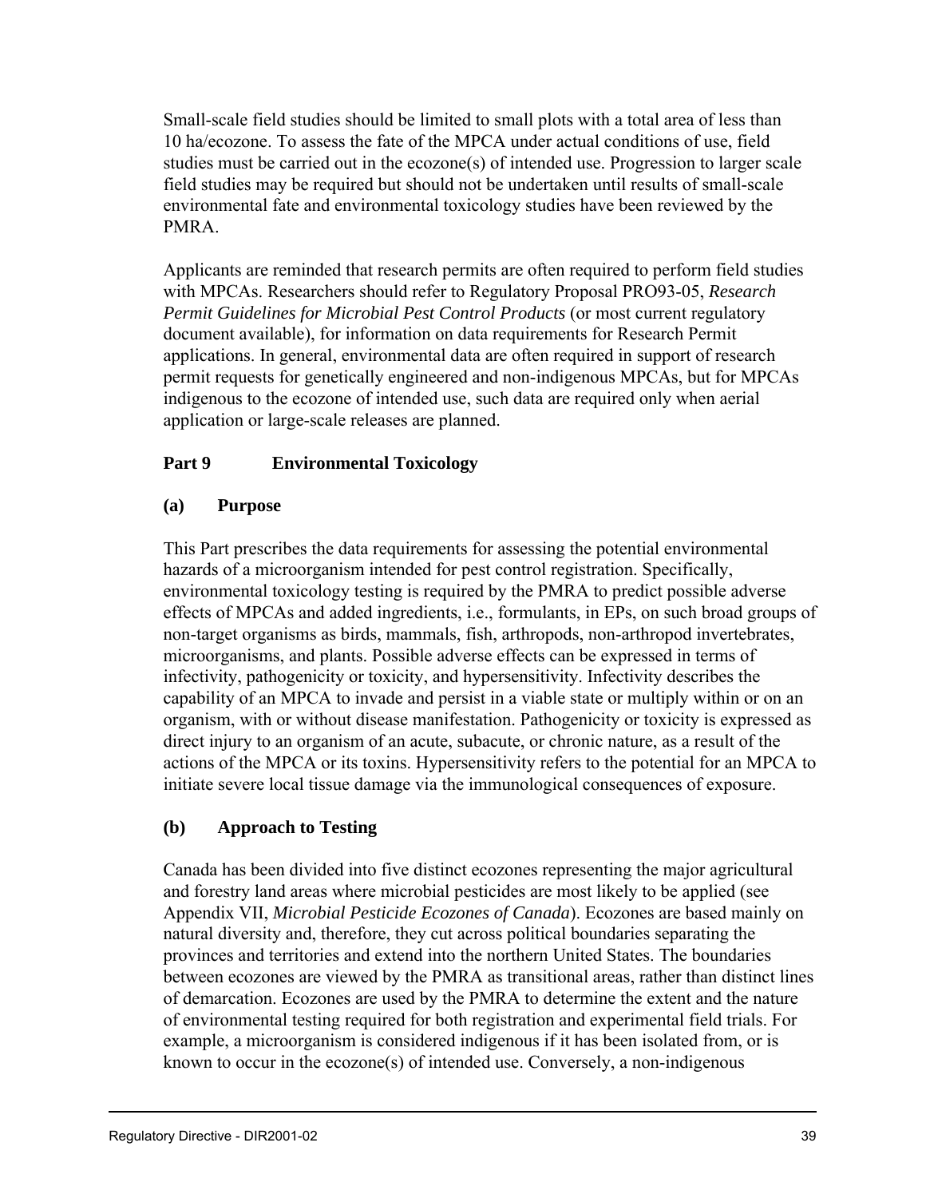Small-scale field studies should be limited to small plots with a total area of less than 10 ha/ecozone. To assess the fate of the MPCA under actual conditions of use, field studies must be carried out in the ecozone(s) of intended use. Progression to larger scale field studies may be required but should not be undertaken until results of small-scale environmental fate and environmental toxicology studies have been reviewed by the PMRA.

Applicants are reminded that research permits are often required to perform field studies with MPCAs. Researchers should refer to Regulatory Proposal PRO93-05, *Research Permit Guidelines for Microbial Pest Control Products* (or most current regulatory document available), for information on data requirements for Research Permit applications. In general, environmental data are often required in support of research permit requests for genetically engineered and non-indigenous MPCAs, but for MPCAs indigenous to the ecozone of intended use, such data are required only when aerial application or large-scale releases are planned.

## Part 9 Environmental Toxicology

### (a) Purpose

This Part prescribes the data requirements for assessing the potential environmental hazards of a microorganism intended for pest control registration. Specifically, environmental toxicology testing is required by the PMRA to predict possible adverse effects of MPCAs and added ingredients, i.e., formulants, in EPs, on such broad groups of non-target organisms as birds, mammals, fish, arthropods, non-arthropod invertebrates, microorganisms, and plants. Possible adverse effects can be expressed in terms of infectivity, pathogenicity or toxicity, and hypersensitivity. Infectivity describes the capability of an MPCA to invade and persist in a viable state or multiply within or on an organism, with or without disease manifestation. Pathogenicity or toxicity is expressed as direct injury to an organism of an acute, subacute, or chronic nature, as a result of the actions of the MPCA or its toxins. Hypersensitivity refers to the potential for an MPCA to initiate severe local tissue damage via the immunological consequences of exposure.

### (b) Approach to Testing

Canada has been divided into five distinct ecozones representing the major agricultural and forestry land areas where microbial pesticides are most likely to be applied (see Appendix VII, *Microbial Pesticide Ecozones of Canada*). Ecozones are based mainly on natural diversity and, therefore, they cut across political boundaries separating the provinces and territories and extend into the northern United States. The boundaries between ecozones are viewed by the PMRA as transitional areas, rather than distinct lines of demarcation. Ecozones are used by the PMRA to determine the extent and the nature of environmental testing required for both registration and experimental field trials. For example, a microorganism is considered indigenous if it has been isolated from, or is known to occur in the ecozone(s) of intended use. Conversely, a non-indigenous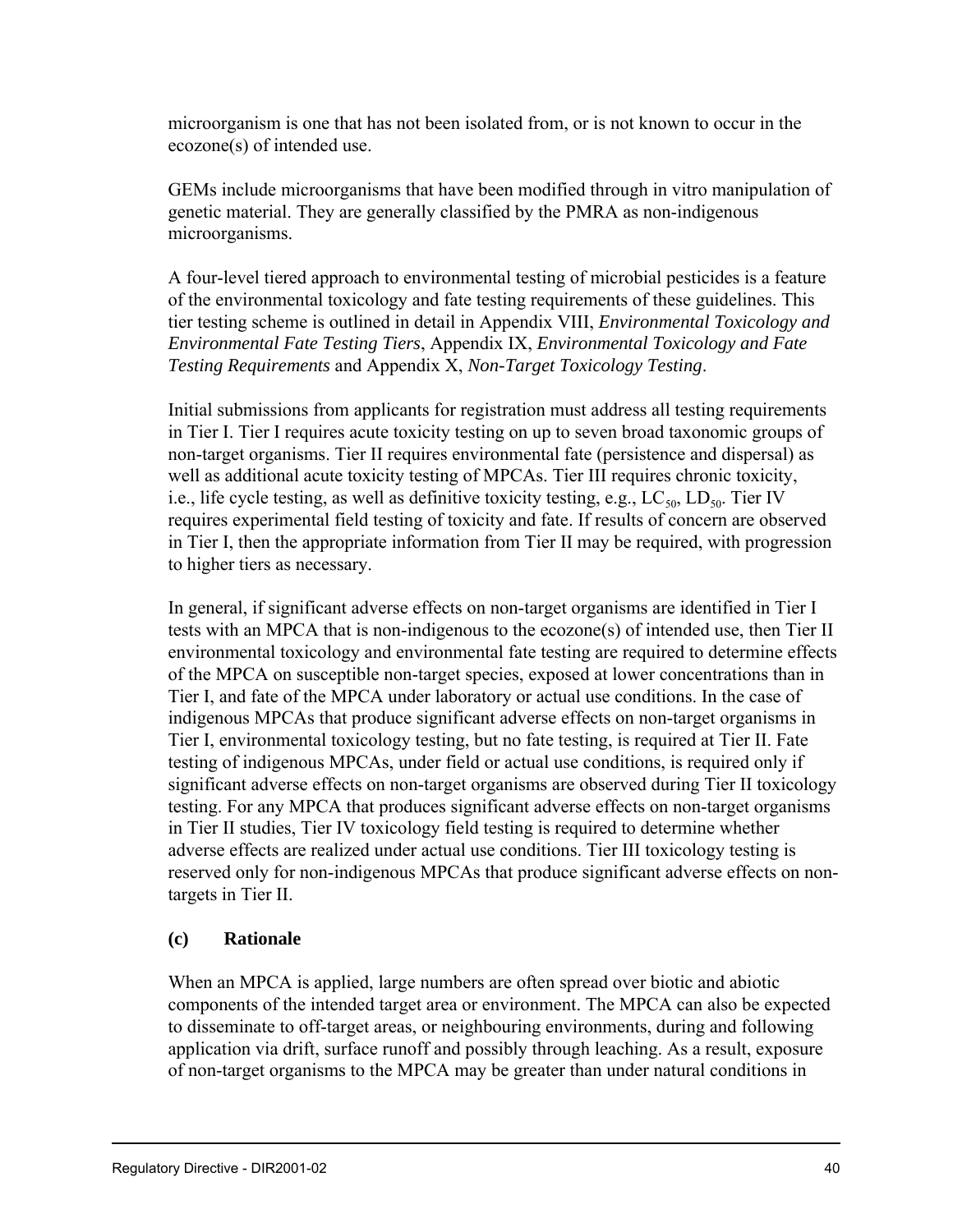microorganism is one that has not been isolated from, or is not known to occur in the ecozone(s) of intended use.

GEMs include microorganisms that have been modified through in vitro manipulation of genetic material. They are generally classified by the PMRA as non-indigenous microorganisms.

A four-level tiered approach to environmental testing of microbial pesticides is a feature of the environmental toxicology and fate testing requirements of these guidelines. This tier testing scheme is outlined in detail in Appendix VIII, *Environmental Toxicology and Environmental Fate Testing Tiers*, Appendix IX, *Environmental Toxicology and Fate Testing Requirements* and Appendix X, *Non-Target Toxicology Testing*.

Initial submissions from applicants for registration must address all testing requirements in Tier I. Tier I requires acute toxicity testing on up to seven broad taxonomic groups of non-target organisms. Tier II requires environmental fate (persistence and dispersal) as well as additional acute toxicity testing of MPCAs. Tier III requires chronic toxicity, i.e., life cycle testing, as well as definitive toxicity testing, e.g., $LC_{50}$, $LD_{50}$. Tier IV requires experimental field testing of toxicity and fate. If results of concern are observed in Tier I, then the appropriate information from Tier II may be required, with progression to higher tiers as necessary.

In general, if significant adverse effects on non-target organisms are identified in Tier I tests with an MPCA that is non-indigenous to the ecozone(s) of intended use, then Tier II environmental toxicology and environmental fate testing are required to determine effects of the MPCA on susceptible non-target species, exposed at lower concentrations than in Tier I, and fate of the MPCA under laboratory or actual use conditions. In the case of indigenous MPCAs that produce significant adverse effects on non-target organisms in Tier I, environmental toxicology testing, but no fate testing, is required at Tier II. Fate testing of indigenous MPCAs, under field or actual use conditions, is required only if significant adverse effects on non-target organisms are observed during Tier II toxicology testing. For any MPCA that produces significant adverse effects on non-target organisms in Tier II studies, Tier IV toxicology field testing is required to determine whether adverse effects are realized under actual use conditions. Tier III toxicology testing is reserved only for non-indigenous MPCAs that produce significant adverse effects on non-targets in Tier II.

**(c) Rationale**

When an MPCA is applied, large numbers are often spread over biotic and abiotic components of the intended target area or environment. The MPCA can also be expected to disseminate to off-target areas, or neighbouring environments, during and following application via drift, surface runoff and possibly through leaching. As a result, exposure of non-target organisms to the MPCA may be greater than under natural conditions in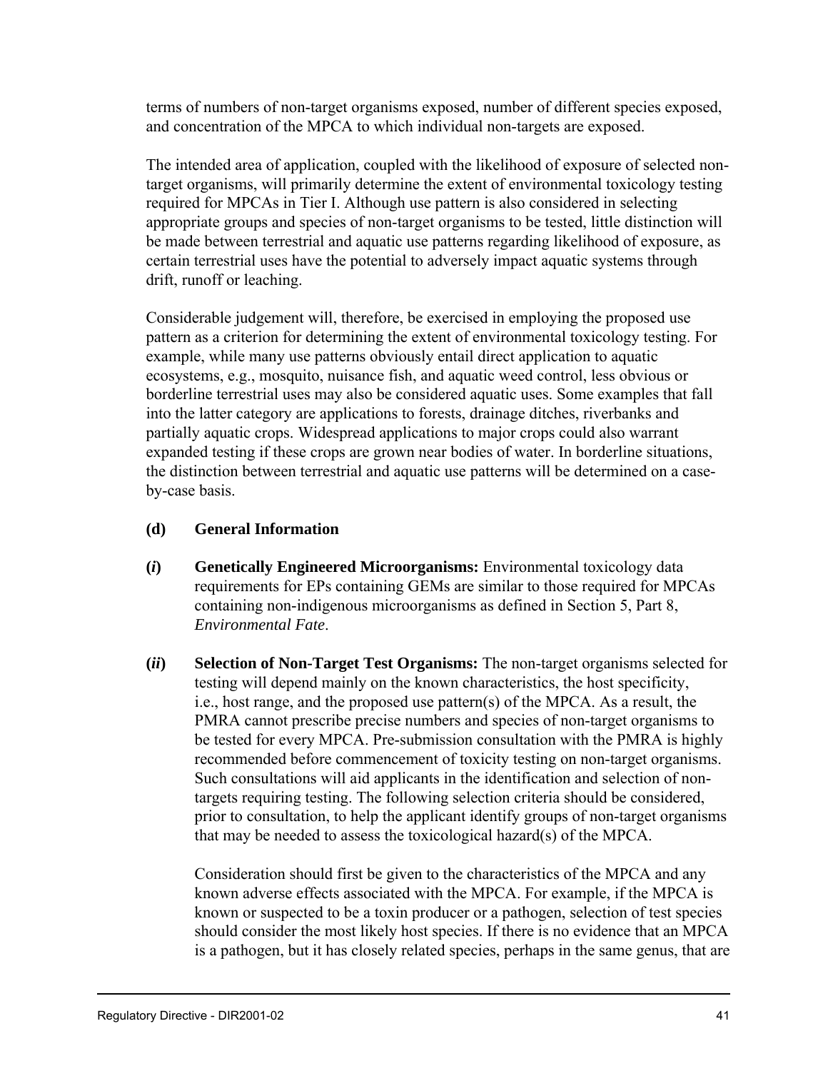terms of numbers of non-target organisms exposed, number of different species exposed, and concentration of the MPCA to which individual non-targets are exposed.

The intended area of application, coupled with the likelihood of exposure of selected non-target organisms, will primarily determine the extent of environmental toxicology testing required for MPCAs in Tier I. Although use pattern is also considered in selecting appropriate groups and species of non-target organisms to be tested, little distinction will be made between terrestrial and aquatic use patterns regarding likelihood of exposure, as certain terrestrial uses have the potential to adversely impact aquatic systems through drift, runoff or leaching.

Considerable judgement will, therefore, be exercised in employing the proposed use pattern as a criterion for determining the extent of environmental toxicology testing. For example, while many use patterns obviously entail direct application to aquatic ecosystems, e.g., mosquito, nuisance fish, and aquatic weed control, less obvious or borderline terrestrial uses may also be considered aquatic uses. Some examples that fall into the latter category are applications to forests, drainage ditches, riverbanks and partially aquatic crops. Widespread applications to major crops could also warrant expanded testing if these crops are grown near bodies of water. In borderline situations, the distinction between terrestrial and aquatic use patterns will be determined on a case-by-case basis.

**(d) General Information**

**(*i*) Genetically Engineered Microorganisms:** Environmental toxicology data requirements for EPs containing GEMs are similar to those required for MPCAs containing non-indigenous microorganisms as defined in Section 5, Part 8, *Environmental Fate*.

**(*ii*) Selection of Non-Target Test Organisms:** The non-target organisms selected for testing will depend mainly on the known characteristics, the host specificity, i.e., host range, and the proposed use pattern(s) of the MPCA. As a result, the PMRA cannot prescribe precise numbers and species of non-target organisms to be tested for every MPCA. Pre-submission consultation with the PMRA is highly recommended before commencement of toxicity testing on non-target organisms. Such consultations will aid applicants in the identification and selection of non-targets requiring testing. The following selection criteria should be considered, prior to consultation, to help the applicant identify groups of non-target organisms that may be needed to assess the toxicological hazard(s) of the MPCA.

Consideration should first be given to the characteristics of the MPCA and any known adverse effects associated with the MPCA. For example, if the MPCA is known or suspected to be a toxin producer or a pathogen, selection of test species should consider the most likely host species. If there is no evidence that an MPCA is a pathogen, but it has closely related species, perhaps in the same genus, that are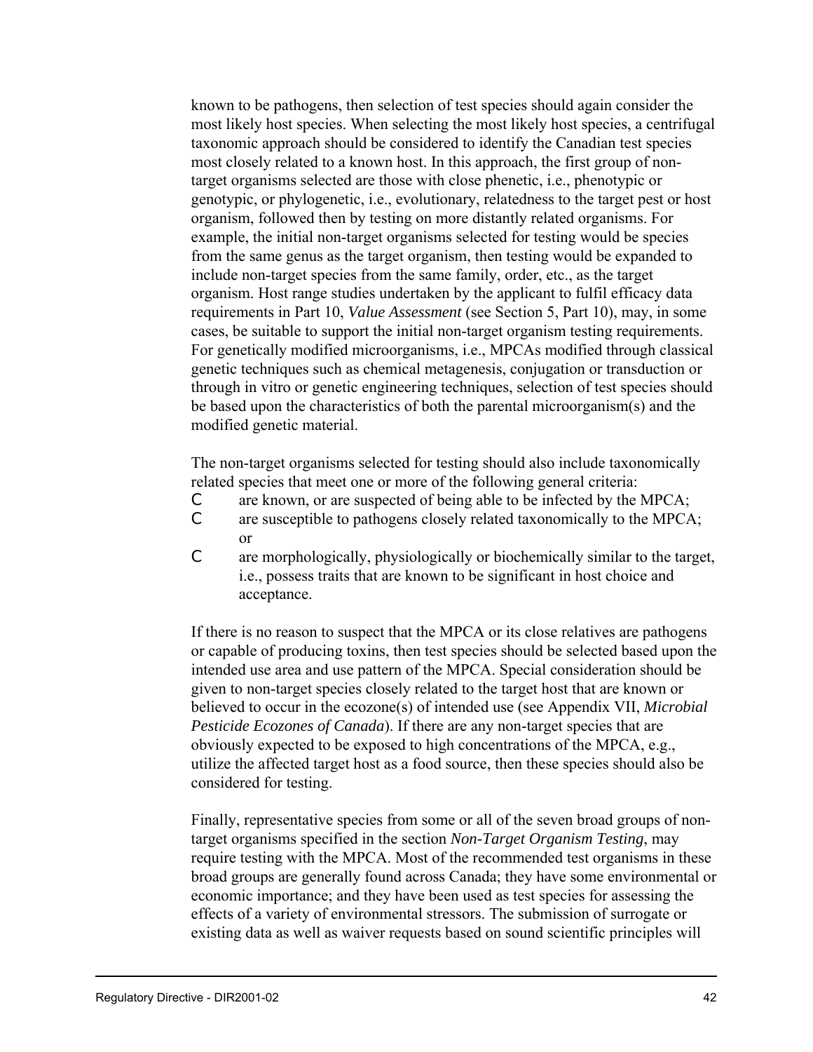known to be pathogens, then selection of test species should again consider the most likely host species. When selecting the most likely host species, a centrifugal taxonomic approach should be considered to identify the Canadian test species most closely related to a known host. In this approach, the first group of non-target organisms selected are those with close phenetic, i.e., phenotypic or genotypic, or phylogenetic, i.e., evolutionary, relatedness to the target pest or host organism, followed then by testing on more distantly related organisms. For example, the initial non-target organisms selected for testing would be species from the same genus as the target organism, then testing would be expanded to include non-target species from the same family, order, etc., as the target organism. Host range studies undertaken by the applicant to fulfil efficacy data requirements in Part 10, *Value Assessment* (see Section 5, Part 10), may, in some cases, be suitable to support the initial non-target organism testing requirements. For genetically modified microorganisms, i.e., MPCAs modified through classical genetic techniques such as chemical metagenesis, conjugation or transduction or through in vitro or genetic engineering techniques, selection of test species should be based upon the characteristics of both the parental microorganism(s) and the modified genetic material.

The non-target organisms selected for testing should also include taxonomically related species that meet one or more of the following general criteria:

- are known, or are suspected of being able to be infected by the MPCA;
- are susceptible to pathogens closely related taxonomically to the MPCA; or
- are morphologically, physiologically or biochemically similar to the target, i.e., possess traits that are known to be significant in host choice and acceptance.

If there is no reason to suspect that the MPCA or its close relatives are pathogens or capable of producing toxins, then test species should be selected based upon the intended use area and use pattern of the MPCA. Special consideration should be given to non-target species closely related to the target host that are known or believed to occur in the ecozone(s) of intended use (see Appendix VII, *Microbial Pesticide Ecozones of Canada*). If there are any non-target species that are obviously expected to be exposed to high concentrations of the MPCA, e.g., utilize the affected target host as a food source, then these species should also be considered for testing.

Finally, representative species from some or all of the seven broad groups of non-target organisms specified in the section *Non-Target Organism Testing*, may require testing with the MPCA. Most of the recommended test organisms in these broad groups are generally found across Canada; they have some environmental or economic importance; and they have been used as test species for assessing the effects of a variety of environmental stressors. The submission of surrogate or existing data as well as waiver requests based on sound scientific principles will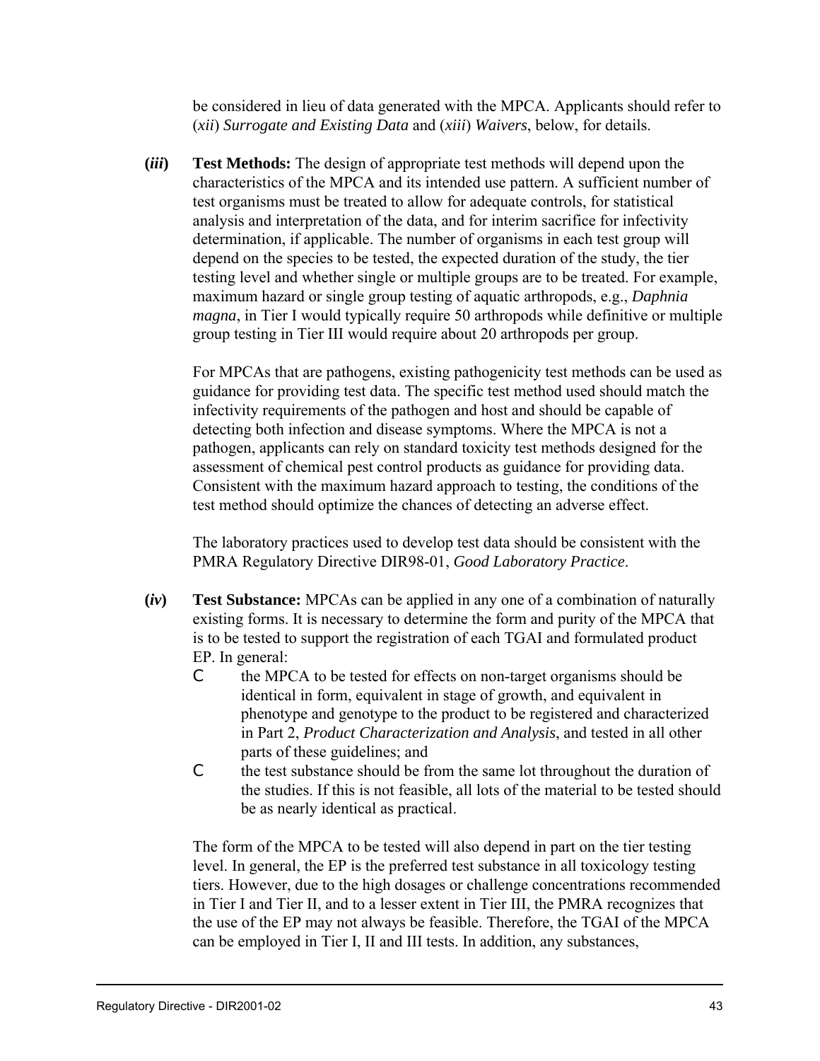be considered in lieu of data generated with the MPCA. Applicants should refer to (*xii*) *Surrogate and Existing Data* and (*xiii*) *Waivers*, below, for details.

**(*iii*)** **Test Methods:** The design of appropriate test methods will depend upon the characteristics of the MPCA and its intended use pattern. A sufficient number of test organisms must be treated to allow for adequate controls, for statistical analysis and interpretation of the data, and for interim sacrifice for infectivity determination, if applicable. The number of organisms in each test group will depend on the species to be tested, the expected duration of the study, the tier testing level and whether single or multiple groups are to be treated. For example, maximum hazard or single group testing of aquatic arthropods, e.g., *Daphnia magna*, in Tier I would typically require 50 arthropods while definitive or multiple group testing in Tier III would require about 20 arthropods per group.

For MPCAs that are pathogens, existing pathogenicity test methods can be used as guidance for providing test data. The specific test method used should match the infectivity requirements of the pathogen and host and should be capable of detecting both infection and disease symptoms. Where the MPCA is not a pathogen, applicants can rely on standard toxicity test methods designed for the assessment of chemical pest control products as guidance for providing data. Consistent with the maximum hazard approach to testing, the conditions of the test method should optimize the chances of detecting an adverse effect.

The laboratory practices used to develop test data should be consistent with the PMRA Regulatory Directive DIR98-01, *Good Laboratory Practice*.

**(*iv*)** **Test Substance:** MPCAs can be applied in any one of a combination of naturally existing forms. It is necessary to determine the form and purity of the MPCA that is to be tested to support the registration of each TGAI and formulated product EP. In general:

- the MPCA to be tested for effects on non-target organisms should be identical in form, equivalent in stage of growth, and equivalent in phenotype and genotype to the product to be registered and characterized in Part 2, *Product Characterization and Analysis*, and tested in all other parts of these guidelines; and
- the test substance should be from the same lot throughout the duration of the studies. If this is not feasible, all lots of the material to be tested should be as nearly identical as practical.

The form of the MPCA to be tested will also depend in part on the tier testing level. In general, the EP is the preferred test substance in all toxicology testing tiers. However, due to the high dosages or challenge concentrations recommended in Tier I and Tier II, and to a lesser extent in Tier III, the PMRA recognizes that the use of the EP may not always be feasible. Therefore, the TGAI of the MPCA can be employed in Tier I, II and III tests. In addition, any substances,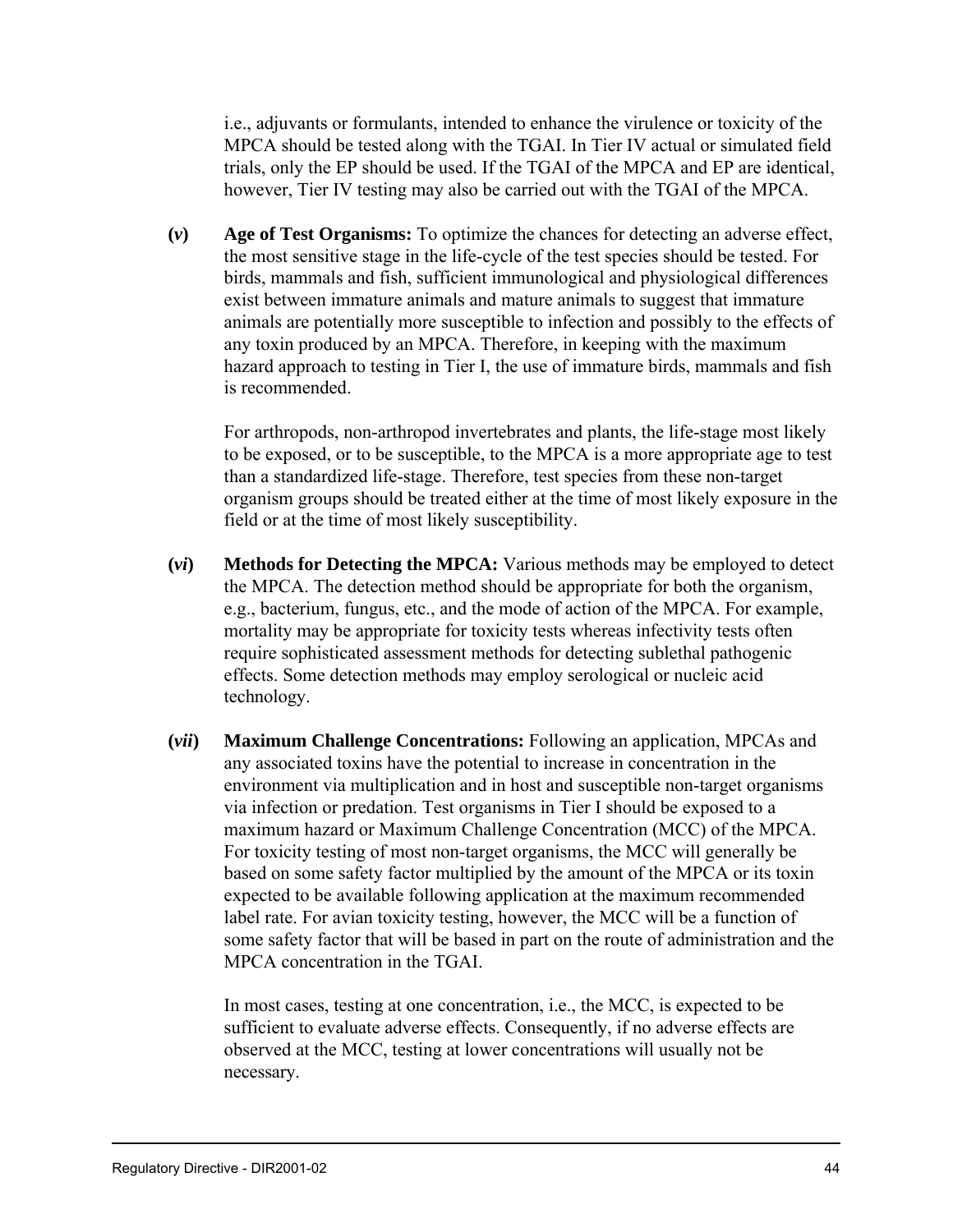i.e., adjuvants or formulants, intended to enhance the virulence or toxicity of the MPCA should be tested along with the TGAI. In Tier IV actual or simulated field trials, only the EP should be used. If the TGAI of the MPCA and EP are identical, however, Tier IV testing may also be carried out with the TGAI of the MPCA.

**(*v*)** **Age of Test Organisms:** To optimize the chances for detecting an adverse effect, the most sensitive stage in the life-cycle of the test species should be tested. For birds, mammals and fish, sufficient immunological and physiological differences exist between immature animals and mature animals to suggest that immature animals are potentially more susceptible to infection and possibly to the effects of any toxin produced by an MPCA. Therefore, in keeping with the maximum hazard approach to testing in Tier I, the use of immature birds, mammals and fish is recommended.

For arthropods, non-arthropod invertebrates and plants, the life-stage most likely to be exposed, or to be susceptible, to the MPCA is a more appropriate age to test than a standardized life-stage. Therefore, test species from these non-target organism groups should be treated either at the time of most likely exposure in the field or at the time of most likely susceptibility.

**(*vi*)** **Methods for Detecting the MPCA:** Various methods may be employed to detect the MPCA. The detection method should be appropriate for both the organism, e.g., bacterium, fungus, etc., and the mode of action of the MPCA. For example, mortality may be appropriate for toxicity tests whereas infectivity tests often require sophisticated assessment methods for detecting sublethal pathogenic effects. Some detection methods may employ serological or nucleic acid technology.

**(*vii*)** **Maximum Challenge Concentrations:** Following an application, MPCAs and any associated toxins have the potential to increase in concentration in the environment via multiplication and in host and susceptible non-target organisms via infection or predation. Test organisms in Tier I should be exposed to a maximum hazard or Maximum Challenge Concentration (MCC) of the MPCA. For toxicity testing of most non-target organisms, the MCC will generally be based on some safety factor multiplied by the amount of the MPCA or its toxin expected to be available following application at the maximum recommended label rate. For avian toxicity testing, however, the MCC will be a function of some safety factor that will be based in part on the route of administration and the MPCA concentration in the TGAI.

In most cases, testing at one concentration, i.e., the MCC, is expected to be sufficient to evaluate adverse effects. Consequently, if no adverse effects are observed at the MCC, testing at lower concentrations will usually not be necessary.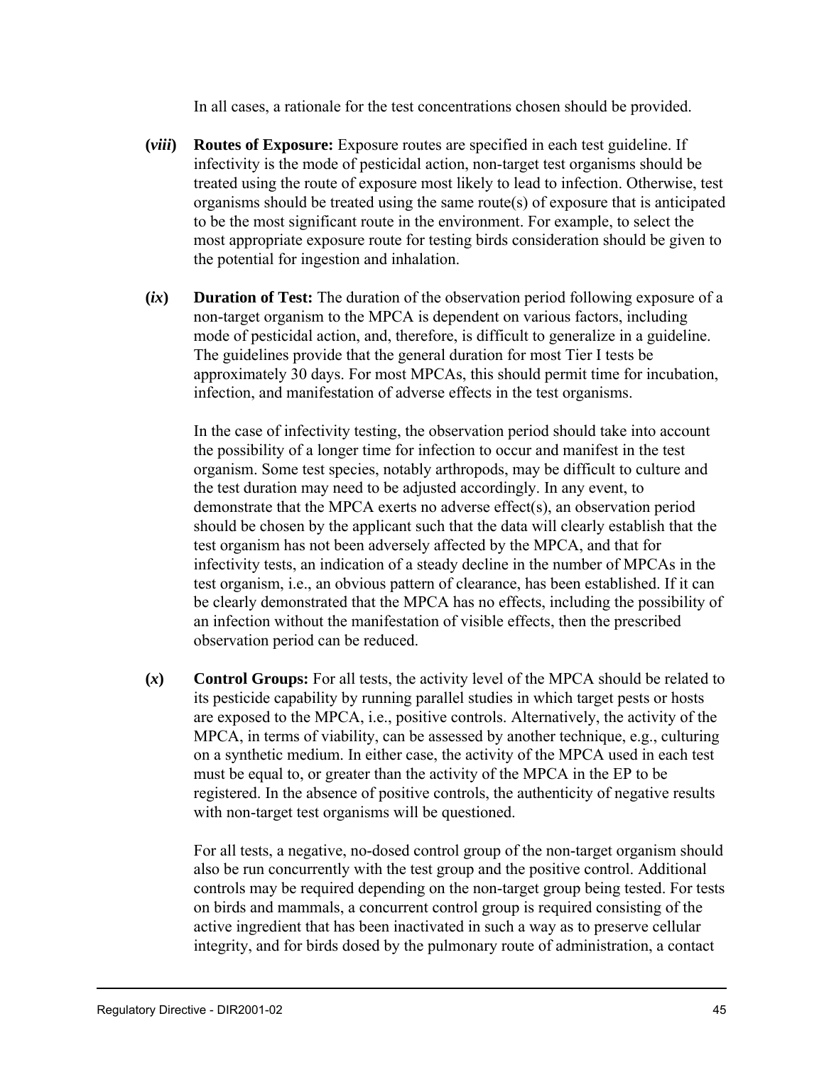In all cases, a rationale for the test concentrations chosen should be provided.

**(*viii*)** **Routes of Exposure:** Exposure routes are specified in each test guideline. If infectivity is the mode of pesticidal action, non-target test organisms should be treated using the route of exposure most likely to lead to infection. Otherwise, test organisms should be treated using the same route(s) of exposure that is anticipated to be the most significant route in the environment. For example, to select the most appropriate exposure route for testing birds consideration should be given to the potential for ingestion and inhalation.

**(*ix*)** **Duration of Test:** The duration of the observation period following exposure of a non-target organism to the MPCA is dependent on various factors, including mode of pesticidal action, and, therefore, is difficult to generalize in a guideline. The guidelines provide that the general duration for most Tier I tests be approximately 30 days. For most MPCAs, this should permit time for incubation, infection, and manifestation of adverse effects in the test organisms.

In the case of infectivity testing, the observation period should take into account the possibility of a longer time for infection to occur and manifest in the test organism. Some test species, notably arthropods, may be difficult to culture and the test duration may need to be adjusted accordingly. In any event, to demonstrate that the MPCA exerts no adverse effect(s), an observation period should be chosen by the applicant such that the data will clearly establish that the test organism has not been adversely affected by the MPCA, and that for infectivity tests, an indication of a steady decline in the number of MPCAs in the test organism, i.e., an obvious pattern of clearance, has been established. If it can be clearly demonstrated that the MPCA has no effects, including the possibility of an infection without the manifestation of visible effects, then the prescribed observation period can be reduced.

**(*x*)** **Control Groups:** For all tests, the activity level of the MPCA should be related to its pesticide capability by running parallel studies in which target pests or hosts are exposed to the MPCA, i.e., positive controls. Alternatively, the activity of the MPCA, in terms of viability, can be assessed by another technique, e.g., culturing on a synthetic medium. In either case, the activity of the MPCA used in each test must be equal to, or greater than the activity of the MPCA in the EP to be registered. In the absence of positive controls, the authenticity of negative results with non-target test organisms will be questioned.

For all tests, a negative, no-dosed control group of the non-target organism should also be run concurrently with the test group and the positive control. Additional controls may be required depending on the non-target group being tested. For tests on birds and mammals, a concurrent control group is required consisting of the active ingredient that has been inactivated in such a way as to preserve cellular integrity, and for birds dosed by the pulmonary route of administration, a contact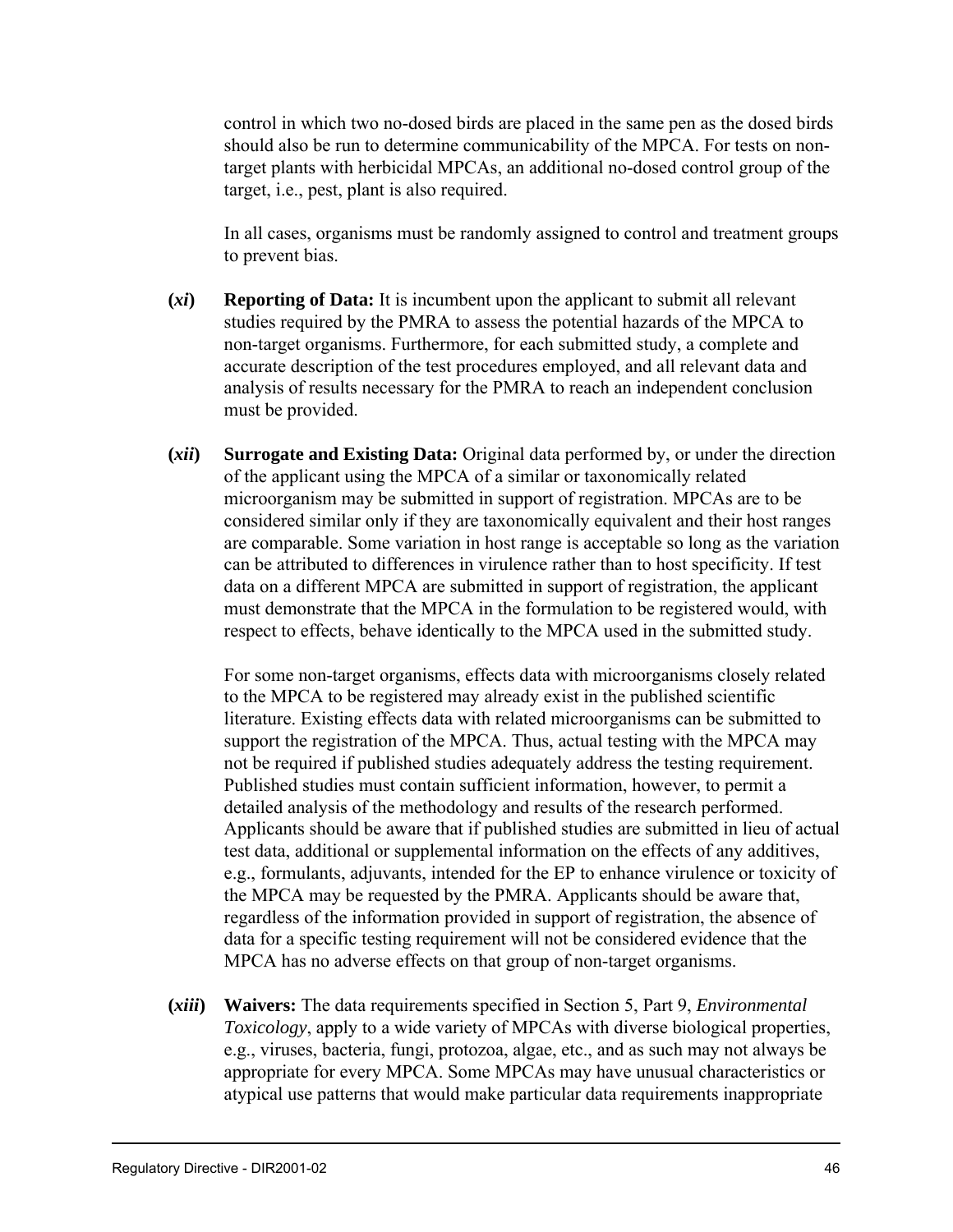control in which two no-dosed birds are placed in the same pen as the dosed birds should also be run to determine communicability of the MPCA. For tests on non-target plants with herbicidal MPCAs, an additional no-dosed control group of the target, i.e., pest, plant is also required.

In all cases, organisms must be randomly assigned to control and treatment groups to prevent bias.

**(*xi*)** **Reporting of Data:** It is incumbent upon the applicant to submit all relevant studies required by the PMRA to assess the potential hazards of the MPCA to non-target organisms. Furthermore, for each submitted study, a complete and accurate description of the test procedures employed, and all relevant data and analysis of results necessary for the PMRA to reach an independent conclusion must be provided.

**(*xii*)** **Surrogate and Existing Data:** Original data performed by, or under the direction of the applicant using the MPCA of a similar or taxonomically related microorganism may be submitted in support of registration. MPCAs are to be considered similar only if they are taxonomically equivalent and their host ranges are comparable. Some variation in host range is acceptable so long as the variation can be attributed to differences in virulence rather than to host specificity. If test data on a different MPCA are submitted in support of registration, the applicant must demonstrate that the MPCA in the formulation to be registered would, with respect to effects, behave identically to the MPCA used in the submitted study.

For some non-target organisms, effects data with microorganisms closely related to the MPCA to be registered may already exist in the published scientific literature. Existing effects data with related microorganisms can be submitted to support the registration of the MPCA. Thus, actual testing with the MPCA may not be required if published studies adequately address the testing requirement. Published studies must contain sufficient information, however, to permit a detailed analysis of the methodology and results of the research performed. Applicants should be aware that if published studies are submitted in lieu of actual test data, additional or supplemental information on the effects of any additives, e.g., formulants, adjuvants, intended for the EP to enhance virulence or toxicity of the MPCA may be requested by the PMRA. Applicants should be aware that, regardless of the information provided in support of registration, the absence of data for a specific testing requirement will not be considered evidence that the MPCA has no adverse effects on that group of non-target organisms.

**(*xiii*)** **Waivers:** The data requirements specified in Section 5, Part 9, *Environmental Toxicology*, apply to a wide variety of MPCAs with diverse biological properties, e.g., viruses, bacteria, fungi, protozoa, algae, etc., and as such may not always be appropriate for every MPCA. Some MPCAs may have unusual characteristics or atypical use patterns that would make particular data requirements inappropriate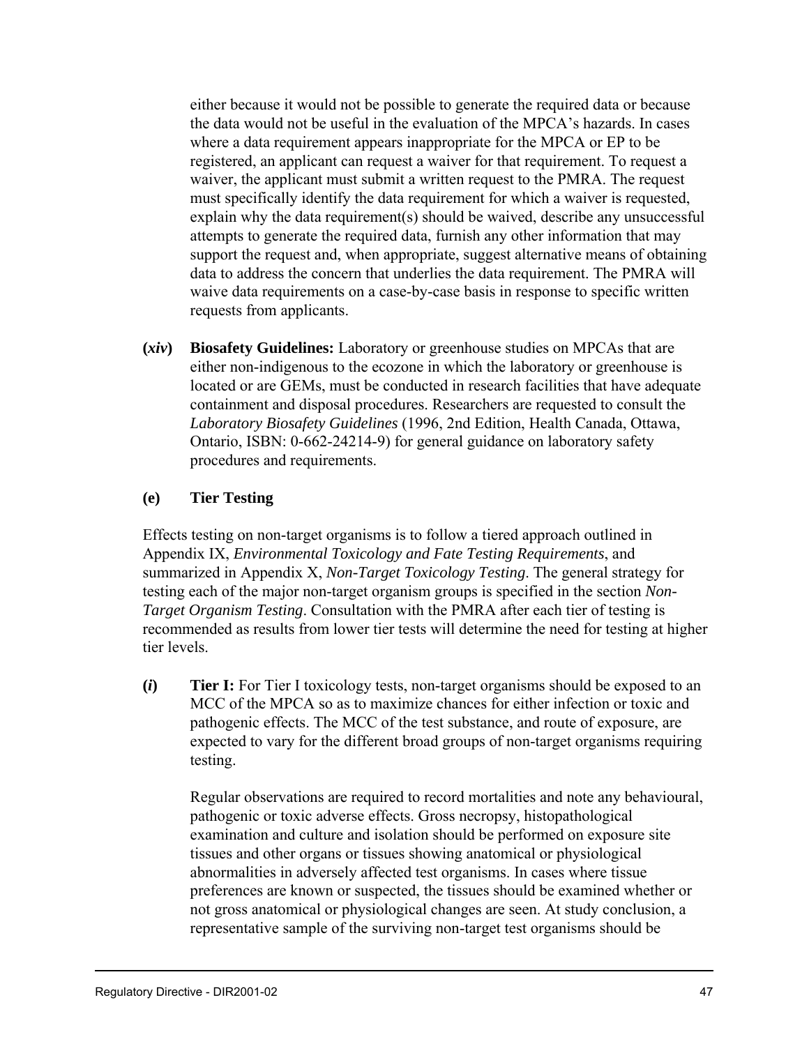either because it would not be possible to generate the required data or because the data would not be useful in the evaluation of the MPCA's hazards. In cases where a data requirement appears inappropriate for the MPCA or EP to be registered, an applicant can request a waiver for that requirement. To request a waiver, the applicant must submit a written request to the PMRA. The request must specifically identify the data requirement for which a waiver is requested, explain why the data requirement(s) should be waived, describe any unsuccessful attempts to generate the required data, furnish any other information that may support the request and, when appropriate, suggest alternative means of obtaining data to address the concern that underlies the data requirement. The PMRA will waive data requirements on a case-by-case basis in response to specific written requests from applicants.

**(*xiv*)** **Biosafety Guidelines:** Laboratory or greenhouse studies on MPCAs that are either non-indigenous to the ecozone in which the laboratory or greenhouse is located or are GEMs, must be conducted in research facilities that have adequate containment and disposal procedures. Researchers are requested to consult the *Laboratory Biosafety Guidelines* (1996, 2nd Edition, Health Canada, Ottawa, Ontario, ISBN: 0-662-24214-9) for general guidance on laboratory safety procedures and requirements.

### (e) Tier Testing

Effects testing on non-target organisms is to follow a tiered approach outlined in Appendix IX, *Environmental Toxicology and Fate Testing Requirements*, and summarized in Appendix X, *Non-Target Toxicology Testing*. The general strategy for testing each of the major non-target organism groups is specified in the section *Non-Target Organism Testing*. Consultation with the PMRA after each tier of testing is recommended as results from lower tier tests will determine the need for testing at higher tier levels.

**(*i*)** **Tier I:** For Tier I toxicology tests, non-target organisms should be exposed to an MCC of the MPCA so as to maximize chances for either infection or toxic and pathogenic effects. The MCC of the test substance, and route of exposure, are expected to vary for the different broad groups of non-target organisms requiring testing.

Regular observations are required to record mortalities and note any behavioural, pathogenic or toxic adverse effects. Gross necropsy, histopathological examination and culture and isolation should be performed on exposure site tissues and other organs or tissues showing anatomical or physiological abnormalities in adversely affected test organisms. In cases where tissue preferences are known or suspected, the tissues should be examined whether or not gross anatomical or physiological changes are seen. At study conclusion, a representative sample of the surviving non-target test organisms should be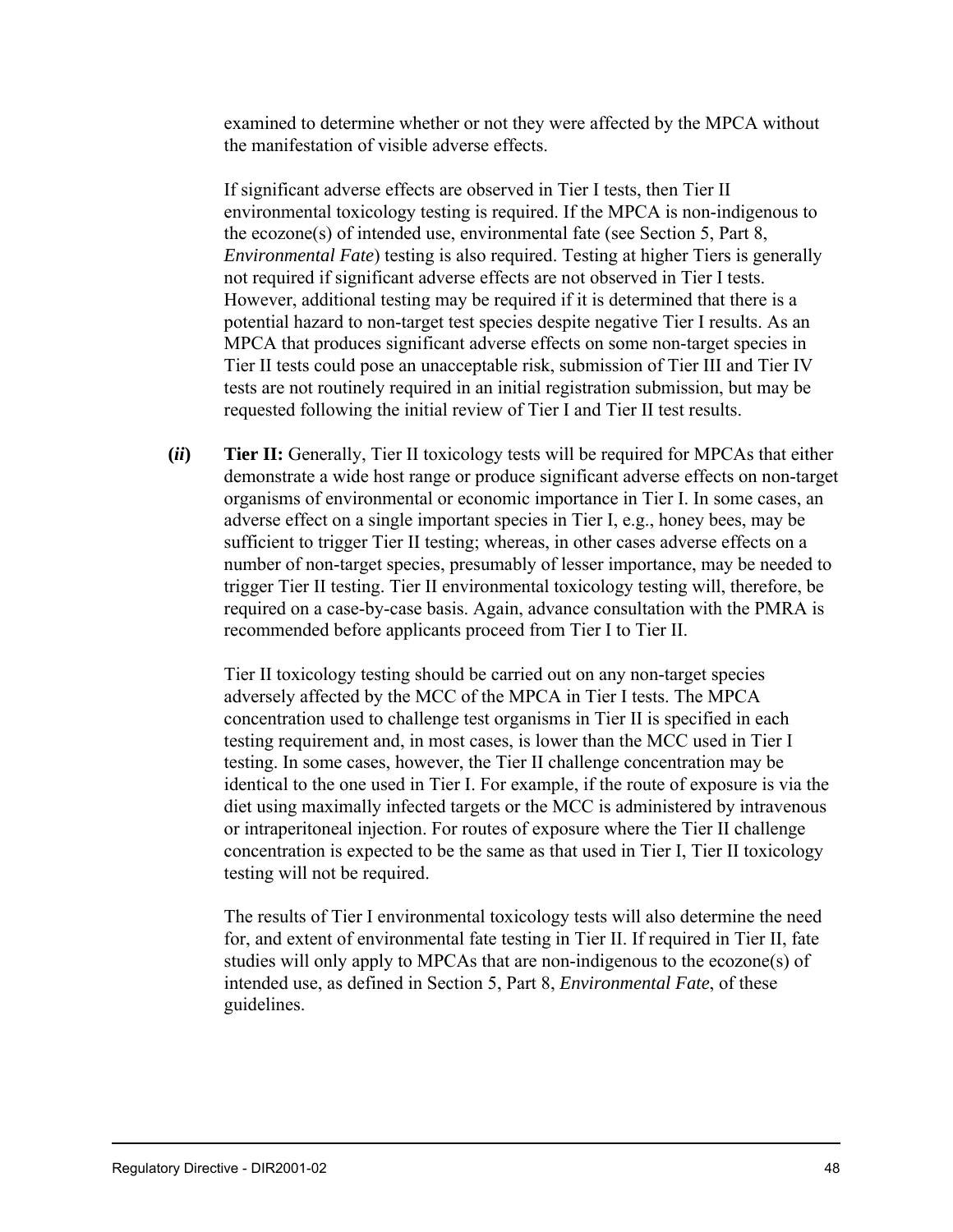examined to determine whether or not they were affected by the MPCA without the manifestation of visible adverse effects.

If significant adverse effects are observed in Tier I tests, then Tier II environmental toxicology testing is required. If the MPCA is non-indigenous to the ecozone(s) of intended use, environmental fate (see Section 5, Part 8, *Environmental Fate*) testing is also required. Testing at higher Tiers is generally not required if significant adverse effects are not observed in Tier I tests. However, additional testing may be required if it is determined that there is a potential hazard to non-target test species despite negative Tier I results. As an MPCA that produces significant adverse effects on some non-target species in Tier II tests could pose an unacceptable risk, submission of Tier III and Tier IV tests are not routinely required in an initial registration submission, but may be requested following the initial review of Tier I and Tier II test results.

**(*ii*)** **Tier II:** Generally, Tier II toxicology tests will be required for MPCAs that either demonstrate a wide host range or produce significant adverse effects on non-target organisms of environmental or economic importance in Tier I. In some cases, an adverse effect on a single important species in Tier I, e.g., honey bees, may be sufficient to trigger Tier II testing; whereas, in other cases adverse effects on a number of non-target species, presumably of lesser importance, may be needed to trigger Tier II testing. Tier II environmental toxicology testing will, therefore, be required on a case-by-case basis. Again, advance consultation with the PMRA is recommended before applicants proceed from Tier I to Tier II.

Tier II toxicology testing should be carried out on any non-target species adversely affected by the MCC of the MPCA in Tier I tests. The MPCA concentration used to challenge test organisms in Tier II is specified in each testing requirement and, in most cases, is lower than the MCC used in Tier I testing. In some cases, however, the Tier II challenge concentration may be identical to the one used in Tier I. For example, if the route of exposure is via the diet using maximally infected targets or the MCC is administered by intravenous or intraperitoneal injection. For routes of exposure where the Tier II challenge concentration is expected to be the same as that used in Tier I, Tier II toxicology testing will not be required.

The results of Tier I environmental toxicology tests will also determine the need for, and extent of environmental fate testing in Tier II. If required in Tier II, fate studies will only apply to MPCAs that are non-indigenous to the ecozone(s) of intended use, as defined in Section 5, Part 8, *Environmental Fate*, of these guidelines.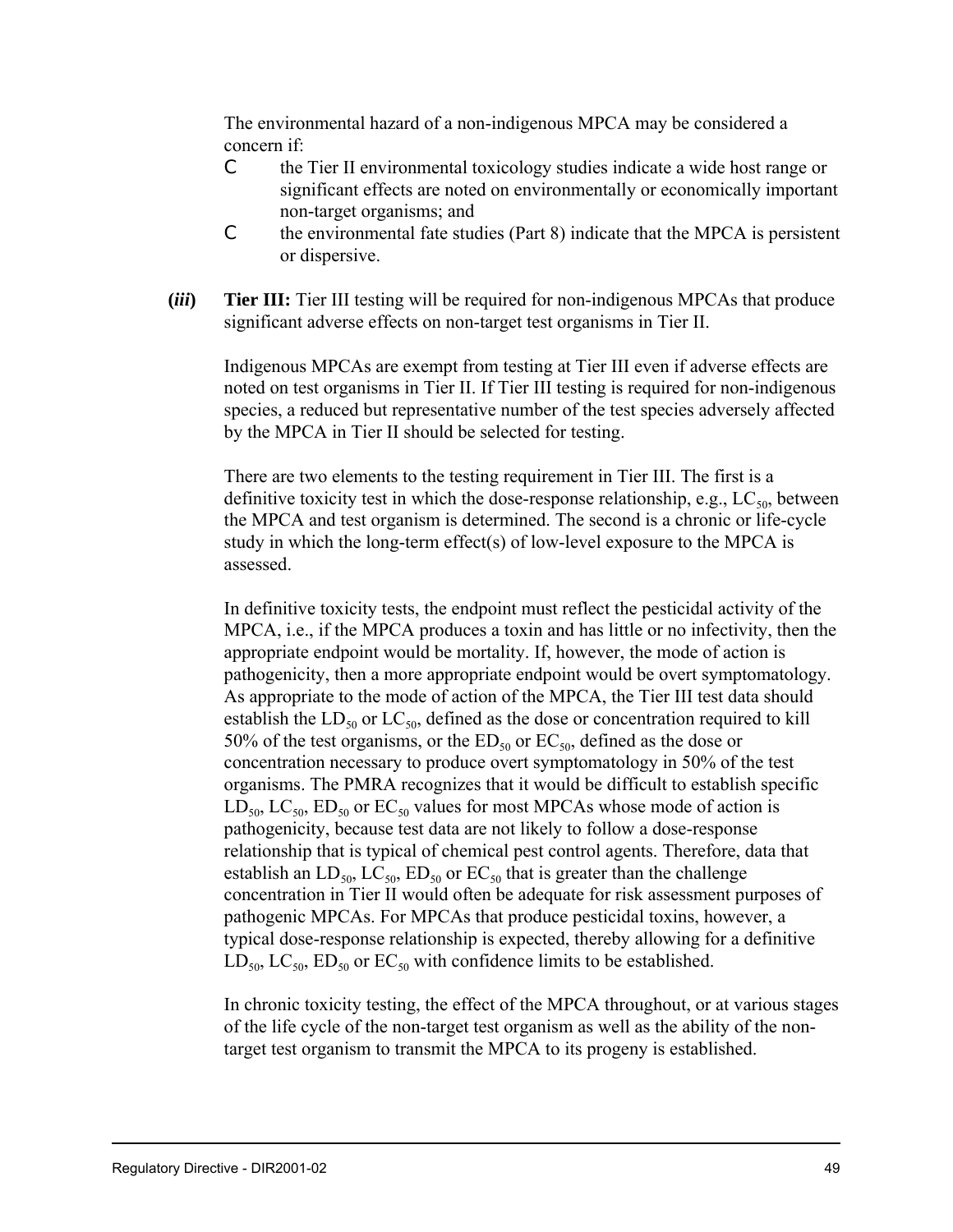The environmental hazard of a non-indigenous MPCA may be considered a concern if:

- the Tier II environmental toxicology studies indicate a wide host range or significant effects are noted on environmentally or economically important non-target organisms; and
- the environmental fate studies (Part 8) indicate that the MPCA is persistent or dispersive.

**(*iii*)** **Tier III:** Tier III testing will be required for non-indigenous MPCAs that produce significant adverse effects on non-target test organisms in Tier II.

Indigenous MPCAs are exempt from testing at Tier III even if adverse effects are noted on test organisms in Tier II. If Tier III testing is required for non-indigenous species, a reduced but representative number of the test species adversely affected by the MPCA in Tier II should be selected for testing.

There are two elements to the testing requirement in Tier III. The first is a definitive toxicity test in which the dose-response relationship, e.g., $LC_{50}$, between the MPCA and test organism is determined. The second is a chronic or life-cycle study in which the long-term effect(s) of low-level exposure to the MPCA is assessed.

In definitive toxicity tests, the endpoint must reflect the pesticidal activity of the MPCA, i.e., if the MPCA produces a toxin and has little or no infectivity, then the appropriate endpoint would be mortality. If, however, the mode of action is pathogenicity, then a more appropriate endpoint would be overt symptomatology. As appropriate to the mode of action of the MPCA, the Tier III test data should establish the $LD_{50}$ or $LC_{50}$, defined as the dose or concentration required to kill 50% of the test organisms, or the $ED_{50}$ or $EC_{50}$, defined as the dose or concentration necessary to produce overt symptomatology in 50% of the test organisms. The PMRA recognizes that it would be difficult to establish specific $LD_{50}$, $LC_{50}$, $ED_{50}$ or $EC_{50}$ values for most MPCAs whose mode of action is pathogenicity, because test data are not likely to follow a dose-response relationship that is typical of chemical pest control agents. Therefore, data that establish an $LD_{50}$, $LC_{50}$, $ED_{50}$ or $EC_{50}$ that is greater than the challenge concentration in Tier II would often be adequate for risk assessment purposes of pathogenic MPCAs. For MPCAs that produce pesticidal toxins, however, a typical dose-response relationship is expected, thereby allowing for a definitive $LD_{50}$, $LC_{50}$, $ED_{50}$ or $EC_{50}$ with confidence limits to be established.

In chronic toxicity testing, the effect of the MPCA throughout, or at various stages of the life cycle of the non-target test organism as well as the ability of the non-target test organism to transmit the MPCA to its progeny is established.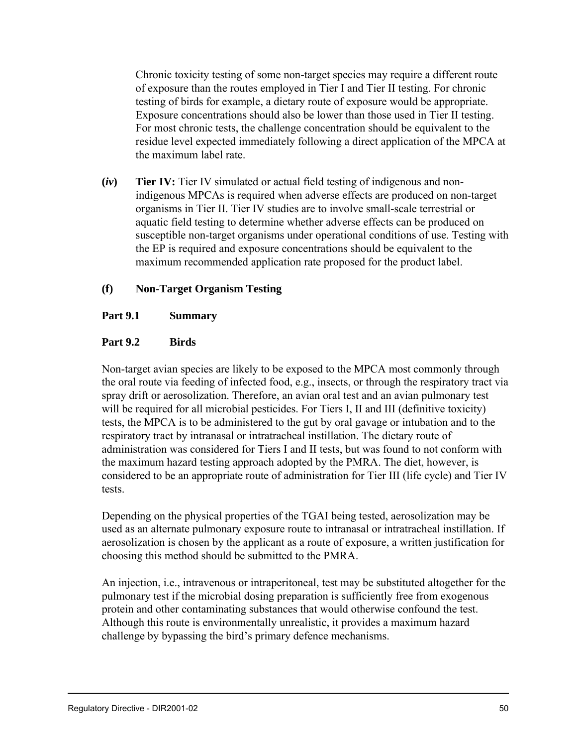Chronic toxicity testing of some non-target species may require a different route of exposure than the routes employed in Tier I and Tier II testing. For chronic testing of birds for example, a dietary route of exposure would be appropriate. Exposure concentrations should also be lower than those used in Tier II testing. For most chronic tests, the challenge concentration should be equivalent to the residue level expected immediately following a direct application of the MPCA at the maximum label rate.

**(*iv*)** **Tier IV:** Tier IV simulated or actual field testing of indigenous and non-indigenous MPCAs is required when adverse effects are produced on non-target organisms in Tier II. Tier IV studies are to involve small-scale terrestrial or aquatic field testing to determine whether adverse effects can be produced on susceptible non-target organisms under operational conditions of use. Testing with the EP is required and exposure concentrations should be equivalent to the maximum recommended application rate proposed for the product label.

### (f) Non-Target Organism Testing

#### Part 9.1 Summary

#### Part 9.2 Birds

Non-target avian species are likely to be exposed to the MPCA most commonly through the oral route via feeding of infected food, e.g., insects, or through the respiratory tract via spray drift or aerosolization. Therefore, an avian oral test and an avian pulmonary test will be required for all microbial pesticides. For Tiers I, II and III (definitive toxicity) tests, the MPCA is to be administered to the gut by oral gavage or intubation and to the respiratory tract by intranasal or intratracheal instillation. The dietary route of administration was considered for Tiers I and II tests, but was found to not conform with the maximum hazard testing approach adopted by the PMRA. The diet, however, is considered to be an appropriate route of administration for Tier III (life cycle) and Tier IV tests.

Depending on the physical properties of the TGAI being tested, aerosolization may be used as an alternate pulmonary exposure route to intranasal or intratracheal instillation. If aerosolization is chosen by the applicant as a route of exposure, a written justification for choosing this method should be submitted to the PMRA.

An injection, i.e., intravenous or intraperitoneal, test may be substituted altogether for the pulmonary test if the microbial dosing preparation is sufficiently free from exogenous protein and other contaminating substances that would otherwise confound the test. Although this route is environmentally unrealistic, it provides a maximum hazard challenge by bypassing the bird's primary defence mechanisms.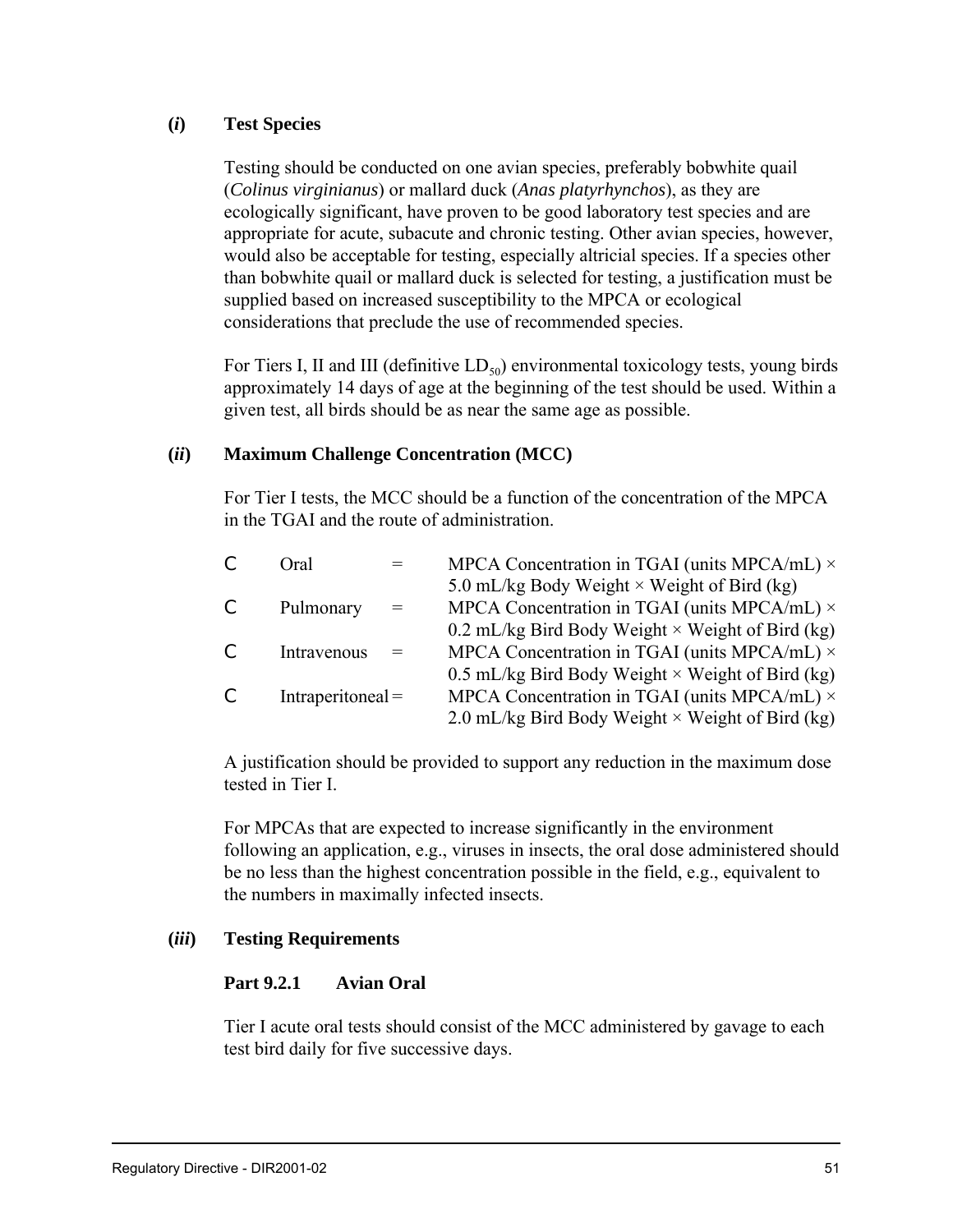**(*i*) Test Species**

Testing should be conducted on one avian species, preferably bobwhite quail (*Colinus virginianus*) or mallard duck (*Anas platyrhynchos*), as they are ecologically significant, have proven to be good laboratory test species and are appropriate for acute, subacute and chronic testing. Other avian species, however, would also be acceptable for testing, especially altricial species. If a species other than bobwhite quail or mallard duck is selected for testing, a justification must be supplied based on increased susceptibility to the MPCA or ecological considerations that preclude the use of recommended species.

For Tiers I, II and III (definitive $LD_{50}$) environmental toxicology tests, young birds approximately 14 days of age at the beginning of the test should be used. Within a given test, all birds should be as near the same age as possible.

**(*ii*) Maximum Challenge Concentration (MCC)**

For Tier I tests, the MCC should be a function of the concentration of the MPCA in the TGAI and the route of administration.

- Oral = MPCA Concentration in TGAI (units MPCA/mL) × 5.0 mL/kg Body Weight × Weight of Bird (kg)
- Pulmonary = MPCA Concentration in TGAI (units MPCA/mL) × 0.2 mL/kg Bird Body Weight × Weight of Bird (kg)
- Intravenous = MPCA Concentration in TGAI (units MPCA/mL) × 0.5 mL/kg Bird Body Weight × Weight of Bird (kg)
- Intraperitoneal = MPCA Concentration in TGAI (units MPCA/mL) × 2.0 mL/kg Bird Body Weight × Weight of Bird (kg)

A justification should be provided to support any reduction in the maximum dose tested in Tier I.

For MPCAs that are expected to increase significantly in the environment following an application, e.g., viruses in insects, the oral dose administered should be no less than the highest concentration possible in the field, e.g., equivalent to the numbers in maximally infected insects.

**(*iii*) Testing Requirements**

**Part 9.2.1 Avian Oral**

Tier I acute oral tests should consist of the MCC administered by gavage to each test bird daily for five successive days.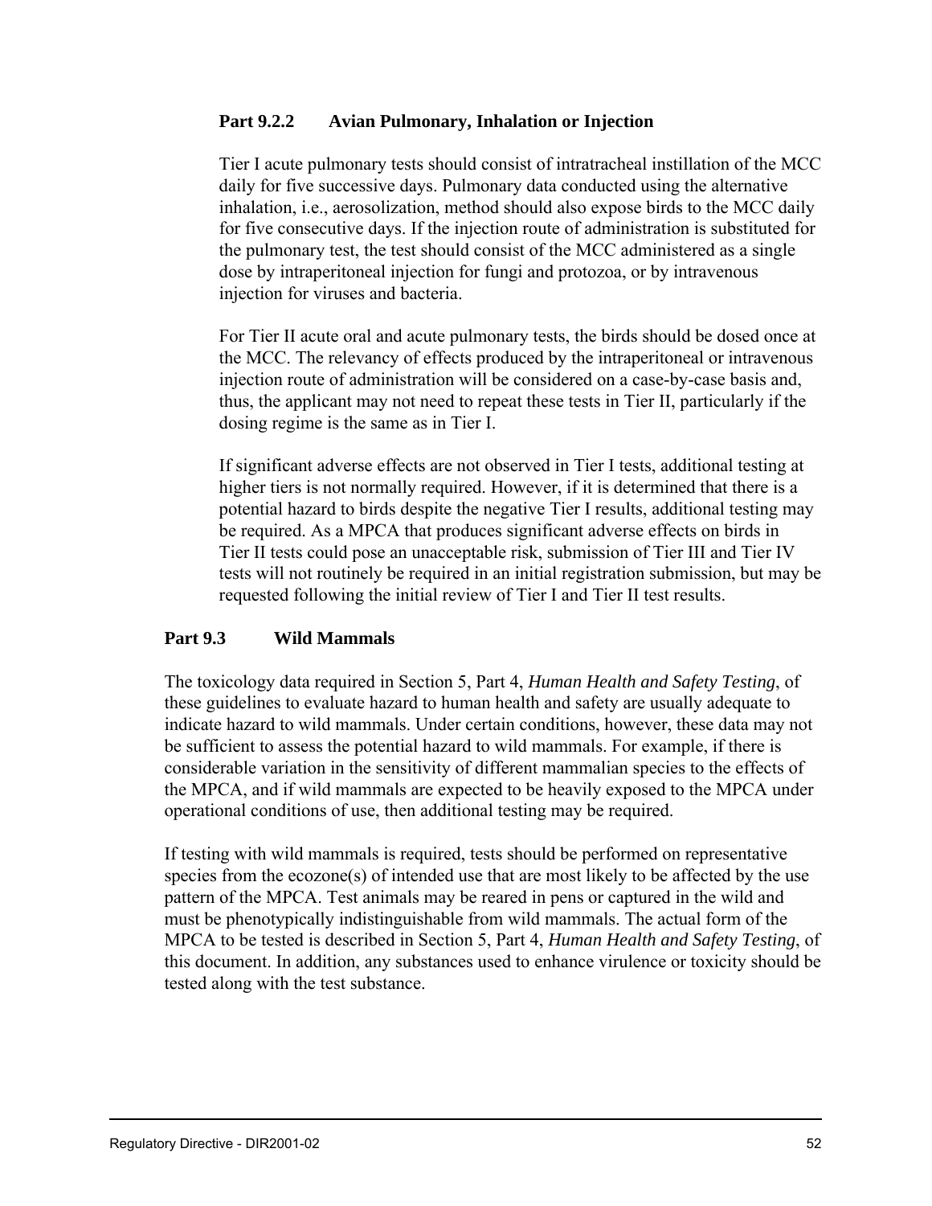### Part 9.2.2 Avian Pulmonary, Inhalation or Injection

Tier I acute pulmonary tests should consist of intratracheal instillation of the MCC daily for five successive days. Pulmonary data conducted using the alternative inhalation, i.e., aerosolization, method should also expose birds to the MCC daily for five consecutive days. If the injection route of administration is substituted for the pulmonary test, the test should consist of the MCC administered as a single dose by intraperitoneal injection for fungi and protozoa, or by intravenous injection for viruses and bacteria.

For Tier II acute oral and acute pulmonary tests, the birds should be dosed once at the MCC. The relevancy of effects produced by the intraperitoneal or intravenous injection route of administration will be considered on a case-by-case basis and, thus, the applicant may not need to repeat these tests in Tier II, particularly if the dosing regime is the same as in Tier I.

If significant adverse effects are not observed in Tier I tests, additional testing at higher tiers is not normally required. However, if it is determined that there is a potential hazard to birds despite the negative Tier I results, additional testing may be required. As a MPCA that produces significant adverse effects on birds in Tier II tests could pose an unacceptable risk, submission of Tier III and Tier IV tests will not routinely be required in an initial registration submission, but may be requested following the initial review of Tier I and Tier II test results.

## Part 9.3 Wild Mammals

The toxicology data required in Section 5, Part 4, *Human Health and Safety Testing*, of these guidelines to evaluate hazard to human health and safety are usually adequate to indicate hazard to wild mammals. Under certain conditions, however, these data may not be sufficient to assess the potential hazard to wild mammals. For example, if there is considerable variation in the sensitivity of different mammalian species to the effects of the MPCA, and if wild mammals are expected to be heavily exposed to the MPCA under operational conditions of use, then additional testing may be required.

If testing with wild mammals is required, tests should be performed on representative species from the ecozone(s) of intended use that are most likely to be affected by the use pattern of the MPCA. Test animals may be reared in pens or captured in the wild and must be phenotypically indistinguishable from wild mammals. The actual form of the MPCA to be tested is described in Section 5, Part 4, *Human Health and Safety Testing*, of this document. In addition, any substances used to enhance virulence or toxicity should be tested along with the test substance.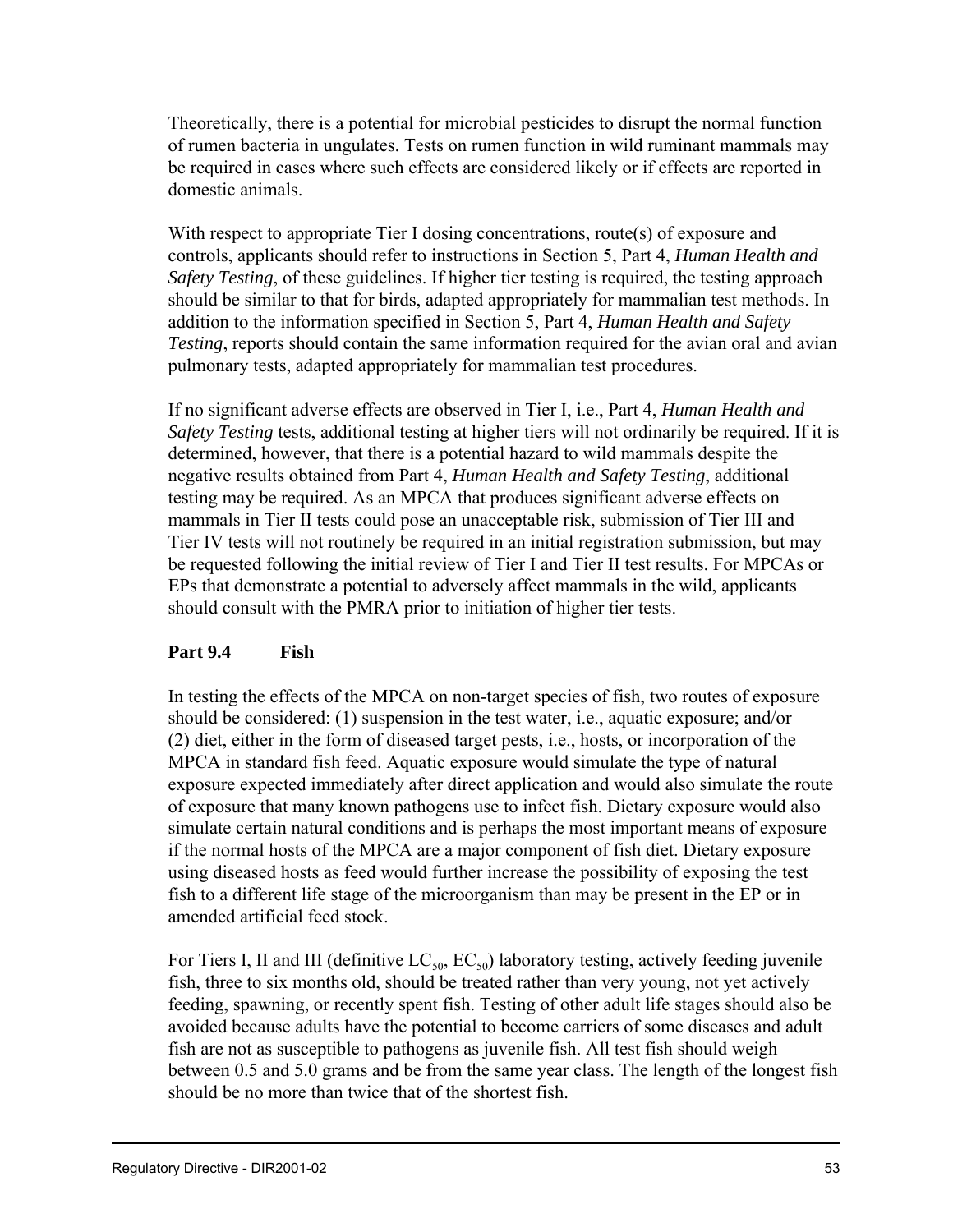Theoretically, there is a potential for microbial pesticides to disrupt the normal function of rumen bacteria in ungulates. Tests on rumen function in wild ruminant mammals may be required in cases where such effects are considered likely or if effects are reported in domestic animals.

With respect to appropriate Tier I dosing concentrations, route(s) of exposure and controls, applicants should refer to instructions in Section 5, Part 4, *Human Health and Safety Testing*, of these guidelines. If higher tier testing is required, the testing approach should be similar to that for birds, adapted appropriately for mammalian test methods. In addition to the information specified in Section 5, Part 4, *Human Health and Safety Testing*, reports should contain the same information required for the avian oral and avian pulmonary tests, adapted appropriately for mammalian test procedures.

If no significant adverse effects are observed in Tier I, i.e., Part 4, *Human Health and Safety Testing* tests, additional testing at higher tiers will not ordinarily be required. If it is determined, however, that there is a potential hazard to wild mammals despite the negative results obtained from Part 4, *Human Health and Safety Testing*, additional testing may be required. As an MPCA that produces significant adverse effects on mammals in Tier II tests could pose an unacceptable risk, submission of Tier III and Tier IV tests will not routinely be required in an initial registration submission, but may be requested following the initial review of Tier I and Tier II test results. For MPCAs or EPs that demonstrate a potential to adversely affect mammals in the wild, applicants should consult with the PMRA prior to initiation of higher tier tests.

### Part 9.4 Fish

In testing the effects of the MPCA on non-target species of fish, two routes of exposure should be considered: (1) suspension in the test water, i.e., aquatic exposure; and/or (2) diet, either in the form of diseased target pests, i.e., hosts, or incorporation of the MPCA in standard fish feed. Aquatic exposure would simulate the type of natural exposure expected immediately after direct application and would also simulate the route of exposure that many known pathogens use to infect fish. Dietary exposure would also simulate certain natural conditions and is perhaps the most important means of exposure if the normal hosts of the MPCA are a major component of fish diet. Dietary exposure using diseased hosts as feed would further increase the possibility of exposing the test fish to a different life stage of the microorganism than may be present in the EP or in amended artificial feed stock.

For Tiers I, II and III (definitive $LC_{50}$, $EC_{50}$) laboratory testing, actively feeding juvenile fish, three to six months old, should be treated rather than very young, not yet actively feeding, spawning, or recently spent fish. Testing of other adult life stages should also be avoided because adults have the potential to become carriers of some diseases and adult fish are not as susceptible to pathogens as juvenile fish. All test fish should weigh between 0.5 and 5.0 grams and be from the same year class. The length of the longest fish should be no more than twice that of the shortest fish.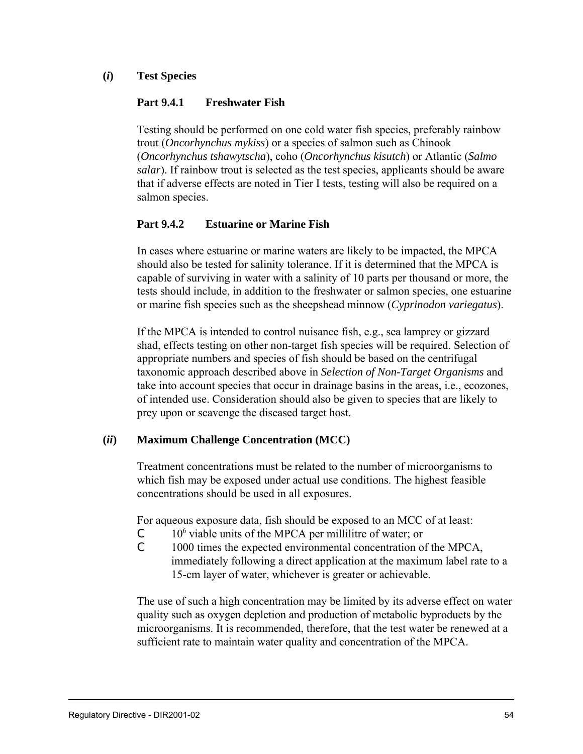### (*i*) Test Species

#### Part 9.4.1 Freshwater Fish

Testing should be performed on one cold water fish species, preferably rainbow trout (*Oncorhynchus mykiss*) or a species of salmon such as Chinook (*Oncorhynchus tshawytscha*), coho (*Oncorhynchus kisutch*) or Atlantic (*Salmo salar*). If rainbow trout is selected as the test species, applicants should be aware that if adverse effects are noted in Tier I tests, testing will also be required on a salmon species.

#### Part 9.4.2 Estuarine or Marine Fish

In cases where estuarine or marine waters are likely to be impacted, the MPCA should also be tested for salinity tolerance. If it is determined that the MPCA is capable of surviving in water with a salinity of 10 parts per thousand or more, the tests should include, in addition to the freshwater or salmon species, one estuarine or marine fish species such as the sheepshead minnow (*Cyprinodon variegatus*).

If the MPCA is intended to control nuisance fish, e.g., sea lamprey or gizzard shad, effects testing on other non-target fish species will be required. Selection of appropriate numbers and species of fish should be based on the centrifugal taxonomic approach described above in *Selection of Non-Target Organisms* and take into account species that occur in drainage basins in the areas, i.e., ecozones, of intended use. Consideration should also be given to species that are likely to prey upon or scavenge the diseased target host.

### (*ii*) Maximum Challenge Concentration (MCC)

Treatment concentrations must be related to the number of microorganisms to which fish may be exposed under actual use conditions. The highest feasible concentrations should be used in all exposures.

For aqueous exposure data, fish should be exposed to an MCC of at least:

- $10^6$ viable units of the MPCA per millilitre of water; or
- 1000 times the expected environmental concentration of the MPCA, immediately following a direct application at the maximum label rate to a 15-cm layer of water, whichever is greater or achievable.

The use of such a high concentration may be limited by its adverse effect on water quality such as oxygen depletion and production of metabolic byproducts by the microorganisms. It is recommended, therefore, that the test water be renewed at a sufficient rate to maintain water quality and concentration of the MPCA.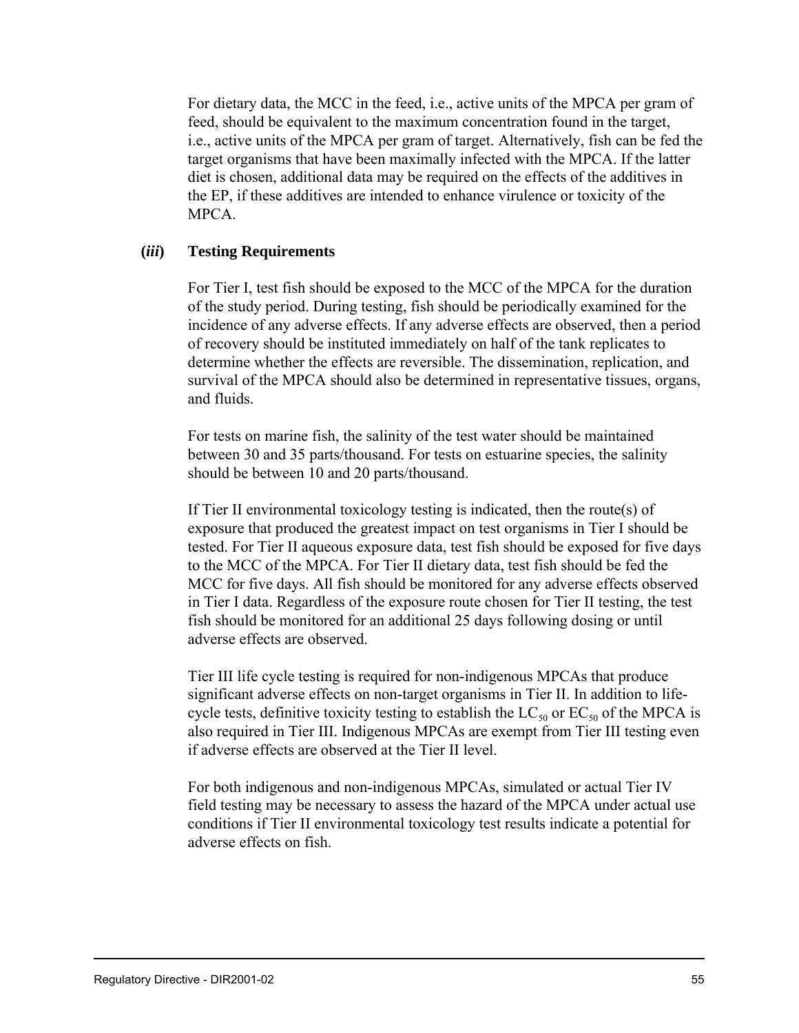For dietary data, the MCC in the feed, i.e., active units of the MPCA per gram of feed, should be equivalent to the maximum concentration found in the target, i.e., active units of the MPCA per gram of target. Alternatively, fish can be fed the target organisms that have been maximally infected with the MPCA. If the latter diet is chosen, additional data may be required on the effects of the additives in the EP, if these additives are intended to enhance virulence or toxicity of the MPCA.

**(*iii*) Testing Requirements**

For Tier I, test fish should be exposed to the MCC of the MPCA for the duration of the study period. During testing, fish should be periodically examined for the incidence of any adverse effects. If any adverse effects are observed, then a period of recovery should be instituted immediately on half of the tank replicates to determine whether the effects are reversible. The dissemination, replication, and survival of the MPCA should also be determined in representative tissues, organs, and fluids.

For tests on marine fish, the salinity of the test water should be maintained between 30 and 35 parts/thousand. For tests on estuarine species, the salinity should be between 10 and 20 parts/thousand.

If Tier II environmental toxicology testing is indicated, then the route(s) of exposure that produced the greatest impact on test organisms in Tier I should be tested. For Tier II aqueous exposure data, test fish should be exposed for five days to the MCC of the MPCA. For Tier II dietary data, test fish should be fed the MCC for five days. All fish should be monitored for any adverse effects observed in Tier I data. Regardless of the exposure route chosen for Tier II testing, the test fish should be monitored for an additional 25 days following dosing or until adverse effects are observed.

Tier III life cycle testing is required for non-indigenous MPCAs that produce significant adverse effects on non-target organisms in Tier II. In addition to life-cycle tests, definitive toxicity testing to establish the $LC_{50}$ or $EC_{50}$ of the MPCA is also required in Tier III. Indigenous MPCAs are exempt from Tier III testing even if adverse effects are observed at the Tier II level.

For both indigenous and non-indigenous MPCAs, simulated or actual Tier IV field testing may be necessary to assess the hazard of the MPCA under actual use conditions if Tier II environmental toxicology test results indicate a potential for adverse effects on fish.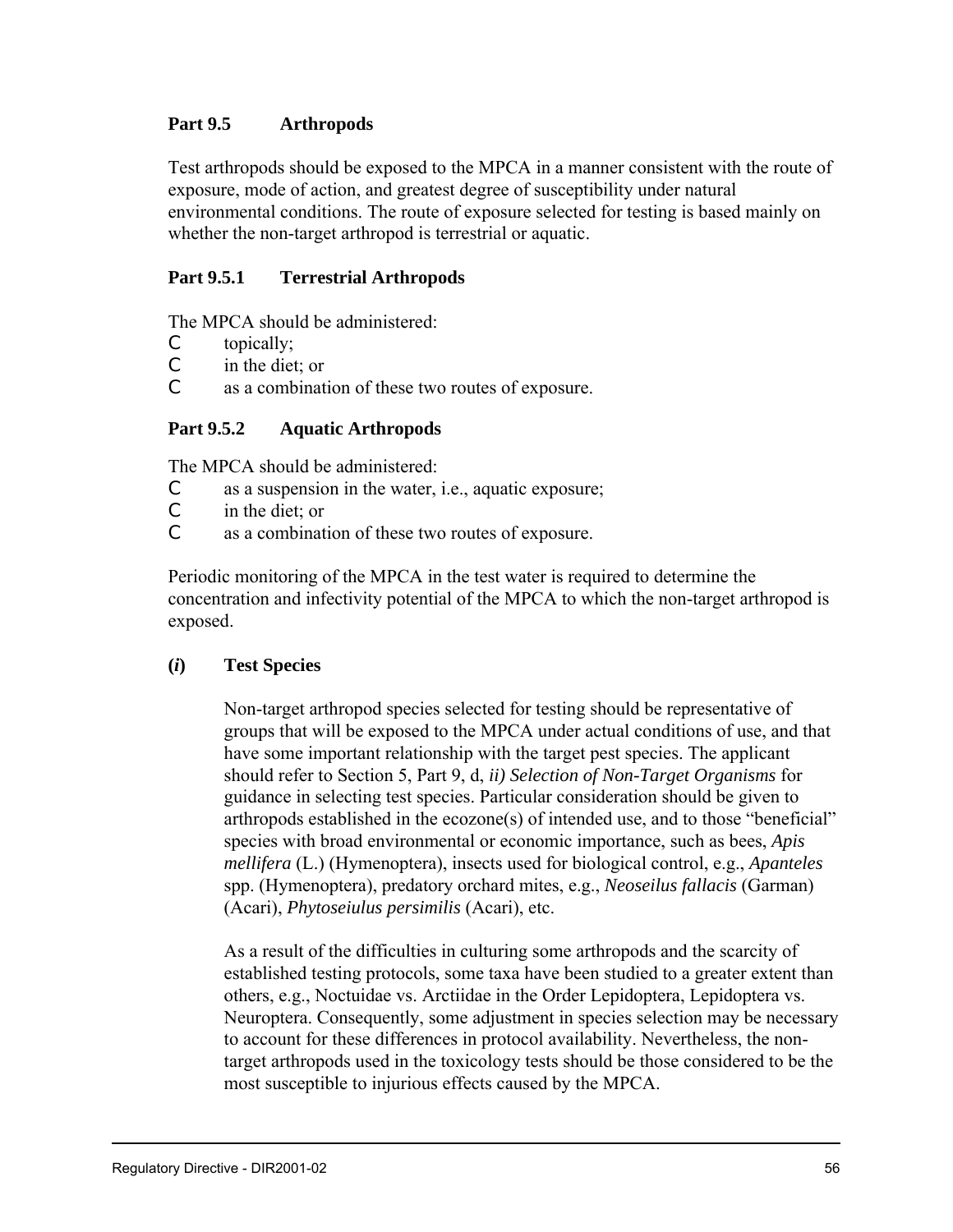### Part 9.5 Arthropods

Test arthropods should be exposed to the MPCA in a manner consistent with the route of exposure, mode of action, and greatest degree of susceptibility under natural environmental conditions. The route of exposure selected for testing is based mainly on whether the non-target arthropod is terrestrial or aquatic.

#### Part 9.5.1 Terrestrial Arthropods

The MPCA should be administered:

- topically;
- in the diet; or
- as a combination of these two routes of exposure.

#### Part 9.5.2 Aquatic Arthropods

The MPCA should be administered:

- as a suspension in the water, i.e., aquatic exposure;
- in the diet; or
- as a combination of these two routes of exposure.

Periodic monitoring of the MPCA in the test water is required to determine the concentration and infectivity potential of the MPCA to which the non-target arthropod is exposed.

**(*i*) Test Species**

Non-target arthropod species selected for testing should be representative of groups that will be exposed to the MPCA under actual conditions of use, and that have some important relationship with the target pest species. The applicant should refer to Section 5, Part 9, d, *ii) Selection of Non-Target Organisms* for guidance in selecting test species. Particular consideration should be given to arthropods established in the ecozone(s) of intended use, and to those "beneficial" species with broad environmental or economic importance, such as bees, *Apis mellifera* (L.) (Hymenoptera), insects used for biological control, e.g., *Apanteles* spp. (Hymenoptera), predatory orchard mites, e.g., *Neoseilus fallacis* (Garman) (Acari), *Phytoseiulus persimilis* (Acari), etc.

As a result of the difficulties in culturing some arthropods and the scarcity of established testing protocols, some taxa have been studied to a greater extent than others, e.g., Noctuidae vs. Arctiidae in the Order Lepidoptera, Lepidoptera vs. Neuroptera. Consequently, some adjustment in species selection may be necessary to account for these differences in protocol availability. Nevertheless, the non-target arthropods used in the toxicology tests should be those considered to be the most susceptible to injurious effects caused by the MPCA.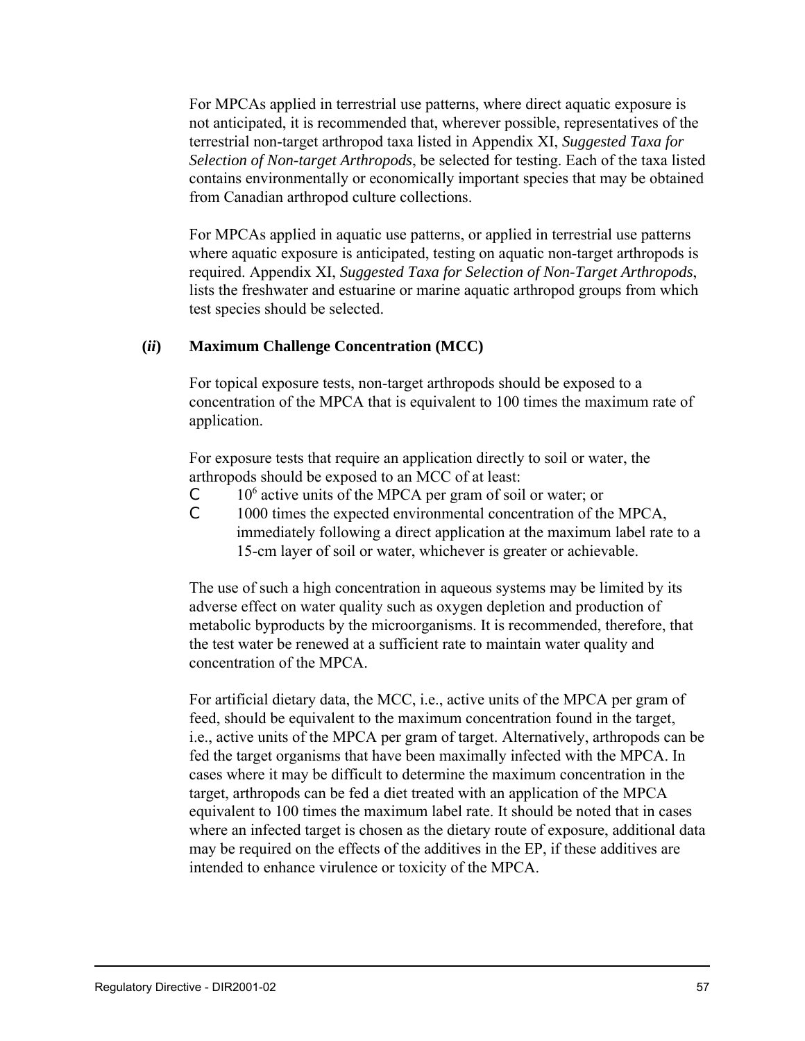For MPCAs applied in terrestrial use patterns, where direct aquatic exposure is not anticipated, it is recommended that, wherever possible, representatives of the terrestrial non-target arthropod taxa listed in Appendix XI, *Suggested Taxa for Selection of Non-target Arthropods*, be selected for testing. Each of the taxa listed contains environmentally or economically important species that may be obtained from Canadian arthropod culture collections.

For MPCAs applied in aquatic use patterns, or applied in terrestrial use patterns where aquatic exposure is anticipated, testing on aquatic non-target arthropods is required. Appendix XI, *Suggested Taxa for Selection of Non-Target Arthropods*, lists the freshwater and estuarine or marine aquatic arthropod groups from which test species should be selected.

**(*ii*) Maximum Challenge Concentration (MCC)**

For topical exposure tests, non-target arthropods should be exposed to a concentration of the MPCA that is equivalent to 100 times the maximum rate of application.

For exposure tests that require an application directly to soil or water, the arthropods should be exposed to an MCC of at least:

- $10^6$ active units of the MPCA per gram of soil or water; or
- 1000 times the expected environmental concentration of the MPCA, immediately following a direct application at the maximum label rate to a 15-cm layer of soil or water, whichever is greater or achievable.

The use of such a high concentration in aqueous systems may be limited by its adverse effect on water quality such as oxygen depletion and production of metabolic byproducts by the microorganisms. It is recommended, therefore, that the test water be renewed at a sufficient rate to maintain water quality and concentration of the MPCA.

For artificial dietary data, the MCC, i.e., active units of the MPCA per gram of feed, should be equivalent to the maximum concentration found in the target, i.e., active units of the MPCA per gram of target. Alternatively, arthropods can be fed the target organisms that have been maximally infected with the MPCA. In cases where it may be difficult to determine the maximum concentration in the target, arthropods can be fed a diet treated with an application of the MPCA equivalent to 100 times the maximum label rate. It should be noted that in cases where an infected target is chosen as the dietary route of exposure, additional data may be required on the effects of the additives in the EP, if these additives are intended to enhance virulence or toxicity of the MPCA.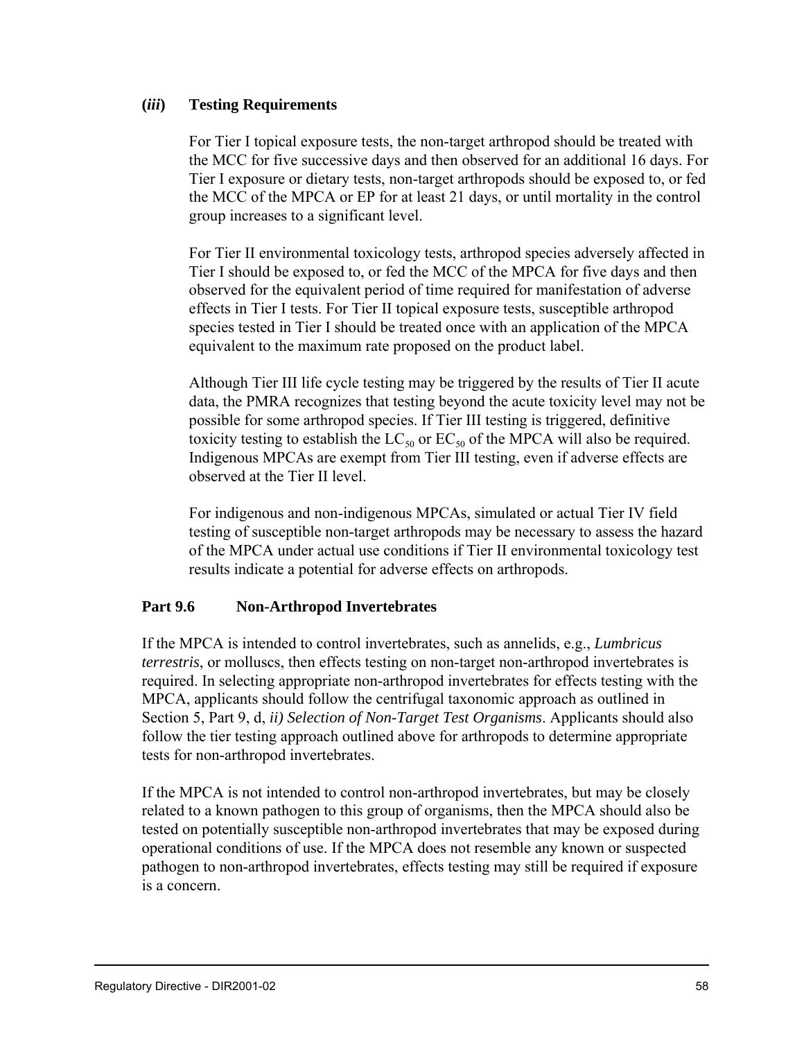### (*iii*) Testing Requirements

For Tier I topical exposure tests, the non-target arthropod should be treated with the MCC for five successive days and then observed for an additional 16 days. For Tier I exposure or dietary tests, non-target arthropods should be exposed to, or fed the MCC of the MPCA or EP for at least 21 days, or until mortality in the control group increases to a significant level.

For Tier II environmental toxicology tests, arthropod species adversely affected in Tier I should be exposed to, or fed the MCC of the MPCA for five days and then observed for the equivalent period of time required for manifestation of adverse effects in Tier I tests. For Tier II topical exposure tests, susceptible arthropod species tested in Tier I should be treated once with an application of the MPCA equivalent to the maximum rate proposed on the product label.

Although Tier III life cycle testing may be triggered by the results of Tier II acute data, the PMRA recognizes that testing beyond the acute toxicity level may not be possible for some arthropod species. If Tier III testing is triggered, definitive toxicity testing to establish the $LC_{50}$ or $EC_{50}$ of the MPCA will also be required. Indigenous MPCAs are exempt from Tier III testing, even if adverse effects are observed at the Tier II level.

For indigenous and non-indigenous MPCAs, simulated or actual Tier IV field testing of susceptible non-target arthropods may be necessary to assess the hazard of the MPCA under actual use conditions if Tier II environmental toxicology test results indicate a potential for adverse effects on arthropods.

## Part 9.6 Non-Arthropod Invertebrates

If the MPCA is intended to control invertebrates, such as annelids, e.g., *Lumbricus terrestris*, or molluscs, then effects testing on non-target non-arthropod invertebrates is required. In selecting appropriate non-arthropod invertebrates for effects testing with the MPCA, applicants should follow the centrifugal taxonomic approach as outlined in Section 5, Part 9, d, *ii) Selection of Non-Target Test Organisms*. Applicants should also follow the tier testing approach outlined above for arthropods to determine appropriate tests for non-arthropod invertebrates.

If the MPCA is not intended to control non-arthropod invertebrates, but may be closely related to a known pathogen to this group of organisms, then the MPCA should also be tested on potentially susceptible non-arthropod invertebrates that may be exposed during operational conditions of use. If the MPCA does not resemble any known or suspected pathogen to non-arthropod invertebrates, effects testing may still be required if exposure is a concern.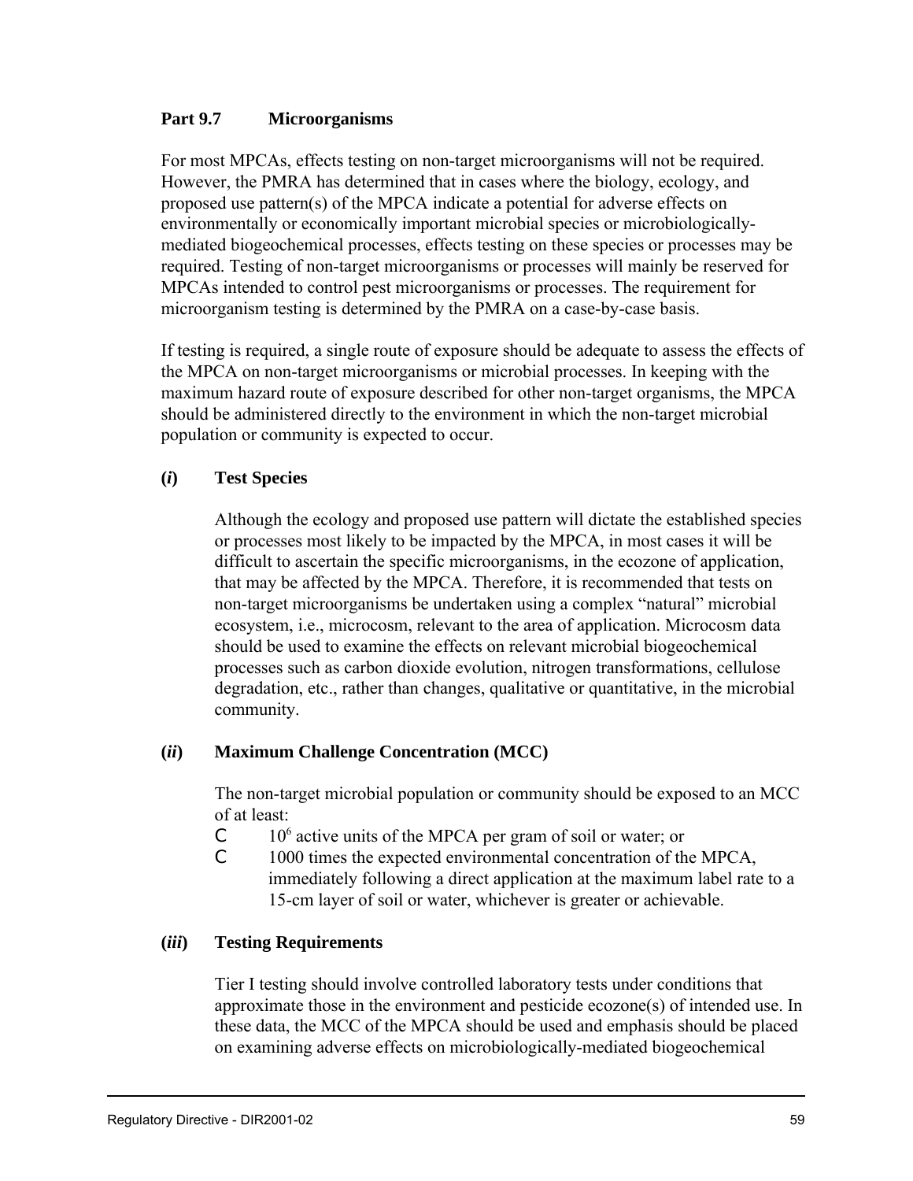## Part 9.7 Microorganisms

For most MPCAs, effects testing on non-target microorganisms will not be required. However, the PMRA has determined that in cases where the biology, ecology, and proposed use pattern(s) of the MPCA indicate a potential for adverse effects on environmentally or economically important microbial species or microbiologically-mediated biogeochemical processes, effects testing on these species or processes may be required. Testing of non-target microorganisms or processes will mainly be reserved for MPCAs intended to control pest microorganisms or processes. The requirement for microorganism testing is determined by the PMRA on a case-by-case basis.

If testing is required, a single route of exposure should be adequate to assess the effects of the MPCA on non-target microorganisms or microbial processes. In keeping with the maximum hazard route of exposure described for other non-target organisms, the MPCA should be administered directly to the environment in which the non-target microbial population or community is expected to occur.

### (*i*) Test Species

Although the ecology and proposed use pattern will dictate the established species or processes most likely to be impacted by the MPCA, in most cases it will be difficult to ascertain the specific microorganisms, in the ecozone of application, that may be affected by the MPCA. Therefore, it is recommended that tests on non-target microorganisms be undertaken using a complex "natural" microbial ecosystem, i.e., microcosm, relevant to the area of application. Microcosm data should be used to examine the effects on relevant microbial biogeochemical processes such as carbon dioxide evolution, nitrogen transformations, cellulose degradation, etc., rather than changes, qualitative or quantitative, in the microbial community.

### (*ii*) Maximum Challenge Concentration (MCC)

The non-target microbial population or community should be exposed to an MCC of at least:

- $10^6$ active units of the MPCA per gram of soil or water; or
- 1000 times the expected environmental concentration of the MPCA, immediately following a direct application at the maximum label rate to a 15-cm layer of soil or water, whichever is greater or achievable.

### (*iii*) Testing Requirements

Tier I testing should involve controlled laboratory tests under conditions that approximate those in the environment and pesticide ecozone(s) of intended use. In these data, the MCC of the MPCA should be used and emphasis should be placed on examining adverse effects on microbiologically-mediated biogeochemical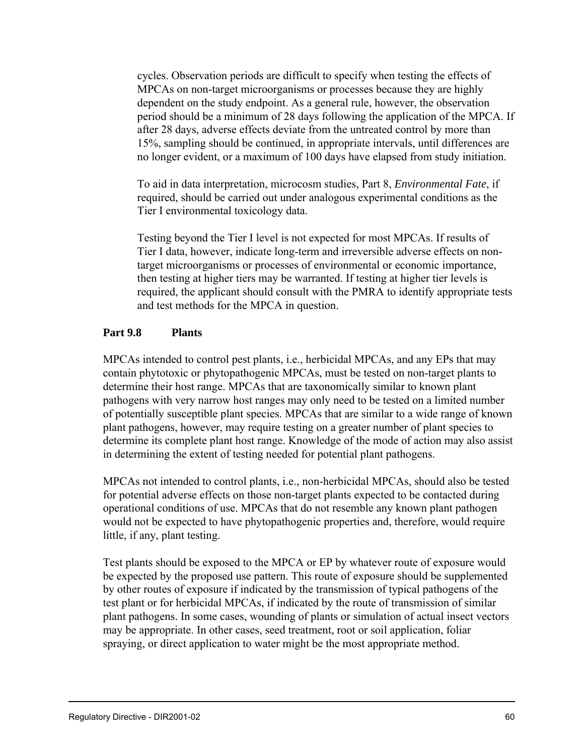cycles. Observation periods are difficult to specify when testing the effects of MPCAs on non-target microorganisms or processes because they are highly dependent on the study endpoint. As a general rule, however, the observation period should be a minimum of 28 days following the application of the MPCA. If after 28 days, adverse effects deviate from the untreated control by more than 15%, sampling should be continued, in appropriate intervals, until differences are no longer evident, or a maximum of 100 days have elapsed from study initiation.

To aid in data interpretation, microcosm studies, Part 8, *Environmental Fate*, if required, should be carried out under analogous experimental conditions as the Tier I environmental toxicology data.

Testing beyond the Tier I level is not expected for most MPCAs. If results of Tier I data, however, indicate long-term and irreversible adverse effects on non-target microorganisms or processes of environmental or economic importance, then testing at higher tiers may be warranted. If testing at higher tier levels is required, the applicant should consult with the PMRA to identify appropriate tests and test methods for the MPCA in question.

## Part 9.8 Plants

MPCAs intended to control pest plants, i.e., herbicidal MPCAs, and any EPs that may contain phytotoxic or phytopathogenic MPCAs, must be tested on non-target plants to determine their host range. MPCAs that are taxonomically similar to known plant pathogens with very narrow host ranges may only need to be tested on a limited number of potentially susceptible plant species. MPCAs that are similar to a wide range of known plant pathogens, however, may require testing on a greater number of plant species to determine its complete plant host range. Knowledge of the mode of action may also assist in determining the extent of testing needed for potential plant pathogens.

MPCAs not intended to control plants, i.e., non-herbicidal MPCAs, should also be tested for potential adverse effects on those non-target plants expected to be contacted during operational conditions of use. MPCAs that do not resemble any known plant pathogen would not be expected to have phytopathogenic properties and, therefore, would require little, if any, plant testing.

Test plants should be exposed to the MPCA or EP by whatever route of exposure would be expected by the proposed use pattern. This route of exposure should be supplemented by other routes of exposure if indicated by the transmission of typical pathogens of the test plant or for herbicidal MPCAs, if indicated by the route of transmission of similar plant pathogens. In some cases, wounding of plants or simulation of actual insect vectors may be appropriate. In other cases, seed treatment, root or soil application, foliar spraying, or direct application to water might be the most appropriate method.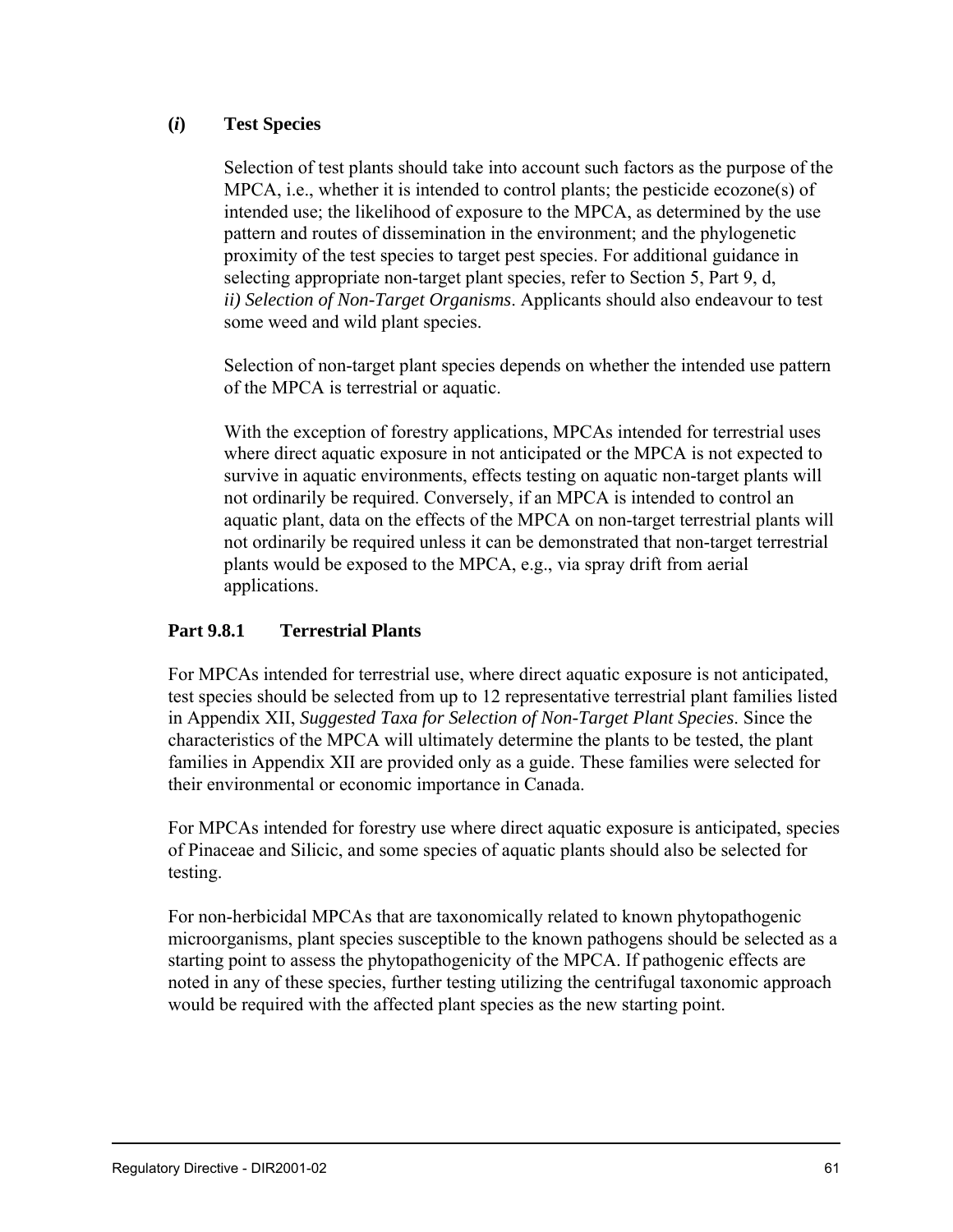**(*i*) Test Species**

Selection of test plants should take into account such factors as the purpose of the MPCA, i.e., whether it is intended to control plants; the pesticide ecozone(s) of intended use; the likelihood of exposure to the MPCA, as determined by the use pattern and routes of dissemination in the environment; and the phylogenetic proximity of the test species to target pest species. For additional guidance in selecting appropriate non-target plant species, refer to Section 5, Part 9, d, *ii) Selection of Non-Target Organisms*. Applicants should also endeavour to test some weed and wild plant species.

Selection of non-target plant species depends on whether the intended use pattern of the MPCA is terrestrial or aquatic.

With the exception of forestry applications, MPCAs intended for terrestrial uses where direct aquatic exposure in not anticipated or the MPCA is not expected to survive in aquatic environments, effects testing on aquatic non-target plants will not ordinarily be required. Conversely, if an MPCA is intended to control an aquatic plant, data on the effects of the MPCA on non-target terrestrial plants will not ordinarily be required unless it can be demonstrated that non-target terrestrial plants would be exposed to the MPCA, e.g., via spray drift from aerial applications.

**Part 9.8.1 Terrestrial Plants**

For MPCAs intended for terrestrial use, where direct aquatic exposure is not anticipated, test species should be selected from up to 12 representative terrestrial plant families listed in Appendix XII, *Suggested Taxa for Selection of Non-Target Plant Species*. Since the characteristics of the MPCA will ultimately determine the plants to be tested, the plant families in Appendix XII are provided only as a guide. These families were selected for their environmental or economic importance in Canada.

For MPCAs intended for forestry use where direct aquatic exposure is anticipated, species of Pinaceae and Silicic, and some species of aquatic plants should also be selected for testing.

For non-herbicidal MPCAs that are taxonomically related to known phytopathogenic microorganisms, plant species susceptible to the known pathogens should be selected as a starting point to assess the phytopathogenicity of the MPCA. If pathogenic effects are noted in any of these species, further testing utilizing the centrifugal taxonomic approach would be required with the affected plant species as the new starting point.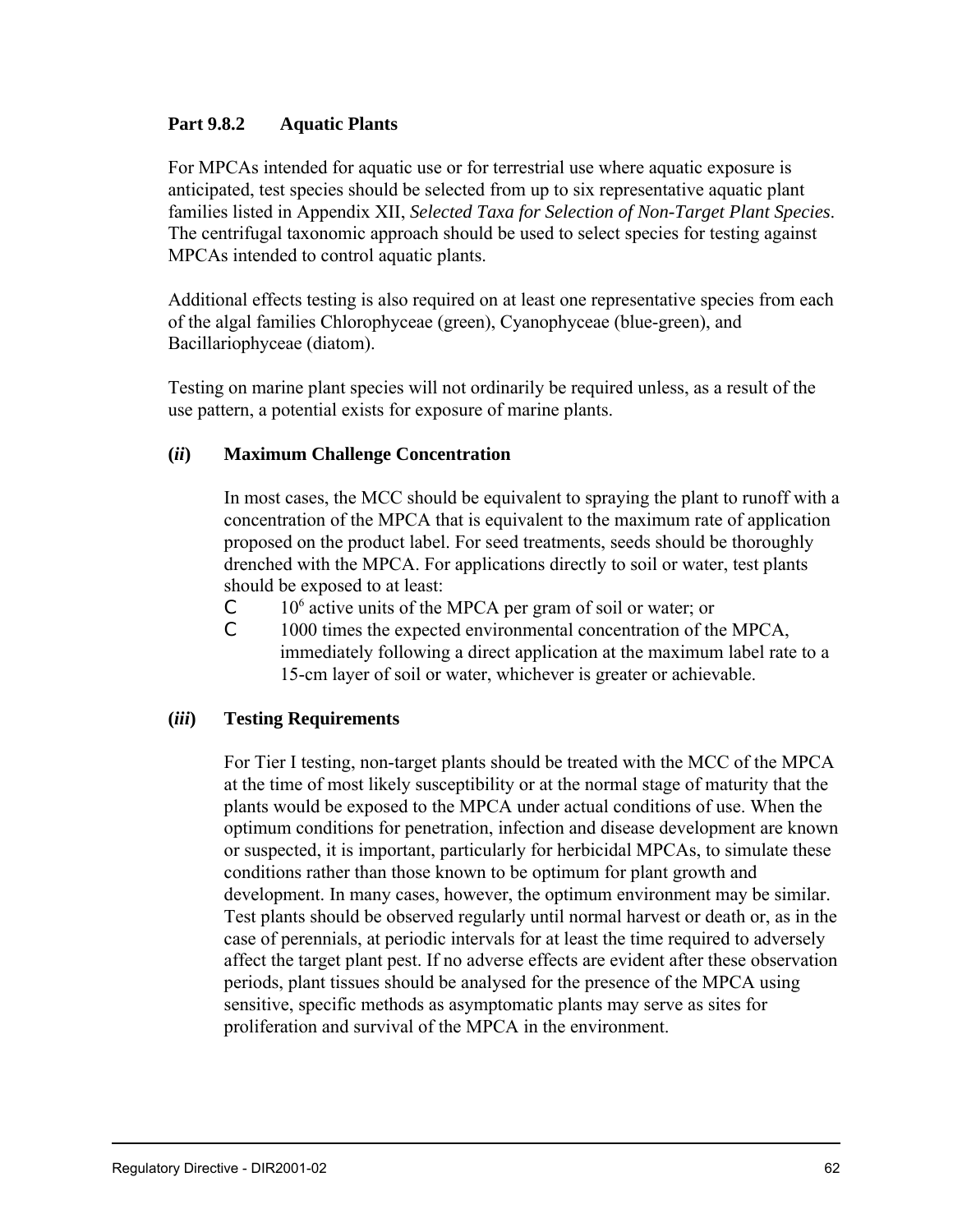**Part 9.8.2 Aquatic Plants**

For MPCAs intended for aquatic use or for terrestrial use where aquatic exposure is anticipated, test species should be selected from up to six representative aquatic plant families listed in Appendix XII, *Selected Taxa for Selection of Non-Target Plant Species*. The centrifugal taxonomic approach should be used to select species for testing against MPCAs intended to control aquatic plants.

Additional effects testing is also required on at least one representative species from each of the algal families Chlorophyceae (green), Cyanophyceae (blue-green), and Bacillariophyceae (diatom).

Testing on marine plant species will not ordinarily be required unless, as a result of the use pattern, a potential exists for exposure of marine plants.

**(*ii*) Maximum Challenge Concentration**

In most cases, the MCC should be equivalent to spraying the plant to runoff with a concentration of the MPCA that is equivalent to the maximum rate of application proposed on the product label. For seed treatments, seeds should be thoroughly drenched with the MPCA. For applications directly to soil or water, test plants should be exposed to at least:

- $10^6$ active units of the MPCA per gram of soil or water; or
- 1000 times the expected environmental concentration of the MPCA, immediately following a direct application at the maximum label rate to a 15-cm layer of soil or water, whichever is greater or achievable.

**(*iii*) Testing Requirements**

For Tier I testing, non-target plants should be treated with the MCC of the MPCA at the time of most likely susceptibility or at the normal stage of maturity that the plants would be exposed to the MPCA under actual conditions of use. When the optimum conditions for penetration, infection and disease development are known or suspected, it is important, particularly for herbicidal MPCAs, to simulate these conditions rather than those known to be optimum for plant growth and development. In many cases, however, the optimum environment may be similar. Test plants should be observed regularly until normal harvest or death or, as in the case of perennials, at periodic intervals for at least the time required to adversely affect the target plant pest. If no adverse effects are evident after these observation periods, plant tissues should be analysed for the presence of the MPCA using sensitive, specific methods as asymptomatic plants may serve as sites for proliferation and survival of the MPCA in the environment.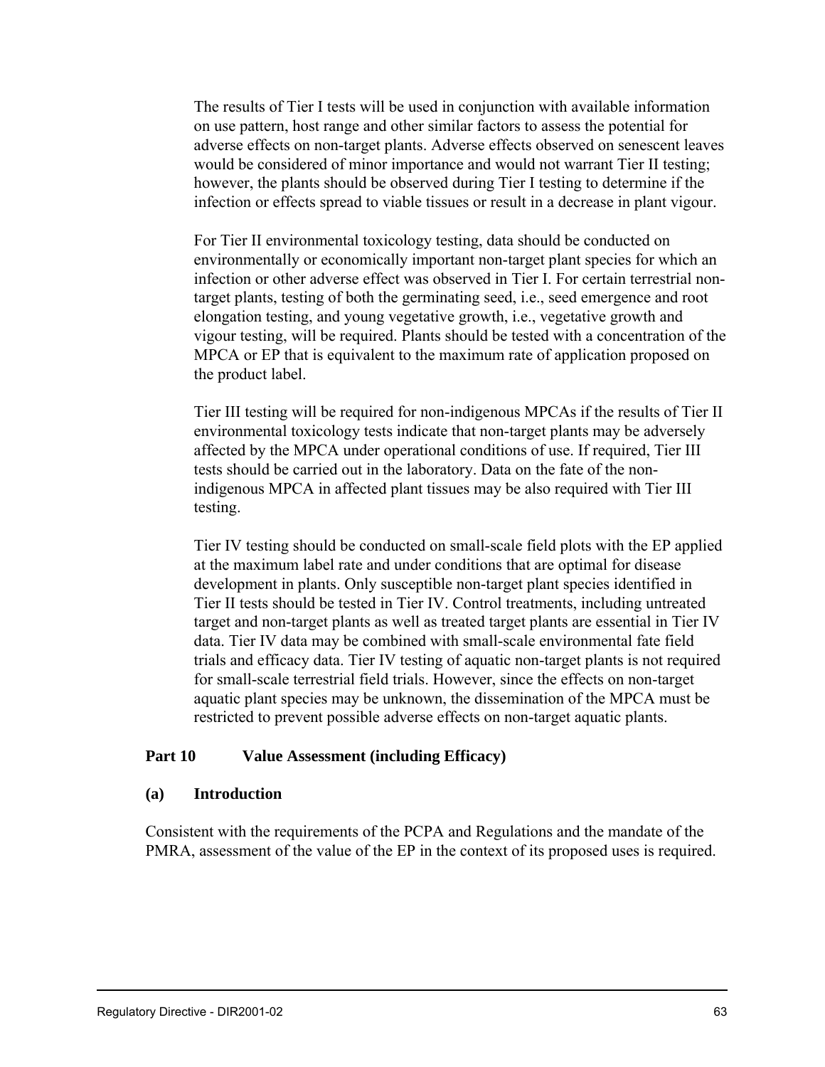The results of Tier I tests will be used in conjunction with available information on use pattern, host range and other similar factors to assess the potential for adverse effects on non-target plants. Adverse effects observed on senescent leaves would be considered of minor importance and would not warrant Tier II testing; however, the plants should be observed during Tier I testing to determine if the infection or effects spread to viable tissues or result in a decrease in plant vigour.

For Tier II environmental toxicology testing, data should be conducted on environmentally or economically important non-target plant species for which an infection or other adverse effect was observed in Tier I. For certain terrestrial non-target plants, testing of both the germinating seed, i.e., seed emergence and root elongation testing, and young vegetative growth, i.e., vegetative growth and vigour testing, will be required. Plants should be tested with a concentration of the MPCA or EP that is equivalent to the maximum rate of application proposed on the product label.

Tier III testing will be required for non-indigenous MPCAs if the results of Tier II environmental toxicology tests indicate that non-target plants may be adversely affected by the MPCA under operational conditions of use. If required, Tier III tests should be carried out in the laboratory. Data on the fate of the non-indigenous MPCA in affected plant tissues may be also required with Tier III testing.

Tier IV testing should be conducted on small-scale field plots with the EP applied at the maximum label rate and under conditions that are optimal for disease development in plants. Only susceptible non-target plant species identified in Tier II tests should be tested in Tier IV. Control treatments, including untreated target and non-target plants as well as treated target plants are essential in Tier IV data. Tier IV data may be combined with small-scale environmental fate field trials and efficacy data. Tier IV testing of aquatic non-target plants is not required for small-scale terrestrial field trials. However, since the effects on non-target aquatic plant species may be unknown, the dissemination of the MPCA must be restricted to prevent possible adverse effects on non-target aquatic plants.

## Part 10 Value Assessment (including Efficacy)

### (a) Introduction

Consistent with the requirements of the PCPA and Regulations and the mandate of the PMRA, assessment of the value of the EP in the context of its proposed uses is required.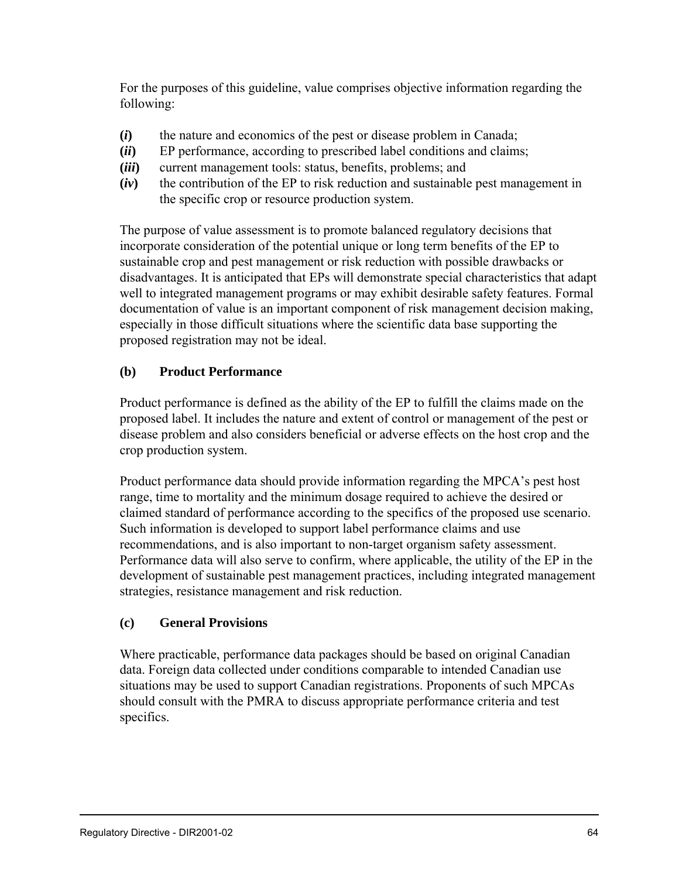For the purposes of this guideline, value comprises objective information regarding the following:

**(*i*)** the nature and economics of the pest or disease problem in Canada;

**(*ii*)** EP performance, according to prescribed label conditions and claims;

**(*iii*)** current management tools: status, benefits, problems; and

**(*iv*)** the contribution of the EP to risk reduction and sustainable pest management in the specific crop or resource production system.

The purpose of value assessment is to promote balanced regulatory decisions that incorporate consideration of the potential unique or long term benefits of the EP to sustainable crop and pest management or risk reduction with possible drawbacks or disadvantages. It is anticipated that EPs will demonstrate special characteristics that adapt well to integrated management programs or may exhibit desirable safety features. Formal documentation of value is an important component of risk management decision making, especially in those difficult situations where the scientific data base supporting the proposed registration may not be ideal.

### (b) Product Performance

Product performance is defined as the ability of the EP to fulfill the claims made on the proposed label. It includes the nature and extent of control or management of the pest or disease problem and also considers beneficial or adverse effects on the host crop and the crop production system.

Product performance data should provide information regarding the MPCA's pest host range, time to mortality and the minimum dosage required to achieve the desired or claimed standard of performance according to the specifics of the proposed use scenario. Such information is developed to support label performance claims and use recommendations, and is also important to non-target organism safety assessment. Performance data will also serve to confirm, where applicable, the utility of the EP in the development of sustainable pest management practices, including integrated management strategies, resistance management and risk reduction.

### (c) General Provisions

Where practicable, performance data packages should be based on original Canadian data. Foreign data collected under conditions comparable to intended Canadian use situations may be used to support Canadian registrations. Proponents of such MPCAs should consult with the PMRA to discuss appropriate performance criteria and test specifics.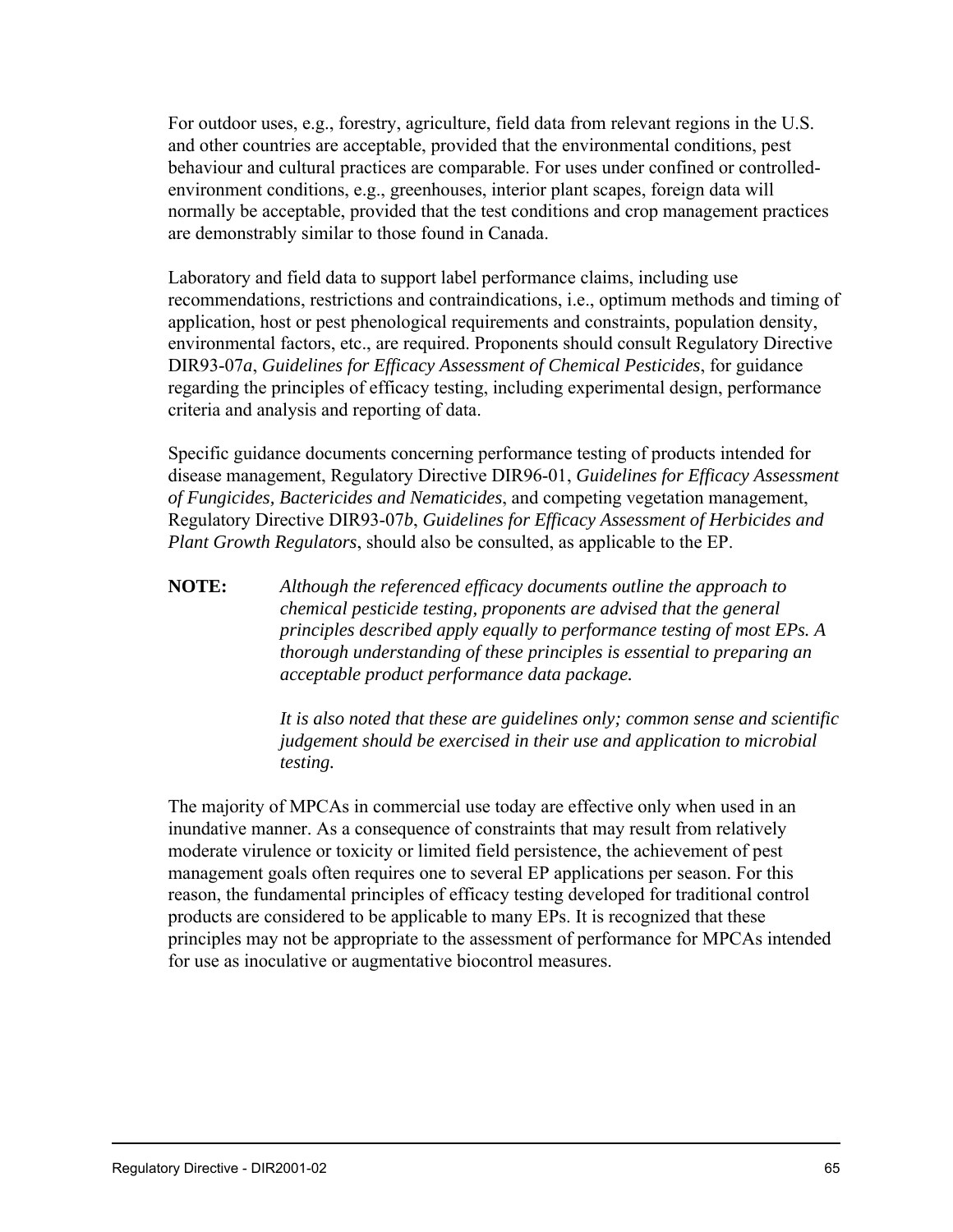For outdoor uses, e.g., forestry, agriculture, field data from relevant regions in the U.S. and other countries are acceptable, provided that the environmental conditions, pest behaviour and cultural practices are comparable. For uses under confined or controlled-environment conditions, e.g., greenhouses, interior plant scapes, foreign data will normally be acceptable, provided that the test conditions and crop management practices are demonstrably similar to those found in Canada.

Laboratory and field data to support label performance claims, including use recommendations, restrictions and contraindications, i.e., optimum methods and timing of application, host or pest phenological requirements and constraints, population density, environmental factors, etc., are required. Proponents should consult Regulatory Directive DIR93-07*a*, *Guidelines for Efficacy Assessment of Chemical Pesticides*, for guidance regarding the principles of efficacy testing, including experimental design, performance criteria and analysis and reporting of data.

Specific guidance documents concerning performance testing of products intended for disease management, Regulatory Directive DIR96-01, *Guidelines for Efficacy Assessment of Fungicides, Bactericides and Nematicides*, and competing vegetation management, Regulatory Directive DIR93-07*b*, *Guidelines for Efficacy Assessment of Herbicides and Plant Growth Regulators*, should also be consulted, as applicable to the EP.

**NOTE:** *Although the referenced efficacy documents outline the approach to chemical pesticide testing, proponents are advised that the general principles described apply equally to performance testing of most EPs. A thorough understanding of these principles is essential to preparing an acceptable product performance data package.*

*It is also noted that these are guidelines only; common sense and scientific judgement should be exercised in their use and application to microbial testing.*

The majority of MPCAs in commercial use today are effective only when used in an inundative manner. As a consequence of constraints that may result from relatively moderate virulence or toxicity or limited field persistence, the achievement of pest management goals often requires one to several EP applications per season. For this reason, the fundamental principles of efficacy testing developed for traditional control products are considered to be applicable to many EPs. It is recognized that these principles may not be appropriate to the assessment of performance for MPCAs intended for use as inoculative or augmentative biocontrol measures.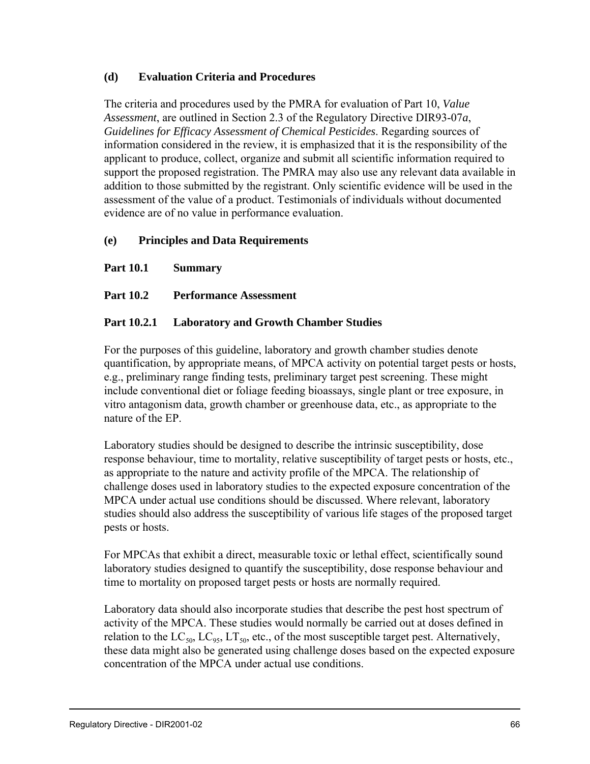### (d) Evaluation Criteria and Procedures

The criteria and procedures used by the PMRA for evaluation of Part 10, *Value Assessment*, are outlined in Section 2.3 of the Regulatory Directive DIR93-07*a*, *Guidelines for Efficacy Assessment of Chemical Pesticides*. Regarding sources of information considered in the review, it is emphasized that it is the responsibility of the applicant to produce, collect, organize and submit all scientific information required to support the proposed registration. The PMRA may also use any relevant data available in addition to those submitted by the registrant. Only scientific evidence will be used in the assessment of the value of a product. Testimonials of individuals without documented evidence are of no value in performance evaluation.

### (e) Principles and Data Requirements

**Part 10.1 Summary**

**Part 10.2 Performance Assessment**

**Part 10.2.1 Laboratory and Growth Chamber Studies**

For the purposes of this guideline, laboratory and growth chamber studies denote quantification, by appropriate means, of MPCA activity on potential target pests or hosts, e.g., preliminary range finding tests, preliminary target pest screening. These might include conventional diet or foliage feeding bioassays, single plant or tree exposure, in vitro antagonism data, growth chamber or greenhouse data, etc., as appropriate to the nature of the EP.

Laboratory studies should be designed to describe the intrinsic susceptibility, dose response behaviour, time to mortality, relative susceptibility of target pests or hosts, etc., as appropriate to the nature and activity profile of the MPCA. The relationship of challenge doses used in laboratory studies to the expected exposure concentration of the MPCA under actual use conditions should be discussed. Where relevant, laboratory studies should also address the susceptibility of various life stages of the proposed target pests or hosts.

For MPCAs that exhibit a direct, measurable toxic or lethal effect, scientifically sound laboratory studies designed to quantify the susceptibility, dose response behaviour and time to mortality on proposed target pests or hosts are normally required.

Laboratory data should also incorporate studies that describe the pest host spectrum of activity of the MPCA. These studies would normally be carried out at doses defined in relation to the $LC_{50}$, $LC_{95}$, $LT_{50}$, etc., of the most susceptible target pest. Alternatively, these data might also be generated using challenge doses based on the expected exposure concentration of the MPCA under actual use conditions.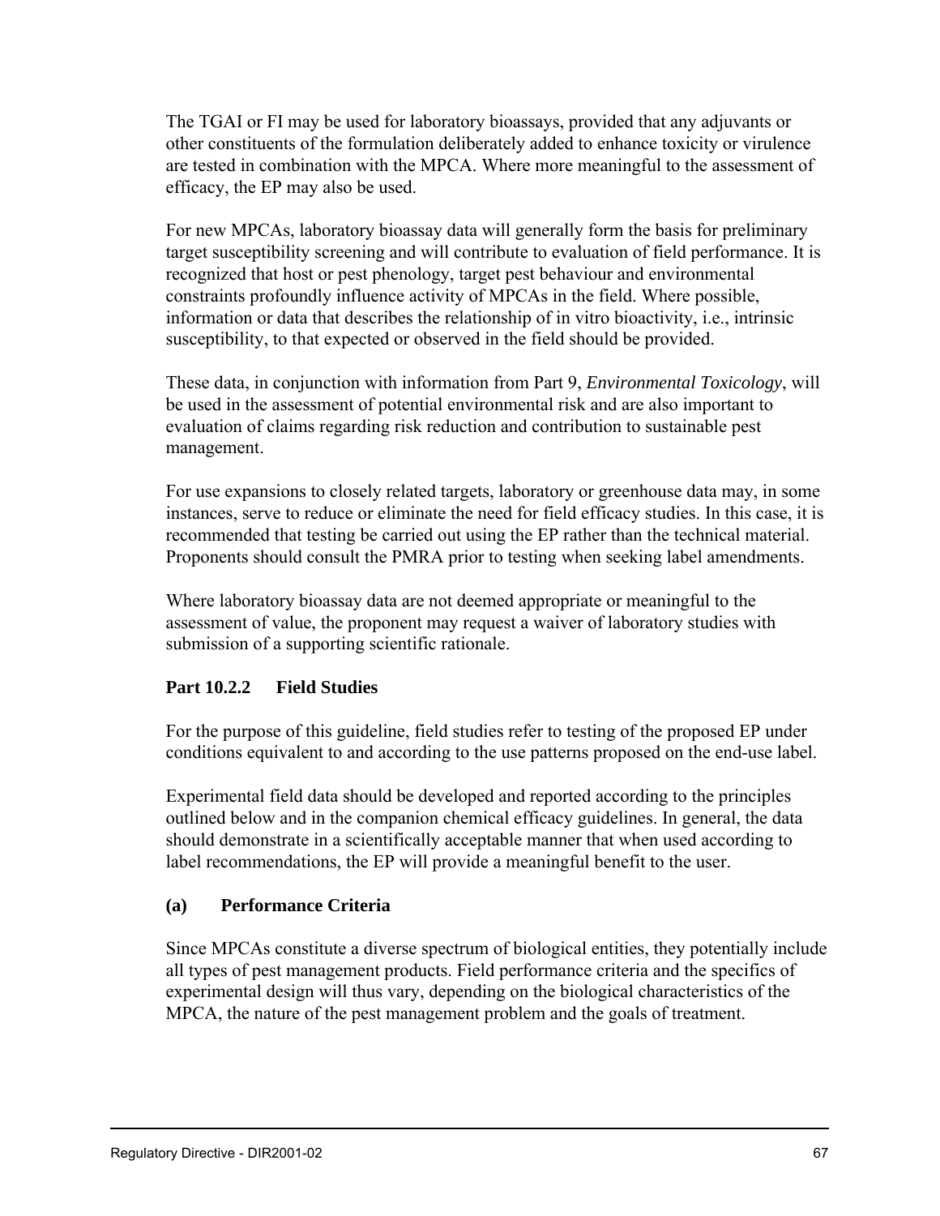The TGAI or FI may be used for laboratory bioassays, provided that any adjuvants or other constituents of the formulation deliberately added to enhance toxicity or virulence are tested in combination with the MPCA. Where more meaningful to the assessment of efficacy, the EP may also be used.

For new MPCAs, laboratory bioassay data will generally form the basis for preliminary target susceptibility screening and will contribute to evaluation of field performance. It is recognized that host or pest phenology, target pest behaviour and environmental constraints profoundly influence activity of MPCAs in the field. Where possible, information or data that describes the relationship of in vitro bioactivity, i.e., intrinsic susceptibility, to that expected or observed in the field should be provided.

These data, in conjunction with information from Part 9, *Environmental Toxicology*, will be used in the assessment of potential environmental risk and are also important to evaluation of claims regarding risk reduction and contribution to sustainable pest management.

For use expansions to closely related targets, laboratory or greenhouse data may, in some instances, serve to reduce or eliminate the need for field efficacy studies. In this case, it is recommended that testing be carried out using the EP rather than the technical material. Proponents should consult the PMRA prior to testing when seeking label amendments.

Where laboratory bioassay data are not deemed appropriate or meaningful to the assessment of value, the proponent may request a waiver of laboratory studies with submission of a supporting scientific rationale.

### Part 10.2.2 Field Studies

For the purpose of this guideline, field studies refer to testing of the proposed EP under conditions equivalent to and according to the use patterns proposed on the end-use label.

Experimental field data should be developed and reported according to the principles outlined below and in the companion chemical efficacy guidelines. In general, the data should demonstrate in a scientifically acceptable manner that when used according to label recommendations, the EP will provide a meaningful benefit to the user.

#### (a) Performance Criteria

Since MPCAs constitute a diverse spectrum of biological entities, they potentially include all types of pest management products. Field performance criteria and the specifics of experimental design will thus vary, depending on the biological characteristics of the MPCA, the nature of the pest management problem and the goals of treatment.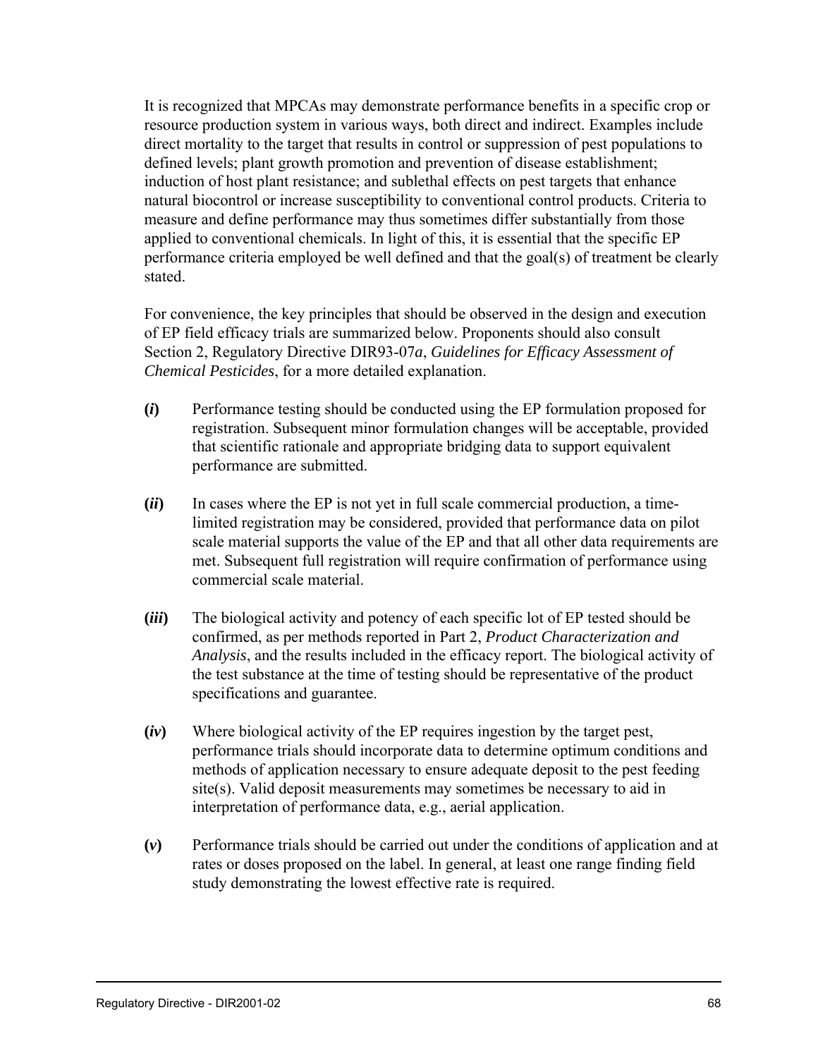It is recognized that MPCAs may demonstrate performance benefits in a specific crop or resource production system in various ways, both direct and indirect. Examples include direct mortality to the target that results in control or suppression of pest populations to defined levels; plant growth promotion and prevention of disease establishment; induction of host plant resistance; and sublethal effects on pest targets that enhance natural biocontrol or increase susceptibility to conventional control products. Criteria to measure and define performance may thus sometimes differ substantially from those applied to conventional chemicals. In light of this, it is essential that the specific EP performance criteria employed be well defined and that the goal(s) of treatment be clearly stated.

For convenience, the key principles that should be observed in the design and execution of EP field efficacy trials are summarized below. Proponents should also consult Section 2, Regulatory Directive DIR93-07*a*, *Guidelines for Efficacy Assessment of Chemical Pesticides*, for a more detailed explanation.

**(*i*)** Performance testing should be conducted using the EP formulation proposed for registration. Subsequent minor formulation changes will be acceptable, provided that scientific rationale and appropriate bridging data to support equivalent performance are submitted.

**(*ii*)** In cases where the EP is not yet in full scale commercial production, a time-limited registration may be considered, provided that performance data on pilot scale material supports the value of the EP and that all other data requirements are met. Subsequent full registration will require confirmation of performance using commercial scale material.

**(*iii*)** The biological activity and potency of each specific lot of EP tested should be confirmed, as per methods reported in Part 2, *Product Characterization and Analysis*, and the results included in the efficacy report. The biological activity of the test substance at the time of testing should be representative of the product specifications and guarantee.

**(*iv*)** Where biological activity of the EP requires ingestion by the target pest, performance trials should incorporate data to determine optimum conditions and methods of application necessary to ensure adequate deposit to the pest feeding site(s). Valid deposit measurements may sometimes be necessary to aid in interpretation of performance data, e.g., aerial application.

**(*v*)** Performance trials should be carried out under the conditions of application and at rates or doses proposed on the label. In general, at least one range finding field study demonstrating the lowest effective rate is required.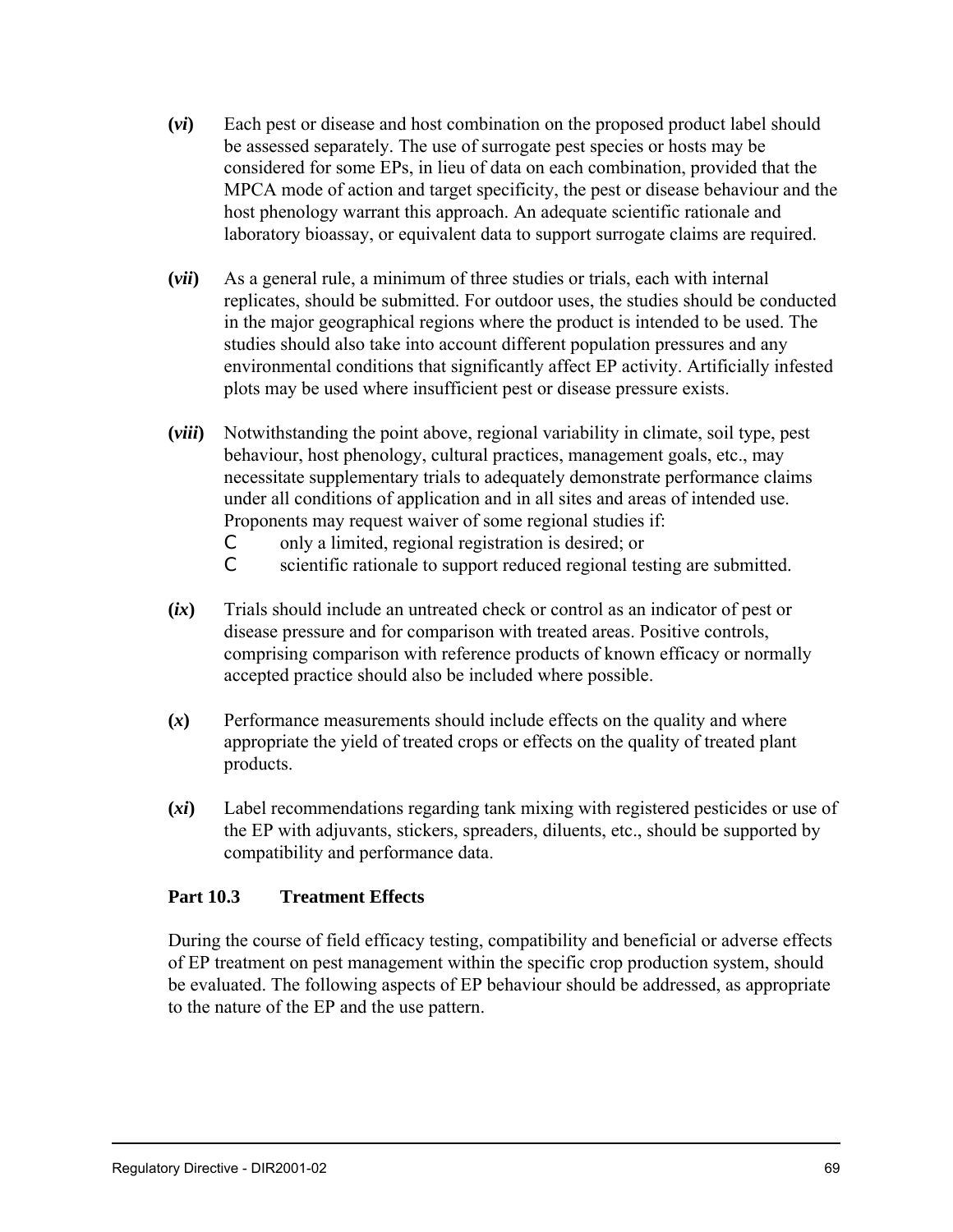**(*vi*)** Each pest or disease and host combination on the proposed product label should be assessed separately. The use of surrogate pest species or hosts may be considered for some EPs, in lieu of data on each combination, provided that the MPCA mode of action and target specificity, the pest or disease behaviour and the host phenology warrant this approach. An adequate scientific rationale and laboratory bioassay, or equivalent data to support surrogate claims are required.

**(*vii*)** As a general rule, a minimum of three studies or trials, each with internal replicates, should be submitted. For outdoor uses, the studies should be conducted in the major geographical regions where the product is intended to be used. The studies should also take into account different population pressures and any environmental conditions that significantly affect EP activity. Artificially infested plots may be used where insufficient pest or disease pressure exists.

**(*viii*)** Notwithstanding the point above, regional variability in climate, soil type, pest behaviour, host phenology, cultural practices, management goals, etc., may necessitate supplementary trials to adequately demonstrate performance claims under all conditions of application and in all sites and areas of intended use. Proponents may request waiver of some regional studies if:

- only a limited, regional registration is desired; or
- scientific rationale to support reduced regional testing are submitted.

**(*ix*)** Trials should include an untreated check or control as an indicator of pest or disease pressure and for comparison with treated areas. Positive controls, comprising comparison with reference products of known efficacy or normally accepted practice should also be included where possible.

**(*x*)** Performance measurements should include effects on the quality and where appropriate the yield of treated crops or effects on the quality of treated plant products.

**(*xi*)** Label recommendations regarding tank mixing with registered pesticides or use of the EP with adjuvants, stickers, spreaders, diluents, etc., should be supported by compatibility and performance data.

## Part 10.3 Treatment Effects

During the course of field efficacy testing, compatibility and beneficial or adverse effects of EP treatment on pest management within the specific crop production system, should be evaluated. The following aspects of EP behaviour should be addressed, as appropriate to the nature of the EP and the use pattern.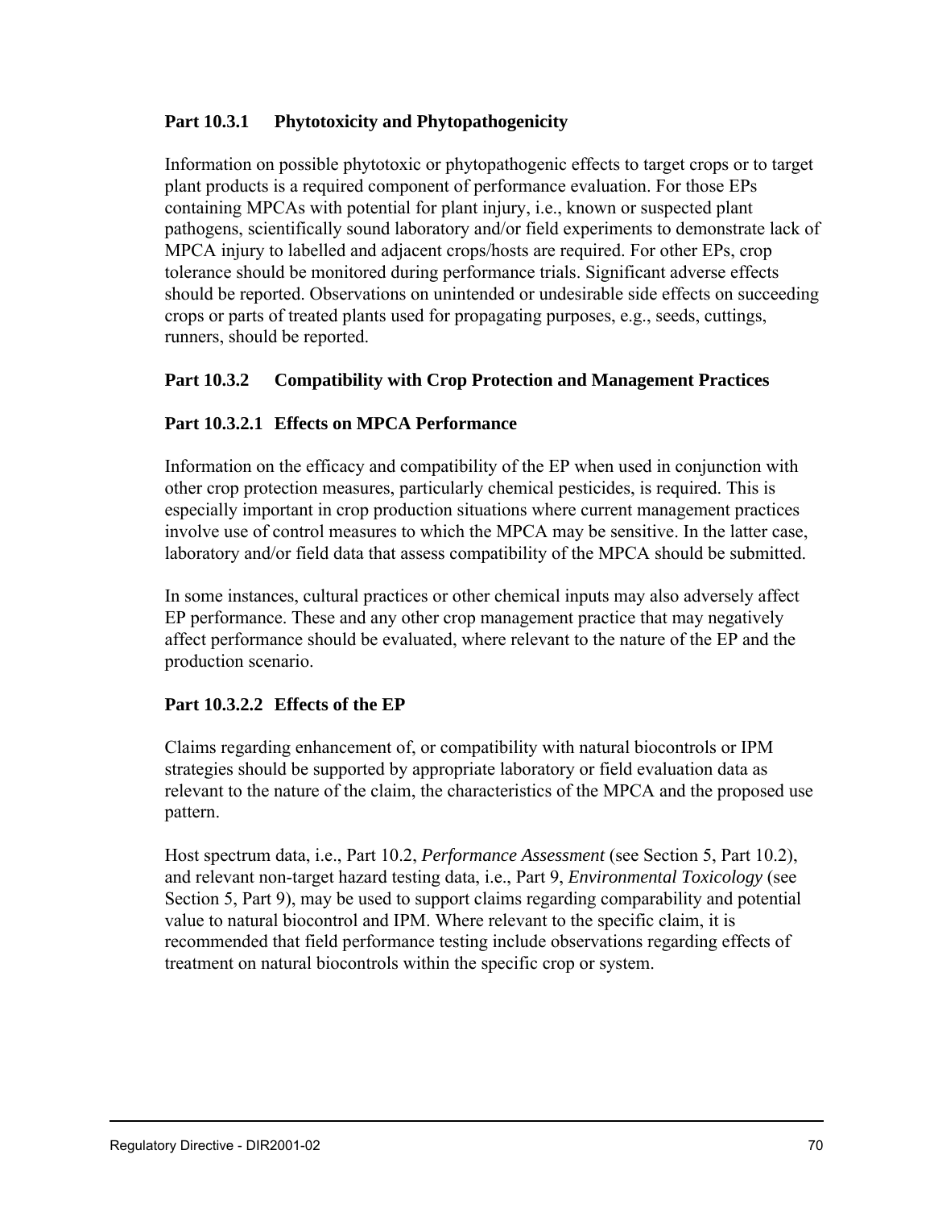### Part 10.3.1 Phytotoxicity and Phytopathogenicity

Information on possible phytotoxic or phytopathogenic effects to target crops or to target plant products is a required component of performance evaluation. For those EPs containing MPCAs with potential for plant injury, i.e., known or suspected plant pathogens, scientifically sound laboratory and/or field experiments to demonstrate lack of MPCA injury to labelled and adjacent crops/hosts are required. For other EPs, crop tolerance should be monitored during performance trials. Significant adverse effects should be reported. Observations on unintended or undesirable side effects on succeeding crops or parts of treated plants used for propagating purposes, e.g., seeds, cuttings, runners, should be reported.

### Part 10.3.2 Compatibility with Crop Protection and Management Practices

#### Part 10.3.2.1 Effects on MPCA Performance

Information on the efficacy and compatibility of the EP when used in conjunction with other crop protection measures, particularly chemical pesticides, is required. This is especially important in crop production situations where current management practices involve use of control measures to which the MPCA may be sensitive. In the latter case, laboratory and/or field data that assess compatibility of the MPCA should be submitted.

In some instances, cultural practices or other chemical inputs may also adversely affect EP performance. These and any other crop management practice that may negatively affect performance should be evaluated, where relevant to the nature of the EP and the production scenario.

#### Part 10.3.2.2 Effects of the EP

Claims regarding enhancement of, or compatibility with natural biocontrols or IPM strategies should be supported by appropriate laboratory or field evaluation data as relevant to the nature of the claim, the characteristics of the MPCA and the proposed use pattern.

Host spectrum data, i.e., Part 10.2, *Performance Assessment* (see Section 5, Part 10.2), and relevant non-target hazard testing data, i.e., Part 9, *Environmental Toxicology* (see Section 5, Part 9), may be used to support claims regarding comparability and potential value to natural biocontrol and IPM. Where relevant to the specific claim, it is recommended that field performance testing include observations regarding effects of treatment on natural biocontrols within the specific crop or system.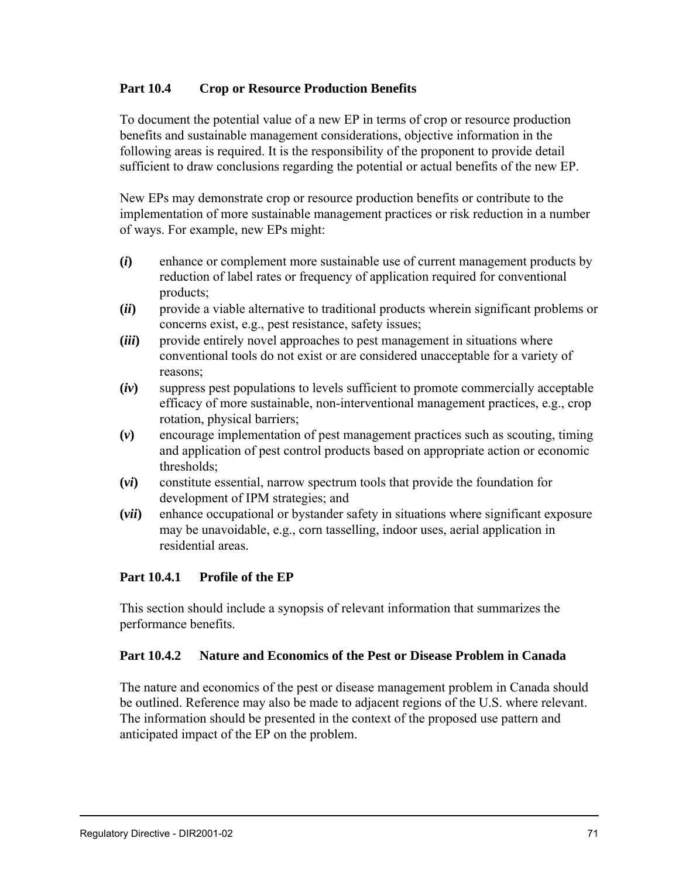## Part 10.4 Crop or Resource Production Benefits

To document the potential value of a new EP in terms of crop or resource production benefits and sustainable management considerations, objective information in the following areas is required. It is the responsibility of the proponent to provide detail sufficient to draw conclusions regarding the potential or actual benefits of the new EP.

New EPs may demonstrate crop or resource production benefits or contribute to the implementation of more sustainable management practices or risk reduction in a number of ways. For example, new EPs might:

**(*i*)** enhance or complement more sustainable use of current management products by reduction of label rates or frequency of application required for conventional products;

**(*ii*)** provide a viable alternative to traditional products wherein significant problems or concerns exist, e.g., pest resistance, safety issues;

**(*iii*)** provide entirely novel approaches to pest management in situations where conventional tools do not exist or are considered unacceptable for a variety of reasons;

**(*iv*)** suppress pest populations to levels sufficient to promote commercially acceptable efficacy of more sustainable, non-interventional management practices, e.g., crop rotation, physical barriers;

**(*v*)** encourage implementation of pest management practices such as scouting, timing and application of pest control products based on appropriate action or economic thresholds;

**(*vi*)** constitute essential, narrow spectrum tools that provide the foundation for development of IPM strategies; and

**(*vii*)** enhance occupational or bystander safety in situations where significant exposure may be unavoidable, e.g., corn tasselling, indoor uses, aerial application in residential areas.

### Part 10.4.1 Profile of the EP

This section should include a synopsis of relevant information that summarizes the performance benefits.

### Part 10.4.2 Nature and Economics of the Pest or Disease Problem in Canada

The nature and economics of the pest or disease management problem in Canada should be outlined. Reference may also be made to adjacent regions of the U.S. where relevant. The information should be presented in the context of the proposed use pattern and anticipated impact of the EP on the problem.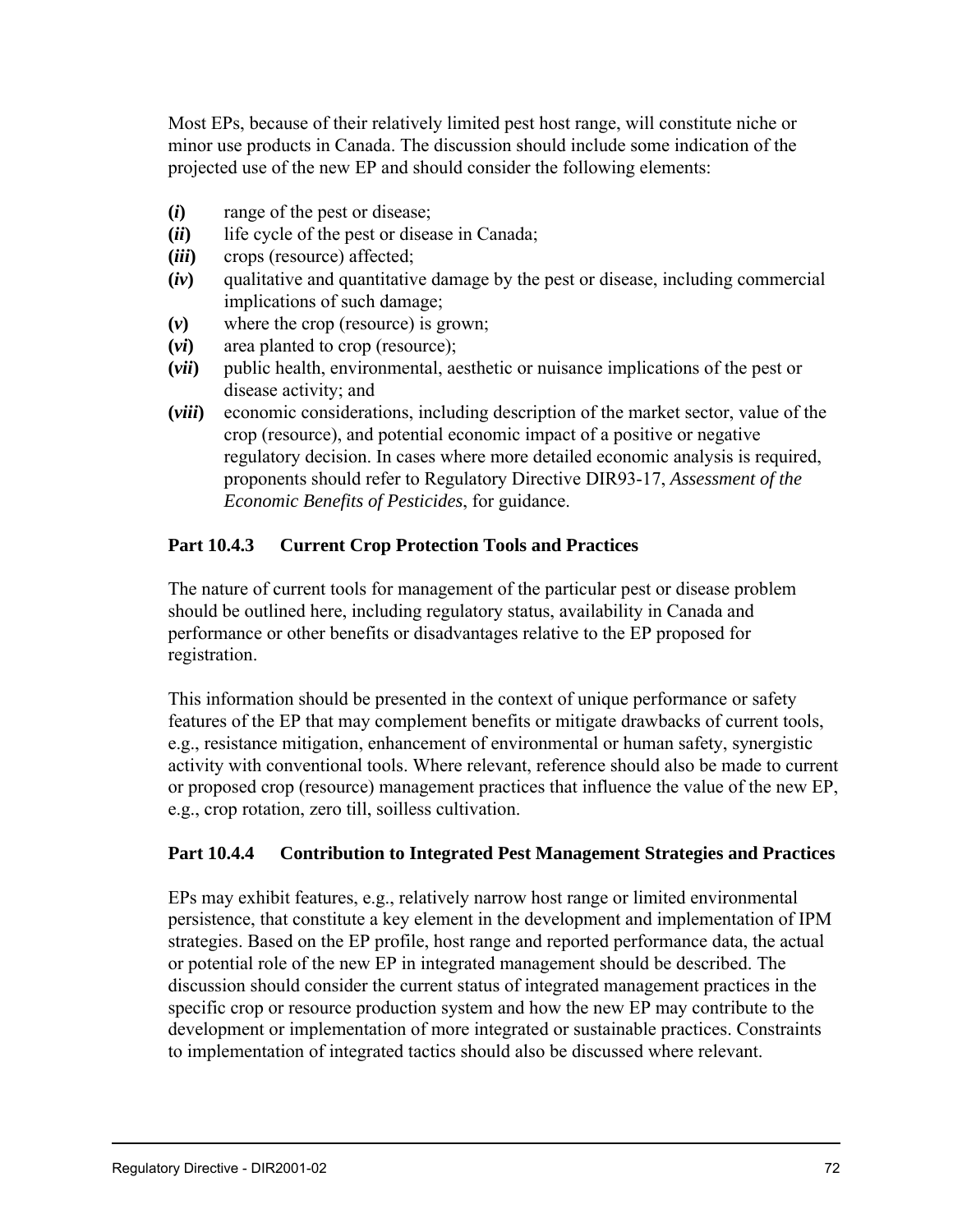Most EPs, because of their relatively limited pest host range, will constitute niche or minor use products in Canada. The discussion should include some indication of the projected use of the new EP and should consider the following elements:

- **(*i*)** range of the pest or disease;
- **(*ii*)** life cycle of the pest or disease in Canada;
- **(*iii*)** crops (resource) affected;
- **(*iv*)** qualitative and quantitative damage by the pest or disease, including commercial implications of such damage;
- **(*v*)** where the crop (resource) is grown;
- **(*vi*)** area planted to crop (resource);
- **(*vii*)** public health, environmental, aesthetic or nuisance implications of the pest or disease activity; and
- **(*viii*)** economic considerations, including description of the market sector, value of the crop (resource), and potential economic impact of a positive or negative regulatory decision. In cases where more detailed economic analysis is required, proponents should refer to Regulatory Directive DIR93-17, *Assessment of the Economic Benefits of Pesticides*, for guidance.

### Part 10.4.3 Current Crop Protection Tools and Practices

The nature of current tools for management of the particular pest or disease problem should be outlined here, including regulatory status, availability in Canada and performance or other benefits or disadvantages relative to the EP proposed for registration.

This information should be presented in the context of unique performance or safety features of the EP that may complement benefits or mitigate drawbacks of current tools, e.g., resistance mitigation, enhancement of environmental or human safety, synergistic activity with conventional tools. Where relevant, reference should also be made to current or proposed crop (resource) management practices that influence the value of the new EP, e.g., crop rotation, zero till, soilless cultivation.

### Part 10.4.4 Contribution to Integrated Pest Management Strategies and Practices

EPs may exhibit features, e.g., relatively narrow host range or limited environmental persistence, that constitute a key element in the development and implementation of IPM strategies. Based on the EP profile, host range and reported performance data, the actual or potential role of the new EP in integrated management should be described. The discussion should consider the current status of integrated management practices in the specific crop or resource production system and how the new EP may contribute to the development or implementation of more integrated or sustainable practices. Constraints to implementation of integrated tactics should also be discussed where relevant.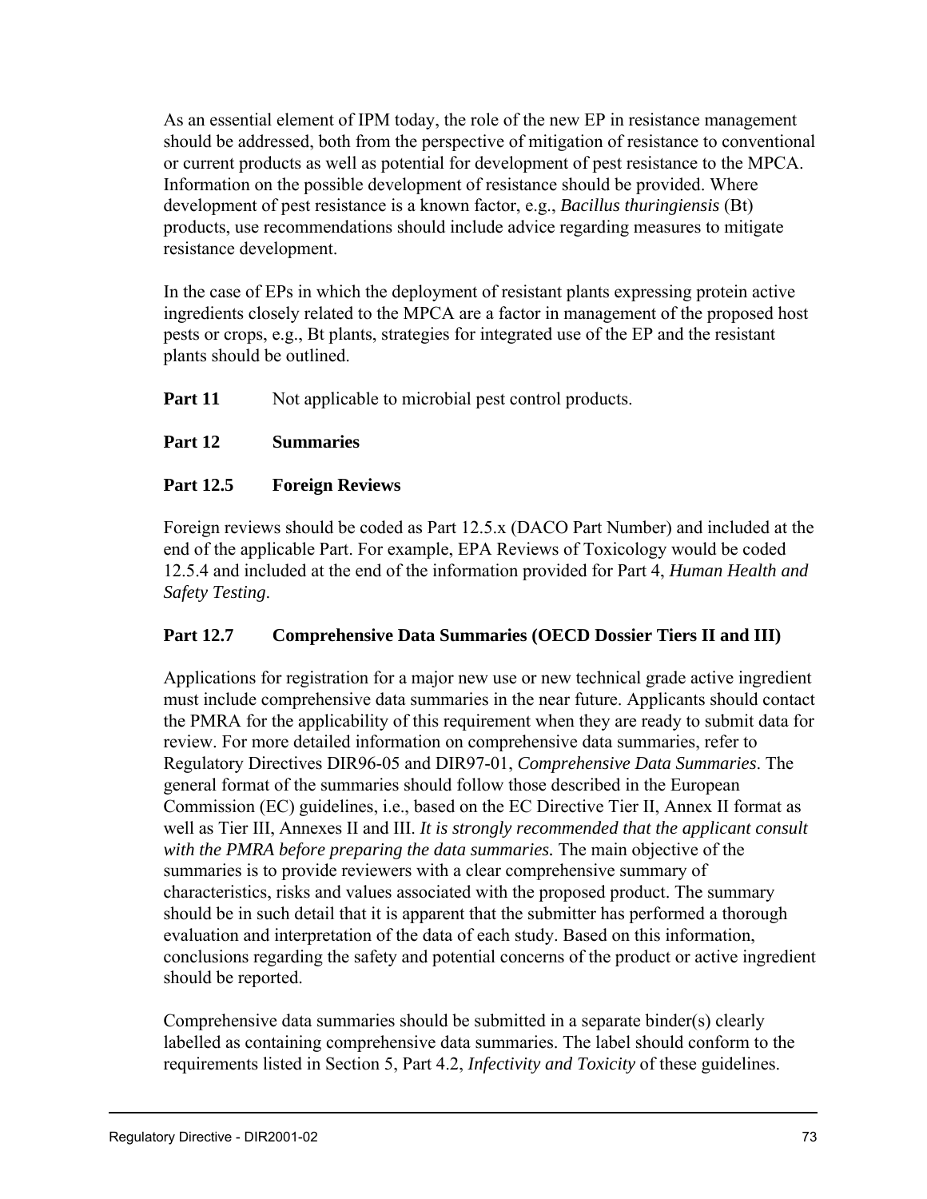As an essential element of IPM today, the role of the new EP in resistance management should be addressed, both from the perspective of mitigation of resistance to conventional or current products as well as potential for development of pest resistance to the MPCA. Information on the possible development of resistance should be provided. Where development of pest resistance is a known factor, e.g., *Bacillus thuringiensis* (Bt) products, use recommendations should include advice regarding measures to mitigate resistance development.

In the case of EPs in which the deployment of resistant plants expressing protein active ingredients closely related to the MPCA are a factor in management of the proposed host pests or crops, e.g., Bt plants, strategies for integrated use of the EP and the resistant plants should be outlined.

**Part 11** Not applicable to microbial pest control products.

**Part 12 Summaries**

**Part 12.5 Foreign Reviews**

Foreign reviews should be coded as Part 12.5.x (DACO Part Number) and included at the end of the applicable Part. For example, EPA Reviews of Toxicology would be coded 12.5.4 and included at the end of the information provided for Part 4, *Human Health and Safety Testing*.

**Part 12.7 Comprehensive Data Summaries (OECD Dossier Tiers II and III)**

Applications for registration for a major new use or new technical grade active ingredient must include comprehensive data summaries in the near future. Applicants should contact the PMRA for the applicability of this requirement when they are ready to submit data for review. For more detailed information on comprehensive data summaries, refer to Regulatory Directives DIR96-05 and DIR97-01, *Comprehensive Data Summaries*. The general format of the summaries should follow those described in the European Commission (EC) guidelines, i.e., based on the EC Directive Tier II, Annex II format as well as Tier III, Annexes II and III. *It is strongly recommended that the applicant consult with the PMRA before preparing the data summaries.* The main objective of the summaries is to provide reviewers with a clear comprehensive summary of characteristics, risks and values associated with the proposed product. The summary should be in such detail that it is apparent that the submitter has performed a thorough evaluation and interpretation of the data of each study. Based on this information, conclusions regarding the safety and potential concerns of the product or active ingredient should be reported.

Comprehensive data summaries should be submitted in a separate binder(s) clearly labelled as containing comprehensive data summaries. The label should conform to the requirements listed in Section 5, Part 4.2, *Infectivity and Toxicity* of these guidelines.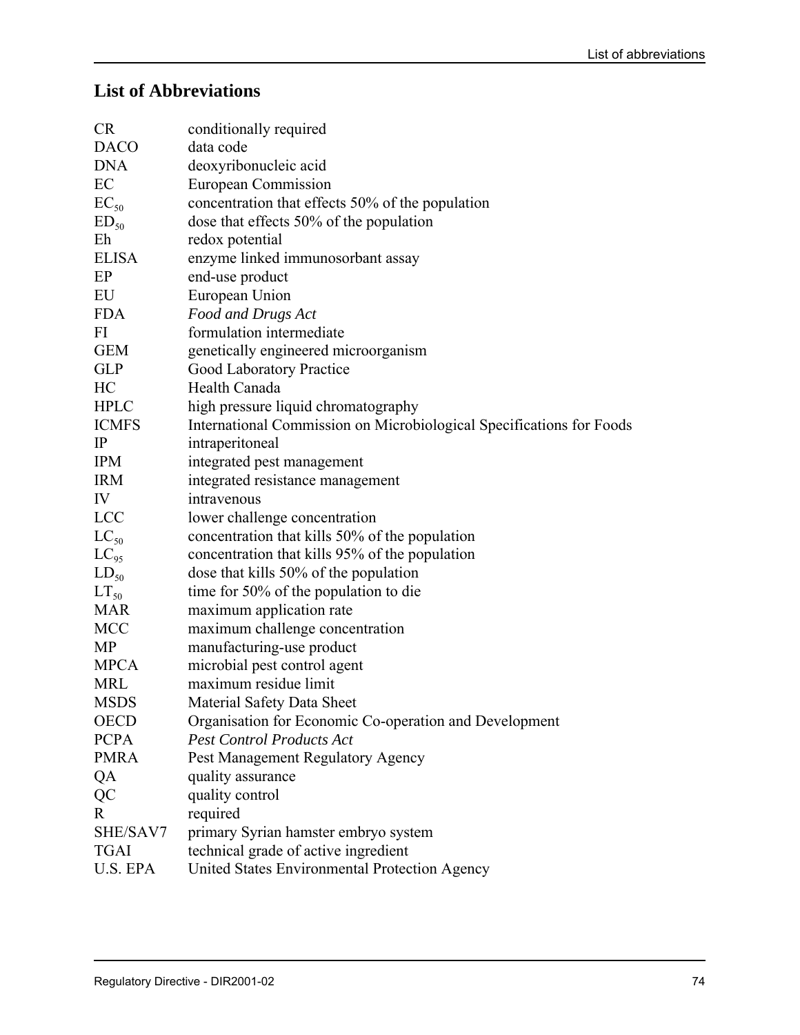## List of Abbreviations

| | |
|---|---|
| CR | conditionally required |
| DACO | data code |
| DNA | deoxyribonucleic acid |
| EC | European Commission |
| $EC_{50}$ | concentration that effects 50% of the population |
| $ED_{50}$ | dose that effects 50% of the population |
| Eh | redox potential |
| ELISA | enzyme linked immunosorbant assay |
| EP | end-use product |
| EU | European Union |
| FDA | *Food and Drugs Act* |
| FI | formulation intermediate |
| GEM | genetically engineered microorganism |
| GLP | Good Laboratory Practice |
| HC | Health Canada |
| HPLC | high pressure liquid chromatography |
| ICMFS | International Commission on Microbiological Specifications for Foods |
| IP | intraperitoneal |
| IPM | integrated pest management |
| IRM | integrated resistance management |
| IV | intravenous |
| LCC | lower challenge concentration |
| $LC_{50}$ | concentration that kills 50% of the population |
| $LC_{95}$ | concentration that kills 95% of the population |
| $LD_{50}$ | dose that kills 50% of the population |
| $LT_{50}$ | time for 50% of the population to die |
| MAR | maximum application rate |
| MCC | maximum challenge concentration |
| MP | manufacturing-use product |
| MPCA | microbial pest control agent |
| MRL | maximum residue limit |
| MSDS | Material Safety Data Sheet |
| OECD | Organisation for Economic Co-operation and Development |
| PCPA | *Pest Control Products Act* |
| PMRA | Pest Management Regulatory Agency |
| QA | quality assurance |
| QC | quality control |
| R | required |
| SHE/SAV7 | primary Syrian hamster embryo system |
| TGAI | technical grade of active ingredient |
| U.S. EPA | United States Environmental Protection Agency |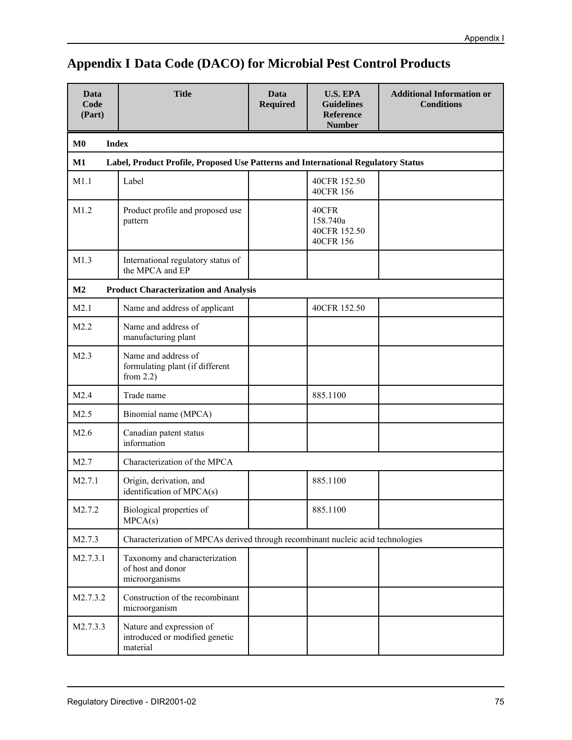# Appendix I Data Code (DACO) for Microbial Pest Control Products

| Data Code (Part) | Title | Data Required | U.S. EPA Guidelines Reference Number | Additional Information or Conditions |
|---|---|---|---|---|
| **M0** | **Index** | | | |
| **M1** | **Label, Product Profile, Proposed Use Patterns and International Regulatory Status** | | | |
| M1.1 | Label | | 40CFR 152.50<br>40CFR 156 | |
| M1.2 | Product profile and proposed use pattern | | 40CFR 158.740a<br>40CFR 152.50<br>40CFR 156 | |
| M1.3 | International regulatory status of the MPCA and EP | | | |
| **M2** | **Product Characterization and Analysis** | | | |
| M2.1 | Name and address of applicant | | 40CFR 152.50 | |
| M2.2 | Name and address of manufacturing plant | | | |
| M2.3 | Name and address of formulating plant (if different from 2.2) | | | |
| M2.4 | Trade name | | 885.1100 | |
| M2.5 | Binomial name (MPCA) | | | |
| M2.6 | Canadian patent status information | | | |
| M2.7 | Characterization of the MPCA | | | |
| M2.7.1 | Origin, derivation, and identification of MPCA(s) | | 885.1100 | |
| M2.7.2 | Biological properties of MPCA(s) | | 885.1100 | |
| M2.7.3 | Characterization of MPCAs derived through recombinant nucleic acid technologies | | | |
| M2.7.3.1 | Taxonomy and characterization of host and donor microorganisms | | | |
| M2.7.3.2 | Construction of the recombinant microorganism | | | |
| M2.7.3.3 | Nature and expression of introduced or modified genetic material | | | |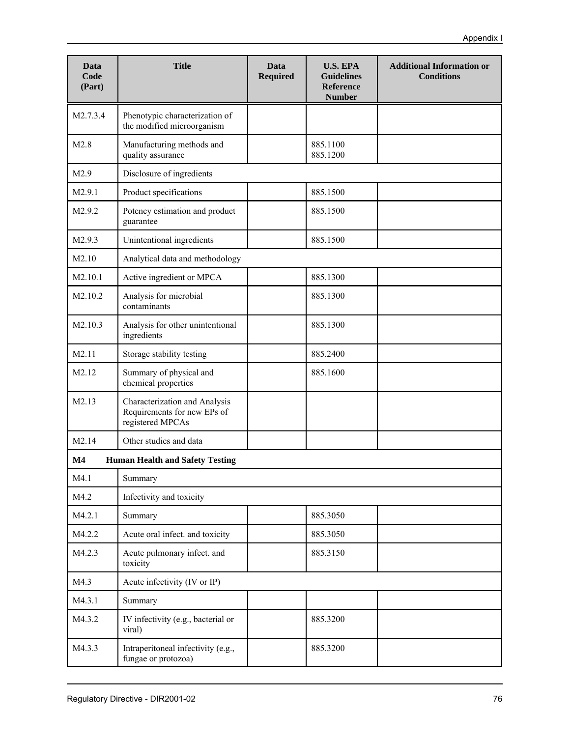| Data Code (Part) | Title | Data Required | U.S. EPA Guidelines Reference Number | Additional Information or Conditions |
|---|---|---|---|---|
| M2.7.3.4 | Phenotypic characterization of the modified microorganism | | | |
| M2.8 | Manufacturing methods and quality assurance | | 885.1100 885.1200 | |
| M2.9 | Disclosure of ingredients | | | |
| M2.9.1 | Product specifications | | 885.1500 | |
| M2.9.2 | Potency estimation and product guarantee | | 885.1500 | |
| M2.9.3 | Unintentional ingredients | | 885.1500 | |
| M2.10 | Analytical data and methodology | | | |
| M2.10.1 | Active ingredient or MPCA | | 885.1300 | |
| M2.10.2 | Analysis for microbial contaminants | | 885.1300 | |
| M2.10.3 | Analysis for other unintentional ingredients | | 885.1300 | |
| M2.11 | Storage stability testing | | 885.2400 | |
| M2.12 | Summary of physical and chemical properties | | 885.1600 | |
| M2.13 | Characterization and Analysis Requirements for new EPs of registered MPCAs | | | |
| M2.14 | Other studies and data | | | |
| **M4** | **Human Health and Safety Testing** | | | |
| M4.1 | Summary | | | |
| M4.2 | Infectivity and toxicity | | | |
| M4.2.1 | Summary | | 885.3050 | |
| M4.2.2 | Acute oral infect. and toxicity | | 885.3050 | |
| M4.2.3 | Acute pulmonary infect. and toxicity | | 885.3150 | |
| M4.3 | Acute infectivity (IV or IP) | | | |
| M4.3.1 | Summary | | | |
| M4.3.2 | IV infectivity (e.g., bacterial or viral) | | 885.3200 | |
| M4.3.3 | Intraperitoneal infectivity (e.g., fungae or protozoa) | | 885.3200 | |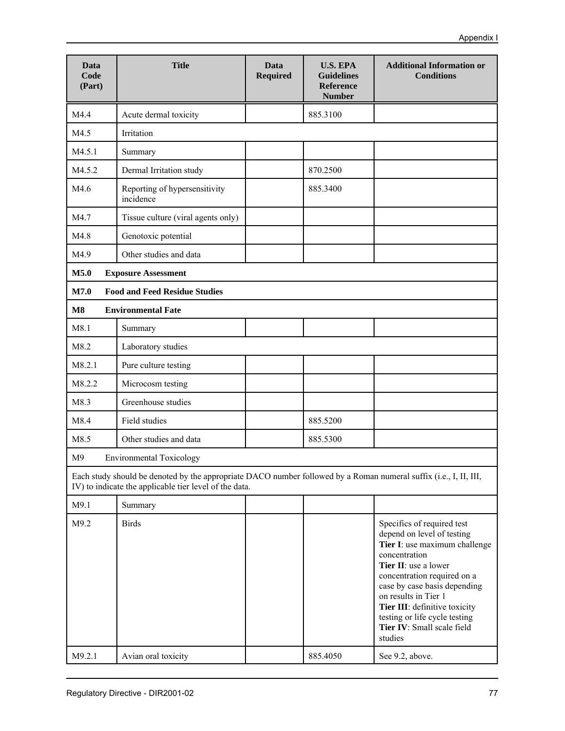| Data Code (Part) | Title | Data Required | U.S. EPA Guidelines Reference Number | Additional Information or Conditions |
|---|---|---|---|---|
| M4.4 | Acute dermal toxicity | | 885.3100 | |
| M4.5 | Irritation | | | |
| M4.5.1 | Summary | | | |
| M4.5.2 | Dermal Irritation study | | 870.2500 | |
| M4.6 | Reporting of hypersensitivity incidence | | 885.3400 | |
| M4.7 | Tissue culture (viral agents only) | | | |
| M4.8 | Genotoxic potential | | | |
| M4.9 | Other studies and data | | | |
| **M5.0** | **Exposure Assessment** | | | |
| **M7.0** | **Food and Feed Residue Studies** | | | |
| **M8** | **Environmental Fate** | | | |
| M8.1 | Summary | | | |
| M8.2 | Laboratory studies | | | |
| M8.2.1 | Pure culture testing | | | |
| M8.2.2 | Microcosm testing | | | |
| M8.3 | Greenhouse studies | | | |
| M8.4 | Field studies | | 885.5200 | |
| M8.5 | Other studies and data | | 885.5300 | |
| M9 | Environmental Toxicology | | | |
| Each study should be denoted by the appropriate DACO number followed by a Roman numeral suffix (i.e., I, II, III, IV) to indicate the applicable tier level of the data. | | | | |
| M9.1 | Summary | | | |
| M9.2 | Birds | | | Specifics of required test depend on level of testing **Tier I**: use maximum challenge concentration **Tier II**: use a lower concentration required on a case by case basis depending on results in Tier 1 **Tier III**: definitive toxicity testing or life cycle testing **Tier IV**: Small scale field studies |
| M9.2.1 | Avian oral toxicity | | 885.4050 | See 9.2, above. |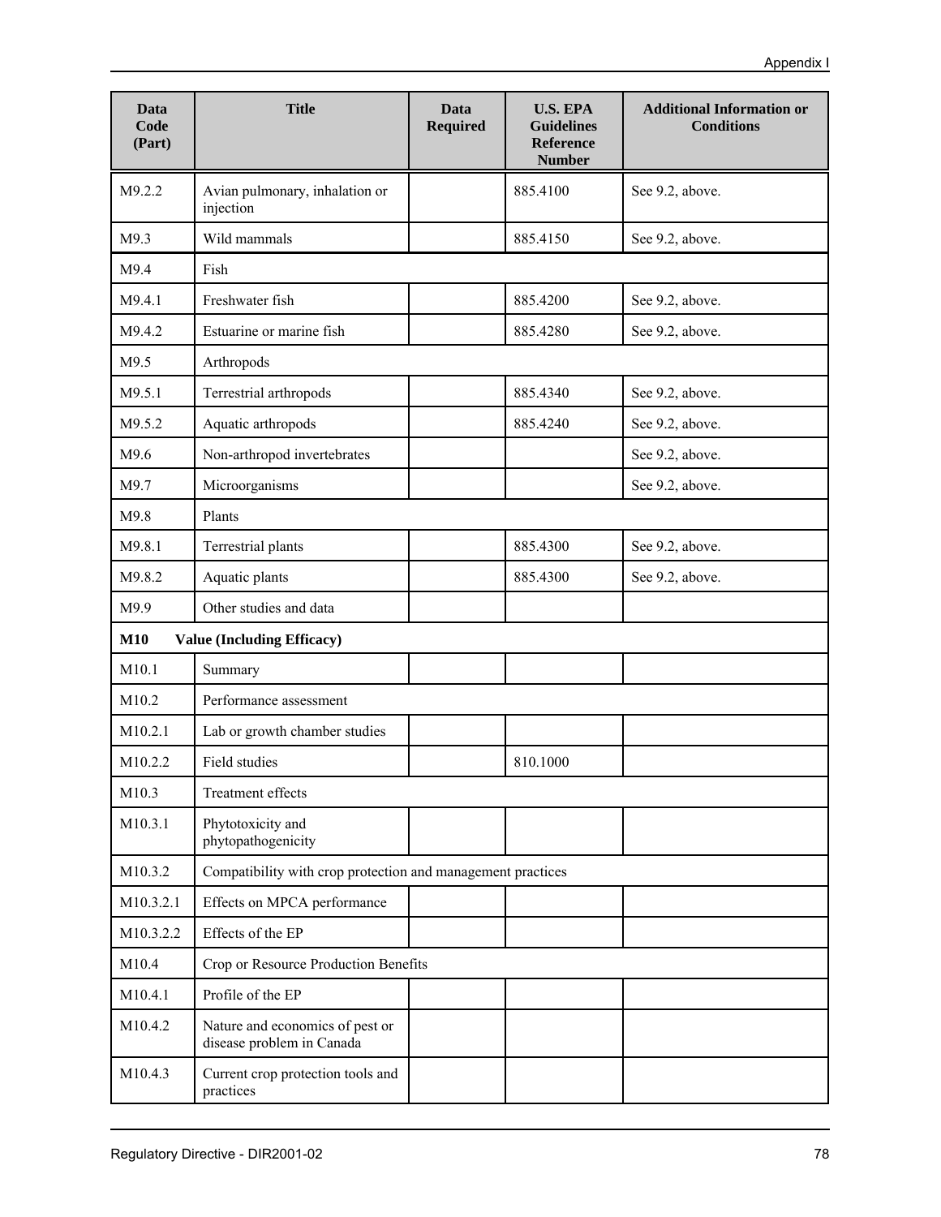| Data Code (Part) | Title | Data Required | U.S. EPA Guidelines Reference Number | Additional Information or Conditions |
|---|---|---|---|---|
| M9.2.2 | Avian pulmonary, inhalation or injection | | 885.4100 | See 9.2, above. |
| M9.3 | Wild mammals | | 885.4150 | See 9.2, above. |
| M9.4 | Fish | | | |
| M9.4.1 | Freshwater fish | | 885.4200 | See 9.2, above. |
| M9.4.2 | Estuarine or marine fish | | 885.4280 | See 9.2, above. |
| M9.5 | Arthropods | | | |
| M9.5.1 | Terrestrial arthropods | | 885.4340 | See 9.2, above. |
| M9.5.2 | Aquatic arthropods | | 885.4240 | See 9.2, above. |
| M9.6 | Non-arthropod invertebrates | | | See 9.2, above. |
| M9.7 | Microorganisms | | | See 9.2, above. |
| M9.8 | Plants | | | |
| M9.8.1 | Terrestrial plants | | 885.4300 | See 9.2, above. |
| M9.8.2 | Aquatic plants | | 885.4300 | See 9.2, above. |
| M9.9 | Other studies and data | | | |
| **M10** | **Value (Including Efficacy)** | | | |
| M10.1 | Summary | | | |
| M10.2 | Performance assessment | | | |
| M10.2.1 | Lab or growth chamber studies | | | |
| M10.2.2 | Field studies | | 810.1000 | |
| M10.3 | Treatment effects | | | |
| M10.3.1 | Phytotoxicity and phytopathogenicity | | | |
| M10.3.2 | Compatibility with crop protection and management practices | | | |
| M10.3.2.1 | Effects on MPCA performance | | | |
| M10.3.2.2 | Effects of the EP | | | |
| M10.4 | Crop or Resource Production Benefits | | | |
| M10.4.1 | Profile of the EP | | | |
| M10.4.2 | Nature and economics of pest or disease problem in Canada | | | |
| M10.4.3 | Current crop protection tools and practices | | | |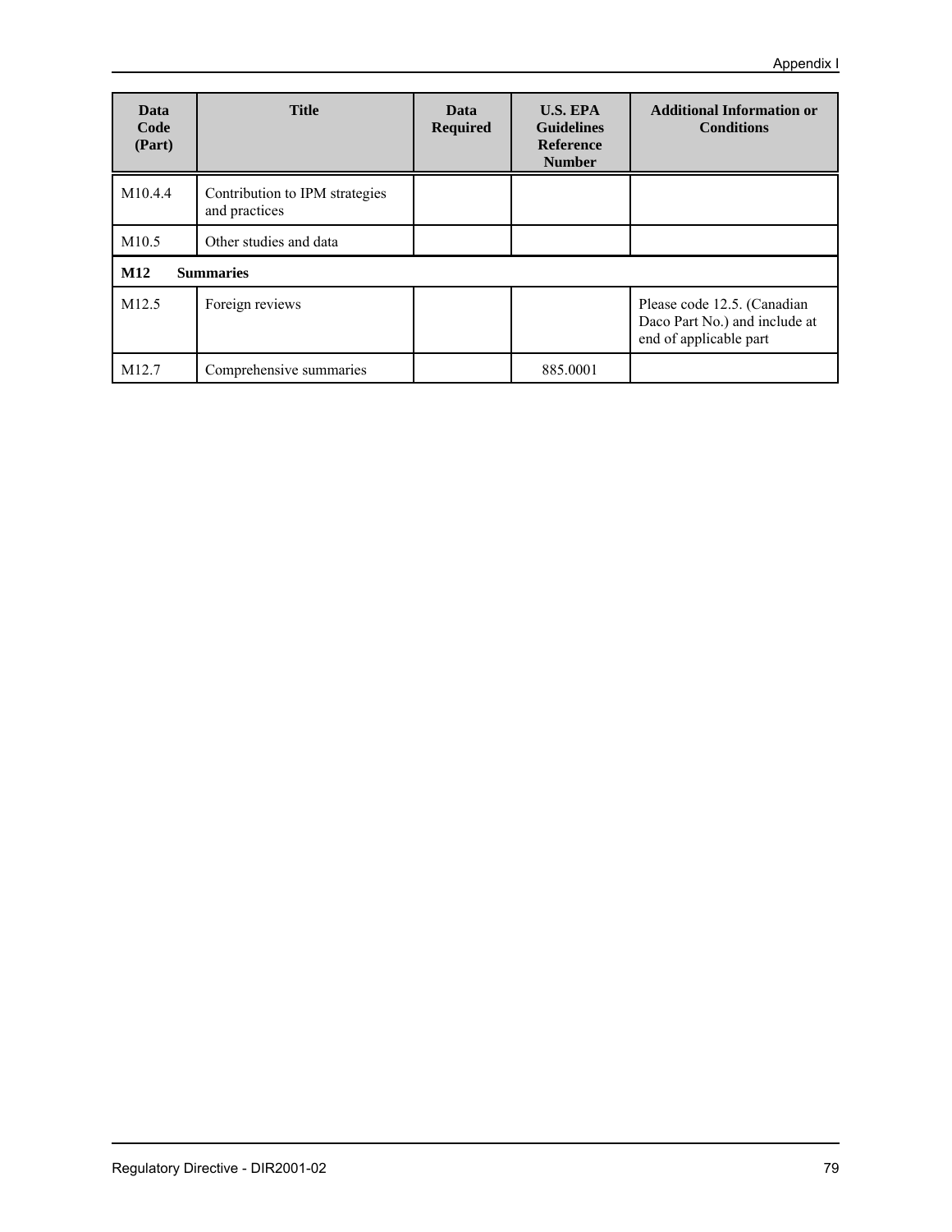| Data Code (Part) | Title | Data Required | U.S. EPA Guidelines Reference Number | Additional Information or Conditions |
|---|---|---|---|---|
| M10.4.4 | Contribution to IPM strategies and practices | | | |
| M10.5 | Other studies and data | | | |
| **M12** | **Summaries** | | | |
| M12.5 | Foreign reviews | | | Please code 12.5. (Canadian Daco Part No.) and include at end of applicable part |
| M12.7 | Comprehensive summaries | | 885.0001 | |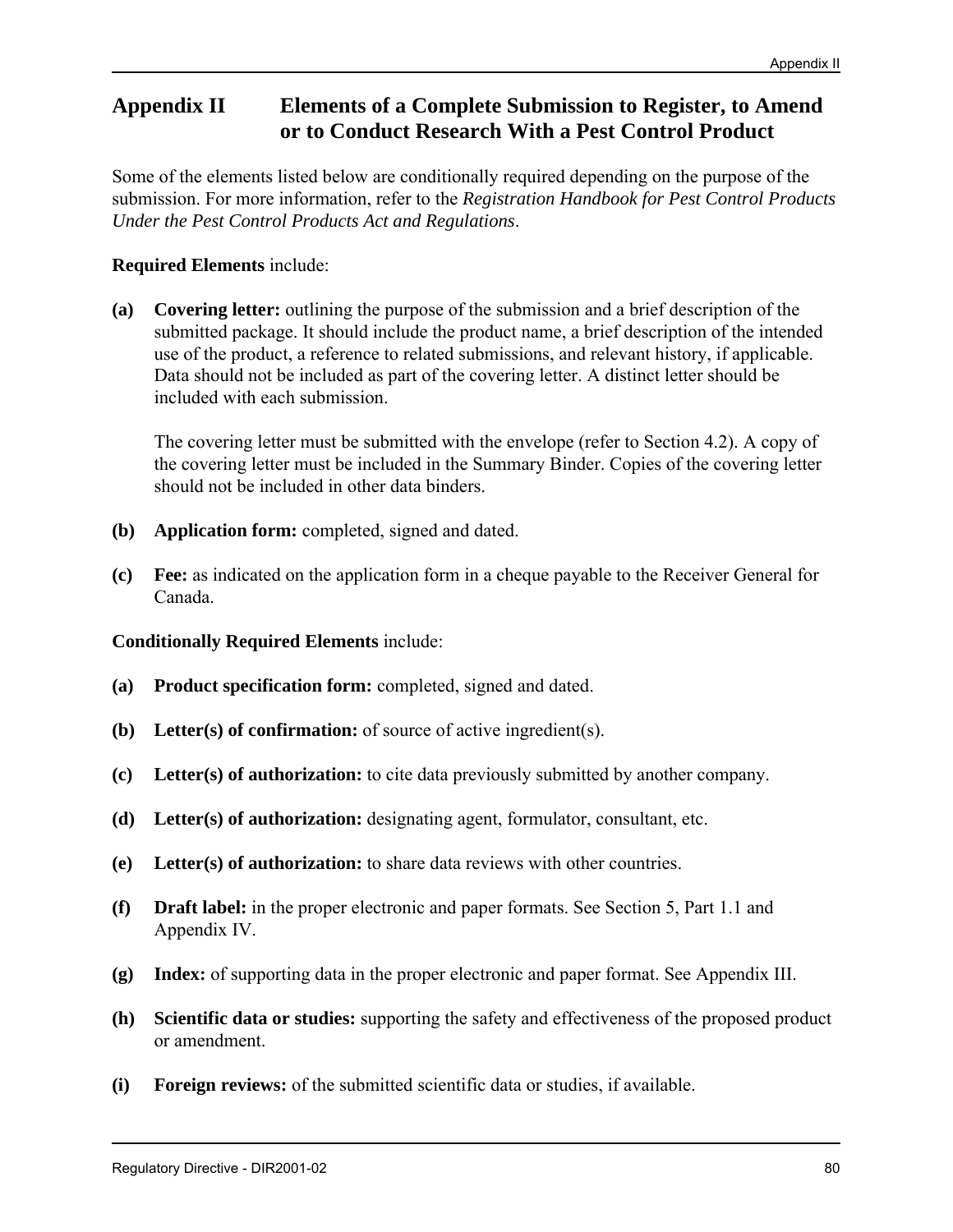# Appendix II Elements of a Complete Submission to Register, to Amend or to Conduct Research With a Pest Control Product

Some of the elements listed below are conditionally required depending on the purpose of the submission. For more information, refer to the *Registration Handbook for Pest Control Products Under the Pest Control Products Act and Regulations*.

**Required Elements** include:

**(a)** **Covering letter:** outlining the purpose of the submission and a brief description of the submitted package. It should include the product name, a brief description of the intended use of the product, a reference to related submissions, and relevant history, if applicable. Data should not be included as part of the covering letter. A distinct letter should be included with each submission.

The covering letter must be submitted with the envelope (refer to Section 4.2). A copy of the covering letter must be included in the Summary Binder. Copies of the covering letter should not be included in other data binders.

**(b)** **Application form:** completed, signed and dated.

**(c)** **Fee:** as indicated on the application form in a cheque payable to the Receiver General for Canada.

**Conditionally Required Elements** include:

**(a)** **Product specification form:** completed, signed and dated.

**(b)** **Letter(s) of confirmation:** of source of active ingredient(s).

**(c)** **Letter(s) of authorization:** to cite data previously submitted by another company.

**(d)** **Letter(s) of authorization:** designating agent, formulator, consultant, etc.

**(e)** **Letter(s) of authorization:** to share data reviews with other countries.

**(f)** **Draft label:** in the proper electronic and paper formats. See Section 5, Part 1.1 and Appendix IV.

**(g)** **Index:** of supporting data in the proper electronic and paper format. See Appendix III.

**(h)** **Scientific data or studies:** supporting the safety and effectiveness of the proposed product or amendment.

**(i)** **Foreign reviews:** of the submitted scientific data or studies, if available.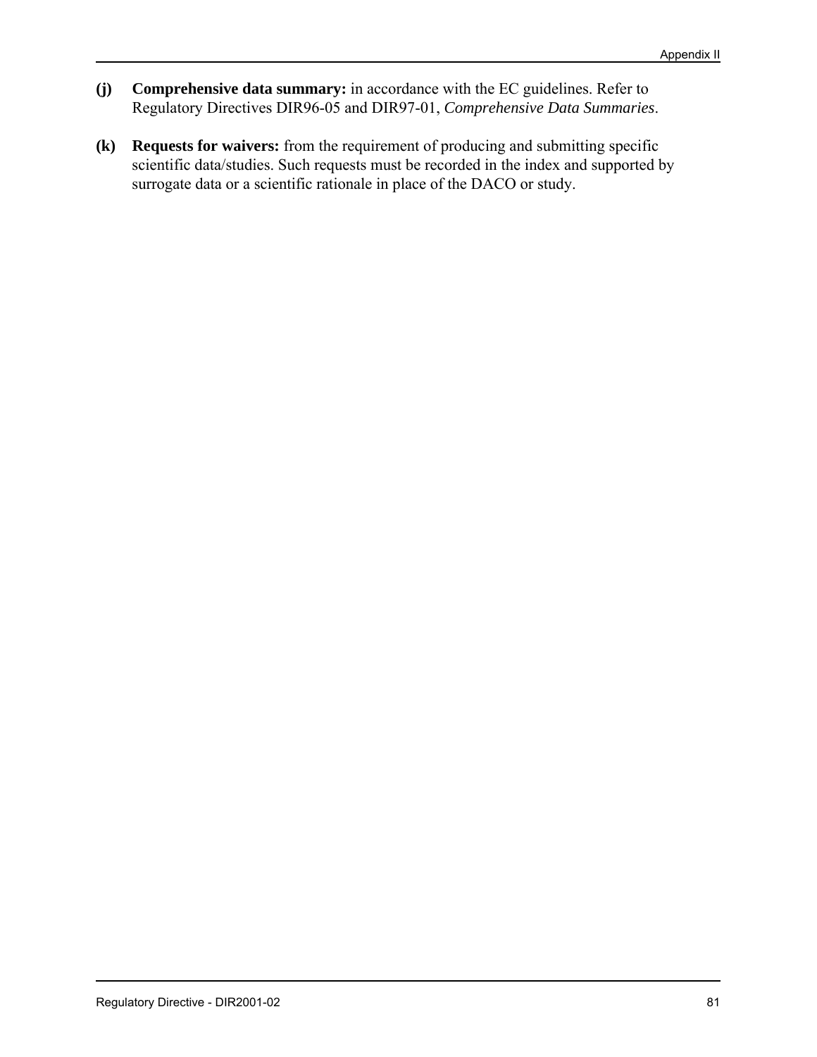**(j)** **Comprehensive data summary:** in accordance with the EC guidelines. Refer to Regulatory Directives DIR96-05 and DIR97-01, *Comprehensive Data Summaries*.

**(k)** **Requests for waivers:** from the requirement of producing and submitting specific scientific data/studies. Such requests must be recorded in the index and supported by surrogate data or a scientific rationale in place of the DACO or study.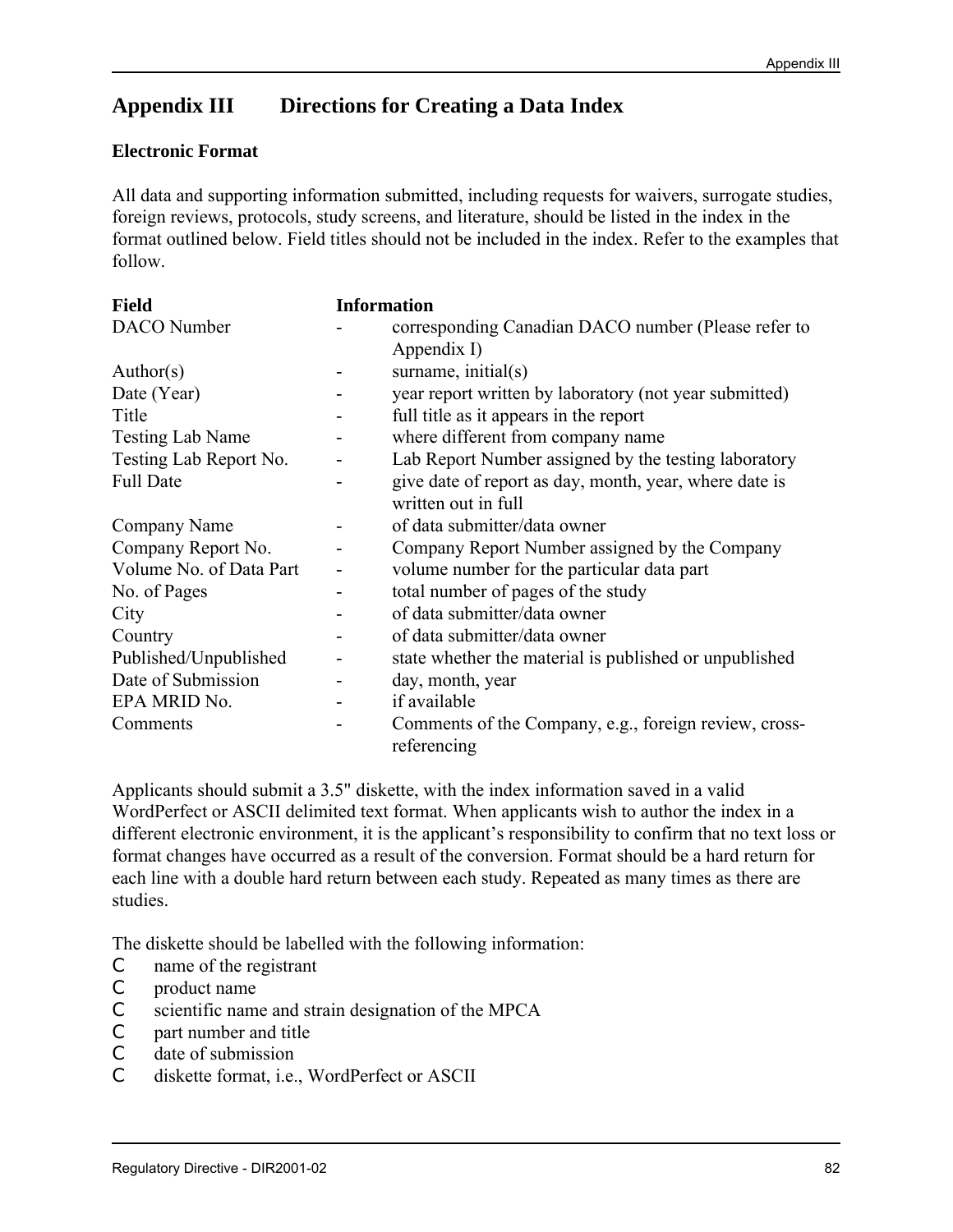# Appendix III Directions for Creating a Data Index

**Electronic Format**

All data and supporting information submitted, including requests for waivers, surrogate studies, foreign reviews, protocols, study screens, and literature, should be listed in the index in the format outlined below. Field titles should not be included in the index. Refer to the examples that follow.

| Field | | Information |
|---|---|---|
| DACO Number | - | corresponding Canadian DACO number (Please refer to Appendix I) |
| Author(s) | - | surname, initial(s) |
| Date (Year) | - | year report written by laboratory (not year submitted) |
| Title | - | full title as it appears in the report |
| Testing Lab Name | - | where different from company name |
| Testing Lab Report No. | - | Lab Report Number assigned by the testing laboratory |
| Full Date | - | give date of report as day, month, year, where date is written out in full |
| Company Name | - | of data submitter/data owner |
| Company Report No. | - | Company Report Number assigned by the Company |
| Volume No. of Data Part | - | volume number for the particular data part |
| No. of Pages | - | total number of pages of the study |
| City | - | of data submitter/data owner |
| Country | - | of data submitter/data owner |
| Published/Unpublished | - | state whether the material is published or unpublished |
| Date of Submission | - | day, month, year |
| EPA MRID No. | - | if available |
| Comments | - | Comments of the Company, e.g., foreign review, cross-referencing |

Applicants should submit a 3.5" diskette, with the index information saved in a valid WordPerfect or ASCII delimited text format. When applicants wish to author the index in a different electronic environment, it is the applicant's responsibility to confirm that no text loss or format changes have occurred as a result of the conversion. Format should be a hard return for each line with a double hard return between each study. Repeated as many times as there are studies.

The diskette should be labelled with the following information:

- name of the registrant
- product name
- scientific name and strain designation of the MPCA
- part number and title
- date of submission
- diskette format, i.e., WordPerfect or ASCII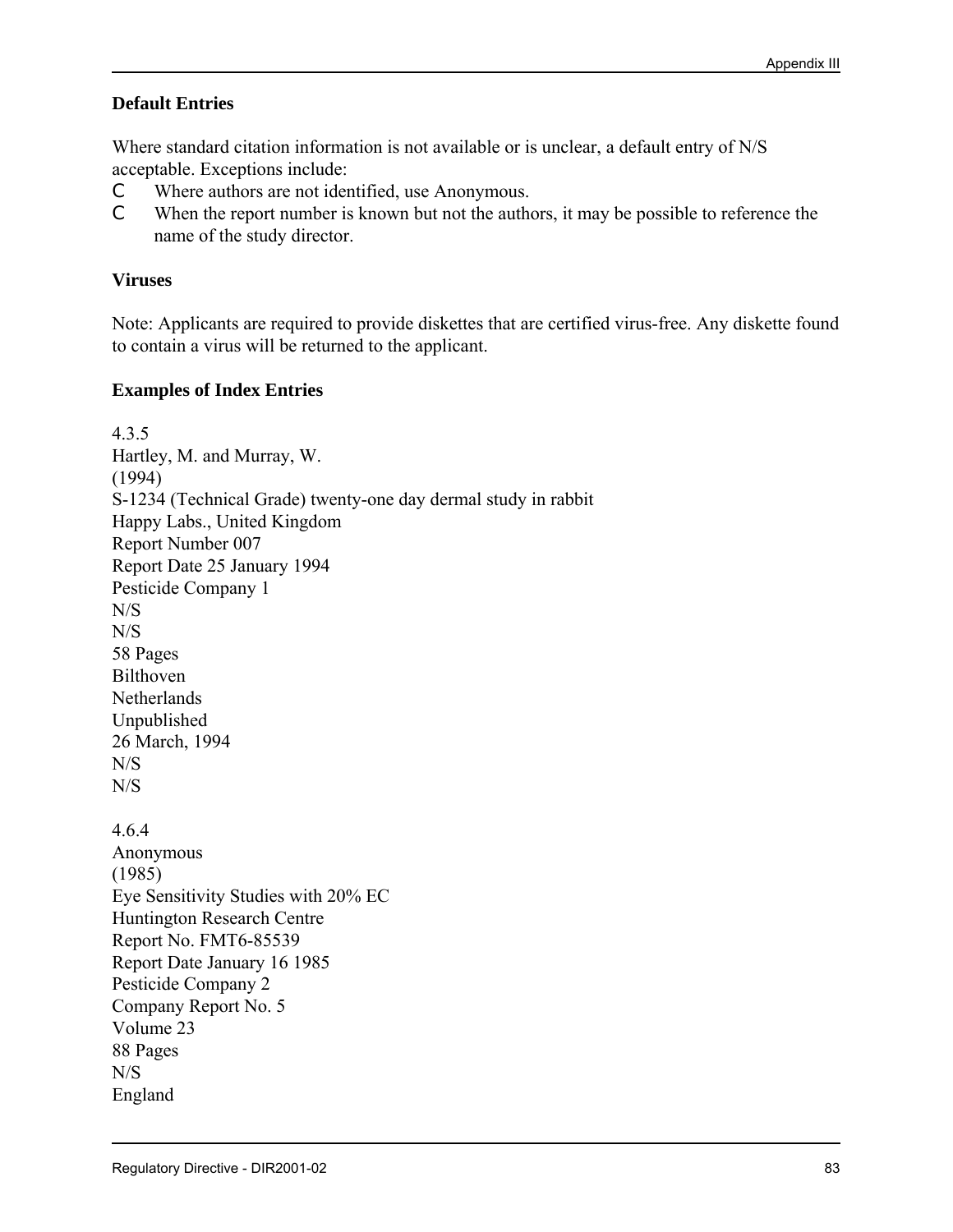### Default Entries

Where standard citation information is not available or is unclear, a default entry of N/S acceptable. Exceptions include:

- Where authors are not identified, use Anonymous.
- When the report number is known but not the authors, it may be possible to reference the name of the study director.

### Viruses

Note: Applicants are required to provide diskettes that are certified virus-free. Any diskette found to contain a virus will be returned to the applicant.

### Examples of Index Entries

4.3.5
Hartley, M. and Murray, W.
(1994)
S-1234 (Technical Grade) twenty-one day dermal study in rabbit
Happy Labs., United Kingdom
Report Number 007
Report Date 25 January 1994
Pesticide Company 1
N/S
N/S
58 Pages
Bilthoven
Netherlands
Unpublished
26 March, 1994
N/S
N/S

4.6.4
Anonymous
(1985)
Eye Sensitivity Studies with 20% EC
Huntington Research Centre
Report No. FMT6-85539
Report Date January 16 1985
Pesticide Company 2
Company Report No. 5
Volume 23
88 Pages
N/S
England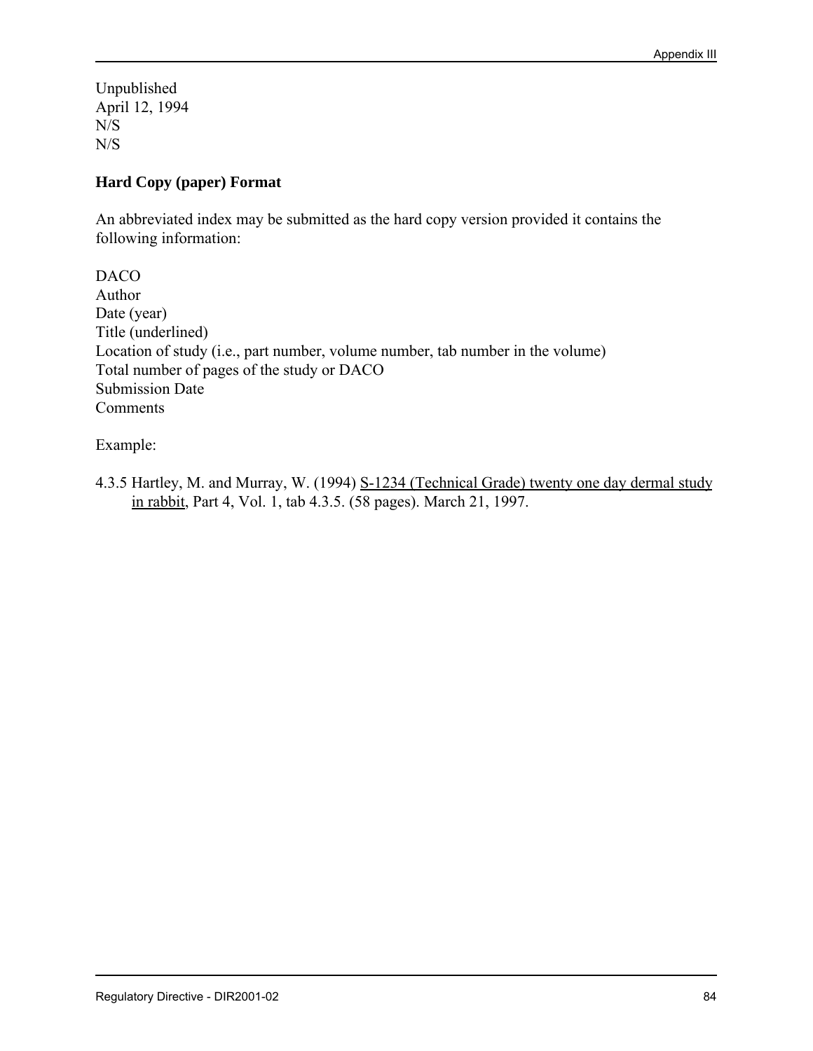Unpublished
April 12, 1994
N/S
N/S

**Hard Copy (paper) Format**

An abbreviated index may be submitted as the hard copy version provided it contains the following information:

DACO
Author
Date (year)
Title (underlined)
Location of study (i.e., part number, volume number, tab number in the volume)
Total number of pages of the study or DACO
Submission Date
Comments

Example:

4.3.5 Hartley, M. and Murray, W. (1994) <u>S-1234 (Technical Grade) twenty one day dermal study in rabbit</u>, Part 4, Vol. 1, tab 4.3.5. (58 pages). March 21, 1997.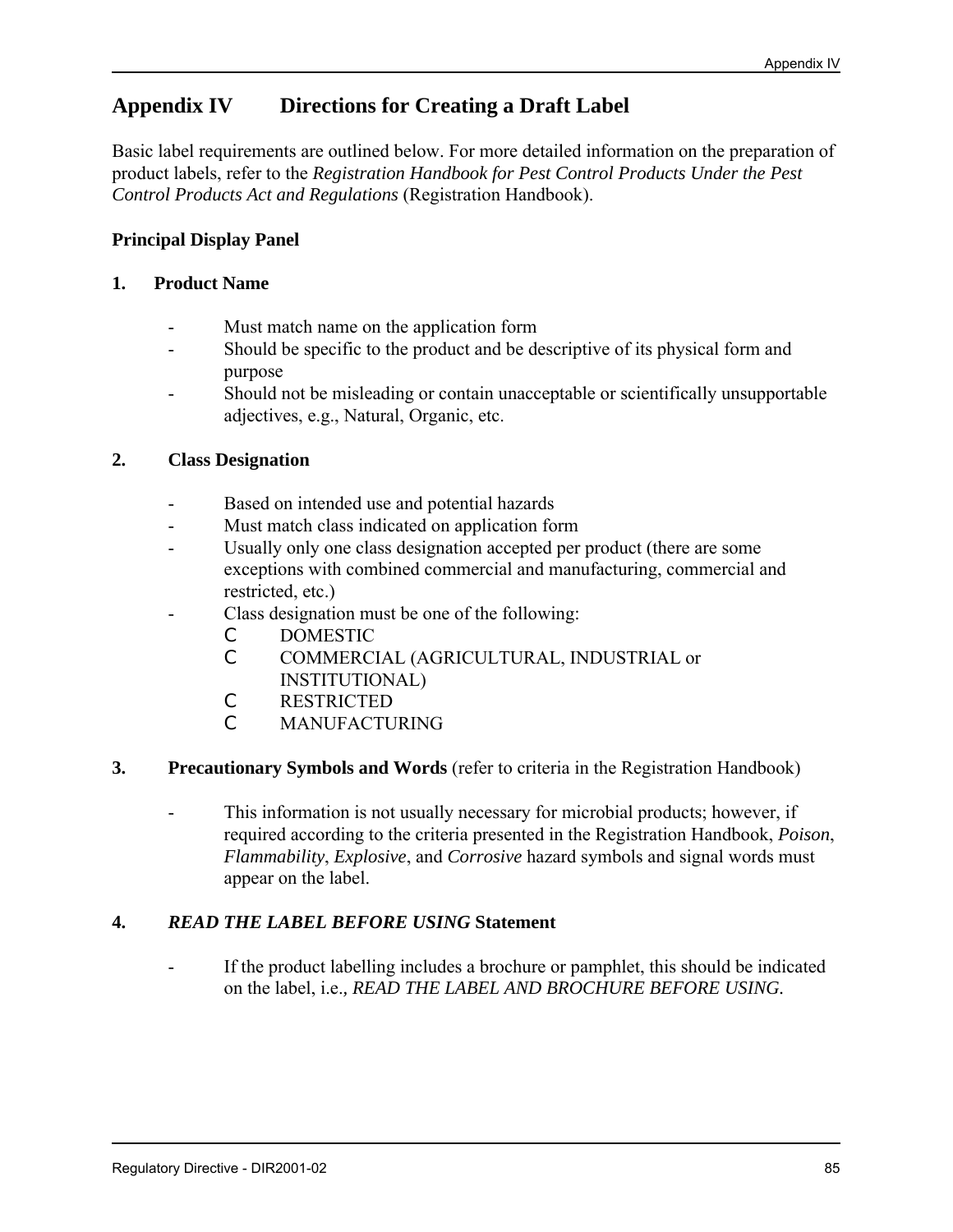# Appendix IV Directions for Creating a Draft Label

Basic label requirements are outlined below. For more detailed information on the preparation of product labels, refer to the *Registration Handbook for Pest Control Products Under the Pest Control Products Act and Regulations* (Registration Handbook).

**Principal Display Panel**

**1. Product Name**

- Must match name on the application form
- Should be specific to the product and be descriptive of its physical form and purpose
- Should not be misleading or contain unacceptable or scientifically unsupportable adjectives, e.g., Natural, Organic, etc.

**2. Class Designation**

- Based on intended use and potential hazards
- Must match class indicated on application form
- Usually only one class designation accepted per product (there are some exceptions with combined commercial and manufacturing, commercial and restricted, etc.)
- Class designation must be one of the following:
  - DOMESTIC
  - COMMERCIAL (AGRICULTURAL, INDUSTRIAL or INSTITUTIONAL)
  - RESTRICTED
  - MANUFACTURING

**3. Precautionary Symbols and Words** (refer to criteria in the Registration Handbook)

- This information is not usually necessary for microbial products; however, if required according to the criteria presented in the Registration Handbook, *Poison*, *Flammability*, *Explosive*, and *Corrosive* hazard symbols and signal words must appear on the label.

**4. *READ THE LABEL BEFORE USING* Statement**

- If the product labelling includes a brochure or pamphlet, this should be indicated on the label, i.e., *READ THE LABEL AND BROCHURE BEFORE USING.*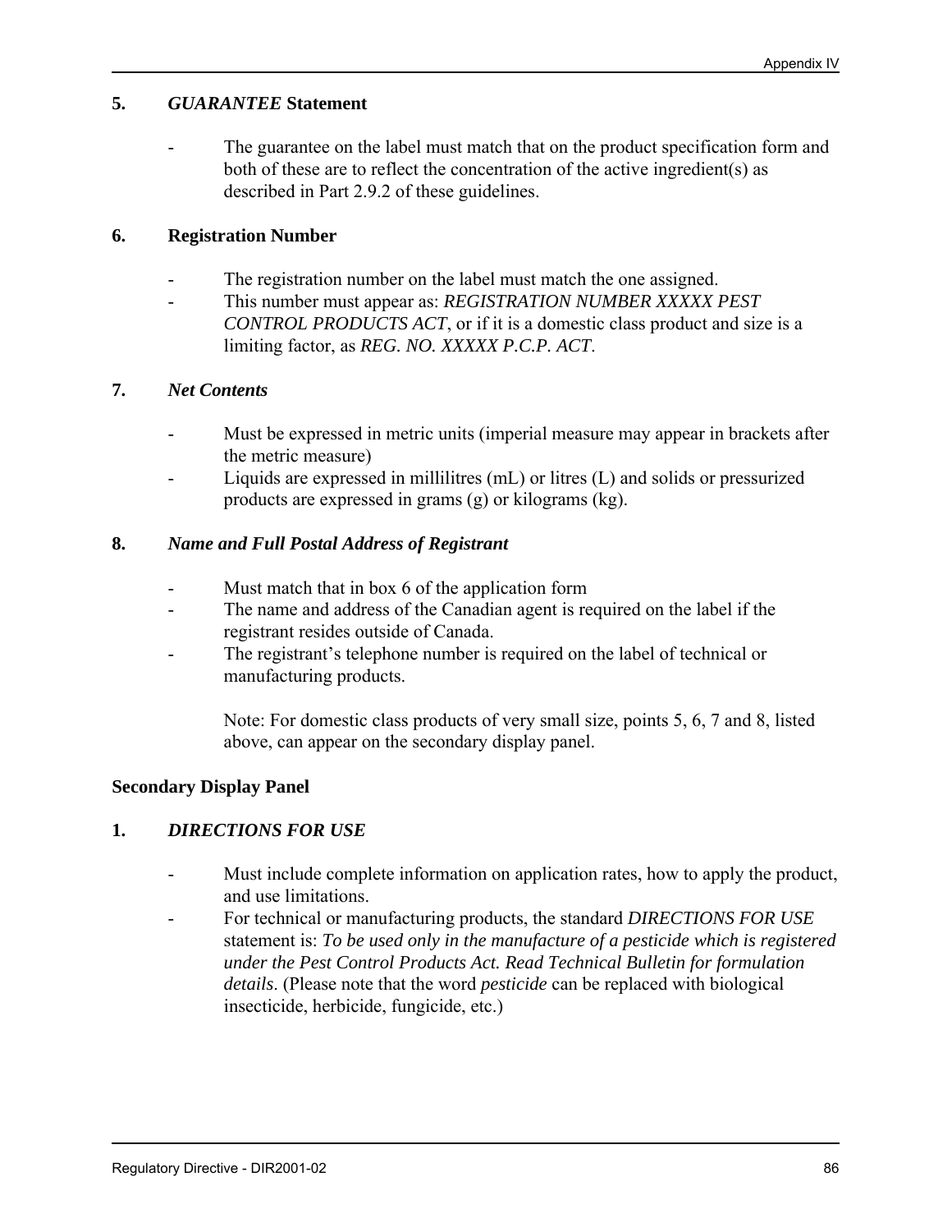**5.** ***GUARANTEE*** **Statement**

- The guarantee on the label must match that on the product specification form and both of these are to reflect the concentration of the active ingredient(s) as described in Part 2.9.2 of these guidelines.

**6. Registration Number**

- The registration number on the label must match the one assigned.
- This number must appear as: *REGISTRATION NUMBER XXXXX PEST CONTROL PRODUCTS ACT*, or if it is a domestic class product and size is a limiting factor, as *REG. NO. XXXXX P.C.P. ACT*.

**7.** ***Net Contents***

- Must be expressed in metric units (imperial measure may appear in brackets after the metric measure)
- Liquids are expressed in millilitres (mL) or litres (L) and solids or pressurized products are expressed in grams (g) or kilograms (kg).

**8.** ***Name and Full Postal Address of Registrant***

- Must match that in box 6 of the application form
- The name and address of the Canadian agent is required on the label if the registrant resides outside of Canada.
- The registrant's telephone number is required on the label of technical or manufacturing products.

  Note: For domestic class products of very small size, points 5, 6, 7 and 8, listed above, can appear on the secondary display panel.

**Secondary Display Panel**

**1.** ***DIRECTIONS FOR USE***

- Must include complete information on application rates, how to apply the product, and use limitations.
- For technical or manufacturing products, the standard *DIRECTIONS FOR USE* statement is: *To be used only in the manufacture of a pesticide which is registered under the Pest Control Products Act. Read Technical Bulletin for formulation details.* (Please note that the word *pesticide* can be replaced with biological insecticide, herbicide, fungicide, etc.)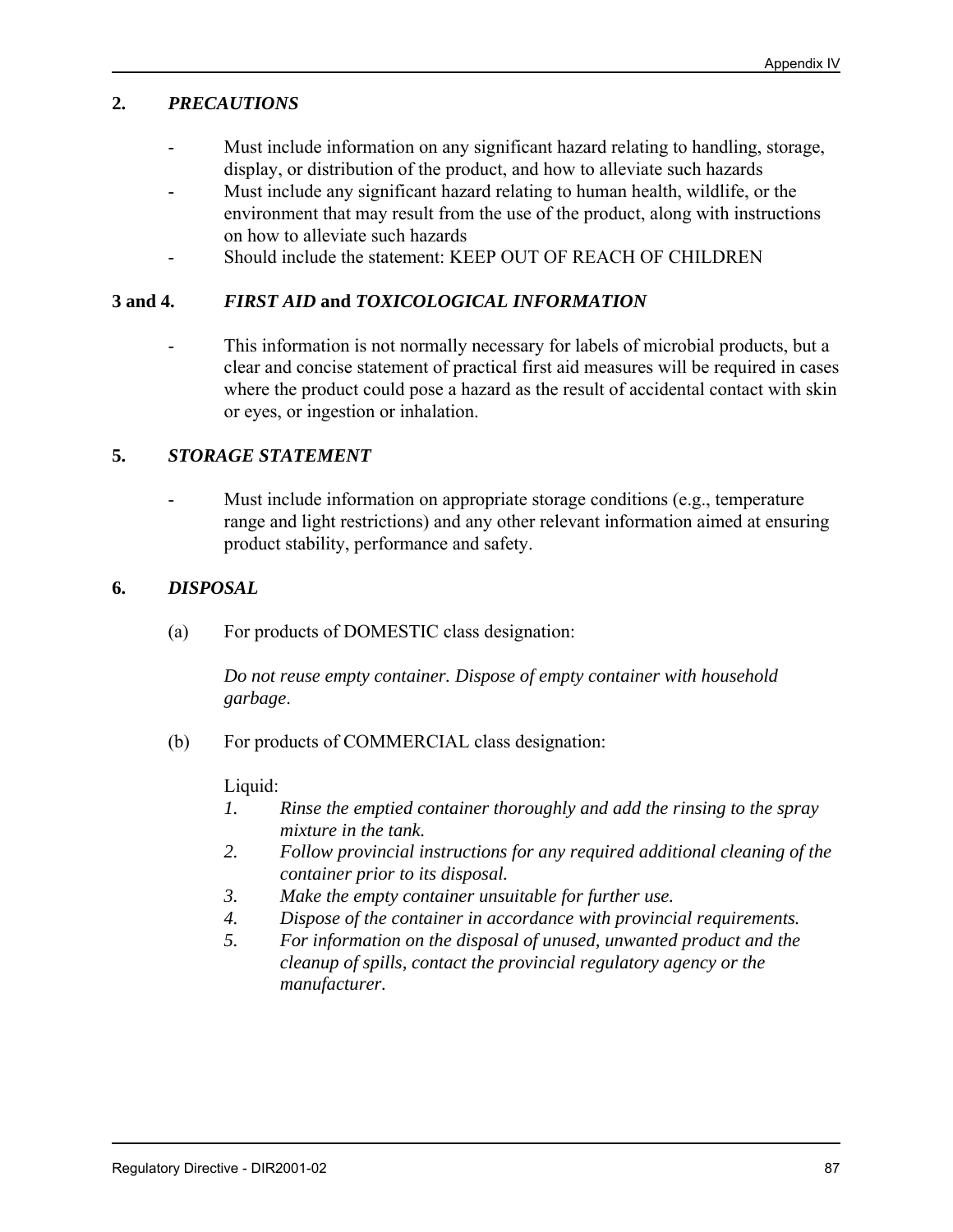## 2. *PRECAUTIONS*

- Must include information on any significant hazard relating to handling, storage, display, or distribution of the product, and how to alleviate such hazards
- Must include any significant hazard relating to human health, wildlife, or the environment that may result from the use of the product, along with instructions on how to alleviate such hazards
- Should include the statement: KEEP OUT OF REACH OF CHILDREN

## 3 and 4. *FIRST AID* and *TOXICOLOGICAL INFORMATION*

- This information is not normally necessary for labels of microbial products, but a clear and concise statement of practical first aid measures will be required in cases where the product could pose a hazard as the result of accidental contact with skin or eyes, or ingestion or inhalation.

## 5. *STORAGE STATEMENT*

- Must include information on appropriate storage conditions (e.g., temperature range and light restrictions) and any other relevant information aimed at ensuring product stability, performance and safety.

## 6. *DISPOSAL*

(a) For products of DOMESTIC class designation:

*Do not reuse empty container. Dispose of empty container with household garbage*.

(b) For products of COMMERCIAL class designation:

Liquid:

1. *Rinse the emptied container thoroughly and add the rinsing to the spray mixture in the tank.*
2. *Follow provincial instructions for any required additional cleaning of the container prior to its disposal.*
3. *Make the empty container unsuitable for further use.*
4. *Dispose of the container in accordance with provincial requirements.*
5. *For information on the disposal of unused, unwanted product and the cleanup of spills, contact the provincial regulatory agency or the manufacturer.*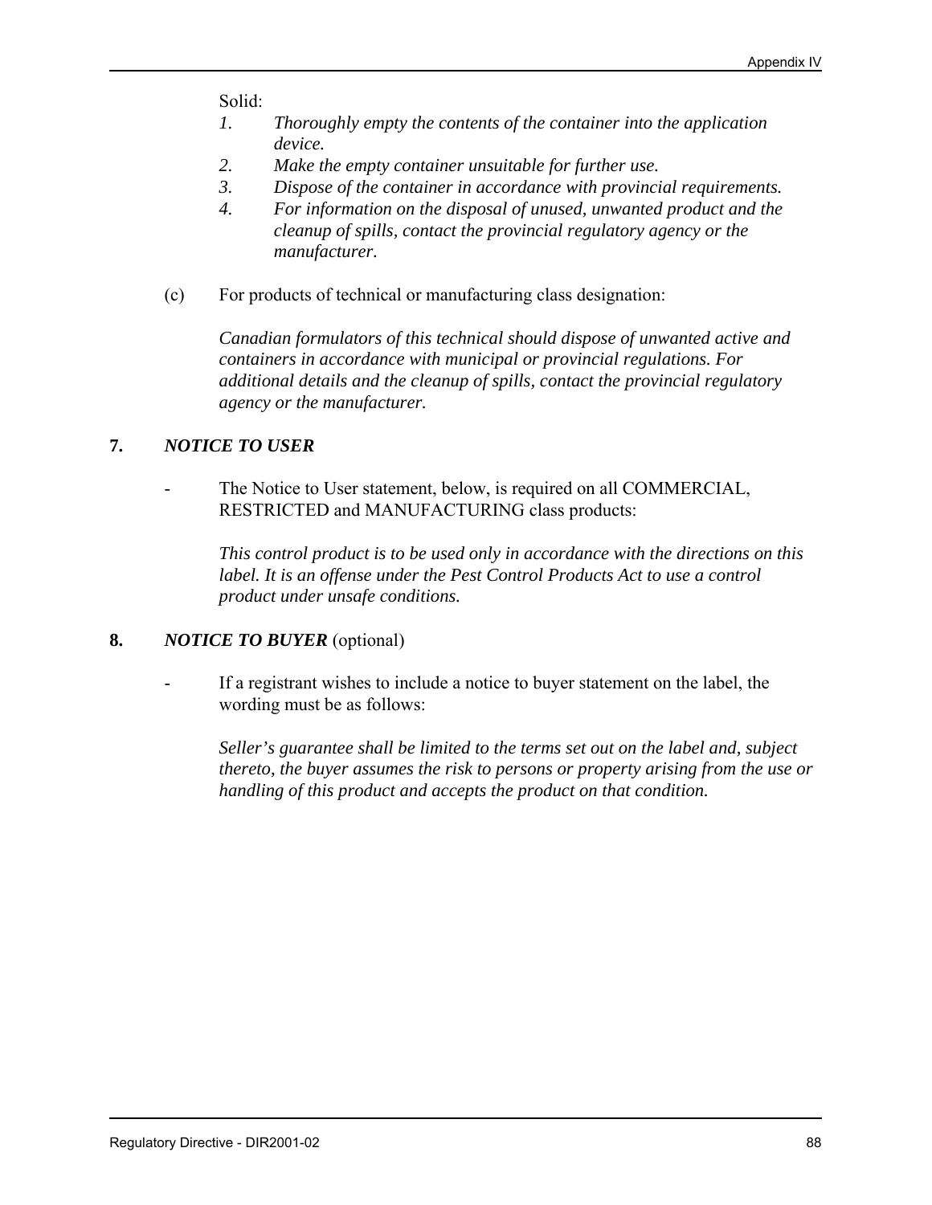Solid:

1. *Thoroughly empty the contents of the container into the application device.*
2. *Make the empty container unsuitable for further use.*
3. *Dispose of the container in accordance with provincial requirements.*
4. *For information on the disposal of unused, unwanted product and the cleanup of spills, contact the provincial regulatory agency or the manufacturer.*

(c) For products of technical or manufacturing class designation:

*Canadian formulators of this technical should dispose of unwanted active and containers in accordance with municipal or provincial regulations. For additional details and the cleanup of spills, contact the provincial regulatory agency or the manufacturer.*

**7. *NOTICE TO USER***

- The Notice to User statement, below, is required on all COMMERCIAL, RESTRICTED and MANUFACTURING class products:

  *This control product is to be used only in accordance with the directions on this label. It is an offense under the Pest Control Products Act to use a control product under unsafe conditions.*

**8. *NOTICE TO BUYER*** (optional)

- If a registrant wishes to include a notice to buyer statement on the label, the wording must be as follows:

  *Seller's guarantee shall be limited to the terms set out on the label and, subject thereto, the buyer assumes the risk to persons or property arising from the use or handling of this product and accepts the product on that condition.*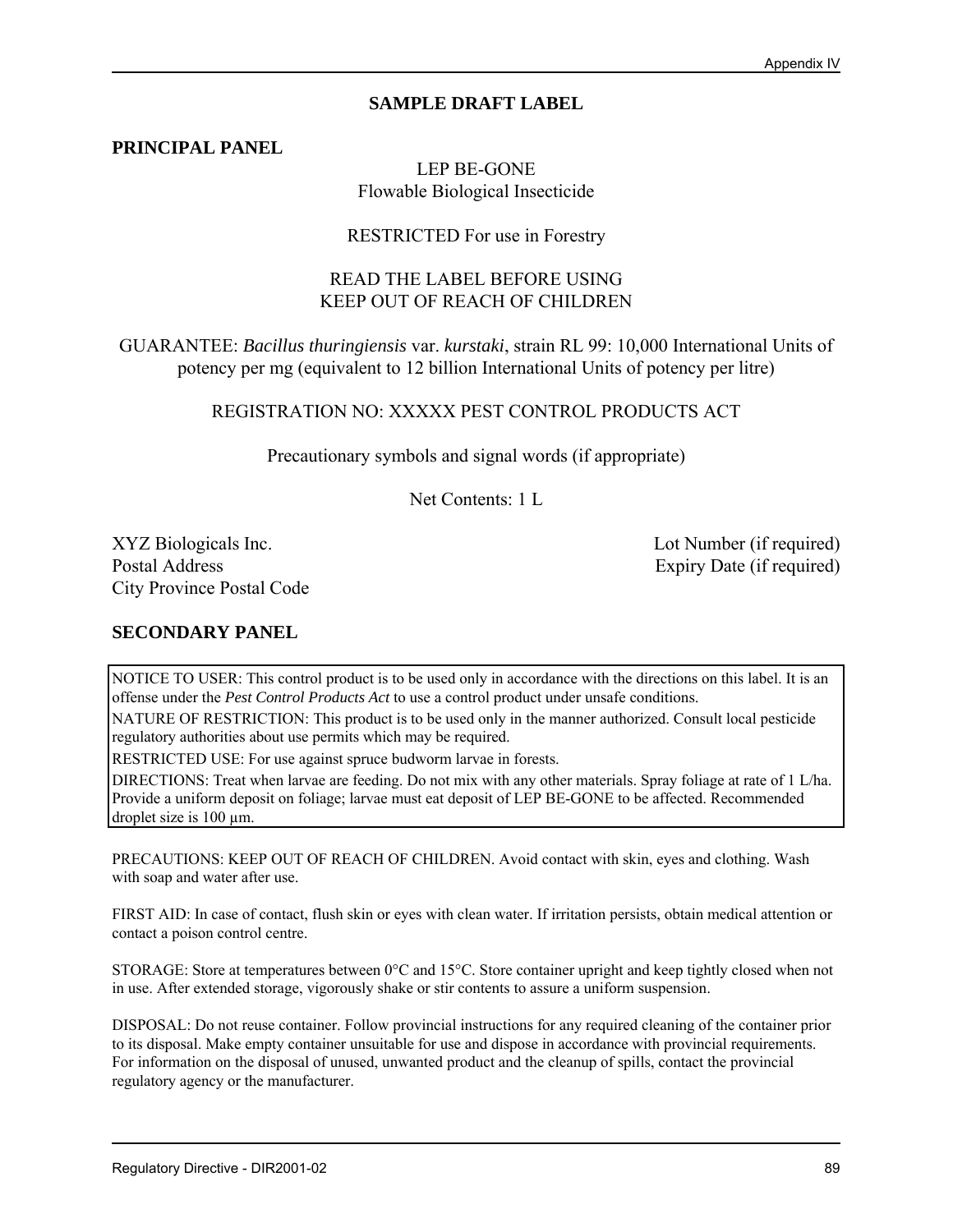## SAMPLE DRAFT LABEL

**PRINCIPAL PANEL**

LEP BE-GONE
Flowable Biological Insecticide

RESTRICTED For use in Forestry

READ THE LABEL BEFORE USING
KEEP OUT OF REACH OF CHILDREN

GUARANTEE: *Bacillus thuringiensis* var. *kurstaki*, strain RL 99: 10,000 International Units of potency per mg (equivalent to 12 billion International Units of potency per litre)

REGISTRATION NO: XXXXX PEST CONTROL PRODUCTS ACT

Precautionary symbols and signal words (if appropriate)

Net Contents: 1 L

XYZ Biologicals Inc.
Postal Address
City Province Postal Code

Lot Number (if required)
Expiry Date (if required)

**SECONDARY PANEL**

NOTICE TO USER: This control product is to be used only in accordance with the directions on this label. It is an offense under the *Pest Control Products Act* to use a control product under unsafe conditions.

NATURE OF RESTRICTION: This product is to be used only in the manner authorized. Consult local pesticide regulatory authorities about use permits which may be required.

RESTRICTED USE: For use against spruce budworm larvae in forests.

DIRECTIONS: Treat when larvae are feeding. Do not mix with any other materials. Spray foliage at rate of 1 L/ha. Provide a uniform deposit on foliage; larvae must eat deposit of LEP BE-GONE to be affected. Recommended droplet size is 100 µm.

PRECAUTIONS: KEEP OUT OF REACH OF CHILDREN. Avoid contact with skin, eyes and clothing. Wash with soap and water after use.

FIRST AID: In case of contact, flush skin or eyes with clean water. If irritation persists, obtain medical attention or contact a poison control centre.

STORAGE: Store at temperatures between 0°C and 15°C. Store container upright and keep tightly closed when not in use. After extended storage, vigorously shake or stir contents to assure a uniform suspension.

DISPOSAL: Do not reuse container. Follow provincial instructions for any required cleaning of the container prior to its disposal. Make empty container unsuitable for use and dispose in accordance with provincial requirements. For information on the disposal of unused, unwanted product and the cleanup of spills, contact the provincial regulatory agency or the manufacturer.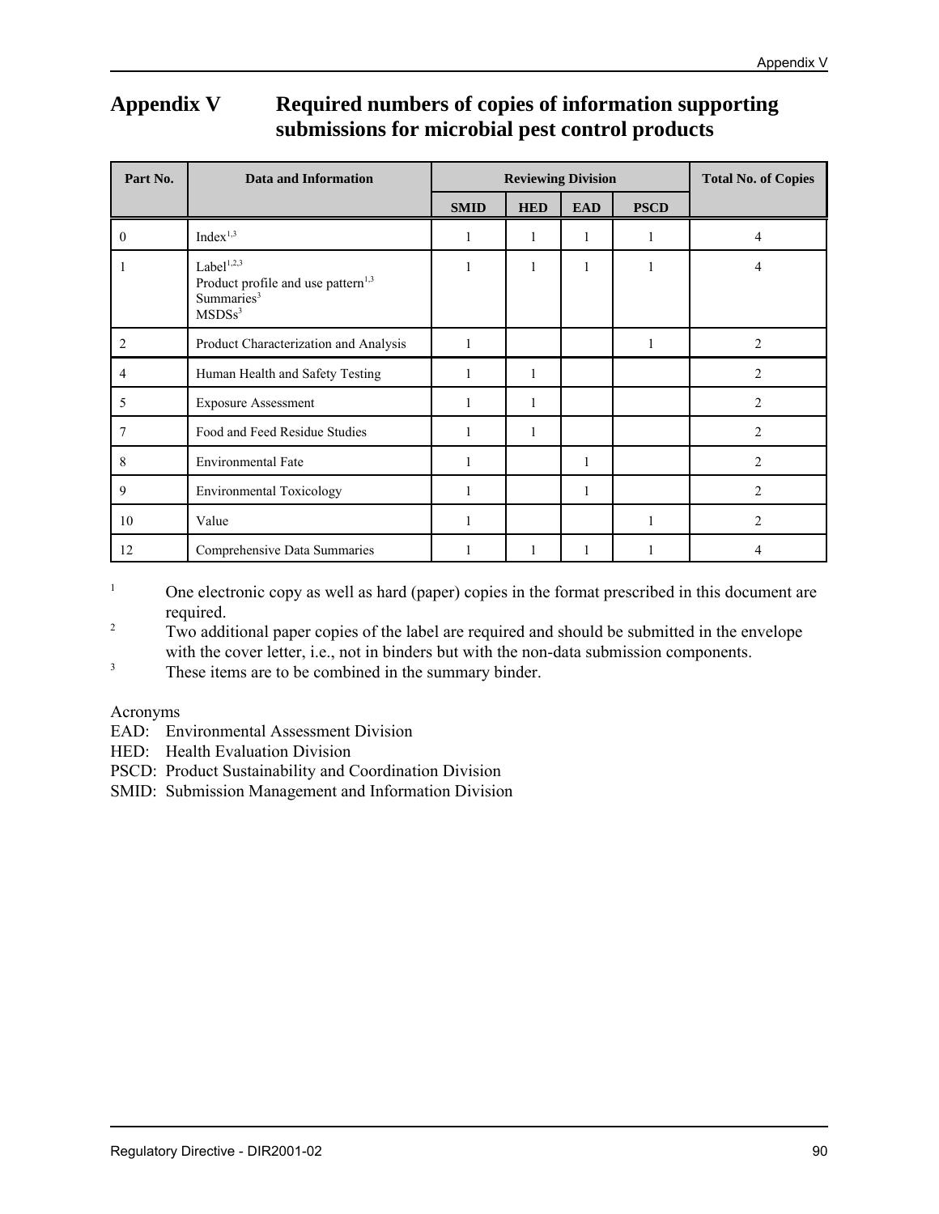# Appendix V Required numbers of copies of information supporting submissions for microbial pest control products

| Part No. | Data and Information | Reviewing Division | | | | Total No. of Copies |
|---|---|---|---|---|---|---|
| | | SMID | HED | EAD | PSCD | |
| 0 | Index[1,3] | 1 | 1 | 1 | 1 | 4 |
| 1 | Label[1,2,3]<br>Product profile and use pattern[1,3]<br>Summaries[3]<br>MSDSs[3] | 1 | 1 | 1 | 1 | 4 |
| 2 | Product Characterization and Analysis | 1 | | | 1 | 2 |
| 4 | Human Health and Safety Testing | 1 | 1 | | | 2 |
| 5 | Exposure Assessment | 1 | 1 | | | 2 |
| 7 | Food and Feed Residue Studies | 1 | 1 | | | 2 |
| 8 | Environmental Fate | 1 | | 1 | | 2 |
| 9 | Environmental Toxicology | 1 | | 1 | | 2 |
| 10 | Value | 1 | | | 1 | 2 |
| 12 | Comprehensive Data Summaries | 1 | 1 | 1 | 1 | 4 |

[1] One electronic copy as well as hard (paper) copies in the format prescribed in this document are required.

[2] Two additional paper copies of the label are required and should be submitted in the envelope with the cover letter, i.e., not in binders but with the non-data submission components.

[3] These items are to be combined in the summary binder.

Acronyms

EAD: Environmental Assessment Division
HED: Health Evaluation Division
PSCD: Product Sustainability and Coordination Division
SMID: Submission Management and Information Division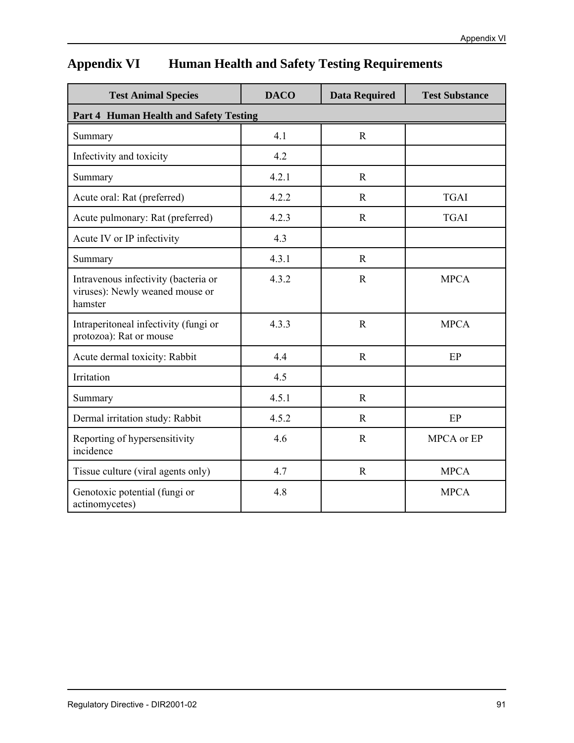# Appendix VI Human Health and Safety Testing Requirements

| Test Animal Species | DACO | Data Required | Test Substance |
|---|---|---|---|
| **Part 4 Human Health and Safety Testing** | | | |
| Summary | 4.1 | R | |
| Infectivity and toxicity | 4.2 | | |
| Summary | 4.2.1 | R | |
| Acute oral: Rat (preferred) | 4.2.2 | R | TGAI |
| Acute pulmonary: Rat (preferred) | 4.2.3 | R | TGAI |
| Acute IV or IP infectivity | 4.3 | | |
| Summary | 4.3.1 | R | |
| Intravenous infectivity (bacteria or viruses): Newly weaned mouse or hamster | 4.3.2 | R | MPCA |
| Intraperitoneal infectivity (fungi or protozoa): Rat or mouse | 4.3.3 | R | MPCA |
| Acute dermal toxicity: Rabbit | 4.4 | R | EP |
| Irritation | 4.5 | | |
| Summary | 4.5.1 | R | |
| Dermal irritation study: Rabbit | 4.5.2 | R | EP |
| Reporting of hypersensitivity incidence | 4.6 | R | MPCA or EP |
| Tissue culture (viral agents only) | 4.7 | R | MPCA |
| Genotoxic potential (fungi or actinomycetes) | 4.8 | | MPCA |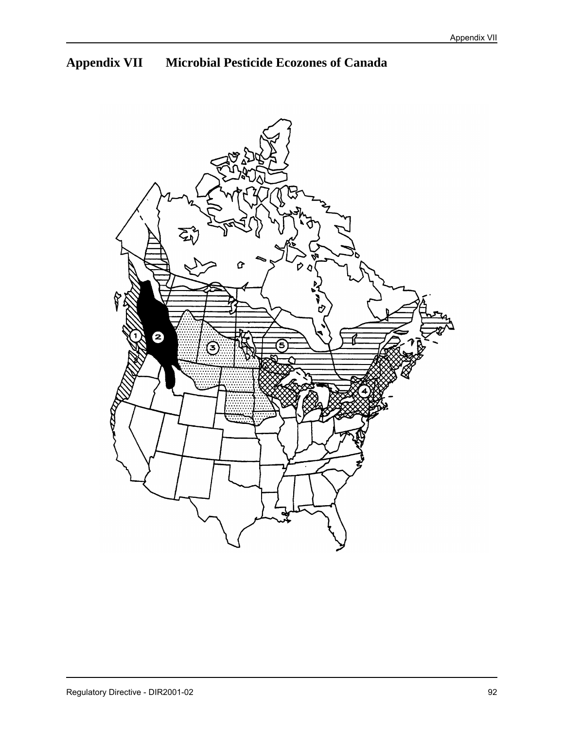# Appendix VII Microbial Pesticide Ecozones of Canada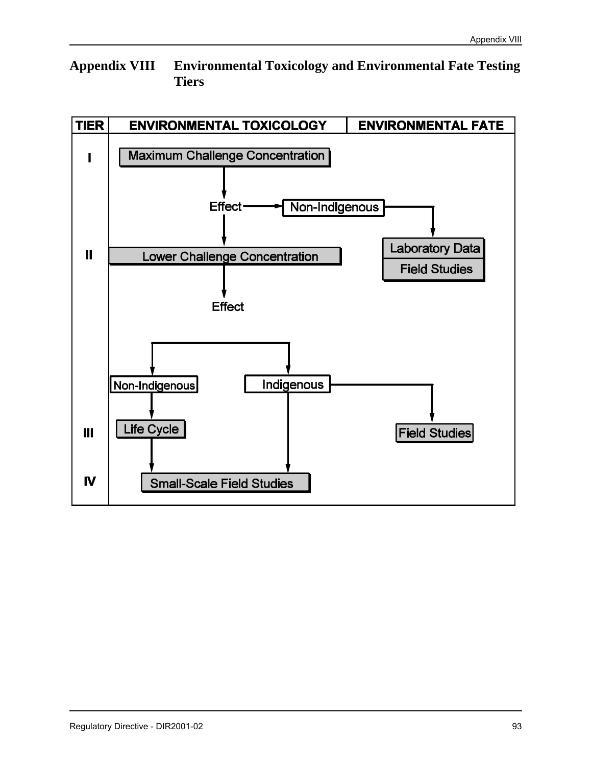# Appendix VIII Environmental Toxicology and Environmental Fate Testing Tiers

| TIER | ENVIRONMENTAL TOXICOLOGY | ENVIRONMENTAL FATE |
|---|---|---|
| I | Maximum Challenge Concentration → Effect → Non-Indigenous | |
| II | Lower Challenge Concentration → Effect | Laboratory Data / Field Studies |
| III | Non-Indigenous → Life Cycle; Indigenous | Field Studies |
| IV | Small-Scale Field Studies | |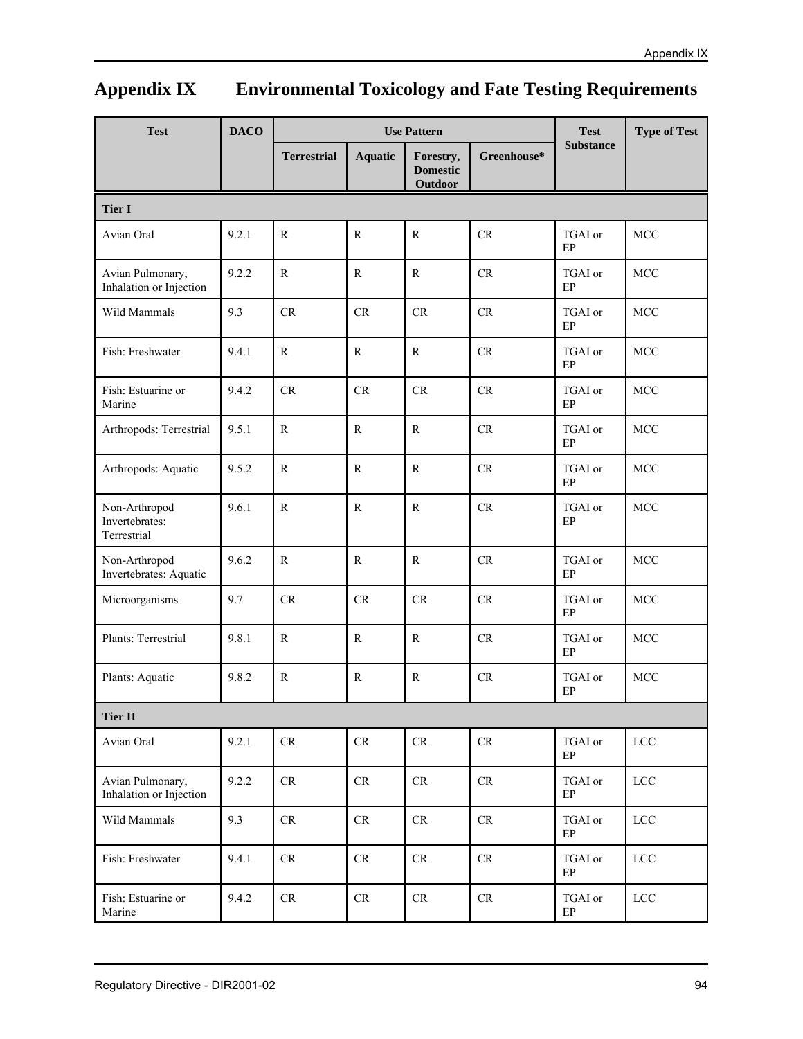# Appendix IX Environmental Toxicology and Fate Testing Requirements

| Test | DACO | Use Pattern | | | | Test Substance | Type of Test |
|---|---|---|---|---|---|---|---|
| | | Terrestrial | Aquatic | Forestry, Domestic Outdoor | Greenhouse* | | |
| **Tier I** | | | | | | | |
| Avian Oral | 9.2.1 | R | R | R | CR | TGAI or EP | MCC |
| Avian Pulmonary, Inhalation or Injection | 9.2.2 | R | R | R | CR | TGAI or EP | MCC |
| Wild Mammals | 9.3 | CR | CR | CR | CR | TGAI or EP | MCC |
| Fish: Freshwater | 9.4.1 | R | R | R | CR | TGAI or EP | MCC |
| Fish: Estuarine or Marine | 9.4.2 | CR | CR | CR | CR | TGAI or EP | MCC |
| Arthropods: Terrestrial | 9.5.1 | R | R | R | CR | TGAI or EP | MCC |
| Arthropods: Aquatic | 9.5.2 | R | R | R | CR | TGAI or EP | MCC |
| Non-Arthropod Invertebrates: Terrestrial | 9.6.1 | R | R | R | CR | TGAI or EP | MCC |
| Non-Arthropod Invertebrates: Aquatic | 9.6.2 | R | R | R | CR | TGAI or EP | MCC |
| Microorganisms | 9.7 | CR | CR | CR | CR | TGAI or EP | MCC |
| Plants: Terrestrial | 9.8.1 | R | R | R | CR | TGAI or EP | MCC |
| Plants: Aquatic | 9.8.2 | R | R | R | CR | TGAI or EP | MCC |
| **Tier II** | | | | | | | |
| Avian Oral | 9.2.1 | CR | CR | CR | CR | TGAI or EP | LCC |
| Avian Pulmonary, Inhalation or Injection | 9.2.2 | CR | CR | CR | CR | TGAI or EP | LCC |
| Wild Mammals | 9.3 | CR | CR | CR | CR | TGAI or EP | LCC |
| Fish: Freshwater | 9.4.1 | CR | CR | CR | CR | TGAI or EP | LCC |
| Fish: Estuarine or Marine | 9.4.2 | CR | CR | CR | CR | TGAI or EP | LCC |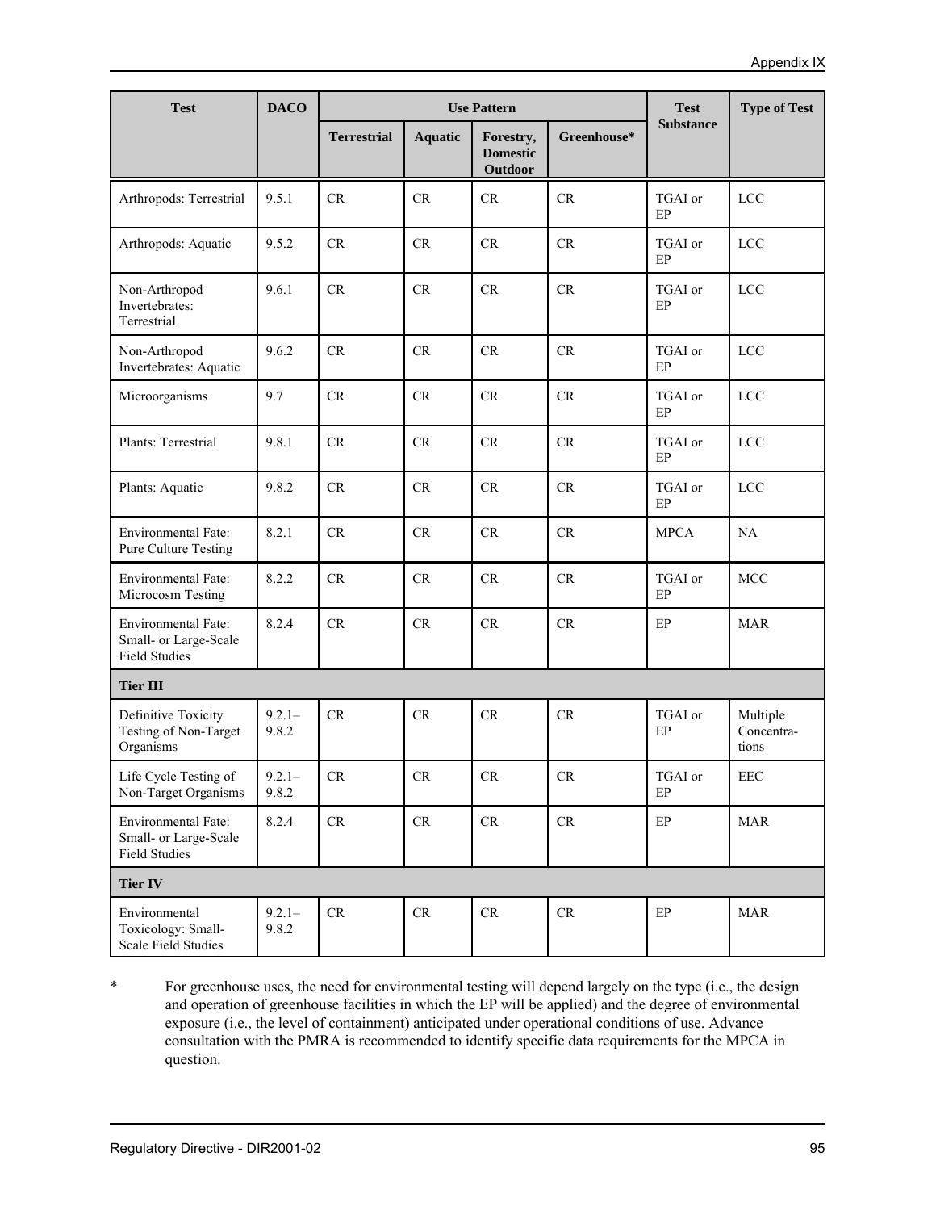| Test | DACO | Use Pattern | | | | Test Substance | Type of Test |
|---|---|---|---|---|---|---|---|
| | | Terrestrial | Aquatic | Forestry, Domestic Outdoor | Greenhouse* | | |
| Arthropods: Terrestrial | 9.5.1 | CR | CR | CR | CR | TGAI or EP | LCC |
| Arthropods: Aquatic | 9.5.2 | CR | CR | CR | CR | TGAI or EP | LCC |
| Non-Arthropod Invertebrates: Terrestrial | 9.6.1 | CR | CR | CR | CR | TGAI or EP | LCC |
| Non-Arthropod Invertebrates: Aquatic | 9.6.2 | CR | CR | CR | CR | TGAI or EP | LCC |
| Microorganisms | 9.7 | CR | CR | CR | CR | TGAI or EP | LCC |
| Plants: Terrestrial | 9.8.1 | CR | CR | CR | CR | TGAI or EP | LCC |
| Plants: Aquatic | 9.8.2 | CR | CR | CR | CR | TGAI or EP | LCC |
| Environmental Fate: Pure Culture Testing | 8.2.1 | CR | CR | CR | CR | MPCA | NA |
| Environmental Fate: Microcosm Testing | 8.2.2 | CR | CR | CR | CR | TGAI or EP | MCC |
| Environmental Fate: Small- or Large-Scale Field Studies | 8.2.4 | CR | CR | CR | CR | EP | MAR |
| **Tier III** | | | | | | | |
| Definitive Toxicity Testing of Non-Target Organisms | 9.2.1–9.8.2 | CR | CR | CR | CR | TGAI or EP | Multiple Concentrations |
| Life Cycle Testing of Non-Target Organisms | 9.2.1–9.8.2 | CR | CR | CR | CR | TGAI or EP | EEC |
| Environmental Fate: Small- or Large-Scale Field Studies | 8.2.4 | CR | CR | CR | CR | EP | MAR |
| **Tier IV** | | | | | | | |
| Environmental Toxicology: Small-Scale Field Studies | 9.2.1–9.8.2 | CR | CR | CR | CR | EP | MAR |

\* For greenhouse uses, the need for environmental testing will depend largely on the type (i.e., the design and operation of greenhouse facilities in which the EP will be applied) and the degree of environmental exposure (i.e., the level of containment) anticipated under operational conditions of use. Advance consultation with the PMRA is recommended to identify specific data requirements for the MPCA in question.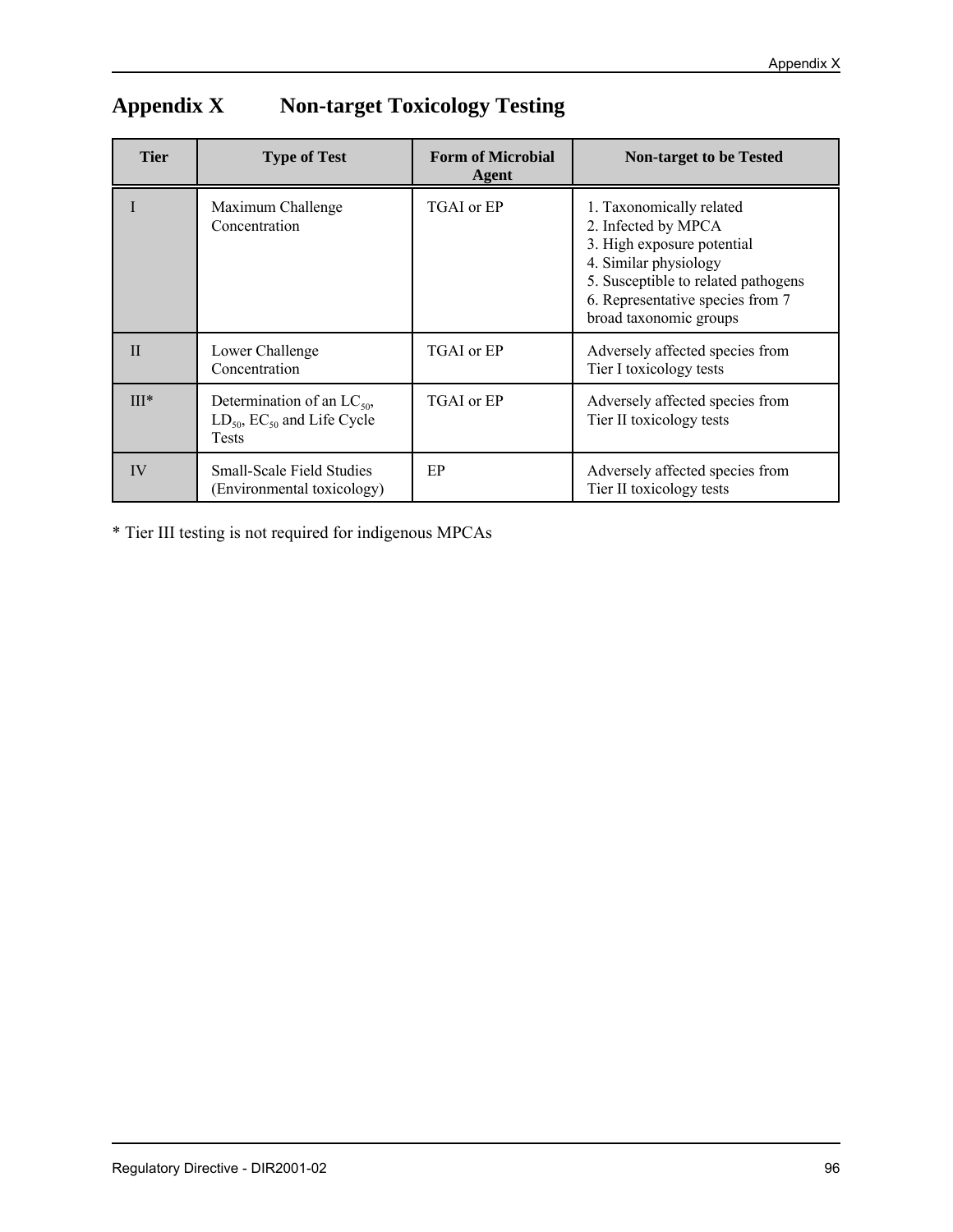# Appendix X Non-target Toxicology Testing

| Tier | Type of Test | Form of Microbial Agent | Non-target to be Tested |
|---|---|---|---|
| I | Maximum Challenge Concentration | TGAI or EP | 1. Taxonomically related<br>2. Infected by MPCA<br>3. High exposure potential<br>4. Similar physiology<br>5. Susceptible to related pathogens<br>6. Representative species from 7 broad taxonomic groups |
| II | Lower Challenge Concentration | TGAI or EP | Adversely affected species from Tier I toxicology tests |
| III* | Determination of an $LC_{50}$, $LD_{50}$, $EC_{50}$ and Life Cycle Tests | TGAI or EP | Adversely affected species from Tier II toxicology tests |
| IV | Small-Scale Field Studies (Environmental toxicology) | EP | Adversely affected species from Tier II toxicology tests |

* Tier III testing is not required for indigenous MPCAs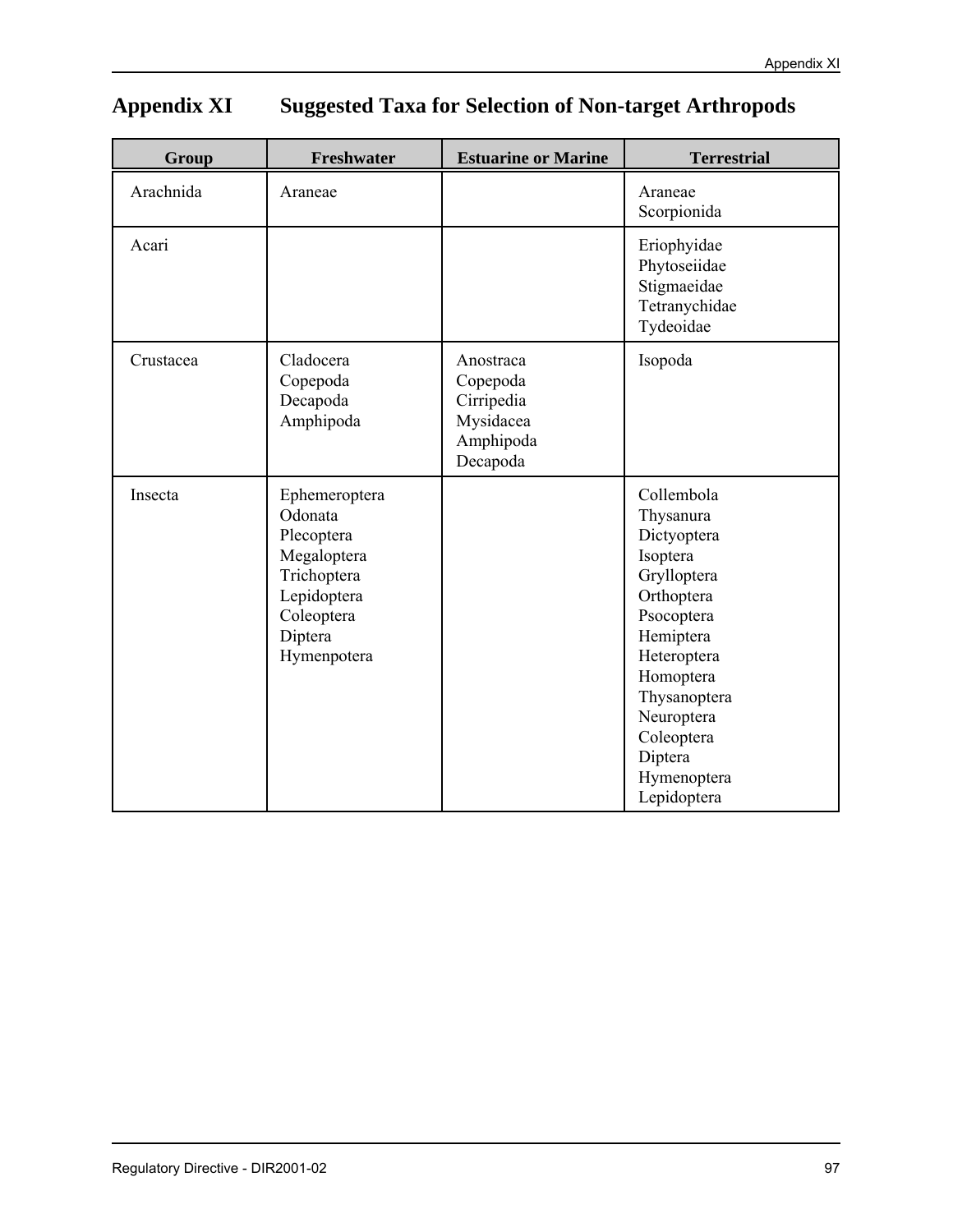# Appendix XI Suggested Taxa for Selection of Non-target Arthropods

| Group | Freshwater | Estuarine or Marine | Terrestrial |
|---|---|---|---|
| Arachnida | Araneae | | Araneae<br>Scorpionida |
| Acari | | | Eriophyidae<br>Phytoseiidae<br>Stigmaeidae<br>Tetranychidae<br>Tydeoidae |
| Crustacea | Cladocera<br>Copepoda<br>Decapoda<br>Amphipoda | Anostraca<br>Copepoda<br>Cirripedia<br>Mysidacea<br>Amphipoda<br>Decapoda | Isopoda |
| Insecta | Ephemeroptera<br>Odonata<br>Plecoptera<br>Megaloptera<br>Trichoptera<br>Lepidoptera<br>Coleoptera<br>Diptera<br>Hymenpotera | | Collembola<br>Thysanura<br>Dictyoptera<br>Isoptera<br>Grylloptera<br>Orthoptera<br>Psocoptera<br>Hemiptera<br>Heteroptera<br>Homoptera<br>Thysanoptera<br>Neuroptera<br>Coleoptera<br>Diptera<br>Hymenoptera<br>Lepidoptera |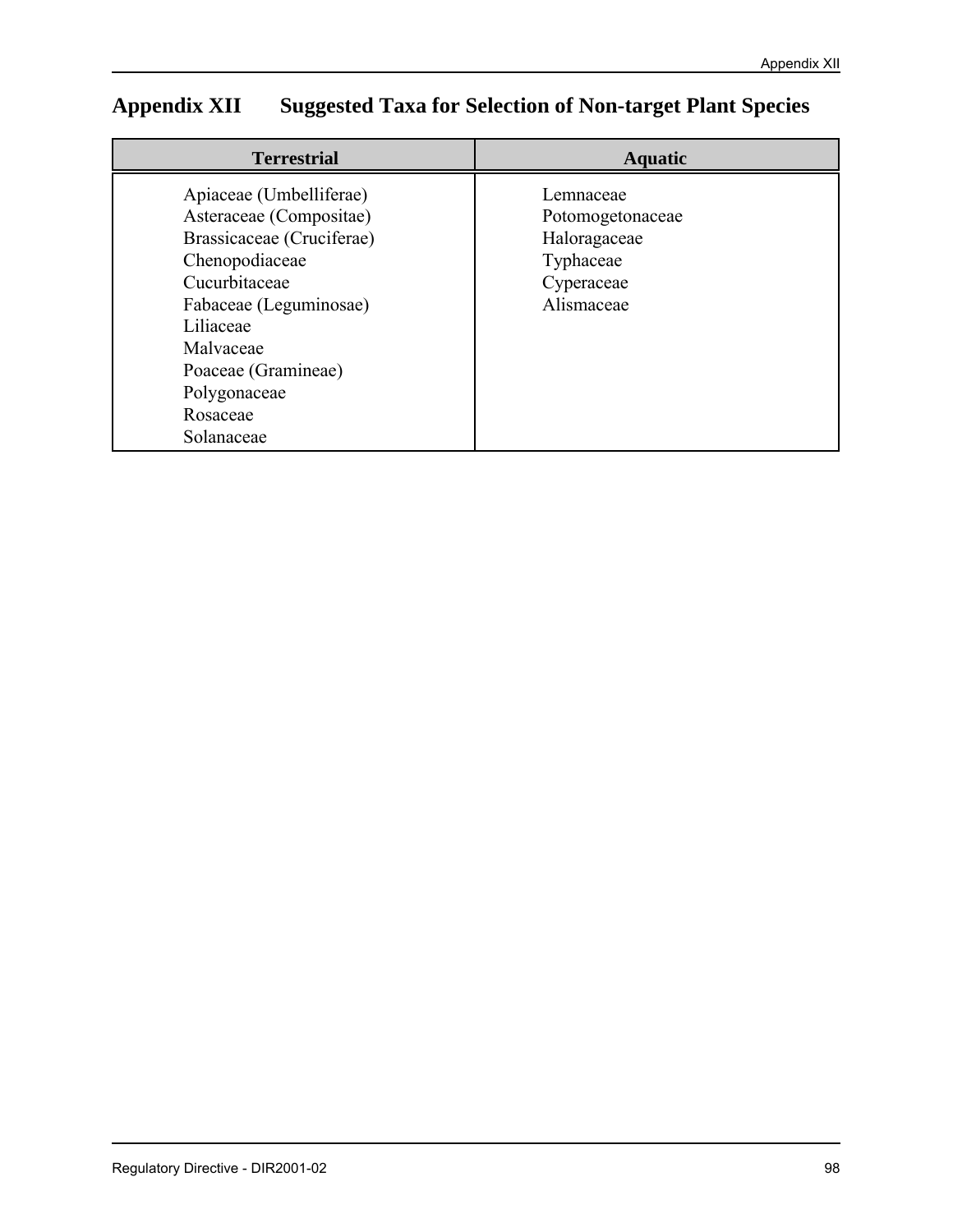# Appendix XII Suggested Taxa for Selection of Non-target Plant Species

| Terrestrial | Aquatic |
|---|---|
| Apiaceae (Umbelliferae) | Lemnaceae |
| Asteraceae (Compositae) | Potomogetonaceae |
| Brassicaceae (Cruciferae) | Haloragaceae |
| Chenopodiaceae | Typhaceae |
| Cucurbitaceae | Cyperaceae |
| Fabaceae (Leguminosae) | Alismaceae |
| Liliaceae | |
| Malvaceae | |
| Poaceae (Gramineae) | |
| Polygonaceae | |
| Rosaceae | |
| Solanaceae | |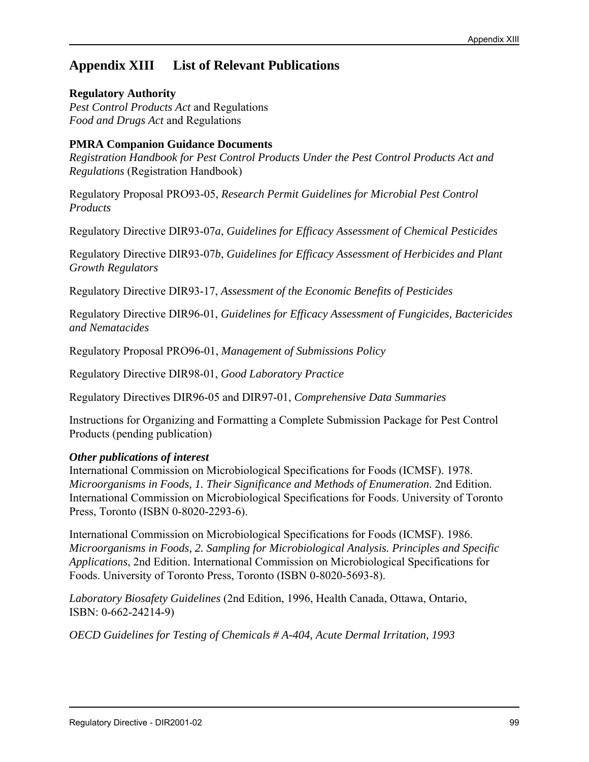# Appendix XIII List of Relevant Publications

**Regulatory Authority**
*Pest Control Products Act* and Regulations
*Food and Drugs Act* and Regulations

**PMRA Companion Guidance Documents**
*Registration Handbook for Pest Control Products Under the Pest Control Products Act and Regulations* (Registration Handbook)

Regulatory Proposal PRO93-05, *Research Permit Guidelines for Microbial Pest Control Products*

Regulatory Directive DIR93-07*a*, *Guidelines for Efficacy Assessment of Chemical Pesticides*

Regulatory Directive DIR93-07*b*, *Guidelines for Efficacy Assessment of Herbicides and Plant Growth Regulators*

Regulatory Directive DIR93-17, *Assessment of the Economic Benefits of Pesticides*

Regulatory Directive DIR96-01, *Guidelines for Efficacy Assessment of Fungicides, Bactericides and Nematacides*

Regulatory Proposal PRO96-01, *Management of Submissions Policy*

Regulatory Directive DIR98-01, *Good Laboratory Practice*

Regulatory Directives DIR96-05 and DIR97-01, *Comprehensive Data Summaries*

Instructions for Organizing and Formatting a Complete Submission Package for Pest Control Products (pending publication)

***Other publications of interest***
International Commission on Microbiological Specifications for Foods (ICMSF). 1978. *Microorganisms in Foods, 1. Their Significance and Methods of Enumeration*. 2nd Edition. International Commission on Microbiological Specifications for Foods. University of Toronto Press, Toronto (ISBN 0-8020-2293-6).

International Commission on Microbiological Specifications for Foods (ICMSF). 1986. *Microorganisms in Foods, 2. Sampling for Microbiological Analysis. Principles and Specific Applications*, 2nd Edition. International Commission on Microbiological Specifications for Foods. University of Toronto Press, Toronto (ISBN 0-8020-5693-8).

*Laboratory Biosafety Guidelines* (2nd Edition, 1996, Health Canada, Ottawa, Ontario, ISBN: 0-662-24214-9)

*OECD Guidelines for Testing of Chemicals # A-404, Acute Dermal Irritation, 1993*